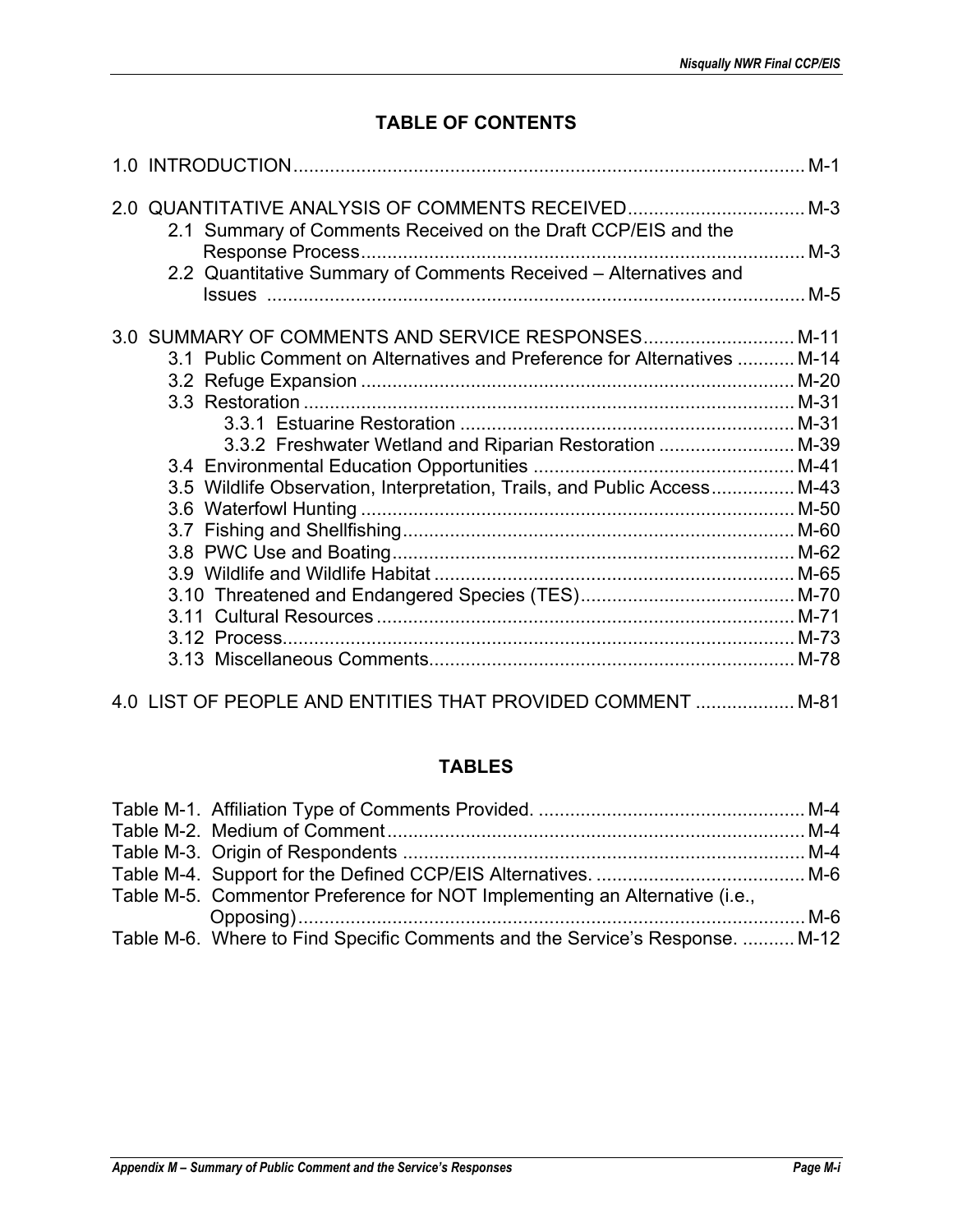## TABLE OF CONTENTS

1.0 INTRODUCTION .................................................................................................. M-1

2.0 QUANTITATIVE ANALYSIS OF COMMENTS RECEIVED.................................. M-3
- 2.1 Summary of Comments Received on the Draft CCP/EIS and the Response Process..................................................................................... M-3
- 2.2 Quantitative Summary of Comments Received – Alternatives and Issues ........................................................................................................ M-5

3.0 SUMMARY OF COMMENTS AND SERVICE RESPONSES............................. M-11
- 3.1 Public Comment on Alternatives and Preference for Alternatives ........... M-14
- 3.2 Refuge Expansion ................................................................................... M-20
- 3.3 Restoration .............................................................................................. M-31
  - 3.3.1 Estuarine Restoration ................................................................ M-31
  - 3.3.2 Freshwater Wetland and Riparian Restoration .......................... M-39
- 3.4 Environmental Education Opportunities .................................................. M-41
- 3.5 Wildlife Observation, Interpretation, Trails, and Public Access................ M-43
- 3.6 Waterfowl Hunting ................................................................................... M-50
- 3.7 Fishing and Shellfishing........................................................................... M-60
- 3.8 PWC Use and Boating............................................................................. M-62
- 3.9 Wildlife and Wildlife Habitat .................................................................... M-65
- 3.10 Threatened and Endangered Species (TES)......................................... M-70
- 3.11 Cultural Resources ................................................................................ M-71
- 3.12 Process.................................................................................................. M-73
- 3.13 Miscellaneous Comments...................................................................... M-78

4.0 LIST OF PEOPLE AND ENTITIES THAT PROVIDED COMMENT ................... M-81

## TABLES

Table M-1. Affiliation Type of Comments Provided. ................................................... M-4
Table M-2. Medium of Comment................................................................................ M-4
Table M-3. Origin of Respondents ............................................................................. M-4
Table M-4. Support for the Defined CCP/EIS Alternatives. ........................................ M-6
Table M-5. Commentor Preference for NOT Implementing an Alternative (i.e., Opposing)................................................................................................. M-6
Table M-6. Where to Find Specific Comments and the Service's Response. .......... M-12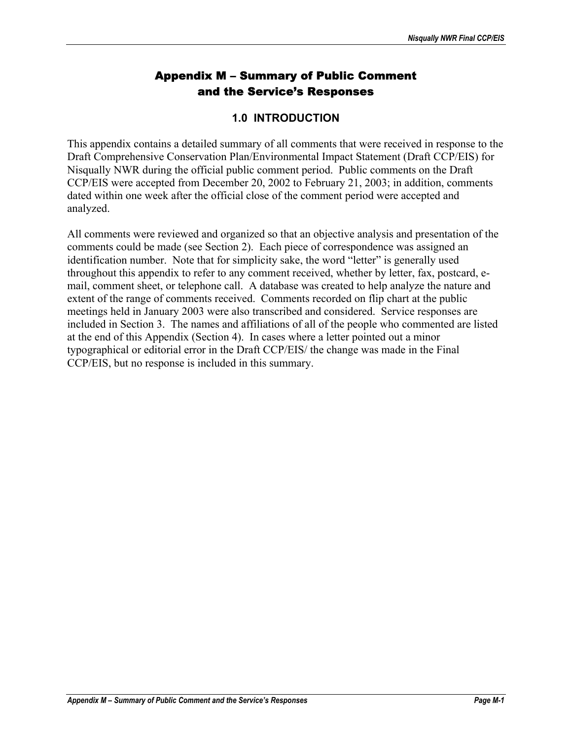# Appendix M – Summary of Public Comment and the Service's Responses

## 1.0 INTRODUCTION

This appendix contains a detailed summary of all comments that were received in response to the Draft Comprehensive Conservation Plan/Environmental Impact Statement (Draft CCP/EIS) for Nisqually NWR during the official public comment period. Public comments on the Draft CCP/EIS were accepted from December 20, 2002 to February 21, 2003; in addition, comments dated within one week after the official close of the comment period were accepted and analyzed.

All comments were reviewed and organized so that an objective analysis and presentation of the comments could be made (see Section 2). Each piece of correspondence was assigned an identification number. Note that for simplicity sake, the word "letter" is generally used throughout this appendix to refer to any comment received, whether by letter, fax, postcard, e-mail, comment sheet, or telephone call. A database was created to help analyze the nature and extent of the range of comments received. Comments recorded on flip chart at the public meetings held in January 2003 were also transcribed and considered. Service responses are included in Section 3. The names and affiliations of all of the people who commented are listed at the end of this Appendix (Section 4). In cases where a letter pointed out a minor typographical or editorial error in the Draft CCP/EIS/ the change was made in the Final CCP/EIS, but no response is included in this summary.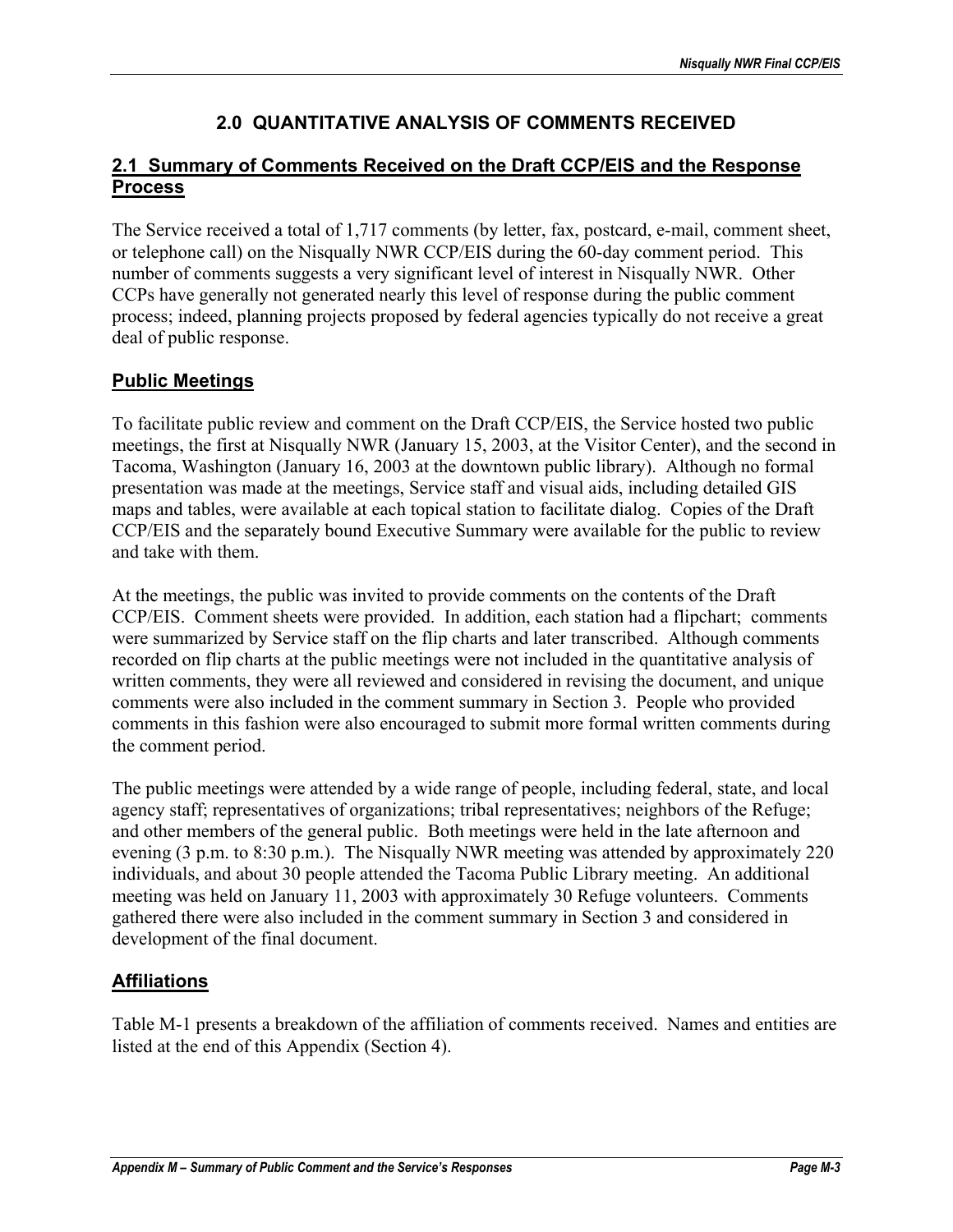## 2.0 QUANTITATIVE ANALYSIS OF COMMENTS RECEIVED

### 2.1 Summary of Comments Received on the Draft CCP/EIS and the Response Process

The Service received a total of 1,717 comments (by letter, fax, postcard, e-mail, comment sheet, or telephone call) on the Nisqually NWR CCP/EIS during the 60-day comment period. This number of comments suggests a very significant level of interest in Nisqually NWR. Other CCPs have generally not generated nearly this level of response during the public comment process; indeed, planning projects proposed by federal agencies typically do not receive a great deal of public response.

#### Public Meetings

To facilitate public review and comment on the Draft CCP/EIS, the Service hosted two public meetings, the first at Nisqually NWR (January 15, 2003, at the Visitor Center), and the second in Tacoma, Washington (January 16, 2003 at the downtown public library). Although no formal presentation was made at the meetings, Service staff and visual aids, including detailed GIS maps and tables, were available at each topical station to facilitate dialog. Copies of the Draft CCP/EIS and the separately bound Executive Summary were available for the public to review and take with them.

At the meetings, the public was invited to provide comments on the contents of the Draft CCP/EIS. Comment sheets were provided. In addition, each station had a flipchart; comments were summarized by Service staff on the flip charts and later transcribed. Although comments recorded on flip charts at the public meetings were not included in the quantitative analysis of written comments, they were all reviewed and considered in revising the document, and unique comments were also included in the comment summary in Section 3. People who provided comments in this fashion were also encouraged to submit more formal written comments during the comment period.

The public meetings were attended by a wide range of people, including federal, state, and local agency staff; representatives of organizations; tribal representatives; neighbors of the Refuge; and other members of the general public. Both meetings were held in the late afternoon and evening (3 p.m. to 8:30 p.m.). The Nisqually NWR meeting was attended by approximately 220 individuals, and about 30 people attended the Tacoma Public Library meeting. An additional meeting was held on January 11, 2003 with approximately 30 Refuge volunteers. Comments gathered there were also included in the comment summary in Section 3 and considered in development of the final document.

#### Affiliations

Table M-1 presents a breakdown of the affiliation of comments received. Names and entities are listed at the end of this Appendix (Section 4).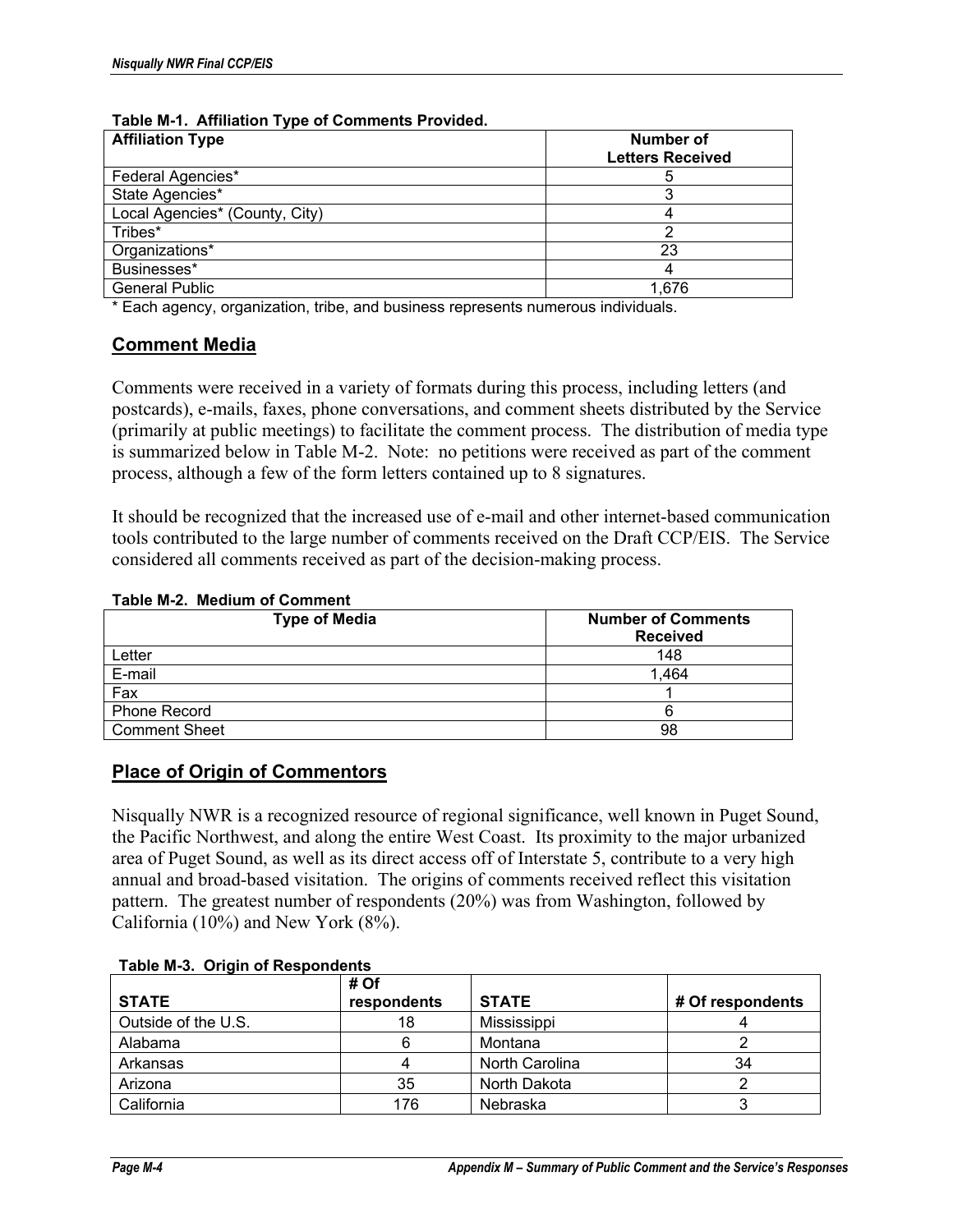**Table M-1. Affiliation Type of Comments Provided.**

| Affiliation Type | Number of Letters Received |
|---|---|
| Federal Agencies* | 5 |
| State Agencies* | 3 |
| Local Agencies* (County, City) | 4 |
| Tribes* | 2 |
| Organizations* | 23 |
| Businesses* | 4 |
| General Public | 1,676 |

* Each agency, organization, tribe, and business represents numerous individuals.

## Comment Media

Comments were received in a variety of formats during this process, including letters (and postcards), e-mails, faxes, phone conversations, and comment sheets distributed by the Service (primarily at public meetings) to facilitate the comment process. The distribution of media type is summarized below in Table M-2. Note: no petitions were received as part of the comment process, although a few of the form letters contained up to 8 signatures.

It should be recognized that the increased use of e-mail and other internet-based communication tools contributed to the large number of comments received on the Draft CCP/EIS. The Service considered all comments received as part of the decision-making process.

**Table M-2. Medium of Comment**

| Type of Media | Number of Comments Received |
|---|---|
| Letter | 148 |
| E-mail | 1,464 |
| Fax | 1 |
| Phone Record | 6 |
| Comment Sheet | 98 |

## Place of Origin of Commentors

Nisqually NWR is a recognized resource of regional significance, well known in Puget Sound, the Pacific Northwest, and along the entire West Coast. Its proximity to the major urbanized area of Puget Sound, as well as its direct access off of Interstate 5, contribute to a very high annual and broad-based visitation. The origins of comments received reflect this visitation pattern. The greatest number of respondents (20%) was from Washington, followed by California (10%) and New York (8%).

**Table M-3. Origin of Respondents**

| STATE | # Of respondents | STATE | # Of respondents |
|---|---|---|---|
| Outside of the U.S. | 18 | Mississippi | 4 |
| Alabama | 6 | Montana | 2 |
| Arkansas | 4 | North Carolina | 34 |
| Arizona | 35 | North Dakota | 2 |
| California | 176 | Nebraska | 3 |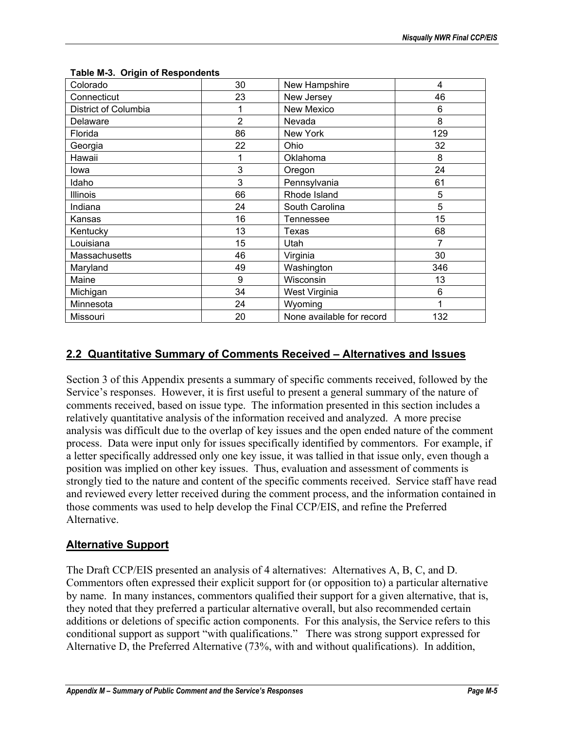**Table M-3. Origin of Respondents**

| Colorado | 30 | New Hampshire | 4 |
|---|---|---|---|
| Connecticut | 23 | New Jersey | 46 |
| District of Columbia | 1 | New Mexico | 6 |
| Delaware | 2 | Nevada | 8 |
| Florida | 86 | New York | 129 |
| Georgia | 22 | Ohio | 32 |
| Hawaii | 1 | Oklahoma | 8 |
| Iowa | 3 | Oregon | 24 |
| Idaho | 3 | Pennsylvania | 61 |
| Illinois | 66 | Rhode Island | 5 |
| Indiana | 24 | South Carolina | 5 |
| Kansas | 16 | Tennessee | 15 |
| Kentucky | 13 | Texas | 68 |
| Louisiana | 15 | Utah | 7 |
| Massachusetts | 46 | Virginia | 30 |
| Maryland | 49 | Washington | 346 |
| Maine | 9 | Wisconsin | 13 |
| Michigan | 34 | West Virginia | 6 |
| Minnesota | 24 | Wyoming | 1 |
| Missouri | 20 | None available for record | 132 |

## 2.2 Quantitative Summary of Comments Received – Alternatives and Issues

Section 3 of this Appendix presents a summary of specific comments received, followed by the Service's responses. However, it is first useful to present a general summary of the nature of comments received, based on issue type. The information presented in this section includes a relatively quantitative analysis of the information received and analyzed. A more precise analysis was difficult due to the overlap of key issues and the open ended nature of the comment process. Data were input only for issues specifically identified by commentors. For example, if a letter specifically addressed only one key issue, it was tallied in that issue only, even though a position was implied on other key issues. Thus, evaluation and assessment of comments is strongly tied to the nature and content of the specific comments received. Service staff have read and reviewed every letter received during the comment process, and the information contained in those comments was used to help develop the Final CCP/EIS, and refine the Preferred Alternative.

## Alternative Support

The Draft CCP/EIS presented an analysis of 4 alternatives: Alternatives A, B, C, and D. Commentors often expressed their explicit support for (or opposition to) a particular alternative by name. In many instances, commentors qualified their support for a given alternative, that is, they noted that they preferred a particular alternative overall, but also recommended certain additions or deletions of specific action components. For this analysis, the Service refers to this conditional support as support "with qualifications." There was strong support expressed for Alternative D, the Preferred Alternative (73%, with and without qualifications). In addition,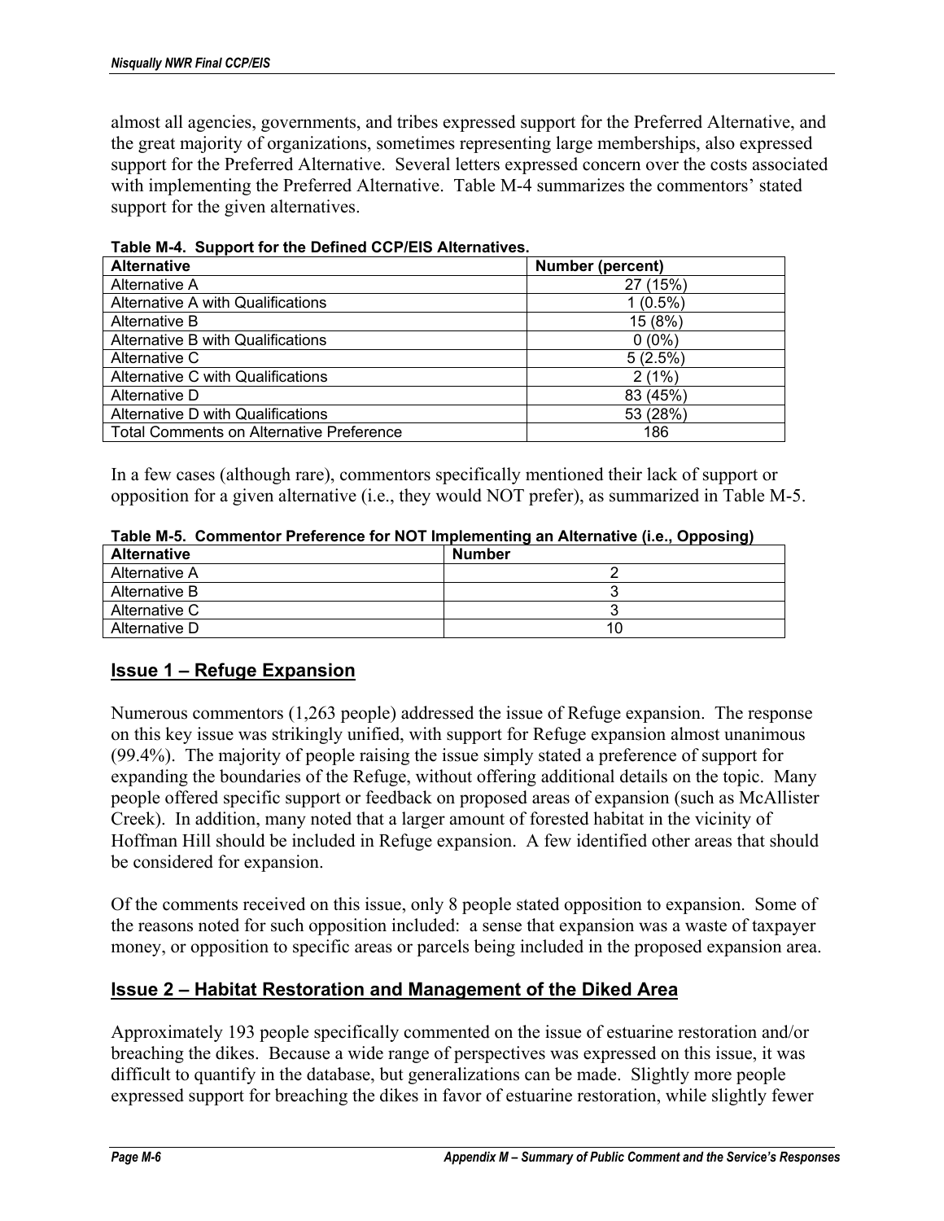almost all agencies, governments, and tribes expressed support for the Preferred Alternative, and the great majority of organizations, sometimes representing large memberships, also expressed support for the Preferred Alternative. Several letters expressed concern over the costs associated with implementing the Preferred Alternative. Table M-4 summarizes the commentors' stated support for the given alternatives.

**Table M-4. Support for the Defined CCP/EIS Alternatives.**

| Alternative | Number (percent) |
|---|---|
| Alternative A | 27 (15%) |
| Alternative A with Qualifications | 1 (0.5%) |
| Alternative B | 15 (8%) |
| Alternative B with Qualifications | 0 (0%) |
| Alternative C | 5 (2.5%) |
| Alternative C with Qualifications | 2 (1%) |
| Alternative D | 83 (45%) |
| Alternative D with Qualifications | 53 (28%) |
| Total Comments on Alternative Preference | 186 |

In a few cases (although rare), commentors specifically mentioned their lack of support or opposition for a given alternative (i.e., they would NOT prefer), as summarized in Table M-5.

**Table M-5. Commentor Preference for NOT Implementing an Alternative (i.e., Opposing)**

| Alternative | Number |
|---|---|
| Alternative A | 2 |
| Alternative B | 3 |
| Alternative C | 3 |
| Alternative D | 10 |

## Issue 1 – Refuge Expansion

Numerous commentors (1,263 people) addressed the issue of Refuge expansion. The response on this key issue was strikingly unified, with support for Refuge expansion almost unanimous (99.4%). The majority of people raising the issue simply stated a preference of support for expanding the boundaries of the Refuge, without offering additional details on the topic. Many people offered specific support or feedback on proposed areas of expansion (such as McAllister Creek). In addition, many noted that a larger amount of forested habitat in the vicinity of Hoffman Hill should be included in Refuge expansion. A few identified other areas that should be considered for expansion.

Of the comments received on this issue, only 8 people stated opposition to expansion. Some of the reasons noted for such opposition included: a sense that expansion was a waste of taxpayer money, or opposition to specific areas or parcels being included in the proposed expansion area.

## Issue 2 – Habitat Restoration and Management of the Diked Area

Approximately 193 people specifically commented on the issue of estuarine restoration and/or breaching the dikes. Because a wide range of perspectives was expressed on this issue, it was difficult to quantify in the database, but generalizations can be made. Slightly more people expressed support for breaching the dikes in favor of estuarine restoration, while slightly fewer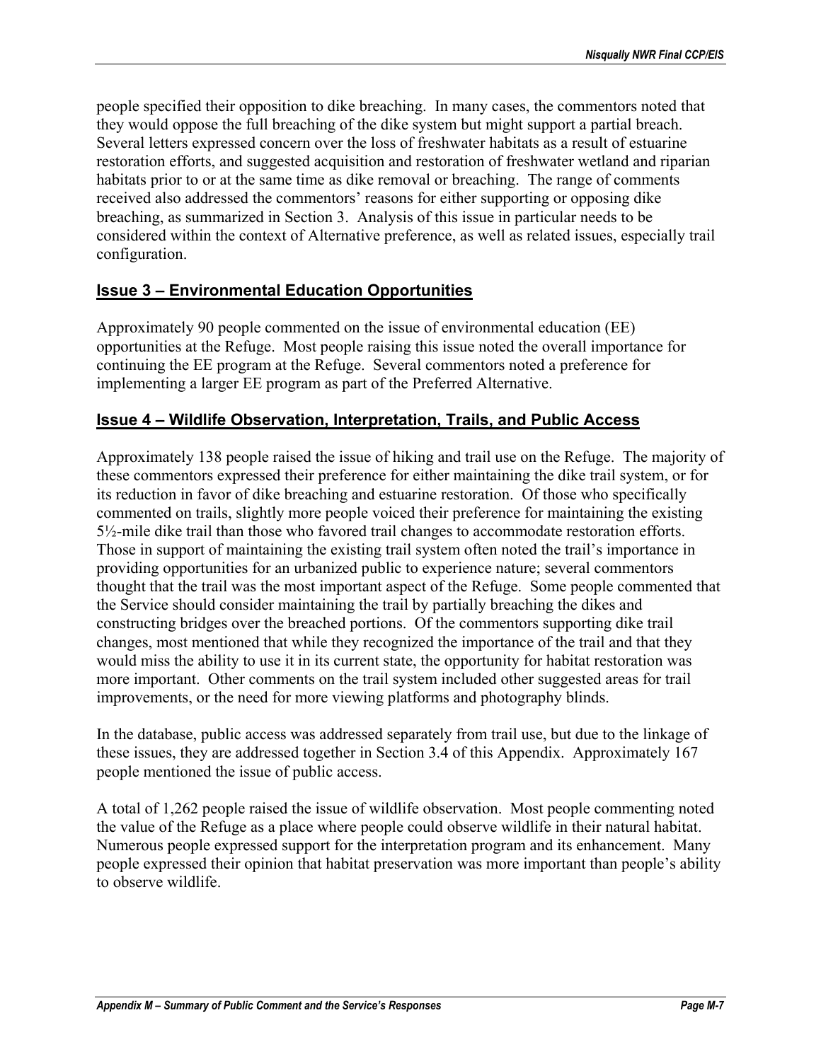people specified their opposition to dike breaching. In many cases, the commentors noted that they would oppose the full breaching of the dike system but might support a partial breach. Several letters expressed concern over the loss of freshwater habitats as a result of estuarine restoration efforts, and suggested acquisition and restoration of freshwater wetland and riparian habitats prior to or at the same time as dike removal or breaching. The range of comments received also addressed the commentors' reasons for either supporting or opposing dike breaching, as summarized in Section 3. Analysis of this issue in particular needs to be considered within the context of Alternative preference, as well as related issues, especially trail configuration.

## Issue 3 – Environmental Education Opportunities

Approximately 90 people commented on the issue of environmental education (EE) opportunities at the Refuge. Most people raising this issue noted the overall importance for continuing the EE program at the Refuge. Several commentors noted a preference for implementing a larger EE program as part of the Preferred Alternative.

## Issue 4 – Wildlife Observation, Interpretation, Trails, and Public Access

Approximately 138 people raised the issue of hiking and trail use on the Refuge. The majority of these commentors expressed their preference for either maintaining the dike trail system, or for its reduction in favor of dike breaching and estuarine restoration. Of those who specifically commented on trails, slightly more people voiced their preference for maintaining the existing 5½-mile dike trail than those who favored trail changes to accommodate restoration efforts. Those in support of maintaining the existing trail system often noted the trail's importance in providing opportunities for an urbanized public to experience nature; several commentors thought that the trail was the most important aspect of the Refuge. Some people commented that the Service should consider maintaining the trail by partially breaching the dikes and constructing bridges over the breached portions. Of the commentors supporting dike trail changes, most mentioned that while they recognized the importance of the trail and that they would miss the ability to use it in its current state, the opportunity for habitat restoration was more important. Other comments on the trail system included other suggested areas for trail improvements, or the need for more viewing platforms and photography blinds.

In the database, public access was addressed separately from trail use, but due to the linkage of these issues, they are addressed together in Section 3.4 of this Appendix. Approximately 167 people mentioned the issue of public access.

A total of 1,262 people raised the issue of wildlife observation. Most people commenting noted the value of the Refuge as a place where people could observe wildlife in their natural habitat. Numerous people expressed support for the interpretation program and its enhancement. Many people expressed their opinion that habitat preservation was more important than people's ability to observe wildlife.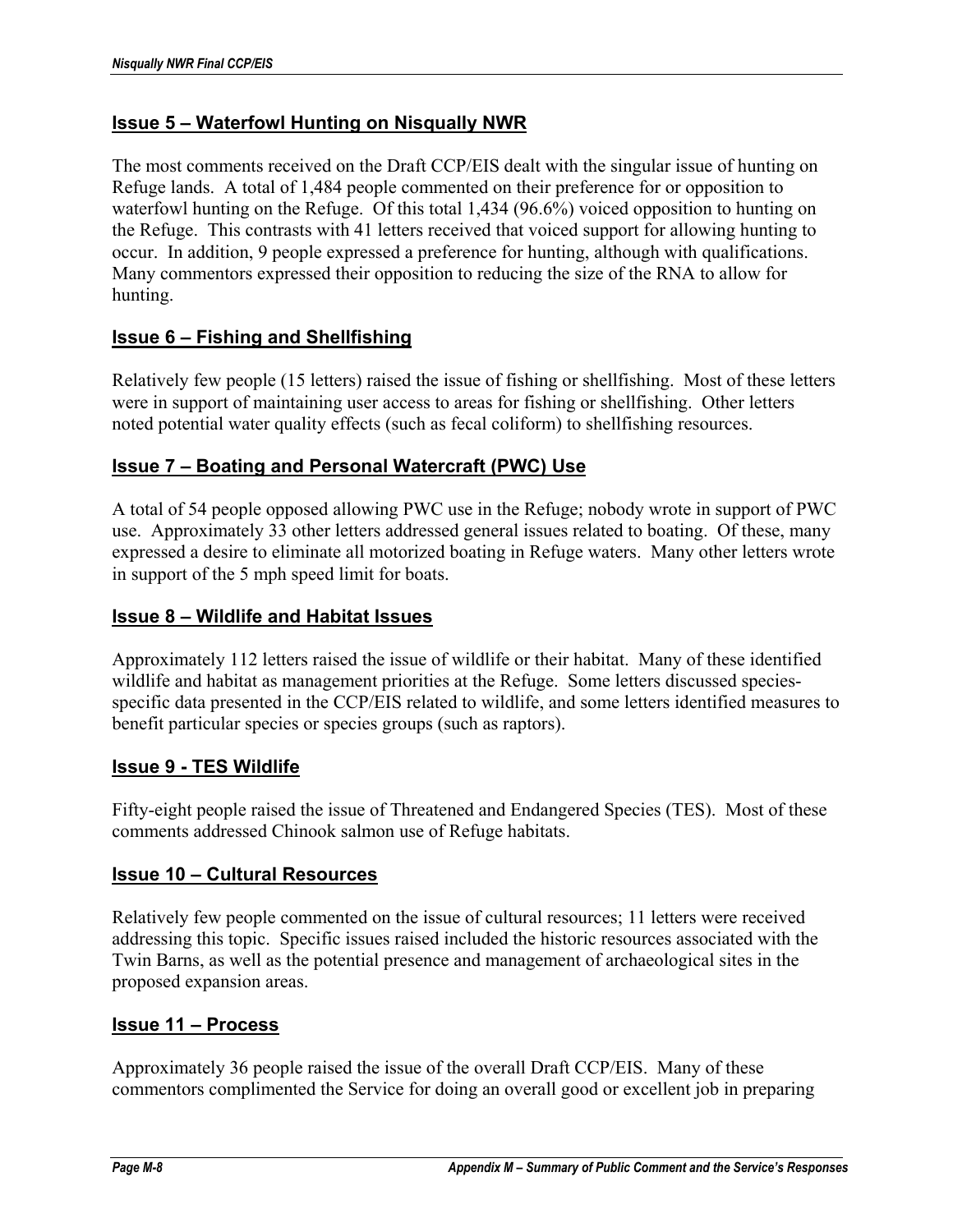## Issue 5 – Waterfowl Hunting on Nisqually NWR

The most comments received on the Draft CCP/EIS dealt with the singular issue of hunting on Refuge lands. A total of 1,484 people commented on their preference for or opposition to waterfowl hunting on the Refuge. Of this total 1,434 (96.6%) voiced opposition to hunting on the Refuge. This contrasts with 41 letters received that voiced support for allowing hunting to occur. In addition, 9 people expressed a preference for hunting, although with qualifications. Many commentors expressed their opposition to reducing the size of the RNA to allow for hunting.

## Issue 6 – Fishing and Shellfishing

Relatively few people (15 letters) raised the issue of fishing or shellfishing. Most of these letters were in support of maintaining user access to areas for fishing or shellfishing. Other letters noted potential water quality effects (such as fecal coliform) to shellfishing resources.

## Issue 7 – Boating and Personal Watercraft (PWC) Use

A total of 54 people opposed allowing PWC use in the Refuge; nobody wrote in support of PWC use. Approximately 33 other letters addressed general issues related to boating. Of these, many expressed a desire to eliminate all motorized boating in Refuge waters. Many other letters wrote in support of the 5 mph speed limit for boats.

## Issue 8 – Wildlife and Habitat Issues

Approximately 112 letters raised the issue of wildlife or their habitat. Many of these identified wildlife and habitat as management priorities at the Refuge. Some letters discussed species-specific data presented in the CCP/EIS related to wildlife, and some letters identified measures to benefit particular species or species groups (such as raptors).

## Issue 9 - TES Wildlife

Fifty-eight people raised the issue of Threatened and Endangered Species (TES). Most of these comments addressed Chinook salmon use of Refuge habitats.

## Issue 10 – Cultural Resources

Relatively few people commented on the issue of cultural resources; 11 letters were received addressing this topic. Specific issues raised included the historic resources associated with the Twin Barns, as well as the potential presence and management of archaeological sites in the proposed expansion areas.

## Issue 11 – Process

Approximately 36 people raised the issue of the overall Draft CCP/EIS. Many of these commentors complimented the Service for doing an overall good or excellent job in preparing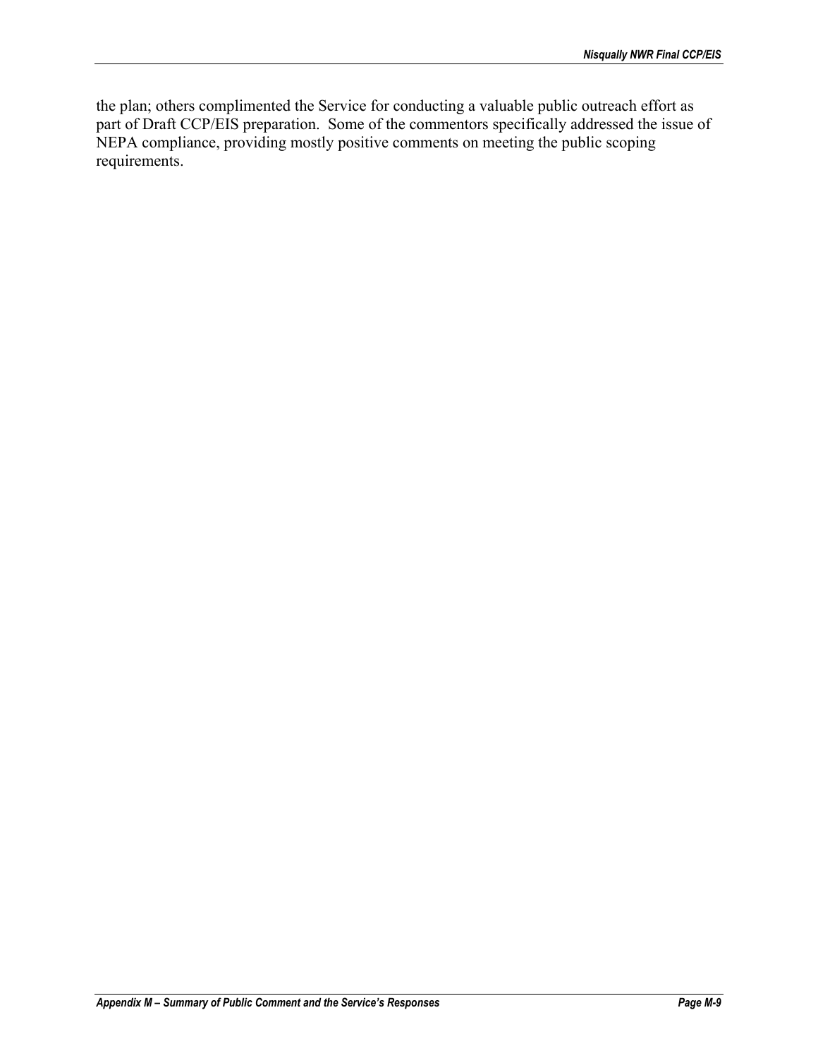the plan; others complimented the Service for conducting a valuable public outreach effort as part of Draft CCP/EIS preparation. Some of the commentors specifically addressed the issue of NEPA compliance, providing mostly positive comments on meeting the public scoping requirements.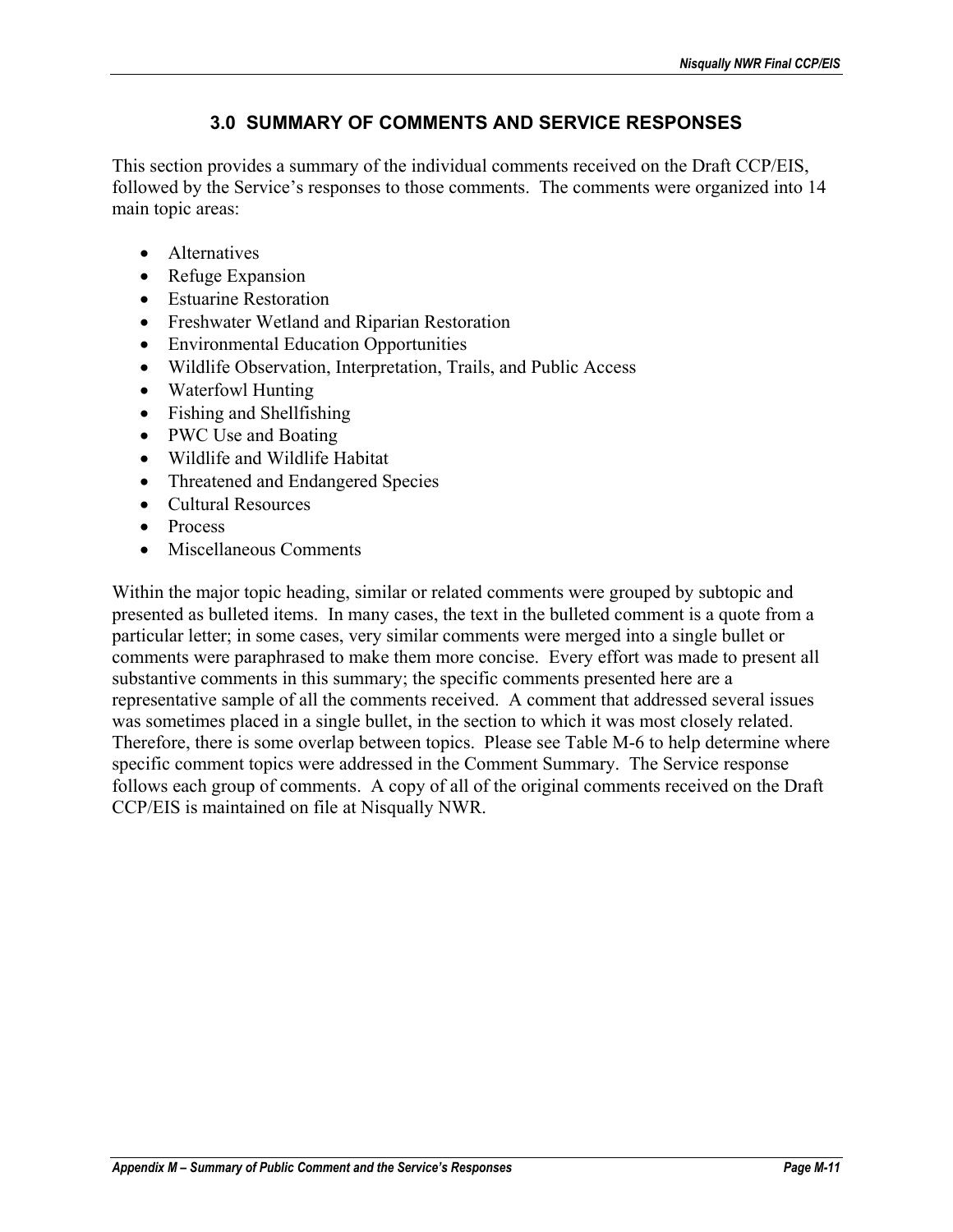## 3.0 SUMMARY OF COMMENTS AND SERVICE RESPONSES

This section provides a summary of the individual comments received on the Draft CCP/EIS, followed by the Service's responses to those comments. The comments were organized into 14 main topic areas:

- Alternatives
- Refuge Expansion
- Estuarine Restoration
- Freshwater Wetland and Riparian Restoration
- Environmental Education Opportunities
- Wildlife Observation, Interpretation, Trails, and Public Access
- Waterfowl Hunting
- Fishing and Shellfishing
- PWC Use and Boating
- Wildlife and Wildlife Habitat
- Threatened and Endangered Species
- Cultural Resources
- Process
- Miscellaneous Comments

Within the major topic heading, similar or related comments were grouped by subtopic and presented as bulleted items. In many cases, the text in the bulleted comment is a quote from a particular letter; in some cases, very similar comments were merged into a single bullet or comments were paraphrased to make them more concise. Every effort was made to present all substantive comments in this summary; the specific comments presented here are a representative sample of all the comments received. A comment that addressed several issues was sometimes placed in a single bullet, in the section to which it was most closely related. Therefore, there is some overlap between topics. Please see Table M-6 to help determine where specific comment topics were addressed in the Comment Summary. The Service response follows each group of comments. A copy of all of the original comments received on the Draft CCP/EIS is maintained on file at Nisqually NWR.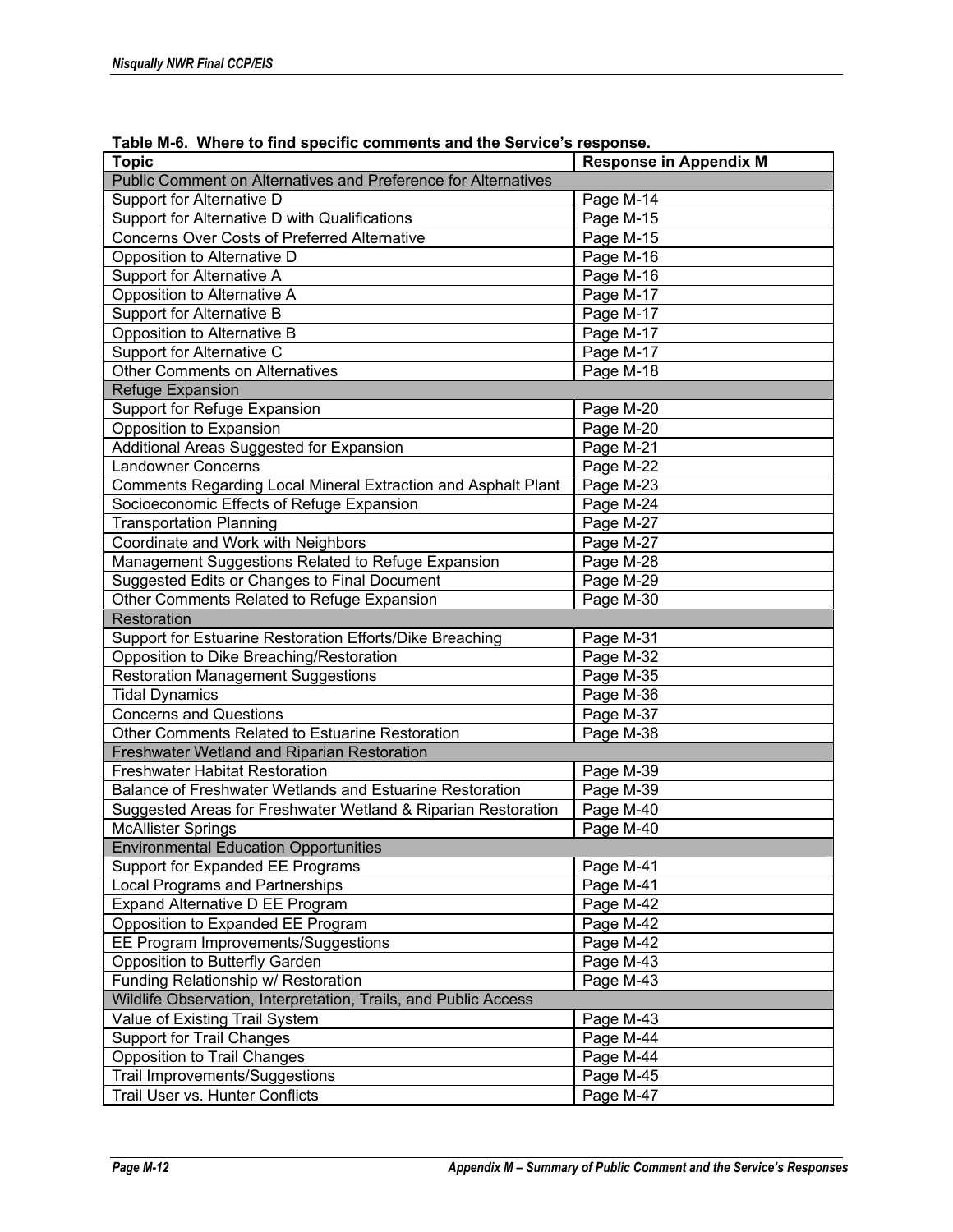**Table M-6. Where to find specific comments and the Service's response.**

| Topic | Response in Appendix M |
|---|---|
| Public Comment on Alternatives and Preference for Alternatives | |
| Support for Alternative D | Page M-14 |
| Support for Alternative D with Qualifications | Page M-15 |
| Concerns Over Costs of Preferred Alternative | Page M-15 |
| Opposition to Alternative D | Page M-16 |
| Support for Alternative A | Page M-16 |
| Opposition to Alternative A | Page M-17 |
| Support for Alternative B | Page M-17 |
| Opposition to Alternative B | Page M-17 |
| Support for Alternative C | Page M-17 |
| Other Comments on Alternatives | Page M-18 |
| Refuge Expansion | |
| Support for Refuge Expansion | Page M-20 |
| Opposition to Expansion | Page M-20 |
| Additional Areas Suggested for Expansion | Page M-21 |
| Landowner Concerns | Page M-22 |
| Comments Regarding Local Mineral Extraction and Asphalt Plant | Page M-23 |
| Socioeconomic Effects of Refuge Expansion | Page M-24 |
| Transportation Planning | Page M-27 |
| Coordinate and Work with Neighbors | Page M-27 |
| Management Suggestions Related to Refuge Expansion | Page M-28 |
| Suggested Edits or Changes to Final Document | Page M-29 |
| Other Comments Related to Refuge Expansion | Page M-30 |
| Restoration | |
| Support for Estuarine Restoration Efforts/Dike Breaching | Page M-31 |
| Opposition to Dike Breaching/Restoration | Page M-32 |
| Restoration Management Suggestions | Page M-35 |
| Tidal Dynamics | Page M-36 |
| Concerns and Questions | Page M-37 |
| Other Comments Related to Estuarine Restoration | Page M-38 |
| Freshwater Wetland and Riparian Restoration | |
| Freshwater Habitat Restoration | Page M-39 |
| Balance of Freshwater Wetlands and Estuarine Restoration | Page M-39 |
| Suggested Areas for Freshwater Wetland & Riparian Restoration | Page M-40 |
| McAllister Springs | Page M-40 |
| Environmental Education Opportunities | |
| Support for Expanded EE Programs | Page M-41 |
| Local Programs and Partnerships | Page M-41 |
| Expand Alternative D EE Program | Page M-42 |
| Opposition to Expanded EE Program | Page M-42 |
| EE Program Improvements/Suggestions | Page M-42 |
| Opposition to Butterfly Garden | Page M-43 |
| Funding Relationship w/ Restoration | Page M-43 |
| Wildlife Observation, Interpretation, Trails, and Public Access | |
| Value of Existing Trail System | Page M-43 |
| Support for Trail Changes | Page M-44 |
| Opposition to Trail Changes | Page M-44 |
| Trail Improvements/Suggestions | Page M-45 |
| Trail User vs. Hunter Conflicts | Page M-47 |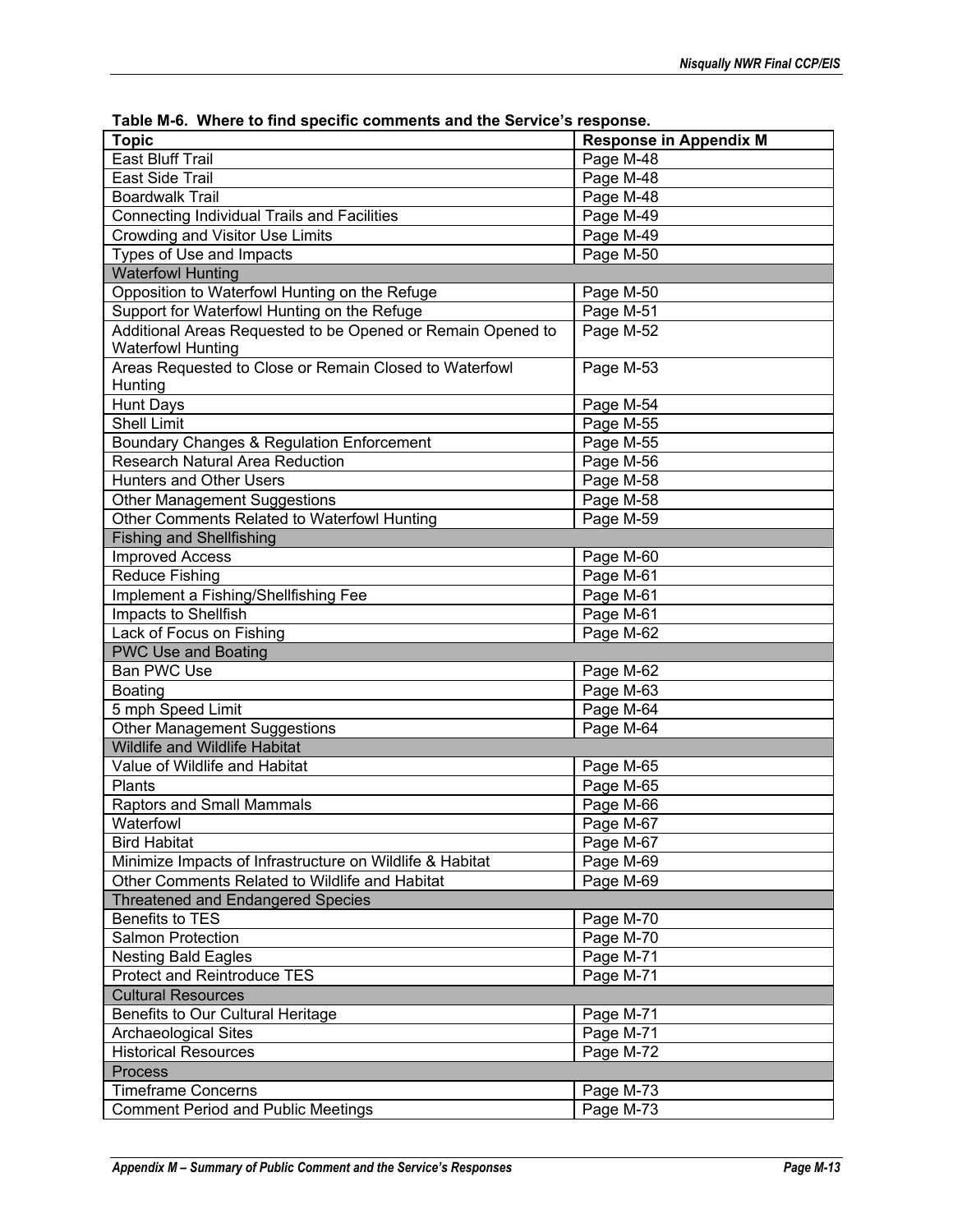**Table M-6. Where to find specific comments and the Service's response.**

| Topic | Response in Appendix M |
|---|---|
| East Bluff Trail | Page M-48 |
| East Side Trail | Page M-48 |
| Boardwalk Trail | Page M-48 |
| Connecting Individual Trails and Facilities | Page M-49 |
| Crowding and Visitor Use Limits | Page M-49 |
| Types of Use and Impacts | Page M-50 |
| **Waterfowl Hunting** | |
| Opposition to Waterfowl Hunting on the Refuge | Page M-50 |
| Support for Waterfowl Hunting on the Refuge | Page M-51 |
| Additional Areas Requested to be Opened or Remain Opened to Waterfowl Hunting | Page M-52 |
| Areas Requested to Close or Remain Closed to Waterfowl Hunting | Page M-53 |
| Hunt Days | Page M-54 |
| Shell Limit | Page M-55 |
| Boundary Changes & Regulation Enforcement | Page M-55 |
| Research Natural Area Reduction | Page M-56 |
| Hunters and Other Users | Page M-58 |
| Other Management Suggestions | Page M-58 |
| Other Comments Related to Waterfowl Hunting | Page M-59 |
| **Fishing and Shellfishing** | |
| Improved Access | Page M-60 |
| Reduce Fishing | Page M-61 |
| Implement a Fishing/Shellfishing Fee | Page M-61 |
| Impacts to Shellfish | Page M-61 |
| Lack of Focus on Fishing | Page M-62 |
| **PWC Use and Boating** | |
| Ban PWC Use | Page M-62 |
| Boating | Page M-63 |
| 5 mph Speed Limit | Page M-64 |
| Other Management Suggestions | Page M-64 |
| **Wildlife and Wildlife Habitat** | |
| Value of Wildlife and Habitat | Page M-65 |
| Plants | Page M-65 |
| Raptors and Small Mammals | Page M-66 |
| Waterfowl | Page M-67 |
| Bird Habitat | Page M-67 |
| Minimize Impacts of Infrastructure on Wildlife & Habitat | Page M-69 |
| Other Comments Related to Wildlife and Habitat | Page M-69 |
| **Threatened and Endangered Species** | |
| Benefits to TES | Page M-70 |
| Salmon Protection | Page M-70 |
| Nesting Bald Eagles | Page M-71 |
| Protect and Reintroduce TES | Page M-71 |
| **Cultural Resources** | |
| Benefits to Our Cultural Heritage | Page M-71 |
| Archaeological Sites | Page M-71 |
| Historical Resources | Page M-72 |
| **Process** | |
| Timeframe Concerns | Page M-73 |
| Comment Period and Public Meetings | Page M-73 |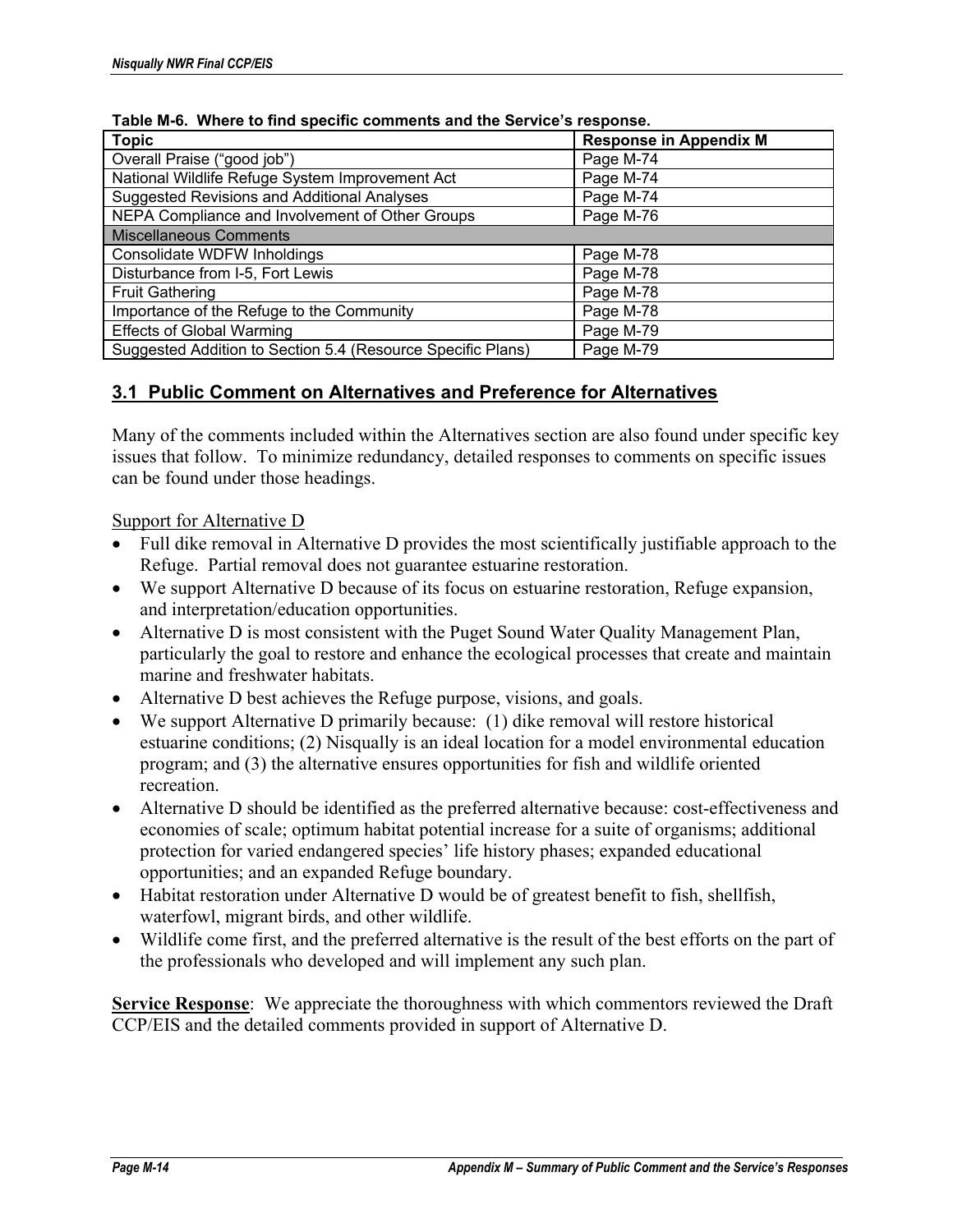**Table M-6. Where to find specific comments and the Service's response.**

| Topic | Response in Appendix M |
|---|---|
| Overall Praise ("good job") | Page M-74 |
| National Wildlife Refuge System Improvement Act | Page M-74 |
| Suggested Revisions and Additional Analyses | Page M-74 |
| NEPA Compliance and Involvement of Other Groups | Page M-76 |
| Miscellaneous Comments | |
| Consolidate WDFW Inholdings | Page M-78 |
| Disturbance from I-5, Fort Lewis | Page M-78 |
| Fruit Gathering | Page M-78 |
| Importance of the Refuge to the Community | Page M-78 |
| Effects of Global Warming | Page M-79 |
| Suggested Addition to Section 5.4 (Resource Specific Plans) | Page M-79 |

## 3.1 Public Comment on Alternatives and Preference for Alternatives

Many of the comments included within the Alternatives section are also found under specific key issues that follow. To minimize redundancy, detailed responses to comments on specific issues can be found under those headings.

Support for Alternative D

- Full dike removal in Alternative D provides the most scientifically justifiable approach to the Refuge. Partial removal does not guarantee estuarine restoration.
- We support Alternative D because of its focus on estuarine restoration, Refuge expansion, and interpretation/education opportunities.
- Alternative D is most consistent with the Puget Sound Water Quality Management Plan, particularly the goal to restore and enhance the ecological processes that create and maintain marine and freshwater habitats.
- Alternative D best achieves the Refuge purpose, visions, and goals.
- We support Alternative D primarily because: (1) dike removal will restore historical estuarine conditions; (2) Nisqually is an ideal location for a model environmental education program; and (3) the alternative ensures opportunities for fish and wildlife oriented recreation.
- Alternative D should be identified as the preferred alternative because: cost-effectiveness and economies of scale; optimum habitat potential increase for a suite of organisms; additional protection for varied endangered species' life history phases; expanded educational opportunities; and an expanded Refuge boundary.
- Habitat restoration under Alternative D would be of greatest benefit to fish, shellfish, waterfowl, migrant birds, and other wildlife.
- Wildlife come first, and the preferred alternative is the result of the best efforts on the part of the professionals who developed and will implement any such plan.

**Service Response**: We appreciate the thoroughness with which commentors reviewed the Draft CCP/EIS and the detailed comments provided in support of Alternative D.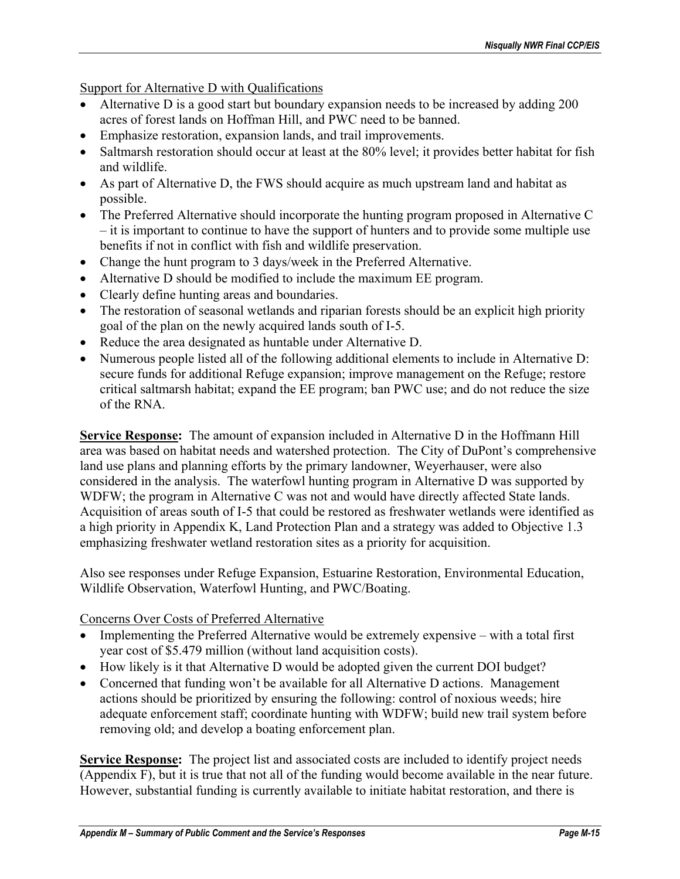Support for Alternative D with Qualifications

- Alternative D is a good start but boundary expansion needs to be increased by adding 200 acres of forest lands on Hoffman Hill, and PWC need to be banned.
- Emphasize restoration, expansion lands, and trail improvements.
- Saltmarsh restoration should occur at least at the 80% level; it provides better habitat for fish and wildlife.
- As part of Alternative D, the FWS should acquire as much upstream land and habitat as possible.
- The Preferred Alternative should incorporate the hunting program proposed in Alternative C – it is important to continue to have the support of hunters and to provide some multiple use benefits if not in conflict with fish and wildlife preservation.
- Change the hunt program to 3 days/week in the Preferred Alternative.
- Alternative D should be modified to include the maximum EE program.
- Clearly define hunting areas and boundaries.
- The restoration of seasonal wetlands and riparian forests should be an explicit high priority goal of the plan on the newly acquired lands south of I-5.
- Reduce the area designated as huntable under Alternative D.
- Numerous people listed all of the following additional elements to include in Alternative D: secure funds for additional Refuge expansion; improve management on the Refuge; restore critical saltmarsh habitat; expand the EE program; ban PWC use; and do not reduce the size of the RNA.

**Service Response:** The amount of expansion included in Alternative D in the Hoffmann Hill area was based on habitat needs and watershed protection. The City of DuPont's comprehensive land use plans and planning efforts by the primary landowner, Weyerhauser, were also considered in the analysis. The waterfowl hunting program in Alternative D was supported by WDFW; the program in Alternative C was not and would have directly affected State lands. Acquisition of areas south of I-5 that could be restored as freshwater wetlands were identified as a high priority in Appendix K, Land Protection Plan and a strategy was added to Objective 1.3 emphasizing freshwater wetland restoration sites as a priority for acquisition.

Also see responses under Refuge Expansion, Estuarine Restoration, Environmental Education, Wildlife Observation, Waterfowl Hunting, and PWC/Boating.

Concerns Over Costs of Preferred Alternative

- Implementing the Preferred Alternative would be extremely expensive – with a total first year cost of $5.479 million (without land acquisition costs).
- How likely is it that Alternative D would be adopted given the current DOI budget?
- Concerned that funding won't be available for all Alternative D actions. Management actions should be prioritized by ensuring the following: control of noxious weeds; hire adequate enforcement staff; coordinate hunting with WDFW; build new trail system before removing old; and develop a boating enforcement plan.

**Service Response:** The project list and associated costs are included to identify project needs (Appendix F), but it is true that not all of the funding would become available in the near future. However, substantial funding is currently available to initiate habitat restoration, and there is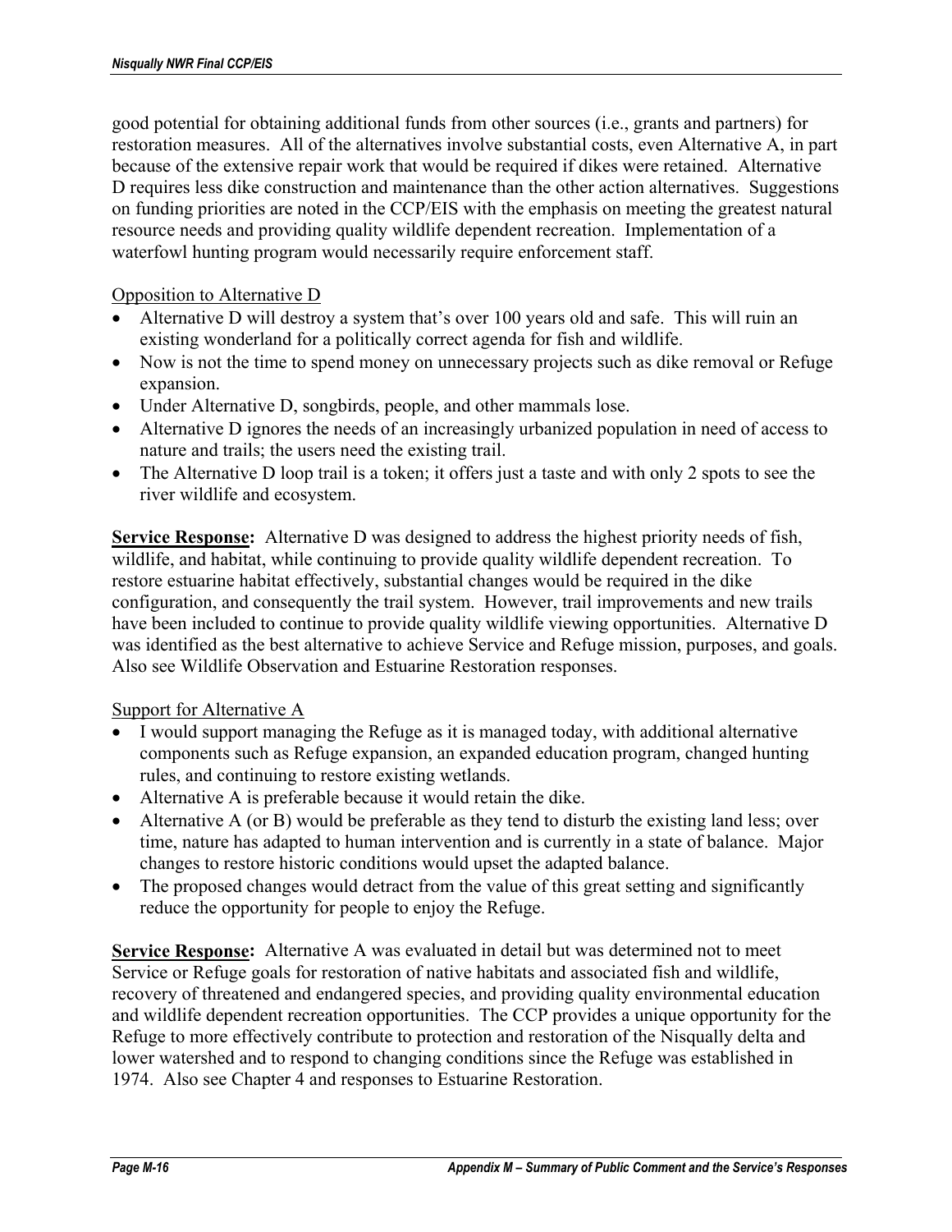good potential for obtaining additional funds from other sources (i.e., grants and partners) for restoration measures. All of the alternatives involve substantial costs, even Alternative A, in part because of the extensive repair work that would be required if dikes were retained. Alternative D requires less dike construction and maintenance than the other action alternatives. Suggestions on funding priorities are noted in the CCP/EIS with the emphasis on meeting the greatest natural resource needs and providing quality wildlife dependent recreation. Implementation of a waterfowl hunting program would necessarily require enforcement staff.

<u>Opposition to Alternative D</u>

- Alternative D will destroy a system that's over 100 years old and safe. This will ruin an existing wonderland for a politically correct agenda for fish and wildlife.
- Now is not the time to spend money on unnecessary projects such as dike removal or Refuge expansion.
- Under Alternative D, songbirds, people, and other mammals lose.
- Alternative D ignores the needs of an increasingly urbanized population in need of access to nature and trails; the users need the existing trail.
- The Alternative D loop trail is a token; it offers just a taste and with only 2 spots to see the river wildlife and ecosystem.

**<u>Service Response</u>:** Alternative D was designed to address the highest priority needs of fish, wildlife, and habitat, while continuing to provide quality wildlife dependent recreation. To restore estuarine habitat effectively, substantial changes would be required in the dike configuration, and consequently the trail system. However, trail improvements and new trails have been included to continue to provide quality wildlife viewing opportunities. Alternative D was identified as the best alternative to achieve Service and Refuge mission, purposes, and goals. Also see Wildlife Observation and Estuarine Restoration responses.

<u>Support for Alternative A</u>

- I would support managing the Refuge as it is managed today, with additional alternative components such as Refuge expansion, an expanded education program, changed hunting rules, and continuing to restore existing wetlands.
- Alternative A is preferable because it would retain the dike.
- Alternative A (or B) would be preferable as they tend to disturb the existing land less; over time, nature has adapted to human intervention and is currently in a state of balance. Major changes to restore historic conditions would upset the adapted balance.
- The proposed changes would detract from the value of this great setting and significantly reduce the opportunity for people to enjoy the Refuge.

**<u>Service Response</u>:** Alternative A was evaluated in detail but was determined not to meet Service or Refuge goals for restoration of native habitats and associated fish and wildlife, recovery of threatened and endangered species, and providing quality environmental education and wildlife dependent recreation opportunities. The CCP provides a unique opportunity for the Refuge to more effectively contribute to protection and restoration of the Nisqually delta and lower watershed and to respond to changing conditions since the Refuge was established in 1974. Also see Chapter 4 and responses to Estuarine Restoration.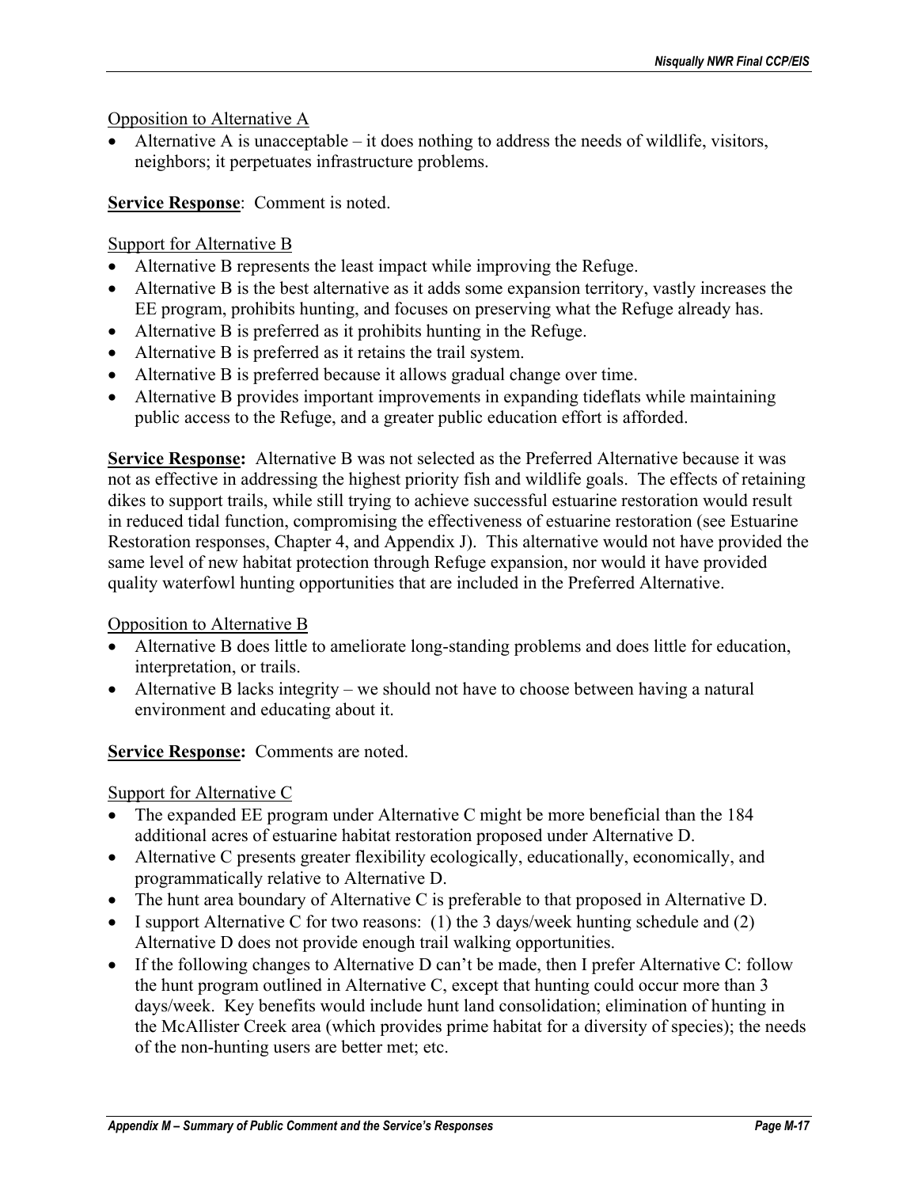Opposition to Alternative A

- Alternative A is unacceptable – it does nothing to address the needs of wildlife, visitors, neighbors; it perpetuates infrastructure problems.

**Service Response**: Comment is noted.

Support for Alternative B

- Alternative B represents the least impact while improving the Refuge.
- Alternative B is the best alternative as it adds some expansion territory, vastly increases the EE program, prohibits hunting, and focuses on preserving what the Refuge already has.
- Alternative B is preferred as it prohibits hunting in the Refuge.
- Alternative B is preferred as it retains the trail system.
- Alternative B is preferred because it allows gradual change over time.
- Alternative B provides important improvements in expanding tideflats while maintaining public access to the Refuge, and a greater public education effort is afforded.

**Service Response:** Alternative B was not selected as the Preferred Alternative because it was not as effective in addressing the highest priority fish and wildlife goals. The effects of retaining dikes to support trails, while still trying to achieve successful estuarine restoration would result in reduced tidal function, compromising the effectiveness of estuarine restoration (see Estuarine Restoration responses, Chapter 4, and Appendix J). This alternative would not have provided the same level of new habitat protection through Refuge expansion, nor would it have provided quality waterfowl hunting opportunities that are included in the Preferred Alternative.

Opposition to Alternative B

- Alternative B does little to ameliorate long-standing problems and does little for education, interpretation, or trails.
- Alternative B lacks integrity – we should not have to choose between having a natural environment and educating about it.

**Service Response:** Comments are noted.

Support for Alternative C

- The expanded EE program under Alternative C might be more beneficial than the 184 additional acres of estuarine habitat restoration proposed under Alternative D.
- Alternative C presents greater flexibility ecologically, educationally, economically, and programmatically relative to Alternative D.
- The hunt area boundary of Alternative C is preferable to that proposed in Alternative D.
- I support Alternative C for two reasons: (1) the 3 days/week hunting schedule and (2) Alternative D does not provide enough trail walking opportunities.
- If the following changes to Alternative D can't be made, then I prefer Alternative C: follow the hunt program outlined in Alternative C, except that hunting could occur more than 3 days/week. Key benefits would include hunt land consolidation; elimination of hunting in the McAllister Creek area (which provides prime habitat for a diversity of species); the needs of the non-hunting users are better met; etc.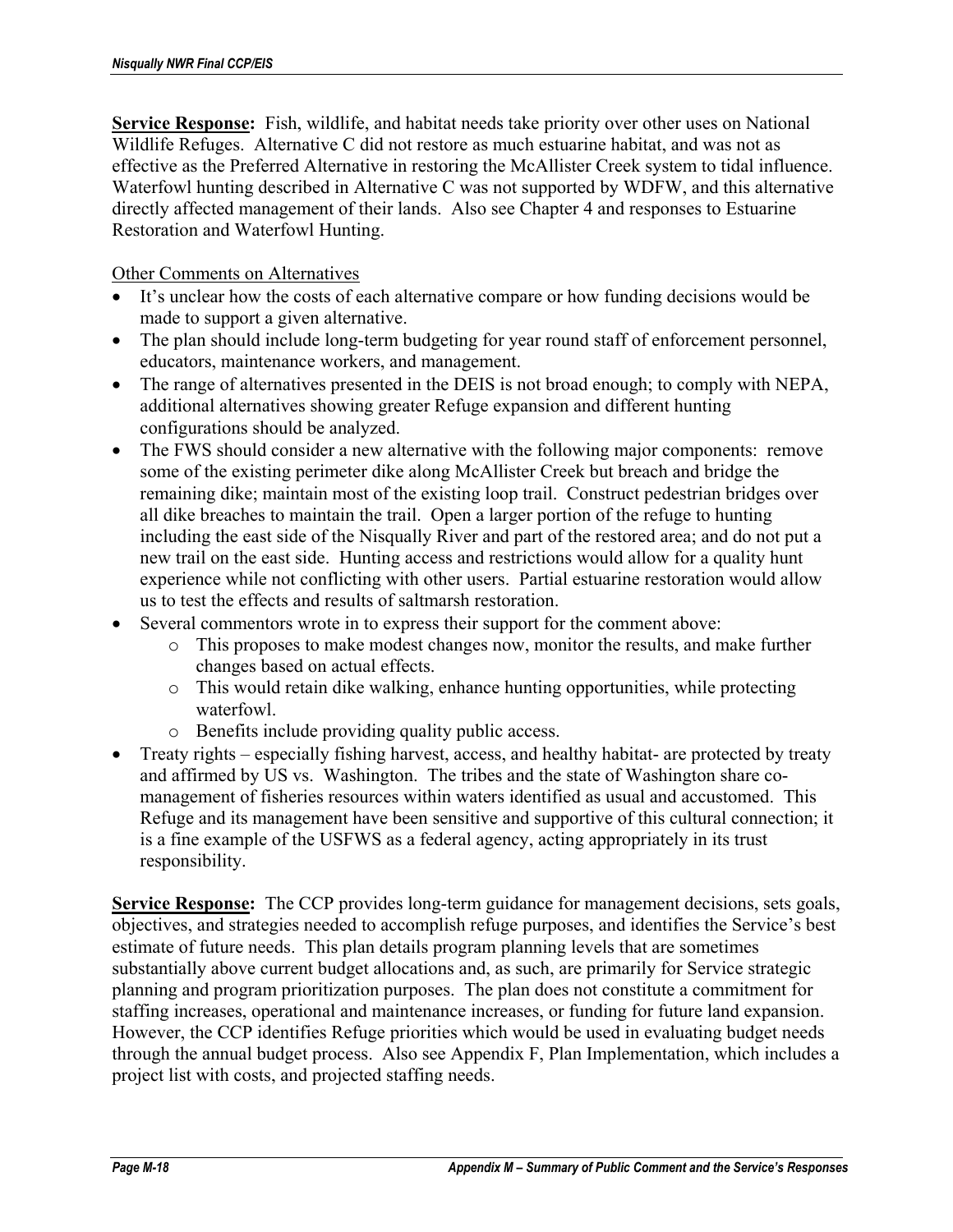**Service Response:** Fish, wildlife, and habitat needs take priority over other uses on National Wildlife Refuges. Alternative C did not restore as much estuarine habitat, and was not as effective as the Preferred Alternative in restoring the McAllister Creek system to tidal influence. Waterfowl hunting described in Alternative C was not supported by WDFW, and this alternative directly affected management of their lands. Also see Chapter 4 and responses to Estuarine Restoration and Waterfowl Hunting.

Other Comments on Alternatives

- It's unclear how the costs of each alternative compare or how funding decisions would be made to support a given alternative.
- The plan should include long-term budgeting for year round staff of enforcement personnel, educators, maintenance workers, and management.
- The range of alternatives presented in the DEIS is not broad enough; to comply with NEPA, additional alternatives showing greater Refuge expansion and different hunting configurations should be analyzed.
- The FWS should consider a new alternative with the following major components: remove some of the existing perimeter dike along McAllister Creek but breach and bridge the remaining dike; maintain most of the existing loop trail. Construct pedestrian bridges over all dike breaches to maintain the trail. Open a larger portion of the refuge to hunting including the east side of the Nisqually River and part of the restored area; and do not put a new trail on the east side. Hunting access and restrictions would allow for a quality hunt experience while not conflicting with other users. Partial estuarine restoration would allow us to test the effects and results of saltmarsh restoration.
- Several commentors wrote in to express their support for the comment above:
  - This proposes to make modest changes now, monitor the results, and make further changes based on actual effects.
  - This would retain dike walking, enhance hunting opportunities, while protecting waterfowl.
  - Benefits include providing quality public access.
- Treaty rights – especially fishing harvest, access, and healthy habitat- are protected by treaty and affirmed by US vs. Washington. The tribes and the state of Washington share co-management of fisheries resources within waters identified as usual and accustomed. This Refuge and its management have been sensitive and supportive of this cultural connection; it is a fine example of the USFWS as a federal agency, acting appropriately in its trust responsibility.

**Service Response:** The CCP provides long-term guidance for management decisions, sets goals, objectives, and strategies needed to accomplish refuge purposes, and identifies the Service's best estimate of future needs. This plan details program planning levels that are sometimes substantially above current budget allocations and, as such, are primarily for Service strategic planning and program prioritization purposes. The plan does not constitute a commitment for staffing increases, operational and maintenance increases, or funding for future land expansion. However, the CCP identifies Refuge priorities which would be used in evaluating budget needs through the annual budget process. Also see Appendix F, Plan Implementation, which includes a project list with costs, and projected staffing needs.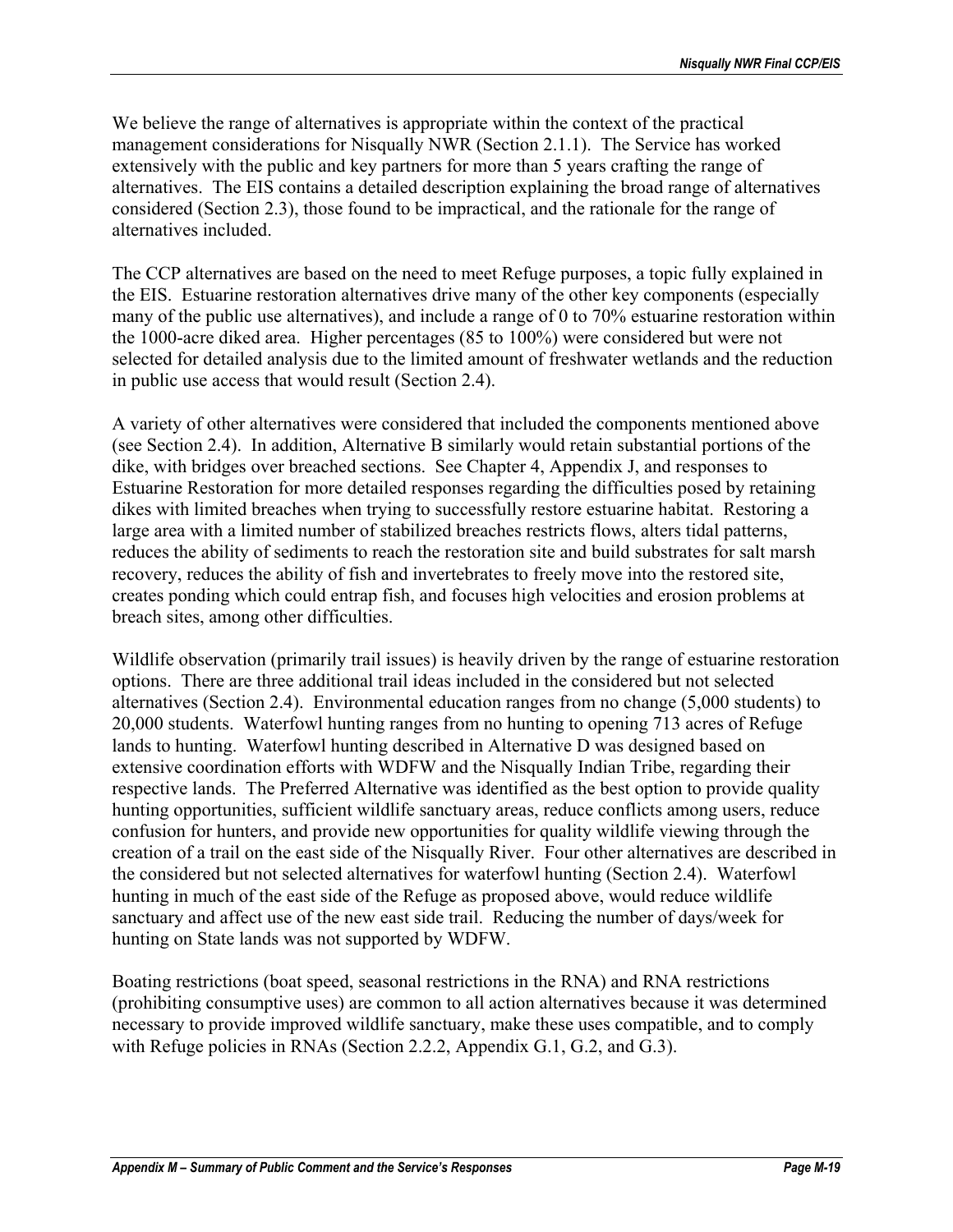We believe the range of alternatives is appropriate within the context of the practical management considerations for Nisqually NWR (Section 2.1.1). The Service has worked extensively with the public and key partners for more than 5 years crafting the range of alternatives. The EIS contains a detailed description explaining the broad range of alternatives considered (Section 2.3), those found to be impractical, and the rationale for the range of alternatives included.

The CCP alternatives are based on the need to meet Refuge purposes, a topic fully explained in the EIS. Estuarine restoration alternatives drive many of the other key components (especially many of the public use alternatives), and include a range of 0 to 70% estuarine restoration within the 1000-acre diked area. Higher percentages (85 to 100%) were considered but were not selected for detailed analysis due to the limited amount of freshwater wetlands and the reduction in public use access that would result (Section 2.4).

A variety of other alternatives were considered that included the components mentioned above (see Section 2.4). In addition, Alternative B similarly would retain substantial portions of the dike, with bridges over breached sections. See Chapter 4, Appendix J, and responses to Estuarine Restoration for more detailed responses regarding the difficulties posed by retaining dikes with limited breaches when trying to successfully restore estuarine habitat. Restoring a large area with a limited number of stabilized breaches restricts flows, alters tidal patterns, reduces the ability of sediments to reach the restoration site and build substrates for salt marsh recovery, reduces the ability of fish and invertebrates to freely move into the restored site, creates ponding which could entrap fish, and focuses high velocities and erosion problems at breach sites, among other difficulties.

Wildlife observation (primarily trail issues) is heavily driven by the range of estuarine restoration options. There are three additional trail ideas included in the considered but not selected alternatives (Section 2.4). Environmental education ranges from no change (5,000 students) to 20,000 students. Waterfowl hunting ranges from no hunting to opening 713 acres of Refuge lands to hunting. Waterfowl hunting described in Alternative D was designed based on extensive coordination efforts with WDFW and the Nisqually Indian Tribe, regarding their respective lands. The Preferred Alternative was identified as the best option to provide quality hunting opportunities, sufficient wildlife sanctuary areas, reduce conflicts among users, reduce confusion for hunters, and provide new opportunities for quality wildlife viewing through the creation of a trail on the east side of the Nisqually River. Four other alternatives are described in the considered but not selected alternatives for waterfowl hunting (Section 2.4). Waterfowl hunting in much of the east side of the Refuge as proposed above, would reduce wildlife sanctuary and affect use of the new east side trail. Reducing the number of days/week for hunting on State lands was not supported by WDFW.

Boating restrictions (boat speed, seasonal restrictions in the RNA) and RNA restrictions (prohibiting consumptive uses) are common to all action alternatives because it was determined necessary to provide improved wildlife sanctuary, make these uses compatible, and to comply with Refuge policies in RNAs (Section 2.2.2, Appendix G.1, G.2, and G.3).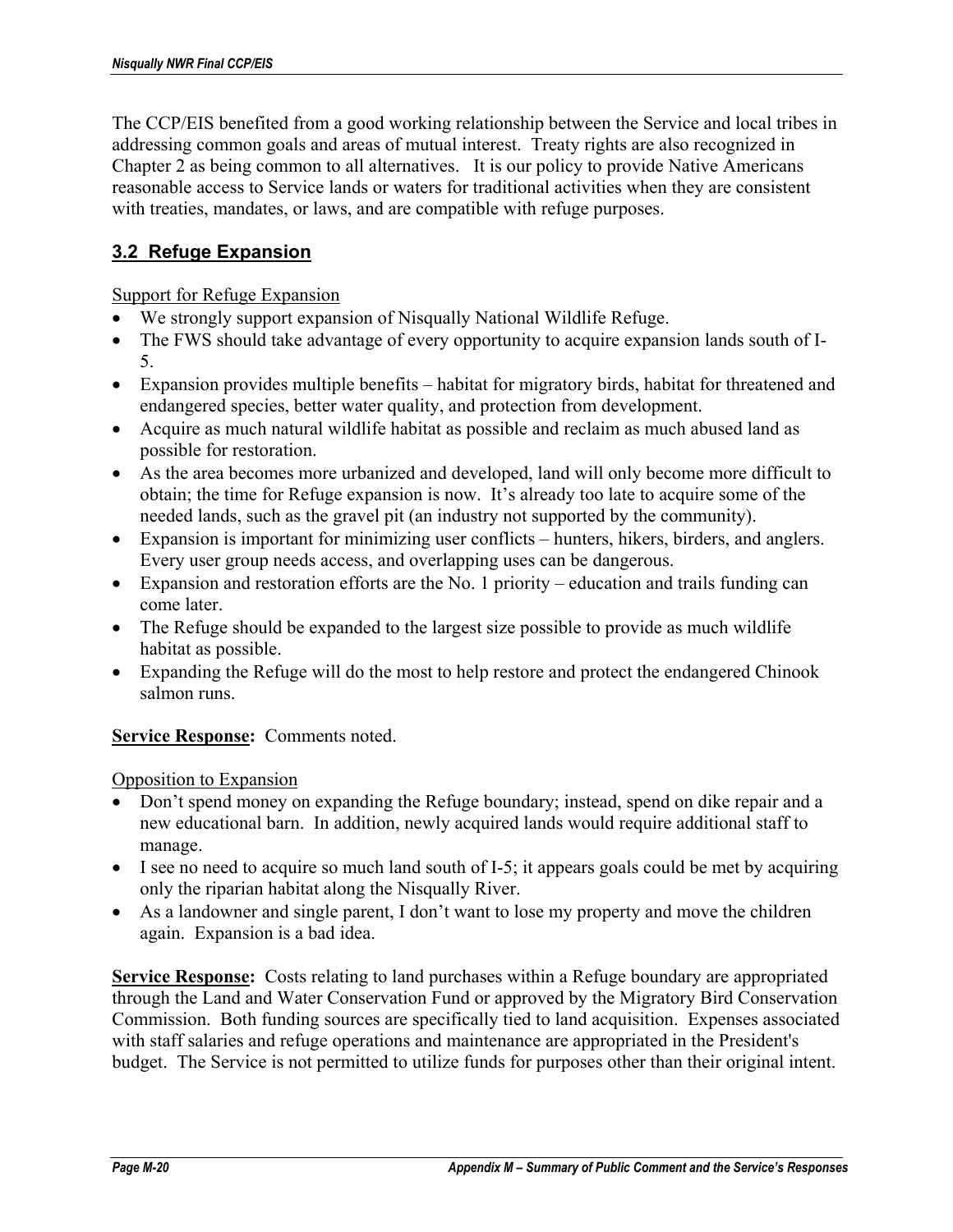The CCP/EIS benefited from a good working relationship between the Service and local tribes in addressing common goals and areas of mutual interest. Treaty rights are also recognized in Chapter 2 as being common to all alternatives. It is our policy to provide Native Americans reasonable access to Service lands or waters for traditional activities when they are consistent with treaties, mandates, or laws, and are compatible with refuge purposes.

## 3.2 Refuge Expansion

Support for Refuge Expansion

- We strongly support expansion of Nisqually National Wildlife Refuge.
- The FWS should take advantage of every opportunity to acquire expansion lands south of I-5.
- Expansion provides multiple benefits – habitat for migratory birds, habitat for threatened and endangered species, better water quality, and protection from development.
- Acquire as much natural wildlife habitat as possible and reclaim as much abused land as possible for restoration.
- As the area becomes more urbanized and developed, land will only become more difficult to obtain; the time for Refuge expansion is now. It's already too late to acquire some of the needed lands, such as the gravel pit (an industry not supported by the community).
- Expansion is important for minimizing user conflicts – hunters, hikers, birders, and anglers. Every user group needs access, and overlapping uses can be dangerous.
- Expansion and restoration efforts are the No. 1 priority – education and trails funding can come later.
- The Refuge should be expanded to the largest size possible to provide as much wildlife habitat as possible.
- Expanding the Refuge will do the most to help restore and protect the endangered Chinook salmon runs.

**Service Response:** Comments noted.

Opposition to Expansion

- Don't spend money on expanding the Refuge boundary; instead, spend on dike repair and a new educational barn. In addition, newly acquired lands would require additional staff to manage.
- I see no need to acquire so much land south of I-5; it appears goals could be met by acquiring only the riparian habitat along the Nisqually River.
- As a landowner and single parent, I don't want to lose my property and move the children again. Expansion is a bad idea.

**Service Response:** Costs relating to land purchases within a Refuge boundary are appropriated through the Land and Water Conservation Fund or approved by the Migratory Bird Conservation Commission. Both funding sources are specifically tied to land acquisition. Expenses associated with staff salaries and refuge operations and maintenance are appropriated in the President's budget. The Service is not permitted to utilize funds for purposes other than their original intent.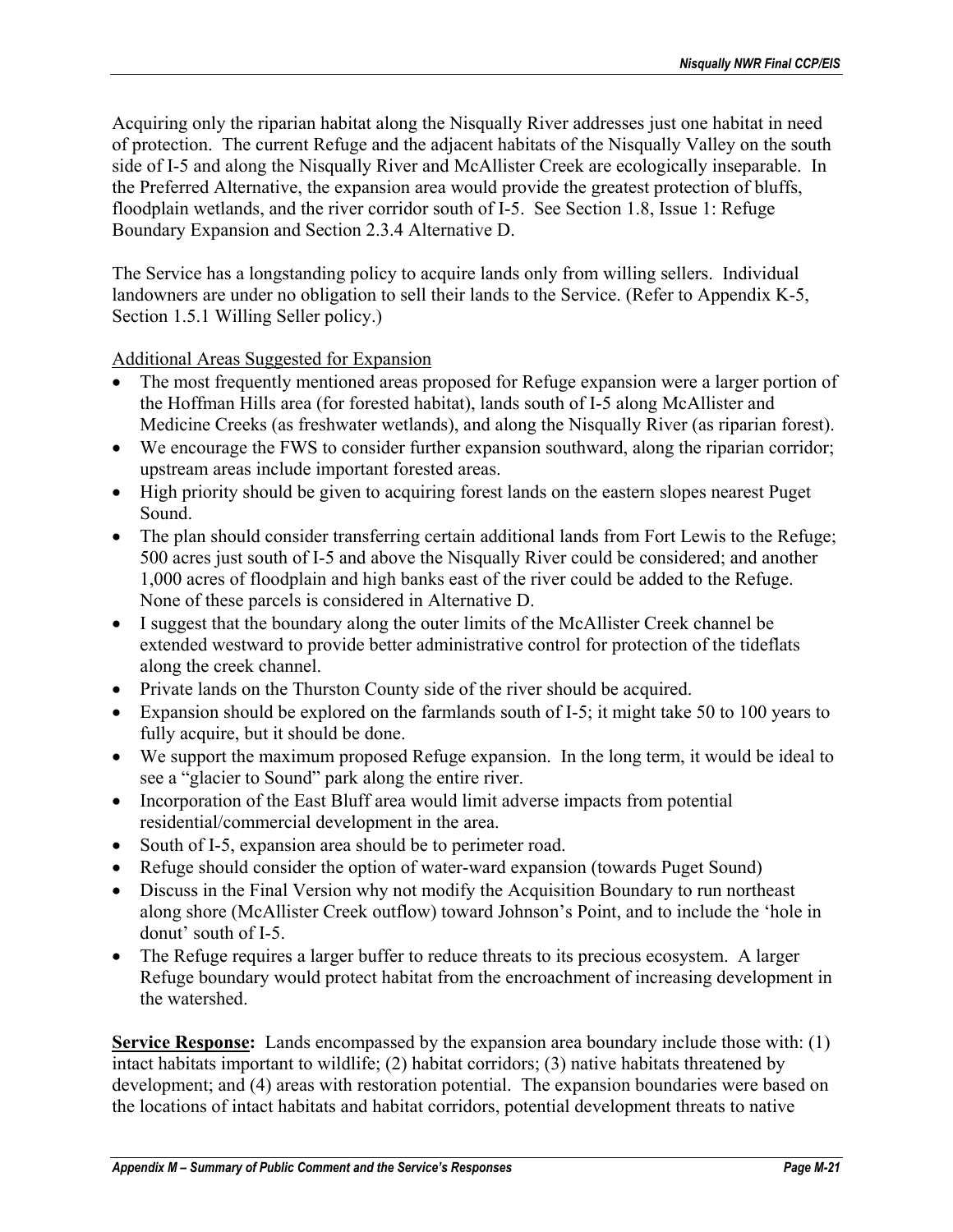Acquiring only the riparian habitat along the Nisqually River addresses just one habitat in need of protection. The current Refuge and the adjacent habitats of the Nisqually Valley on the south side of I-5 and along the Nisqually River and McAllister Creek are ecologically inseparable. In the Preferred Alternative, the expansion area would provide the greatest protection of bluffs, floodplain wetlands, and the river corridor south of I-5. See Section 1.8, Issue 1: Refuge Boundary Expansion and Section 2.3.4 Alternative D.

The Service has a longstanding policy to acquire lands only from willing sellers. Individual landowners are under no obligation to sell their lands to the Service. (Refer to Appendix K-5, Section 1.5.1 Willing Seller policy.)

Additional Areas Suggested for Expansion

- The most frequently mentioned areas proposed for Refuge expansion were a larger portion of the Hoffman Hills area (for forested habitat), lands south of I-5 along McAllister and Medicine Creeks (as freshwater wetlands), and along the Nisqually River (as riparian forest).
- We encourage the FWS to consider further expansion southward, along the riparian corridor; upstream areas include important forested areas.
- High priority should be given to acquiring forest lands on the eastern slopes nearest Puget Sound.
- The plan should consider transferring certain additional lands from Fort Lewis to the Refuge; 500 acres just south of I-5 and above the Nisqually River could be considered; and another 1,000 acres of floodplain and high banks east of the river could be added to the Refuge. None of these parcels is considered in Alternative D.
- I suggest that the boundary along the outer limits of the McAllister Creek channel be extended westward to provide better administrative control for protection of the tideflats along the creek channel.
- Private lands on the Thurston County side of the river should be acquired.
- Expansion should be explored on the farmlands south of I-5; it might take 50 to 100 years to fully acquire, but it should be done.
- We support the maximum proposed Refuge expansion. In the long term, it would be ideal to see a "glacier to Sound" park along the entire river.
- Incorporation of the East Bluff area would limit adverse impacts from potential residential/commercial development in the area.
- South of I-5, expansion area should be to perimeter road.
- Refuge should consider the option of water-ward expansion (towards Puget Sound)
- Discuss in the Final Version why not modify the Acquisition Boundary to run northeast along shore (McAllister Creek outflow) toward Johnson's Point, and to include the 'hole in donut' south of I-5.
- The Refuge requires a larger buffer to reduce threats to its precious ecosystem. A larger Refuge boundary would protect habitat from the encroachment of increasing development in the watershed.

**Service Response:** Lands encompassed by the expansion area boundary include those with: (1) intact habitats important to wildlife; (2) habitat corridors; (3) native habitats threatened by development; and (4) areas with restoration potential. The expansion boundaries were based on the locations of intact habitats and habitat corridors, potential development threats to native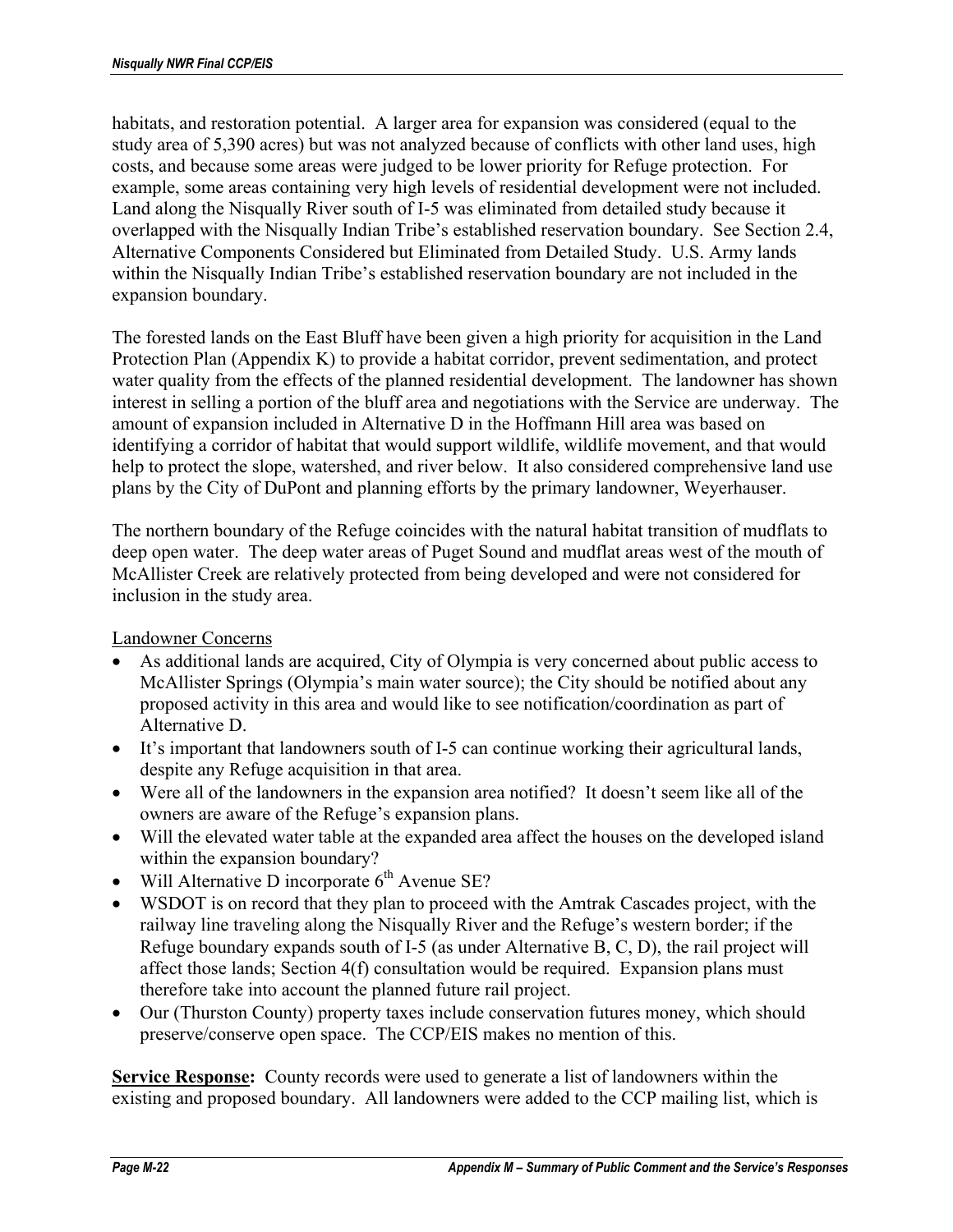habitats, and restoration potential. A larger area for expansion was considered (equal to the study area of 5,390 acres) but was not analyzed because of conflicts with other land uses, high costs, and because some areas were judged to be lower priority for Refuge protection. For example, some areas containing very high levels of residential development were not included. Land along the Nisqually River south of I-5 was eliminated from detailed study because it overlapped with the Nisqually Indian Tribe's established reservation boundary. See Section 2.4, Alternative Components Considered but Eliminated from Detailed Study. U.S. Army lands within the Nisqually Indian Tribe's established reservation boundary are not included in the expansion boundary.

The forested lands on the East Bluff have been given a high priority for acquisition in the Land Protection Plan (Appendix K) to provide a habitat corridor, prevent sedimentation, and protect water quality from the effects of the planned residential development. The landowner has shown interest in selling a portion of the bluff area and negotiations with the Service are underway. The amount of expansion included in Alternative D in the Hoffmann Hill area was based on identifying a corridor of habitat that would support wildlife, wildlife movement, and that would help to protect the slope, watershed, and river below. It also considered comprehensive land use plans by the City of DuPont and planning efforts by the primary landowner, Weyerhauser.

The northern boundary of the Refuge coincides with the natural habitat transition of mudflats to deep open water. The deep water areas of Puget Sound and mudflat areas west of the mouth of McAllister Creek are relatively protected from being developed and were not considered for inclusion in the study area.

Landowner Concerns

- As additional lands are acquired, City of Olympia is very concerned about public access to McAllister Springs (Olympia's main water source); the City should be notified about any proposed activity in this area and would like to see notification/coordination as part of Alternative D.
- It's important that landowners south of I-5 can continue working their agricultural lands, despite any Refuge acquisition in that area.
- Were all of the landowners in the expansion area notified? It doesn't seem like all of the owners are aware of the Refuge's expansion plans.
- Will the elevated water table at the expanded area affect the houses on the developed island within the expansion boundary?
- Will Alternative D incorporate 6th Avenue SE?
- WSDOT is on record that they plan to proceed with the Amtrak Cascades project, with the railway line traveling along the Nisqually River and the Refuge's western border; if the Refuge boundary expands south of I-5 (as under Alternative B, C, D), the rail project will affect those lands; Section 4(f) consultation would be required. Expansion plans must therefore take into account the planned future rail project.
- Our (Thurston County) property taxes include conservation futures money, which should preserve/conserve open space. The CCP/EIS makes no mention of this.

**Service Response:** County records were used to generate a list of landowners within the existing and proposed boundary. All landowners were added to the CCP mailing list, which is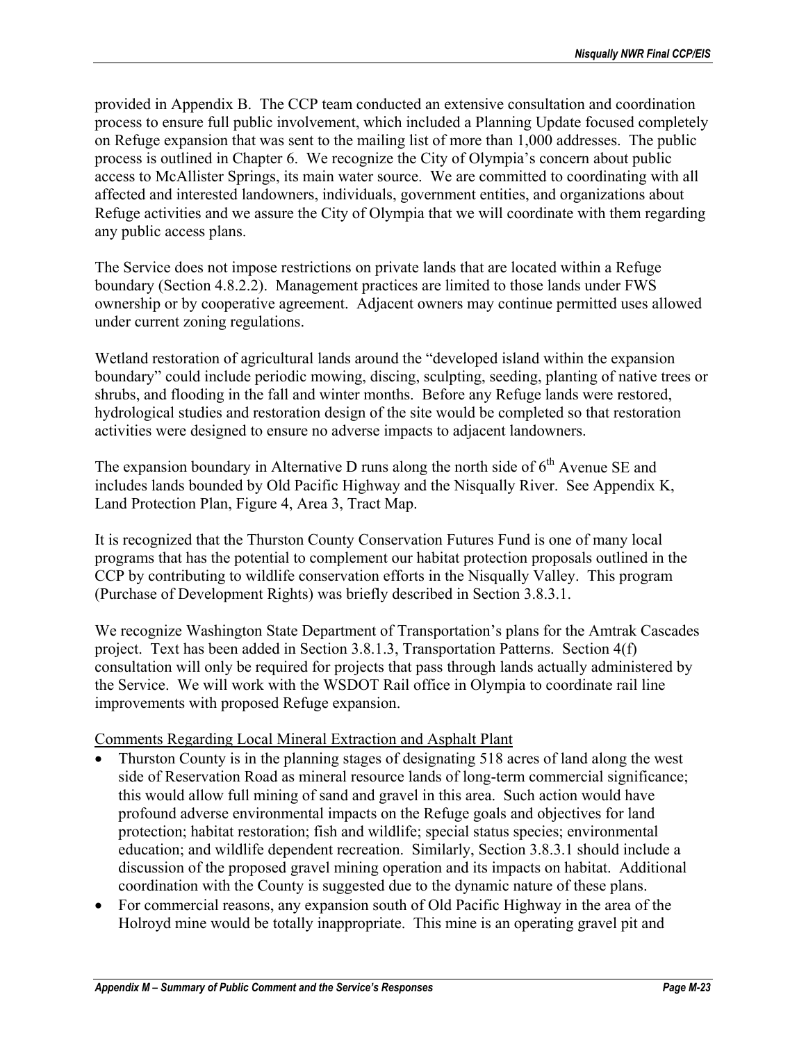provided in Appendix B. The CCP team conducted an extensive consultation and coordination process to ensure full public involvement, which included a Planning Update focused completely on Refuge expansion that was sent to the mailing list of more than 1,000 addresses. The public process is outlined in Chapter 6. We recognize the City of Olympia's concern about public access to McAllister Springs, its main water source. We are committed to coordinating with all affected and interested landowners, individuals, government entities, and organizations about Refuge activities and we assure the City of Olympia that we will coordinate with them regarding any public access plans.

The Service does not impose restrictions on private lands that are located within a Refuge boundary (Section 4.8.2.2). Management practices are limited to those lands under FWS ownership or by cooperative agreement. Adjacent owners may continue permitted uses allowed under current zoning regulations.

Wetland restoration of agricultural lands around the "developed island within the expansion boundary" could include periodic mowing, discing, sculpting, seeding, planting of native trees or shrubs, and flooding in the fall and winter months. Before any Refuge lands were restored, hydrological studies and restoration design of the site would be completed so that restoration activities were designed to ensure no adverse impacts to adjacent landowners.

The expansion boundary in Alternative D runs along the north side of 6th Avenue SE and includes lands bounded by Old Pacific Highway and the Nisqually River. See Appendix K, Land Protection Plan, Figure 4, Area 3, Tract Map.

It is recognized that the Thurston County Conservation Futures Fund is one of many local programs that has the potential to complement our habitat protection proposals outlined in the CCP by contributing to wildlife conservation efforts in the Nisqually Valley. This program (Purchase of Development Rights) was briefly described in Section 3.8.3.1.

We recognize Washington State Department of Transportation's plans for the Amtrak Cascades project. Text has been added in Section 3.8.1.3, Transportation Patterns. Section 4(f) consultation will only be required for projects that pass through lands actually administered by the Service. We will work with the WSDOT Rail office in Olympia to coordinate rail line improvements with proposed Refuge expansion.

Comments Regarding Local Mineral Extraction and Asphalt Plant

- Thurston County is in the planning stages of designating 518 acres of land along the west side of Reservation Road as mineral resource lands of long-term commercial significance; this would allow full mining of sand and gravel in this area. Such action would have profound adverse environmental impacts on the Refuge goals and objectives for land protection; habitat restoration; fish and wildlife; special status species; environmental education; and wildlife dependent recreation. Similarly, Section 3.8.3.1 should include a discussion of the proposed gravel mining operation and its impacts on habitat. Additional coordination with the County is suggested due to the dynamic nature of these plans.
- For commercial reasons, any expansion south of Old Pacific Highway in the area of the Holroyd mine would be totally inappropriate. This mine is an operating gravel pit and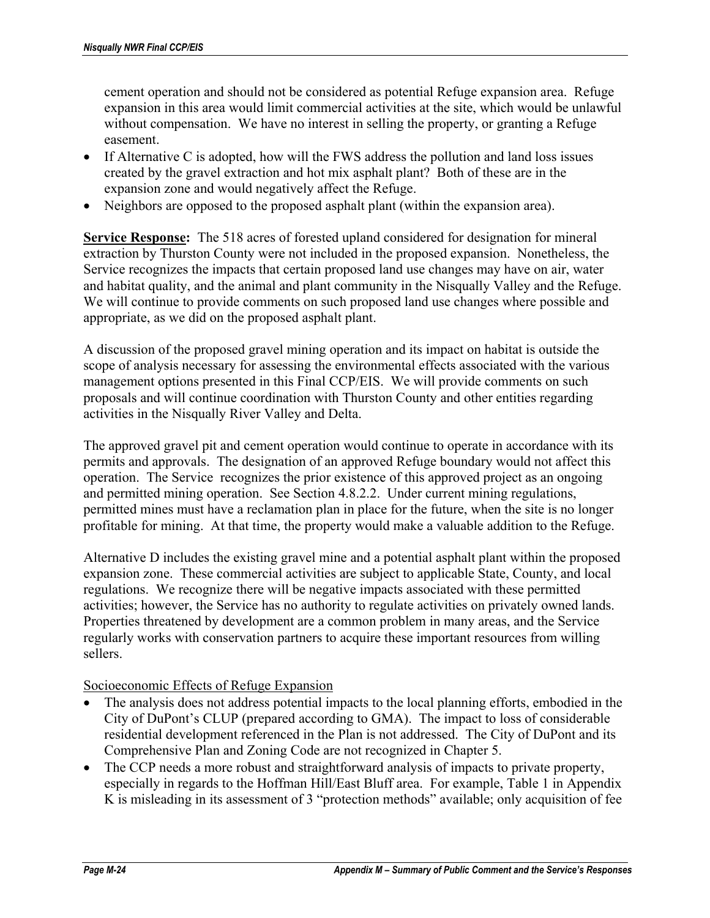cement operation and should not be considered as potential Refuge expansion area. Refuge expansion in this area would limit commercial activities at the site, which would be unlawful without compensation. We have no interest in selling the property, or granting a Refuge easement.

- If Alternative C is adopted, how will the FWS address the pollution and land loss issues created by the gravel extraction and hot mix asphalt plant? Both of these are in the expansion zone and would negatively affect the Refuge.
- Neighbors are opposed to the proposed asphalt plant (within the expansion area).

**Service Response:** The 518 acres of forested upland considered for designation for mineral extraction by Thurston County were not included in the proposed expansion. Nonetheless, the Service recognizes the impacts that certain proposed land use changes may have on air, water and habitat quality, and the animal and plant community in the Nisqually Valley and the Refuge. We will continue to provide comments on such proposed land use changes where possible and appropriate, as we did on the proposed asphalt plant.

A discussion of the proposed gravel mining operation and its impact on habitat is outside the scope of analysis necessary for assessing the environmental effects associated with the various management options presented in this Final CCP/EIS. We will provide comments on such proposals and will continue coordination with Thurston County and other entities regarding activities in the Nisqually River Valley and Delta.

The approved gravel pit and cement operation would continue to operate in accordance with its permits and approvals. The designation of an approved Refuge boundary would not affect this operation. The Service recognizes the prior existence of this approved project as an ongoing and permitted mining operation. See Section 4.8.2.2. Under current mining regulations, permitted mines must have a reclamation plan in place for the future, when the site is no longer profitable for mining. At that time, the property would make a valuable addition to the Refuge.

Alternative D includes the existing gravel mine and a potential asphalt plant within the proposed expansion zone. These commercial activities are subject to applicable State, County, and local regulations. We recognize there will be negative impacts associated with these permitted activities; however, the Service has no authority to regulate activities on privately owned lands. Properties threatened by development are a common problem in many areas, and the Service regularly works with conservation partners to acquire these important resources from willing sellers.

<u>Socioeconomic Effects of Refuge Expansion</u>

- The analysis does not address potential impacts to the local planning efforts, embodied in the City of DuPont's CLUP (prepared according to GMA). The impact to loss of considerable residential development referenced in the Plan is not addressed. The City of DuPont and its Comprehensive Plan and Zoning Code are not recognized in Chapter 5.
- The CCP needs a more robust and straightforward analysis of impacts to private property, especially in regards to the Hoffman Hill/East Bluff area. For example, Table 1 in Appendix K is misleading in its assessment of 3 "protection methods" available; only acquisition of fee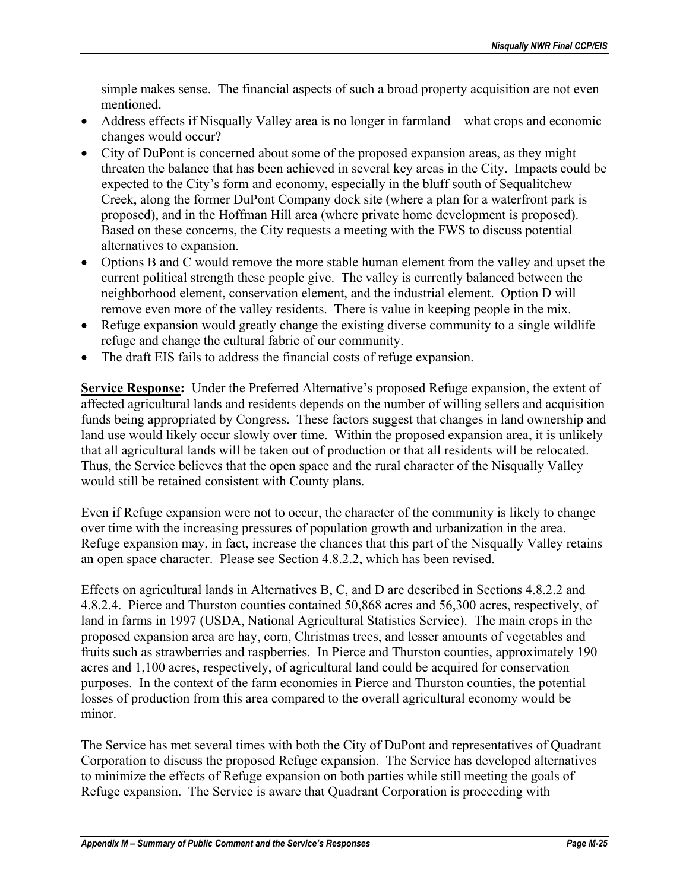simple makes sense. The financial aspects of such a broad property acquisition are not even mentioned.

- Address effects if Nisqually Valley area is no longer in farmland – what crops and economic changes would occur?
- City of DuPont is concerned about some of the proposed expansion areas, as they might threaten the balance that has been achieved in several key areas in the City. Impacts could be expected to the City's form and economy, especially in the bluff south of Sequalitchew Creek, along the former DuPont Company dock site (where a plan for a waterfront park is proposed), and in the Hoffman Hill area (where private home development is proposed). Based on these concerns, the City requests a meeting with the FWS to discuss potential alternatives to expansion.
- Options B and C would remove the more stable human element from the valley and upset the current political strength these people give. The valley is currently balanced between the neighborhood element, conservation element, and the industrial element. Option D will remove even more of the valley residents. There is value in keeping people in the mix.
- Refuge expansion would greatly change the existing diverse community to a single wildlife refuge and change the cultural fabric of our community.
- The draft EIS fails to address the financial costs of refuge expansion.

**Service Response:** Under the Preferred Alternative's proposed Refuge expansion, the extent of affected agricultural lands and residents depends on the number of willing sellers and acquisition funds being appropriated by Congress. These factors suggest that changes in land ownership and land use would likely occur slowly over time. Within the proposed expansion area, it is unlikely that all agricultural lands will be taken out of production or that all residents will be relocated. Thus, the Service believes that the open space and the rural character of the Nisqually Valley would still be retained consistent with County plans.

Even if Refuge expansion were not to occur, the character of the community is likely to change over time with the increasing pressures of population growth and urbanization in the area. Refuge expansion may, in fact, increase the chances that this part of the Nisqually Valley retains an open space character. Please see Section 4.8.2.2, which has been revised.

Effects on agricultural lands in Alternatives B, C, and D are described in Sections 4.8.2.2 and 4.8.2.4. Pierce and Thurston counties contained 50,868 acres and 56,300 acres, respectively, of land in farms in 1997 (USDA, National Agricultural Statistics Service). The main crops in the proposed expansion area are hay, corn, Christmas trees, and lesser amounts of vegetables and fruits such as strawberries and raspberries. In Pierce and Thurston counties, approximately 190 acres and 1,100 acres, respectively, of agricultural land could be acquired for conservation purposes. In the context of the farm economies in Pierce and Thurston counties, the potential losses of production from this area compared to the overall agricultural economy would be minor.

The Service has met several times with both the City of DuPont and representatives of Quadrant Corporation to discuss the proposed Refuge expansion. The Service has developed alternatives to minimize the effects of Refuge expansion on both parties while still meeting the goals of Refuge expansion. The Service is aware that Quadrant Corporation is proceeding with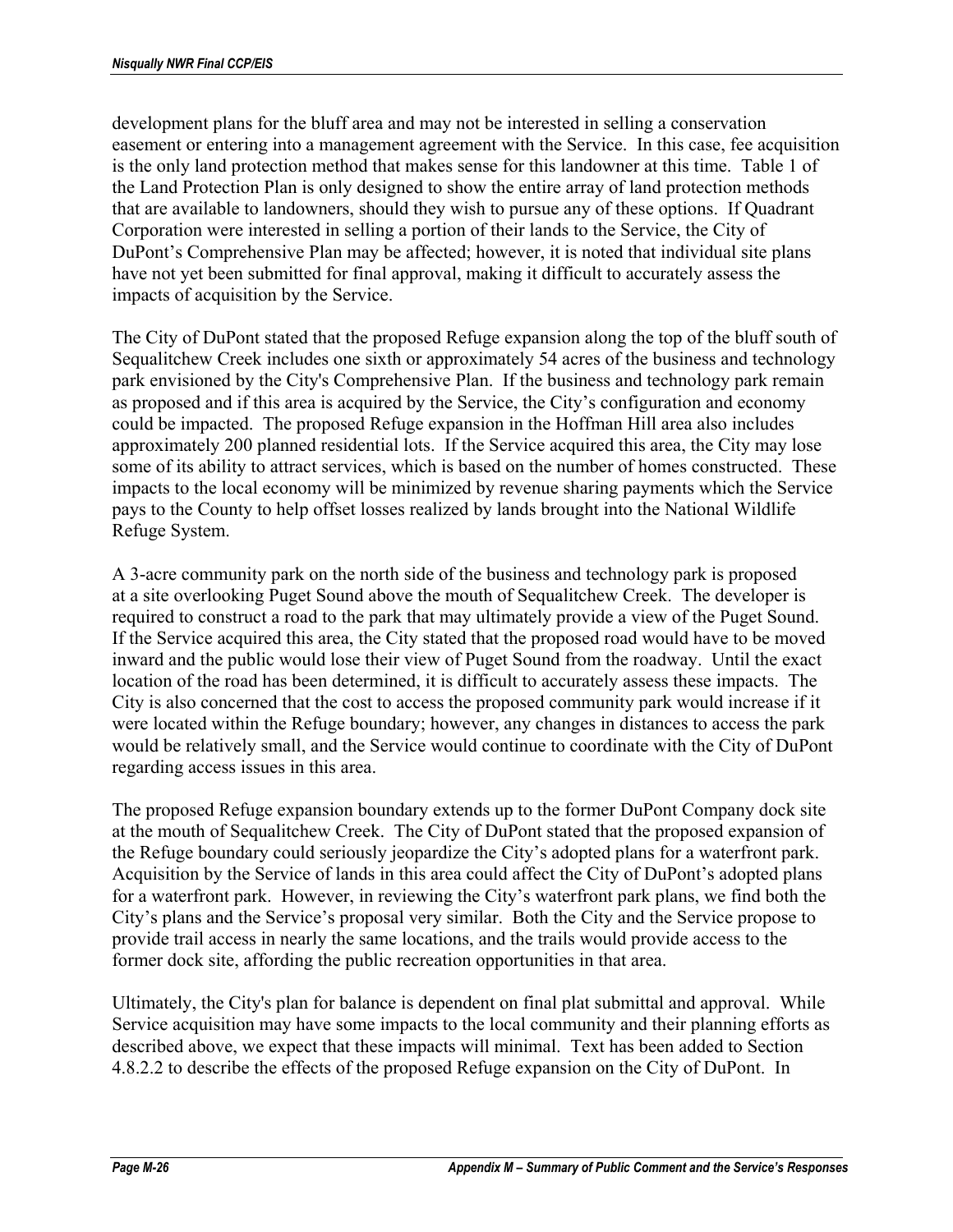development plans for the bluff area and may not be interested in selling a conservation easement or entering into a management agreement with the Service. In this case, fee acquisition is the only land protection method that makes sense for this landowner at this time. Table 1 of the Land Protection Plan is only designed to show the entire array of land protection methods that are available to landowners, should they wish to pursue any of these options. If Quadrant Corporation were interested in selling a portion of their lands to the Service, the City of DuPont's Comprehensive Plan may be affected; however, it is noted that individual site plans have not yet been submitted for final approval, making it difficult to accurately assess the impacts of acquisition by the Service.

The City of DuPont stated that the proposed Refuge expansion along the top of the bluff south of Sequalitchew Creek includes one sixth or approximately 54 acres of the business and technology park envisioned by the City's Comprehensive Plan. If the business and technology park remain as proposed and if this area is acquired by the Service, the City's configuration and economy could be impacted. The proposed Refuge expansion in the Hoffman Hill area also includes approximately 200 planned residential lots. If the Service acquired this area, the City may lose some of its ability to attract services, which is based on the number of homes constructed. These impacts to the local economy will be minimized by revenue sharing payments which the Service pays to the County to help offset losses realized by lands brought into the National Wildlife Refuge System.

A 3-acre community park on the north side of the business and technology park is proposed at a site overlooking Puget Sound above the mouth of Sequalitchew Creek. The developer is required to construct a road to the park that may ultimately provide a view of the Puget Sound. If the Service acquired this area, the City stated that the proposed road would have to be moved inward and the public would lose their view of Puget Sound from the roadway. Until the exact location of the road has been determined, it is difficult to accurately assess these impacts. The City is also concerned that the cost to access the proposed community park would increase if it were located within the Refuge boundary; however, any changes in distances to access the park would be relatively small, and the Service would continue to coordinate with the City of DuPont regarding access issues in this area.

The proposed Refuge expansion boundary extends up to the former DuPont Company dock site at the mouth of Sequalitchew Creek. The City of DuPont stated that the proposed expansion of the Refuge boundary could seriously jeopardize the City's adopted plans for a waterfront park. Acquisition by the Service of lands in this area could affect the City of DuPont's adopted plans for a waterfront park. However, in reviewing the City's waterfront park plans, we find both the City's plans and the Service's proposal very similar. Both the City and the Service propose to provide trail access in nearly the same locations, and the trails would provide access to the former dock site, affording the public recreation opportunities in that area.

Ultimately, the City's plan for balance is dependent on final plat submittal and approval. While Service acquisition may have some impacts to the local community and their planning efforts as described above, we expect that these impacts will minimal. Text has been added to Section 4.8.2.2 to describe the effects of the proposed Refuge expansion on the City of DuPont. In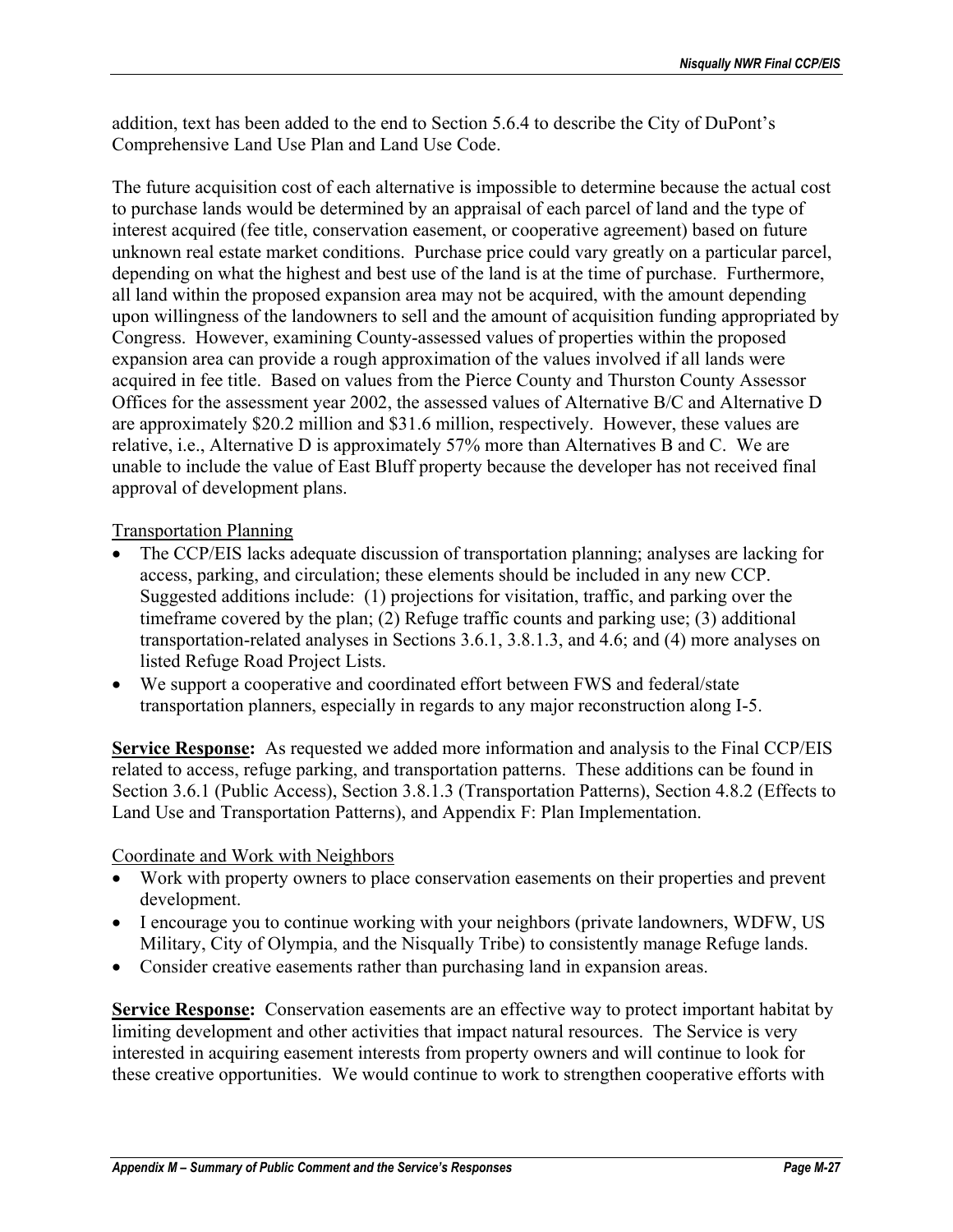addition, text has been added to the end to Section 5.6.4 to describe the City of DuPont's Comprehensive Land Use Plan and Land Use Code.

The future acquisition cost of each alternative is impossible to determine because the actual cost to purchase lands would be determined by an appraisal of each parcel of land and the type of interest acquired (fee title, conservation easement, or cooperative agreement) based on future unknown real estate market conditions. Purchase price could vary greatly on a particular parcel, depending on what the highest and best use of the land is at the time of purchase. Furthermore, all land within the proposed expansion area may not be acquired, with the amount depending upon willingness of the landowners to sell and the amount of acquisition funding appropriated by Congress. However, examining County-assessed values of properties within the proposed expansion area can provide a rough approximation of the values involved if all lands were acquired in fee title. Based on values from the Pierce County and Thurston County Assessor Offices for the assessment year 2002, the assessed values of Alternative B/C and Alternative D are approximately $20.2 million and $31.6 million, respectively. However, these values are relative, i.e., Alternative D is approximately 57% more than Alternatives B and C. We are unable to include the value of East Bluff property because the developer has not received final approval of development plans.

Transportation Planning

- The CCP/EIS lacks adequate discussion of transportation planning; analyses are lacking for access, parking, and circulation; these elements should be included in any new CCP. Suggested additions include: (1) projections for visitation, traffic, and parking over the timeframe covered by the plan; (2) Refuge traffic counts and parking use; (3) additional transportation-related analyses in Sections 3.6.1, 3.8.1.3, and 4.6; and (4) more analyses on listed Refuge Road Project Lists.
- We support a cooperative and coordinated effort between FWS and federal/state transportation planners, especially in regards to any major reconstruction along I-5.

**Service Response:** As requested we added more information and analysis to the Final CCP/EIS related to access, refuge parking, and transportation patterns. These additions can be found in Section 3.6.1 (Public Access), Section 3.8.1.3 (Transportation Patterns), Section 4.8.2 (Effects to Land Use and Transportation Patterns), and Appendix F: Plan Implementation.

Coordinate and Work with Neighbors

- Work with property owners to place conservation easements on their properties and prevent development.
- I encourage you to continue working with your neighbors (private landowners, WDFW, US Military, City of Olympia, and the Nisqually Tribe) to consistently manage Refuge lands.
- Consider creative easements rather than purchasing land in expansion areas.

**Service Response:** Conservation easements are an effective way to protect important habitat by limiting development and other activities that impact natural resources. The Service is very interested in acquiring easement interests from property owners and will continue to look for these creative opportunities. We would continue to work to strengthen cooperative efforts with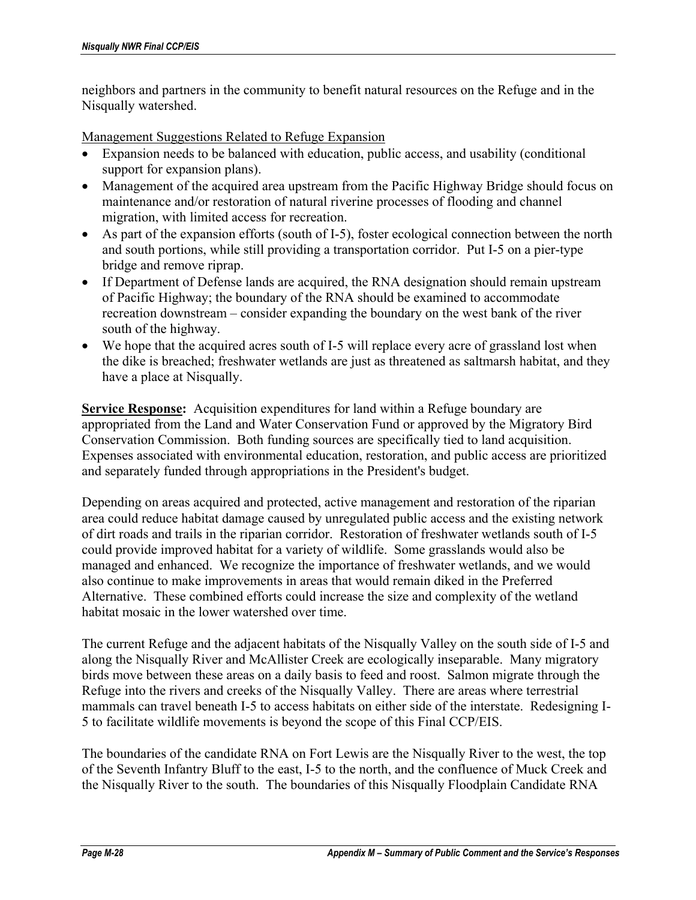neighbors and partners in the community to benefit natural resources on the Refuge and in the Nisqually watershed.

<u>Management Suggestions Related to Refuge Expansion</u>

- Expansion needs to be balanced with education, public access, and usability (conditional support for expansion plans).
- Management of the acquired area upstream from the Pacific Highway Bridge should focus on maintenance and/or restoration of natural riverine processes of flooding and channel migration, with limited access for recreation.
- As part of the expansion efforts (south of I-5), foster ecological connection between the north and south portions, while still providing a transportation corridor. Put I-5 on a pier-type bridge and remove riprap.
- If Department of Defense lands are acquired, the RNA designation should remain upstream of Pacific Highway; the boundary of the RNA should be examined to accommodate recreation downstream – consider expanding the boundary on the west bank of the river south of the highway.
- We hope that the acquired acres south of I-5 will replace every acre of grassland lost when the dike is breached; freshwater wetlands are just as threatened as saltmarsh habitat, and they have a place at Nisqually.

**<u>Service Response</u>:** Acquisition expenditures for land within a Refuge boundary are appropriated from the Land and Water Conservation Fund or approved by the Migratory Bird Conservation Commission. Both funding sources are specifically tied to land acquisition. Expenses associated with environmental education, restoration, and public access are prioritized and separately funded through appropriations in the President's budget.

Depending on areas acquired and protected, active management and restoration of the riparian area could reduce habitat damage caused by unregulated public access and the existing network of dirt roads and trails in the riparian corridor. Restoration of freshwater wetlands south of I-5 could provide improved habitat for a variety of wildlife. Some grasslands would also be managed and enhanced. We recognize the importance of freshwater wetlands, and we would also continue to make improvements in areas that would remain diked in the Preferred Alternative. These combined efforts could increase the size and complexity of the wetland habitat mosaic in the lower watershed over time.

The current Refuge and the adjacent habitats of the Nisqually Valley on the south side of I-5 and along the Nisqually River and McAllister Creek are ecologically inseparable. Many migratory birds move between these areas on a daily basis to feed and roost. Salmon migrate through the Refuge into the rivers and creeks of the Nisqually Valley. There are areas where terrestrial mammals can travel beneath I-5 to access habitats on either side of the interstate. Redesigning I-5 to facilitate wildlife movements is beyond the scope of this Final CCP/EIS.

The boundaries of the candidate RNA on Fort Lewis are the Nisqually River to the west, the top of the Seventh Infantry Bluff to the east, I-5 to the north, and the confluence of Muck Creek and the Nisqually River to the south. The boundaries of this Nisqually Floodplain Candidate RNA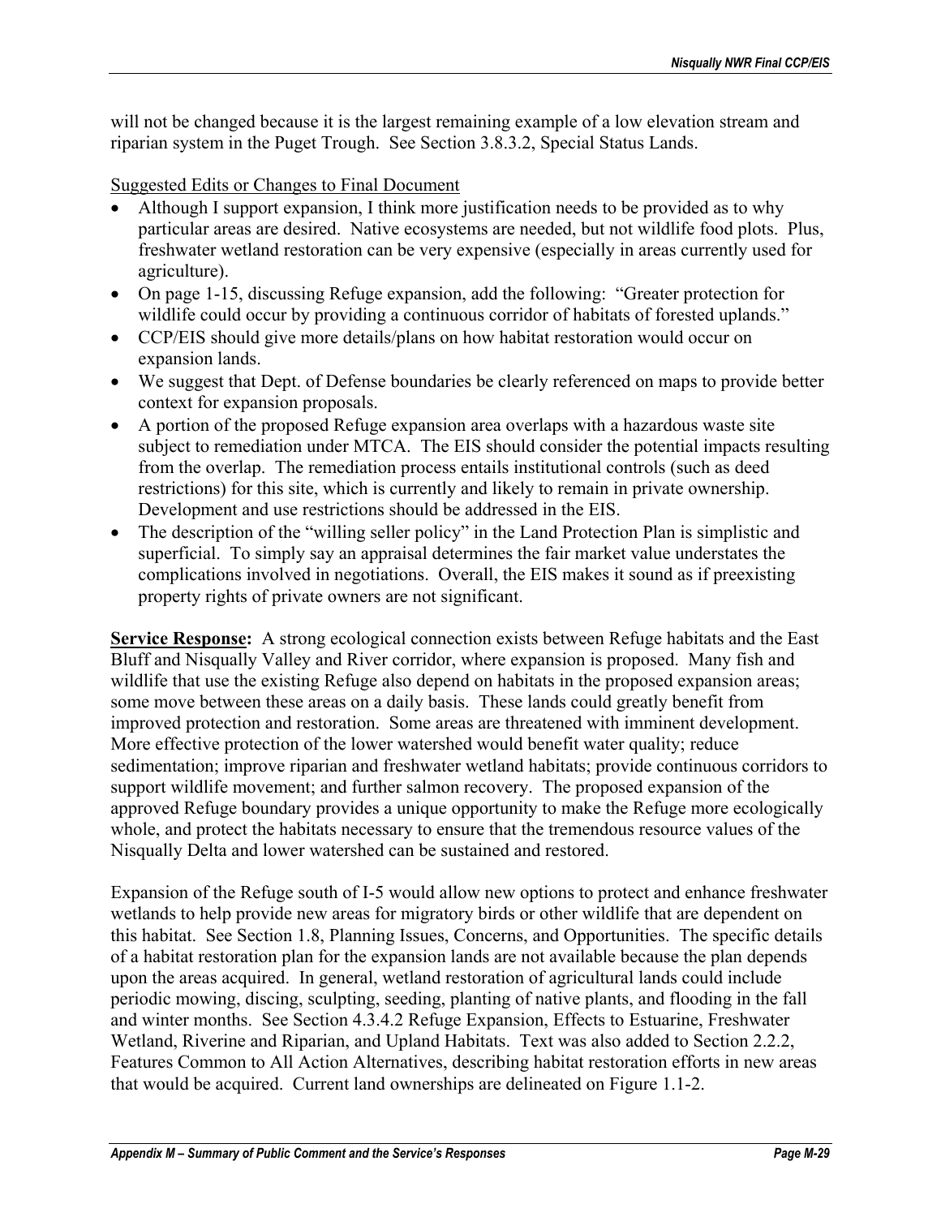will not be changed because it is the largest remaining example of a low elevation stream and riparian system in the Puget Trough. See Section 3.8.3.2, Special Status Lands.

Suggested Edits or Changes to Final Document

- Although I support expansion, I think more justification needs to be provided as to why particular areas are desired. Native ecosystems are needed, but not wildlife food plots. Plus, freshwater wetland restoration can be very expensive (especially in areas currently used for agriculture).
- On page 1-15, discussing Refuge expansion, add the following: "Greater protection for wildlife could occur by providing a continuous corridor of habitats of forested uplands."
- CCP/EIS should give more details/plans on how habitat restoration would occur on expansion lands.
- We suggest that Dept. of Defense boundaries be clearly referenced on maps to provide better context for expansion proposals.
- A portion of the proposed Refuge expansion area overlaps with a hazardous waste site subject to remediation under MTCA. The EIS should consider the potential impacts resulting from the overlap. The remediation process entails institutional controls (such as deed restrictions) for this site, which is currently and likely to remain in private ownership. Development and use restrictions should be addressed in the EIS.
- The description of the "willing seller policy" in the Land Protection Plan is simplistic and superficial. To simply say an appraisal determines the fair market value understates the complications involved in negotiations. Overall, the EIS makes it sound as if preexisting property rights of private owners are not significant.

**Service Response:** A strong ecological connection exists between Refuge habitats and the East Bluff and Nisqually Valley and River corridor, where expansion is proposed. Many fish and wildlife that use the existing Refuge also depend on habitats in the proposed expansion areas; some move between these areas on a daily basis. These lands could greatly benefit from improved protection and restoration. Some areas are threatened with imminent development. More effective protection of the lower watershed would benefit water quality; reduce sedimentation; improve riparian and freshwater wetland habitats; provide continuous corridors to support wildlife movement; and further salmon recovery. The proposed expansion of the approved Refuge boundary provides a unique opportunity to make the Refuge more ecologically whole, and protect the habitats necessary to ensure that the tremendous resource values of the Nisqually Delta and lower watershed can be sustained and restored.

Expansion of the Refuge south of I-5 would allow new options to protect and enhance freshwater wetlands to help provide new areas for migratory birds or other wildlife that are dependent on this habitat. See Section 1.8, Planning Issues, Concerns, and Opportunities. The specific details of a habitat restoration plan for the expansion lands are not available because the plan depends upon the areas acquired. In general, wetland restoration of agricultural lands could include periodic mowing, discing, sculpting, seeding, planting of native plants, and flooding in the fall and winter months. See Section 4.3.4.2 Refuge Expansion, Effects to Estuarine, Freshwater Wetland, Riverine and Riparian, and Upland Habitats. Text was also added to Section 2.2.2, Features Common to All Action Alternatives, describing habitat restoration efforts in new areas that would be acquired. Current land ownerships are delineated on Figure 1.1-2.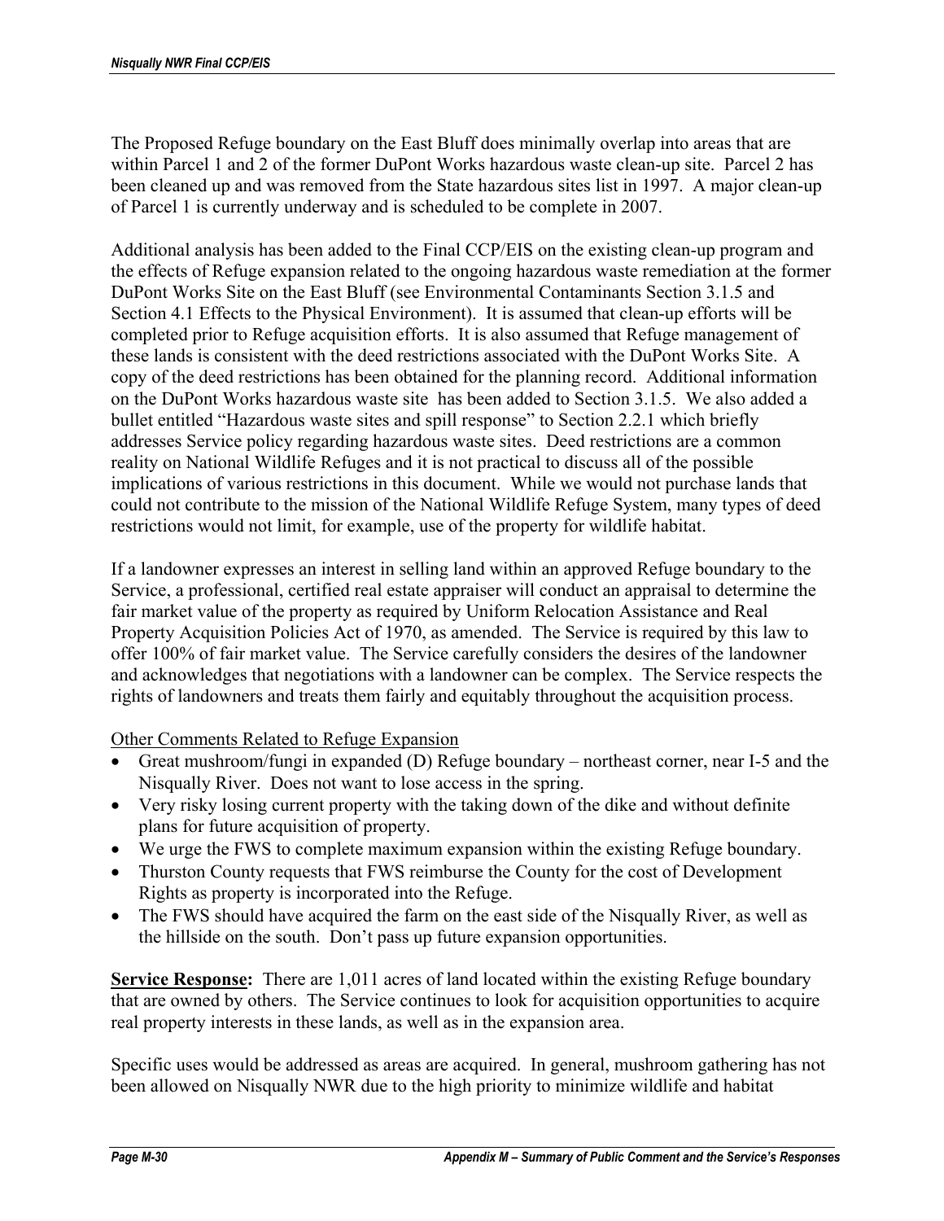The Proposed Refuge boundary on the East Bluff does minimally overlap into areas that are within Parcel 1 and 2 of the former DuPont Works hazardous waste clean-up site. Parcel 2 has been cleaned up and was removed from the State hazardous sites list in 1997. A major clean-up of Parcel 1 is currently underway and is scheduled to be complete in 2007.

Additional analysis has been added to the Final CCP/EIS on the existing clean-up program and the effects of Refuge expansion related to the ongoing hazardous waste remediation at the former DuPont Works Site on the East Bluff (see Environmental Contaminants Section 3.1.5 and Section 4.1 Effects to the Physical Environment). It is assumed that clean-up efforts will be completed prior to Refuge acquisition efforts. It is also assumed that Refuge management of these lands is consistent with the deed restrictions associated with the DuPont Works Site. A copy of the deed restrictions has been obtained for the planning record. Additional information on the DuPont Works hazardous waste site has been added to Section 3.1.5. We also added a bullet entitled "Hazardous waste sites and spill response" to Section 2.2.1 which briefly addresses Service policy regarding hazardous waste sites. Deed restrictions are a common reality on National Wildlife Refuges and it is not practical to discuss all of the possible implications of various restrictions in this document. While we would not purchase lands that could not contribute to the mission of the National Wildlife Refuge System, many types of deed restrictions would not limit, for example, use of the property for wildlife habitat.

If a landowner expresses an interest in selling land within an approved Refuge boundary to the Service, a professional, certified real estate appraiser will conduct an appraisal to determine the fair market value of the property as required by Uniform Relocation Assistance and Real Property Acquisition Policies Act of 1970, as amended. The Service is required by this law to offer 100% of fair market value. The Service carefully considers the desires of the landowner and acknowledges that negotiations with a landowner can be complex. The Service respects the rights of landowners and treats them fairly and equitably throughout the acquisition process.

Other Comments Related to Refuge Expansion

- Great mushroom/fungi in expanded (D) Refuge boundary – northeast corner, near I-5 and the Nisqually River. Does not want to lose access in the spring.
- Very risky losing current property with the taking down of the dike and without definite plans for future acquisition of property.
- We urge the FWS to complete maximum expansion within the existing Refuge boundary.
- Thurston County requests that FWS reimburse the County for the cost of Development Rights as property is incorporated into the Refuge.
- The FWS should have acquired the farm on the east side of the Nisqually River, as well as the hillside on the south. Don't pass up future expansion opportunities.

**Service Response:** There are 1,011 acres of land located within the existing Refuge boundary that are owned by others. The Service continues to look for acquisition opportunities to acquire real property interests in these lands, as well as in the expansion area.

Specific uses would be addressed as areas are acquired. In general, mushroom gathering has not been allowed on Nisqually NWR due to the high priority to minimize wildlife and habitat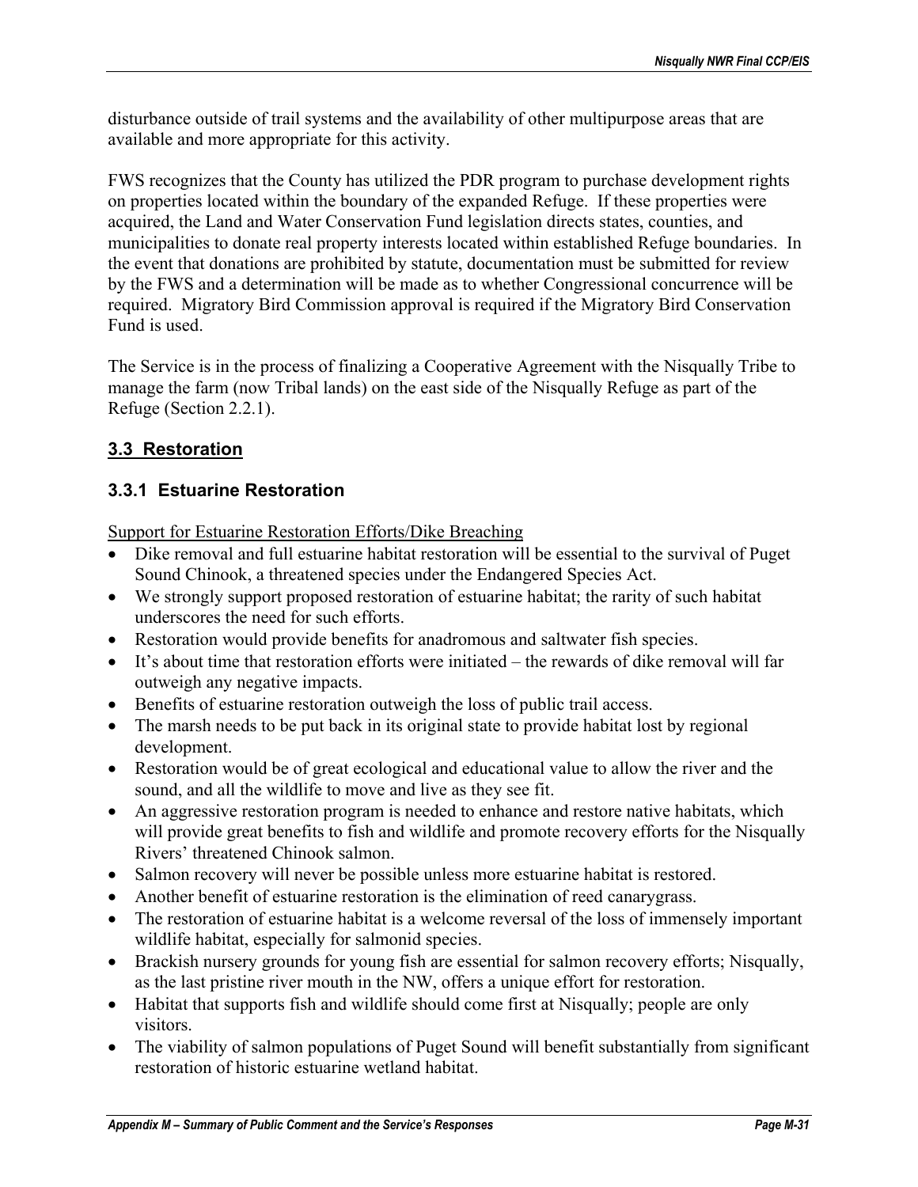disturbance outside of trail systems and the availability of other multipurpose areas that are available and more appropriate for this activity.

FWS recognizes that the County has utilized the PDR program to purchase development rights on properties located within the boundary of the expanded Refuge. If these properties were acquired, the Land and Water Conservation Fund legislation directs states, counties, and municipalities to donate real property interests located within established Refuge boundaries. In the event that donations are prohibited by statute, documentation must be submitted for review by the FWS and a determination will be made as to whether Congressional concurrence will be required. Migratory Bird Commission approval is required if the Migratory Bird Conservation Fund is used.

The Service is in the process of finalizing a Cooperative Agreement with the Nisqually Tribe to manage the farm (now Tribal lands) on the east side of the Nisqually Refuge as part of the Refuge (Section 2.2.1).

## 3.3 Restoration

### 3.3.1 Estuarine Restoration

Support for Estuarine Restoration Efforts/Dike Breaching

- Dike removal and full estuarine habitat restoration will be essential to the survival of Puget Sound Chinook, a threatened species under the Endangered Species Act.
- We strongly support proposed restoration of estuarine habitat; the rarity of such habitat underscores the need for such efforts.
- Restoration would provide benefits for anadromous and saltwater fish species.
- It's about time that restoration efforts were initiated – the rewards of dike removal will far outweigh any negative impacts.
- Benefits of estuarine restoration outweigh the loss of public trail access.
- The marsh needs to be put back in its original state to provide habitat lost by regional development.
- Restoration would be of great ecological and educational value to allow the river and the sound, and all the wildlife to move and live as they see fit.
- An aggressive restoration program is needed to enhance and restore native habitats, which will provide great benefits to fish and wildlife and promote recovery efforts for the Nisqually Rivers' threatened Chinook salmon.
- Salmon recovery will never be possible unless more estuarine habitat is restored.
- Another benefit of estuarine restoration is the elimination of reed canarygrass.
- The restoration of estuarine habitat is a welcome reversal of the loss of immensely important wildlife habitat, especially for salmonid species.
- Brackish nursery grounds for young fish are essential for salmon recovery efforts; Nisqually, as the last pristine river mouth in the NW, offers a unique effort for restoration.
- Habitat that supports fish and wildlife should come first at Nisqually; people are only visitors.
- The viability of salmon populations of Puget Sound will benefit substantially from significant restoration of historic estuarine wetland habitat.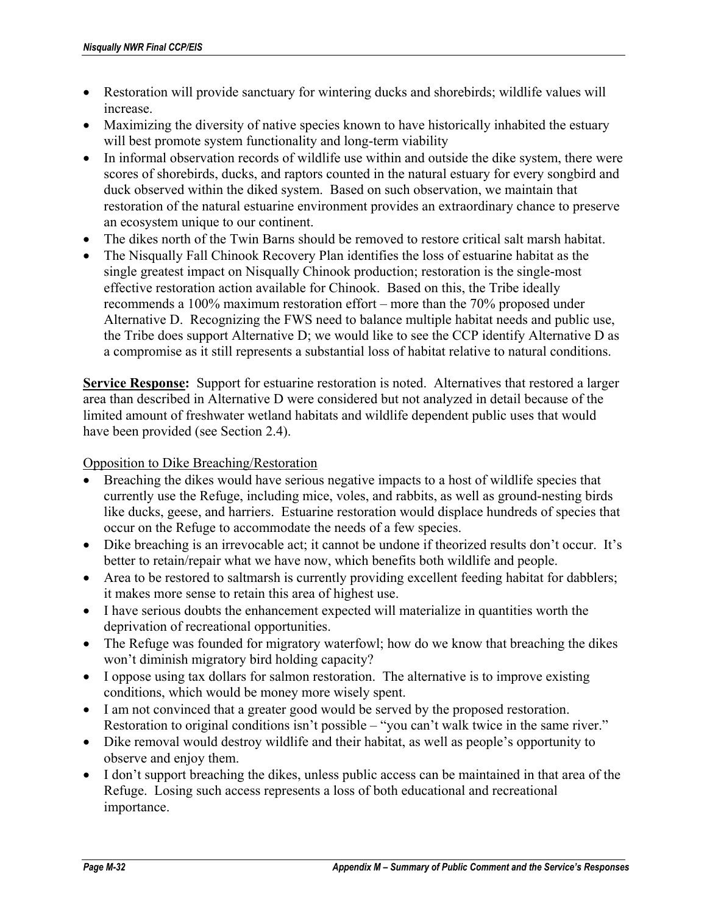- Restoration will provide sanctuary for wintering ducks and shorebirds; wildlife values will increase.
- Maximizing the diversity of native species known to have historically inhabited the estuary will best promote system functionality and long-term viability
- In informal observation records of wildlife use within and outside the dike system, there were scores of shorebirds, ducks, and raptors counted in the natural estuary for every songbird and duck observed within the diked system. Based on such observation, we maintain that restoration of the natural estuarine environment provides an extraordinary chance to preserve an ecosystem unique to our continent.
- The dikes north of the Twin Barns should be removed to restore critical salt marsh habitat.
- The Nisqually Fall Chinook Recovery Plan identifies the loss of estuarine habitat as the single greatest impact on Nisqually Chinook production; restoration is the single-most effective restoration action available for Chinook. Based on this, the Tribe ideally recommends a 100% maximum restoration effort – more than the 70% proposed under Alternative D. Recognizing the FWS need to balance multiple habitat needs and public use, the Tribe does support Alternative D; we would like to see the CCP identify Alternative D as a compromise as it still represents a substantial loss of habitat relative to natural conditions.

**Service Response:** Support for estuarine restoration is noted. Alternatives that restored a larger area than described in Alternative D were considered but not analyzed in detail because of the limited amount of freshwater wetland habitats and wildlife dependent public uses that would have been provided (see Section 2.4).

Opposition to Dike Breaching/Restoration

- Breaching the dikes would have serious negative impacts to a host of wildlife species that currently use the Refuge, including mice, voles, and rabbits, as well as ground-nesting birds like ducks, geese, and harriers. Estuarine restoration would displace hundreds of species that occur on the Refuge to accommodate the needs of a few species.
- Dike breaching is an irrevocable act; it cannot be undone if theorized results don't occur. It's better to retain/repair what we have now, which benefits both wildlife and people.
- Area to be restored to saltmarsh is currently providing excellent feeding habitat for dabblers; it makes more sense to retain this area of highest use.
- I have serious doubts the enhancement expected will materialize in quantities worth the deprivation of recreational opportunities.
- The Refuge was founded for migratory waterfowl; how do we know that breaching the dikes won't diminish migratory bird holding capacity?
- I oppose using tax dollars for salmon restoration. The alternative is to improve existing conditions, which would be money more wisely spent.
- I am not convinced that a greater good would be served by the proposed restoration. Restoration to original conditions isn't possible – "you can't walk twice in the same river."
- Dike removal would destroy wildlife and their habitat, as well as people's opportunity to observe and enjoy them.
- I don't support breaching the dikes, unless public access can be maintained in that area of the Refuge. Losing such access represents a loss of both educational and recreational importance.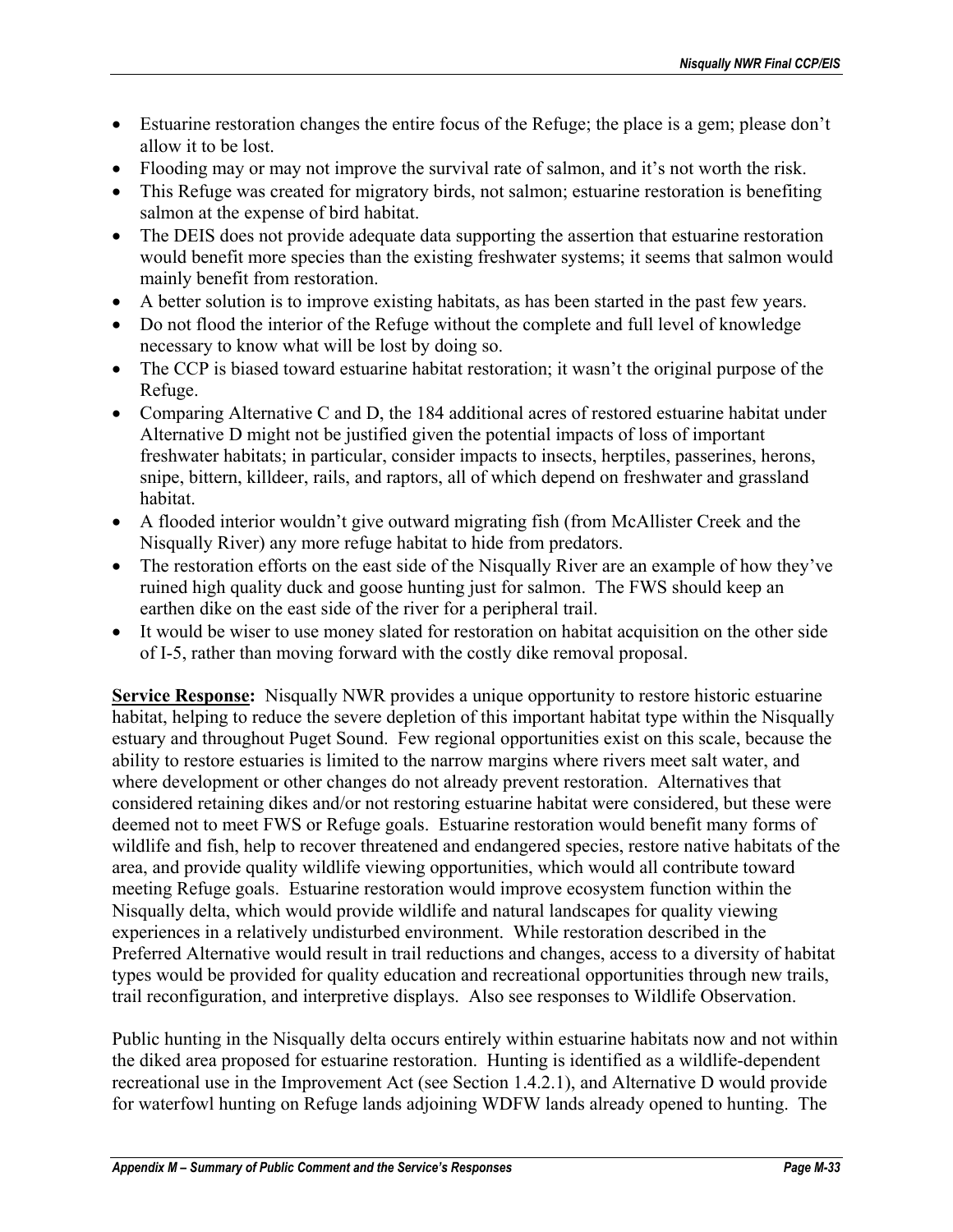- Estuarine restoration changes the entire focus of the Refuge; the place is a gem; please don't allow it to be lost.
- Flooding may or may not improve the survival rate of salmon, and it's not worth the risk.
- This Refuge was created for migratory birds, not salmon; estuarine restoration is benefiting salmon at the expense of bird habitat.
- The DEIS does not provide adequate data supporting the assertion that estuarine restoration would benefit more species than the existing freshwater systems; it seems that salmon would mainly benefit from restoration.
- A better solution is to improve existing habitats, as has been started in the past few years.
- Do not flood the interior of the Refuge without the complete and full level of knowledge necessary to know what will be lost by doing so.
- The CCP is biased toward estuarine habitat restoration; it wasn't the original purpose of the Refuge.
- Comparing Alternative C and D, the 184 additional acres of restored estuarine habitat under Alternative D might not be justified given the potential impacts of loss of important freshwater habitats; in particular, consider impacts to insects, herptiles, passerines, herons, snipe, bittern, killdeer, rails, and raptors, all of which depend on freshwater and grassland habitat.
- A flooded interior wouldn't give outward migrating fish (from McAllister Creek and the Nisqually River) any more refuge habitat to hide from predators.
- The restoration efforts on the east side of the Nisqually River are an example of how they've ruined high quality duck and goose hunting just for salmon. The FWS should keep an earthen dike on the east side of the river for a peripheral trail.
- It would be wiser to use money slated for restoration on habitat acquisition on the other side of I-5, rather than moving forward with the costly dike removal proposal.

**Service Response:** Nisqually NWR provides a unique opportunity to restore historic estuarine habitat, helping to reduce the severe depletion of this important habitat type within the Nisqually estuary and throughout Puget Sound. Few regional opportunities exist on this scale, because the ability to restore estuaries is limited to the narrow margins where rivers meet salt water, and where development or other changes do not already prevent restoration. Alternatives that considered retaining dikes and/or not restoring estuarine habitat were considered, but these were deemed not to meet FWS or Refuge goals. Estuarine restoration would benefit many forms of wildlife and fish, help to recover threatened and endangered species, restore native habitats of the area, and provide quality wildlife viewing opportunities, which would all contribute toward meeting Refuge goals. Estuarine restoration would improve ecosystem function within the Nisqually delta, which would provide wildlife and natural landscapes for quality viewing experiences in a relatively undisturbed environment. While restoration described in the Preferred Alternative would result in trail reductions and changes, access to a diversity of habitat types would be provided for quality education and recreational opportunities through new trails, trail reconfiguration, and interpretive displays. Also see responses to Wildlife Observation.

Public hunting in the Nisqually delta occurs entirely within estuarine habitats now and not within the diked area proposed for estuarine restoration. Hunting is identified as a wildlife-dependent recreational use in the Improvement Act (see Section 1.4.2.1), and Alternative D would provide for waterfowl hunting on Refuge lands adjoining WDFW lands already opened to hunting. The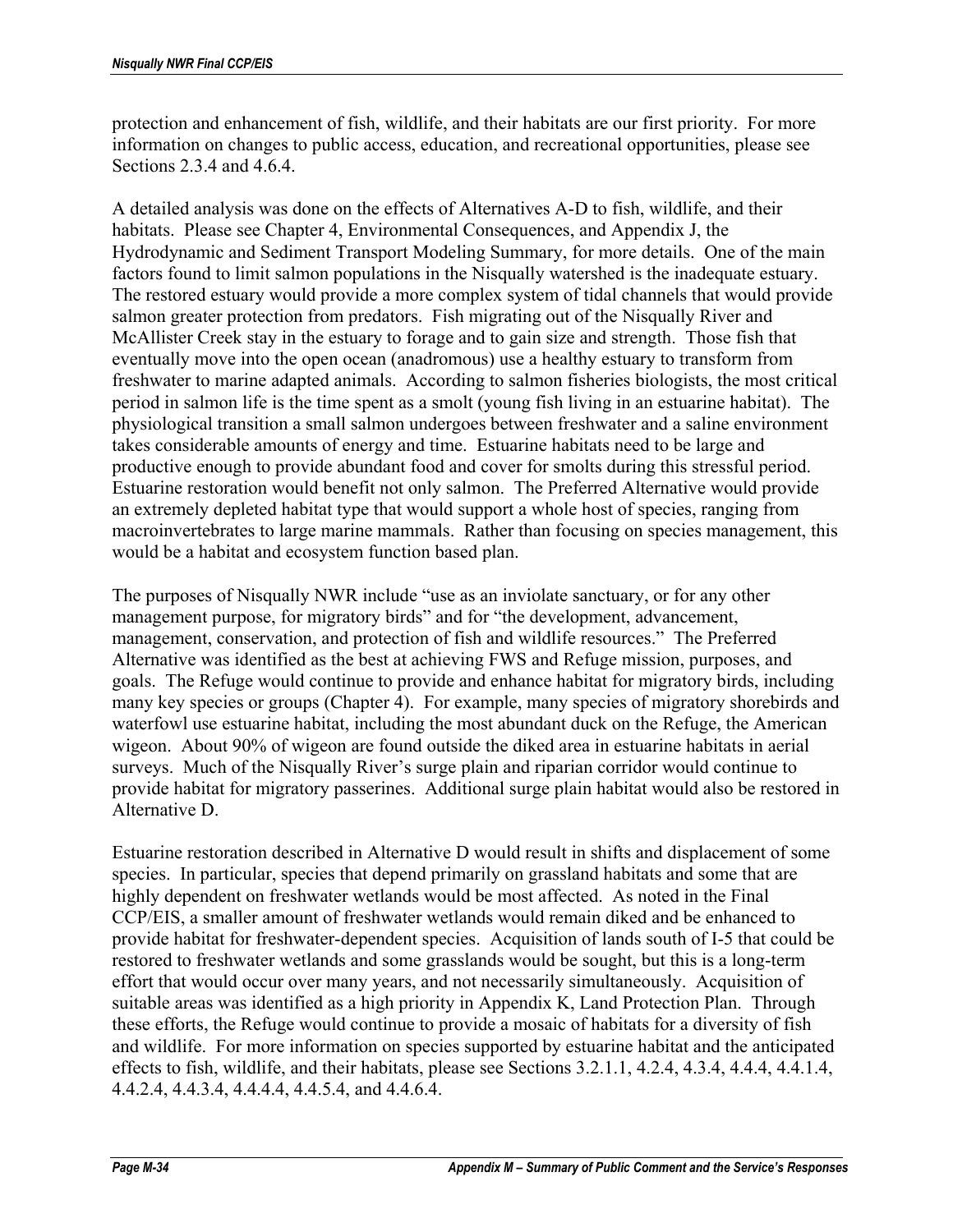protection and enhancement of fish, wildlife, and their habitats are our first priority. For more information on changes to public access, education, and recreational opportunities, please see Sections 2.3.4 and 4.6.4.

A detailed analysis was done on the effects of Alternatives A-D to fish, wildlife, and their habitats. Please see Chapter 4, Environmental Consequences, and Appendix J, the Hydrodynamic and Sediment Transport Modeling Summary, for more details. One of the main factors found to limit salmon populations in the Nisqually watershed is the inadequate estuary. The restored estuary would provide a more complex system of tidal channels that would provide salmon greater protection from predators. Fish migrating out of the Nisqually River and McAllister Creek stay in the estuary to forage and to gain size and strength. Those fish that eventually move into the open ocean (anadromous) use a healthy estuary to transform from freshwater to marine adapted animals. According to salmon fisheries biologists, the most critical period in salmon life is the time spent as a smolt (young fish living in an estuarine habitat). The physiological transition a small salmon undergoes between freshwater and a saline environment takes considerable amounts of energy and time. Estuarine habitats need to be large and productive enough to provide abundant food and cover for smolts during this stressful period. Estuarine restoration would benefit not only salmon. The Preferred Alternative would provide an extremely depleted habitat type that would support a whole host of species, ranging from macroinvertebrates to large marine mammals. Rather than focusing on species management, this would be a habitat and ecosystem function based plan.

The purposes of Nisqually NWR include "use as an inviolate sanctuary, or for any other management purpose, for migratory birds" and for "the development, advancement, management, conservation, and protection of fish and wildlife resources." The Preferred Alternative was identified as the best at achieving FWS and Refuge mission, purposes, and goals. The Refuge would continue to provide and enhance habitat for migratory birds, including many key species or groups (Chapter 4). For example, many species of migratory shorebirds and waterfowl use estuarine habitat, including the most abundant duck on the Refuge, the American wigeon. About 90% of wigeon are found outside the diked area in estuarine habitats in aerial surveys. Much of the Nisqually River's surge plain and riparian corridor would continue to provide habitat for migratory passerines. Additional surge plain habitat would also be restored in Alternative D.

Estuarine restoration described in Alternative D would result in shifts and displacement of some species. In particular, species that depend primarily on grassland habitats and some that are highly dependent on freshwater wetlands would be most affected. As noted in the Final CCP/EIS, a smaller amount of freshwater wetlands would remain diked and be enhanced to provide habitat for freshwater-dependent species. Acquisition of lands south of I-5 that could be restored to freshwater wetlands and some grasslands would be sought, but this is a long-term effort that would occur over many years, and not necessarily simultaneously. Acquisition of suitable areas was identified as a high priority in Appendix K, Land Protection Plan. Through these efforts, the Refuge would continue to provide a mosaic of habitats for a diversity of fish and wildlife. For more information on species supported by estuarine habitat and the anticipated effects to fish, wildlife, and their habitats, please see Sections 3.2.1.1, 4.2.4, 4.3.4, 4.4.4, 4.4.1.4, 4.4.2.4, 4.4.3.4, 4.4.4.4, 4.4.5.4, and 4.4.6.4.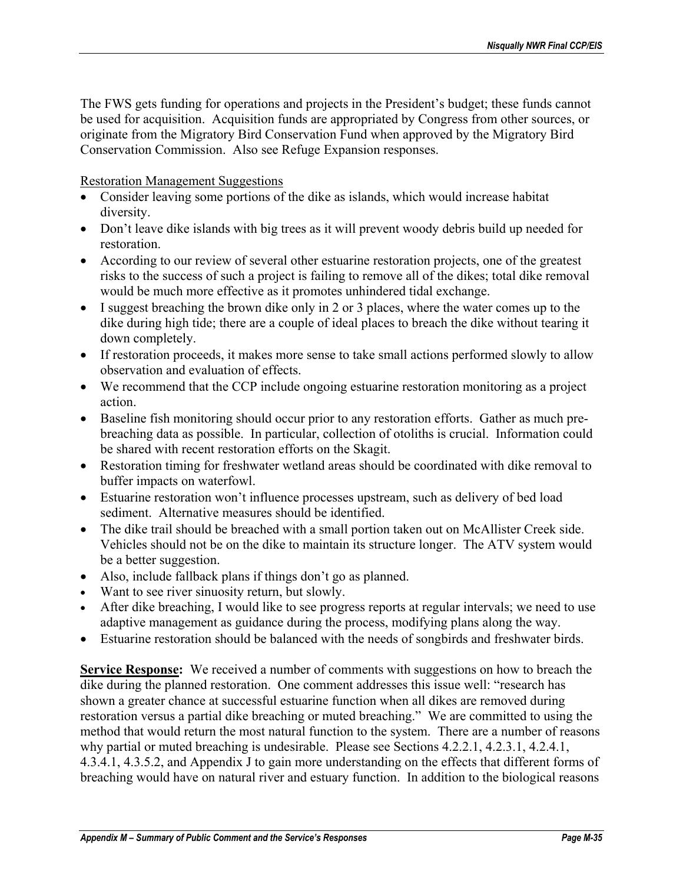The FWS gets funding for operations and projects in the President's budget; these funds cannot be used for acquisition. Acquisition funds are appropriated by Congress from other sources, or originate from the Migratory Bird Conservation Fund when approved by the Migratory Bird Conservation Commission. Also see Refuge Expansion responses.

Restoration Management Suggestions

- Consider leaving some portions of the dike as islands, which would increase habitat diversity.
- Don't leave dike islands with big trees as it will prevent woody debris build up needed for restoration.
- According to our review of several other estuarine restoration projects, one of the greatest risks to the success of such a project is failing to remove all of the dikes; total dike removal would be much more effective as it promotes unhindered tidal exchange.
- I suggest breaching the brown dike only in 2 or 3 places, where the water comes up to the dike during high tide; there are a couple of ideal places to breach the dike without tearing it down completely.
- If restoration proceeds, it makes more sense to take small actions performed slowly to allow observation and evaluation of effects.
- We recommend that the CCP include ongoing estuarine restoration monitoring as a project action.
- Baseline fish monitoring should occur prior to any restoration efforts. Gather as much pre-breaching data as possible. In particular, collection of otoliths is crucial. Information could be shared with recent restoration efforts on the Skagit.
- Restoration timing for freshwater wetland areas should be coordinated with dike removal to buffer impacts on waterfowl.
- Estuarine restoration won't influence processes upstream, such as delivery of bed load sediment. Alternative measures should be identified.
- The dike trail should be breached with a small portion taken out on McAllister Creek side. Vehicles should not be on the dike to maintain its structure longer. The ATV system would be a better suggestion.
- Also, include fallback plans if things don't go as planned.
- Want to see river sinuosity return, but slowly.
- After dike breaching, I would like to see progress reports at regular intervals; we need to use adaptive management as guidance during the process, modifying plans along the way.
- Estuarine restoration should be balanced with the needs of songbirds and freshwater birds.

**Service Response:** We received a number of comments with suggestions on how to breach the dike during the planned restoration. One comment addresses this issue well: "research has shown a greater chance at successful estuarine function when all dikes are removed during restoration versus a partial dike breaching or muted breaching." We are committed to using the method that would return the most natural function to the system. There are a number of reasons why partial or muted breaching is undesirable. Please see Sections 4.2.2.1, 4.2.3.1, 4.2.4.1, 4.3.4.1, 4.3.5.2, and Appendix J to gain more understanding on the effects that different forms of breaching would have on natural river and estuary function. In addition to the biological reasons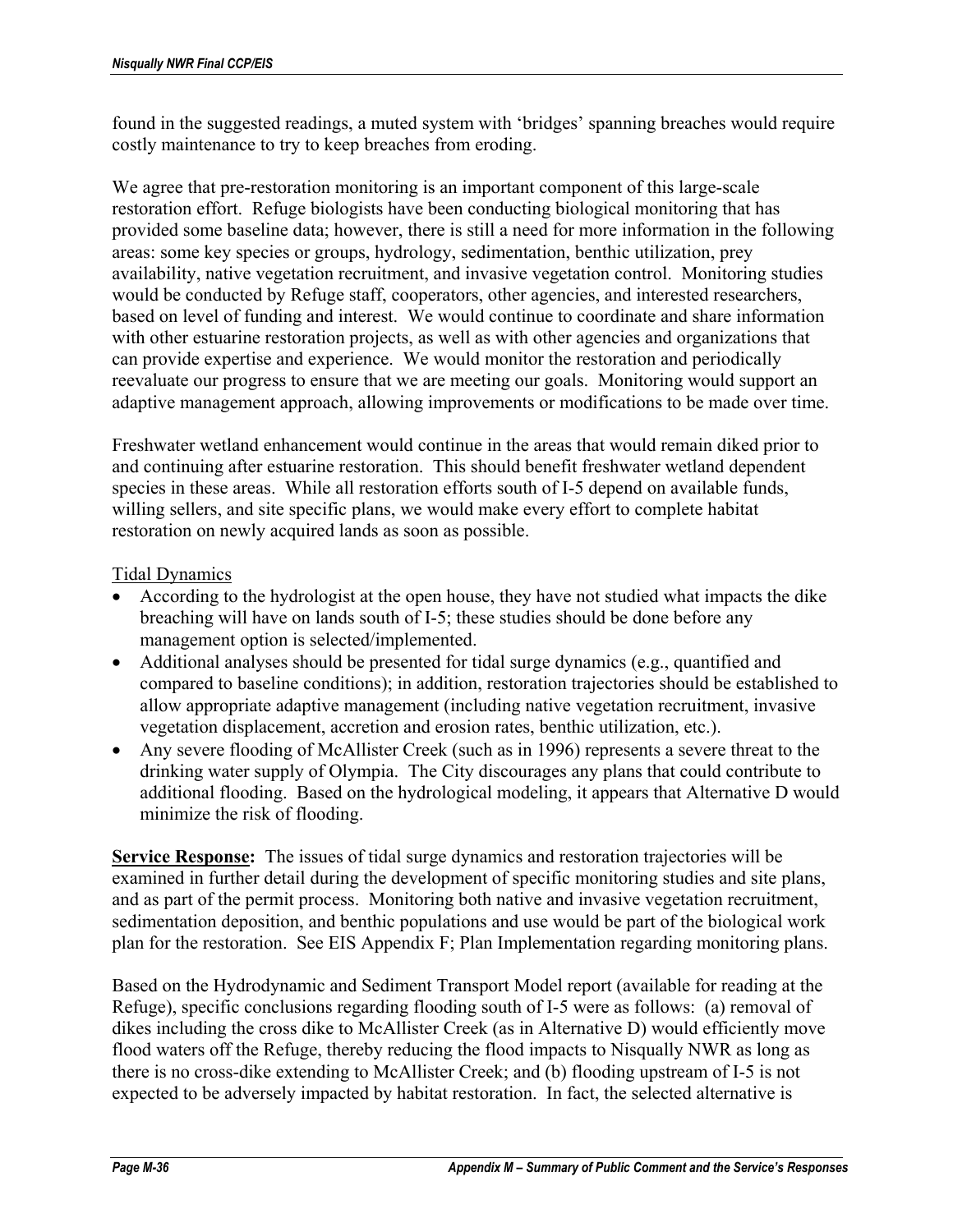found in the suggested readings, a muted system with 'bridges' spanning breaches would require costly maintenance to try to keep breaches from eroding.

We agree that pre-restoration monitoring is an important component of this large-scale restoration effort. Refuge biologists have been conducting biological monitoring that has provided some baseline data; however, there is still a need for more information in the following areas: some key species or groups, hydrology, sedimentation, benthic utilization, prey availability, native vegetation recruitment, and invasive vegetation control. Monitoring studies would be conducted by Refuge staff, cooperators, other agencies, and interested researchers, based on level of funding and interest. We would continue to coordinate and share information with other estuarine restoration projects, as well as with other agencies and organizations that can provide expertise and experience. We would monitor the restoration and periodically reevaluate our progress to ensure that we are meeting our goals. Monitoring would support an adaptive management approach, allowing improvements or modifications to be made over time.

Freshwater wetland enhancement would continue in the areas that would remain diked prior to and continuing after estuarine restoration. This should benefit freshwater wetland dependent species in these areas. While all restoration efforts south of I-5 depend on available funds, willing sellers, and site specific plans, we would make every effort to complete habitat restoration on newly acquired lands as soon as possible.

Tidal Dynamics

- According to the hydrologist at the open house, they have not studied what impacts the dike breaching will have on lands south of I-5; these studies should be done before any management option is selected/implemented.
- Additional analyses should be presented for tidal surge dynamics (e.g., quantified and compared to baseline conditions); in addition, restoration trajectories should be established to allow appropriate adaptive management (including native vegetation recruitment, invasive vegetation displacement, accretion and erosion rates, benthic utilization, etc.).
- Any severe flooding of McAllister Creek (such as in 1996) represents a severe threat to the drinking water supply of Olympia. The City discourages any plans that could contribute to additional flooding. Based on the hydrological modeling, it appears that Alternative D would minimize the risk of flooding.

**Service Response:** The issues of tidal surge dynamics and restoration trajectories will be examined in further detail during the development of specific monitoring studies and site plans, and as part of the permit process. Monitoring both native and invasive vegetation recruitment, sedimentation deposition, and benthic populations and use would be part of the biological work plan for the restoration. See EIS Appendix F; Plan Implementation regarding monitoring plans.

Based on the Hydrodynamic and Sediment Transport Model report (available for reading at the Refuge), specific conclusions regarding flooding south of I-5 were as follows: (a) removal of dikes including the cross dike to McAllister Creek (as in Alternative D) would efficiently move flood waters off the Refuge, thereby reducing the flood impacts to Nisqually NWR as long as there is no cross-dike extending to McAllister Creek; and (b) flooding upstream of I-5 is not expected to be adversely impacted by habitat restoration. In fact, the selected alternative is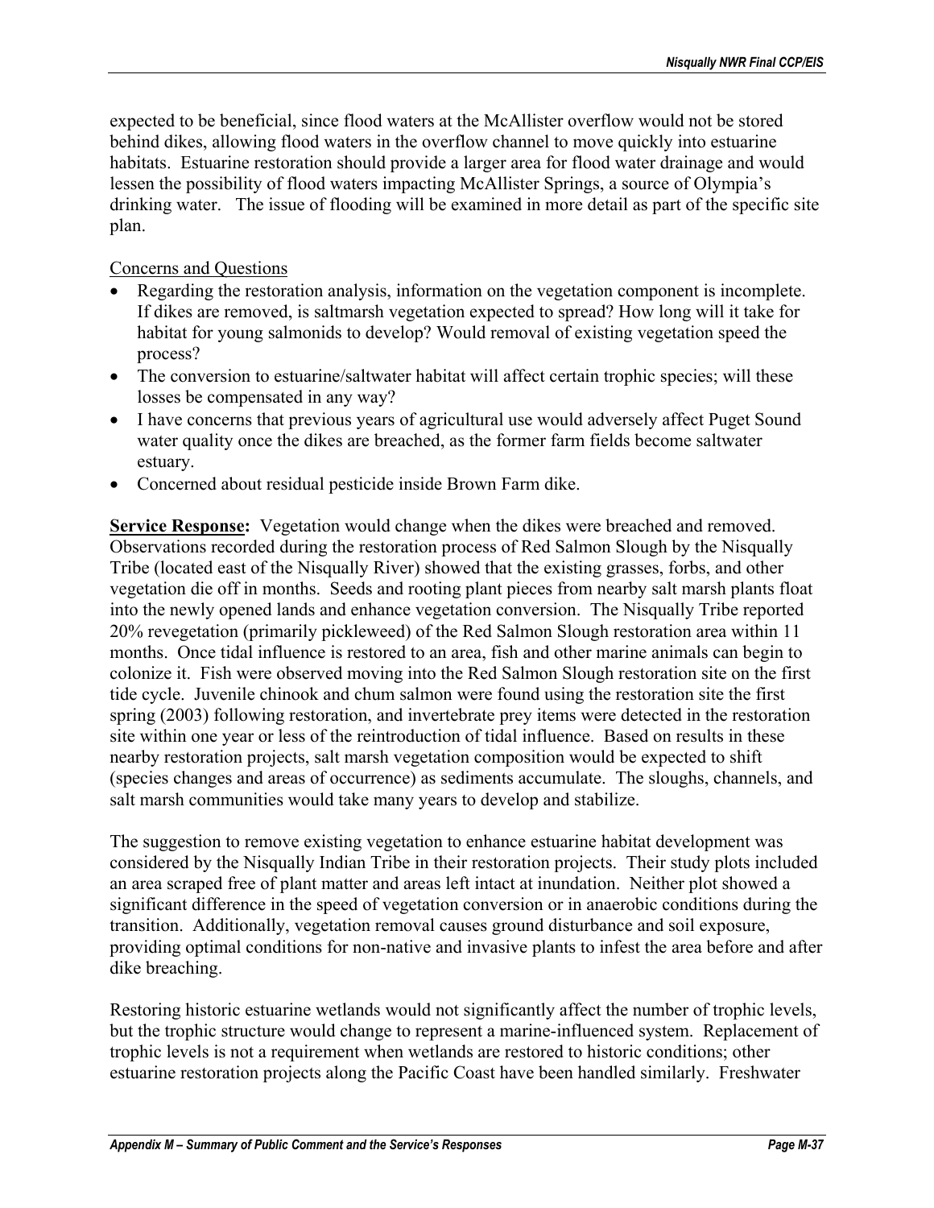expected to be beneficial, since flood waters at the McAllister overflow would not be stored behind dikes, allowing flood waters in the overflow channel to move quickly into estuarine habitats. Estuarine restoration should provide a larger area for flood water drainage and would lessen the possibility of flood waters impacting McAllister Springs, a source of Olympia's drinking water. The issue of flooding will be examined in more detail as part of the specific site plan.

Concerns and Questions

- Regarding the restoration analysis, information on the vegetation component is incomplete. If dikes are removed, is saltmarsh vegetation expected to spread? How long will it take for habitat for young salmonids to develop? Would removal of existing vegetation speed the process?
- The conversion to estuarine/saltwater habitat will affect certain trophic species; will these losses be compensated in any way?
- I have concerns that previous years of agricultural use would adversely affect Puget Sound water quality once the dikes are breached, as the former farm fields become saltwater estuary.
- Concerned about residual pesticide inside Brown Farm dike.

**Service Response:** Vegetation would change when the dikes were breached and removed. Observations recorded during the restoration process of Red Salmon Slough by the Nisqually Tribe (located east of the Nisqually River) showed that the existing grasses, forbs, and other vegetation die off in months. Seeds and rooting plant pieces from nearby salt marsh plants float into the newly opened lands and enhance vegetation conversion. The Nisqually Tribe reported 20% revegetation (primarily pickleweed) of the Red Salmon Slough restoration area within 11 months. Once tidal influence is restored to an area, fish and other marine animals can begin to colonize it. Fish were observed moving into the Red Salmon Slough restoration site on the first tide cycle. Juvenile chinook and chum salmon were found using the restoration site the first spring (2003) following restoration, and invertebrate prey items were detected in the restoration site within one year or less of the reintroduction of tidal influence. Based on results in these nearby restoration projects, salt marsh vegetation composition would be expected to shift (species changes and areas of occurrence) as sediments accumulate. The sloughs, channels, and salt marsh communities would take many years to develop and stabilize.

The suggestion to remove existing vegetation to enhance estuarine habitat development was considered by the Nisqually Indian Tribe in their restoration projects. Their study plots included an area scraped free of plant matter and areas left intact at inundation. Neither plot showed a significant difference in the speed of vegetation conversion or in anaerobic conditions during the transition. Additionally, vegetation removal causes ground disturbance and soil exposure, providing optimal conditions for non-native and invasive plants to infest the area before and after dike breaching.

Restoring historic estuarine wetlands would not significantly affect the number of trophic levels, but the trophic structure would change to represent a marine-influenced system. Replacement of trophic levels is not a requirement when wetlands are restored to historic conditions; other estuarine restoration projects along the Pacific Coast have been handled similarly. Freshwater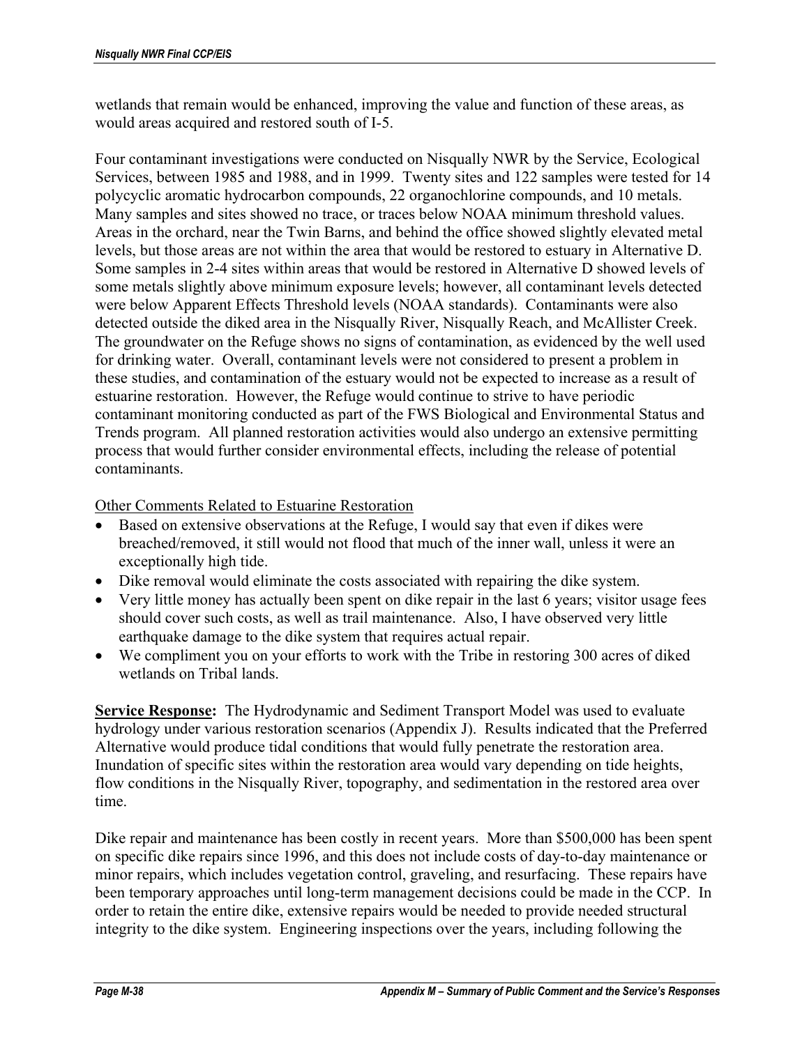wetlands that remain would be enhanced, improving the value and function of these areas, as would areas acquired and restored south of I-5.

Four contaminant investigations were conducted on Nisqually NWR by the Service, Ecological Services, between 1985 and 1988, and in 1999. Twenty sites and 122 samples were tested for 14 polycyclic aromatic hydrocarbon compounds, 22 organochlorine compounds, and 10 metals. Many samples and sites showed no trace, or traces below NOAA minimum threshold values. Areas in the orchard, near the Twin Barns, and behind the office showed slightly elevated metal levels, but those areas are not within the area that would be restored to estuary in Alternative D. Some samples in 2-4 sites within areas that would be restored in Alternative D showed levels of some metals slightly above minimum exposure levels; however, all contaminant levels detected were below Apparent Effects Threshold levels (NOAA standards). Contaminants were also detected outside the diked area in the Nisqually River, Nisqually Reach, and McAllister Creek. The groundwater on the Refuge shows no signs of contamination, as evidenced by the well used for drinking water. Overall, contaminant levels were not considered to present a problem in these studies, and contamination of the estuary would not be expected to increase as a result of estuarine restoration. However, the Refuge would continue to strive to have periodic contaminant monitoring conducted as part of the FWS Biological and Environmental Status and Trends program. All planned restoration activities would also undergo an extensive permitting process that would further consider environmental effects, including the release of potential contaminants.

Other Comments Related to Estuarine Restoration

- Based on extensive observations at the Refuge, I would say that even if dikes were breached/removed, it still would not flood that much of the inner wall, unless it were an exceptionally high tide.
- Dike removal would eliminate the costs associated with repairing the dike system.
- Very little money has actually been spent on dike repair in the last 6 years; visitor usage fees should cover such costs, as well as trail maintenance. Also, I have observed very little earthquake damage to the dike system that requires actual repair.
- We compliment you on your efforts to work with the Tribe in restoring 300 acres of diked wetlands on Tribal lands.

**Service Response:** The Hydrodynamic and Sediment Transport Model was used to evaluate hydrology under various restoration scenarios (Appendix J). Results indicated that the Preferred Alternative would produce tidal conditions that would fully penetrate the restoration area. Inundation of specific sites within the restoration area would vary depending on tide heights, flow conditions in the Nisqually River, topography, and sedimentation in the restored area over time.

Dike repair and maintenance has been costly in recent years. More than $500,000 has been spent on specific dike repairs since 1996, and this does not include costs of day-to-day maintenance or minor repairs, which includes vegetation control, graveling, and resurfacing. These repairs have been temporary approaches until long-term management decisions could be made in the CCP. In order to retain the entire dike, extensive repairs would be needed to provide needed structural integrity to the dike system. Engineering inspections over the years, including following the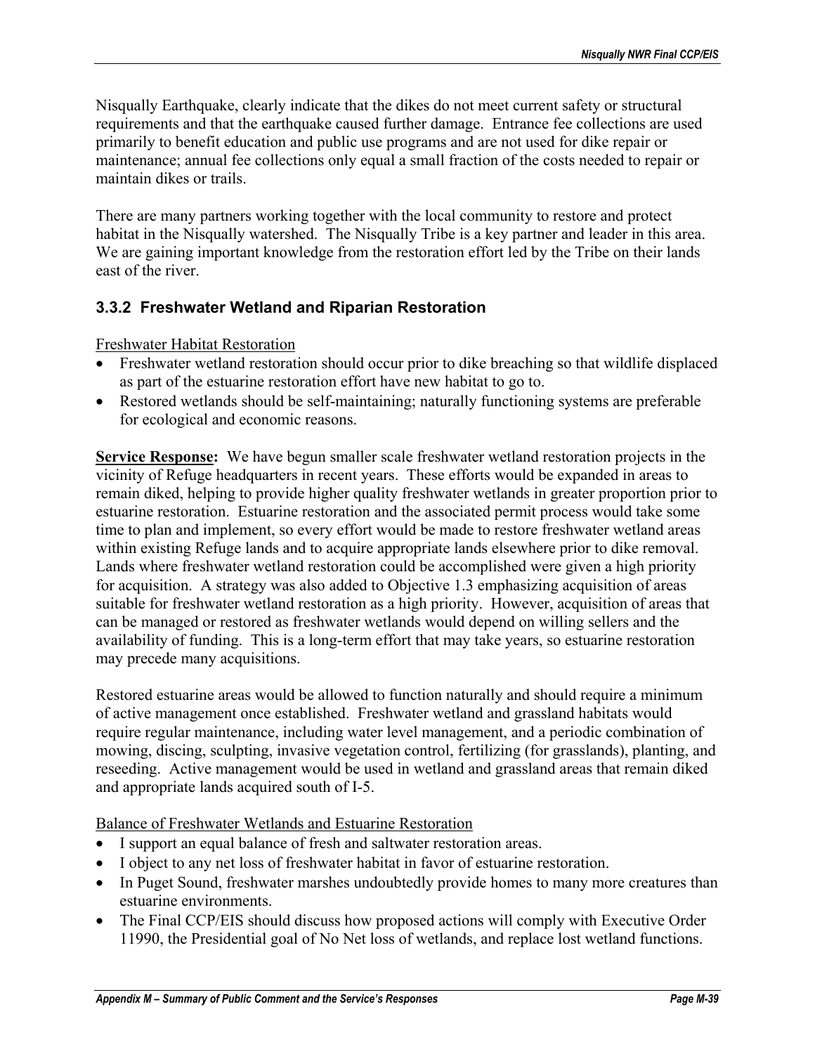Nisqually Earthquake, clearly indicate that the dikes do not meet current safety or structural requirements and that the earthquake caused further damage. Entrance fee collections are used primarily to benefit education and public use programs and are not used for dike repair or maintenance; annual fee collections only equal a small fraction of the costs needed to repair or maintain dikes or trails.

There are many partners working together with the local community to restore and protect habitat in the Nisqually watershed. The Nisqually Tribe is a key partner and leader in this area. We are gaining important knowledge from the restoration effort led by the Tribe on their lands east of the river.

### 3.3.2 Freshwater Wetland and Riparian Restoration

Freshwater Habitat Restoration

- Freshwater wetland restoration should occur prior to dike breaching so that wildlife displaced as part of the estuarine restoration effort have new habitat to go to.
- Restored wetlands should be self-maintaining; naturally functioning systems are preferable for ecological and economic reasons.

**Service Response:** We have begun smaller scale freshwater wetland restoration projects in the vicinity of Refuge headquarters in recent years. These efforts would be expanded in areas to remain diked, helping to provide higher quality freshwater wetlands in greater proportion prior to estuarine restoration. Estuarine restoration and the associated permit process would take some time to plan and implement, so every effort would be made to restore freshwater wetland areas within existing Refuge lands and to acquire appropriate lands elsewhere prior to dike removal. Lands where freshwater wetland restoration could be accomplished were given a high priority for acquisition. A strategy was also added to Objective 1.3 emphasizing acquisition of areas suitable for freshwater wetland restoration as a high priority. However, acquisition of areas that can be managed or restored as freshwater wetlands would depend on willing sellers and the availability of funding. This is a long-term effort that may take years, so estuarine restoration may precede many acquisitions.

Restored estuarine areas would be allowed to function naturally and should require a minimum of active management once established. Freshwater wetland and grassland habitats would require regular maintenance, including water level management, and a periodic combination of mowing, discing, sculpting, invasive vegetation control, fertilizing (for grasslands), planting, and reseeding. Active management would be used in wetland and grassland areas that remain diked and appropriate lands acquired south of I-5.

Balance of Freshwater Wetlands and Estuarine Restoration

- I support an equal balance of fresh and saltwater restoration areas.
- I object to any net loss of freshwater habitat in favor of estuarine restoration.
- In Puget Sound, freshwater marshes undoubtedly provide homes to many more creatures than estuarine environments.
- The Final CCP/EIS should discuss how proposed actions will comply with Executive Order 11990, the Presidential goal of No Net loss of wetlands, and replace lost wetland functions.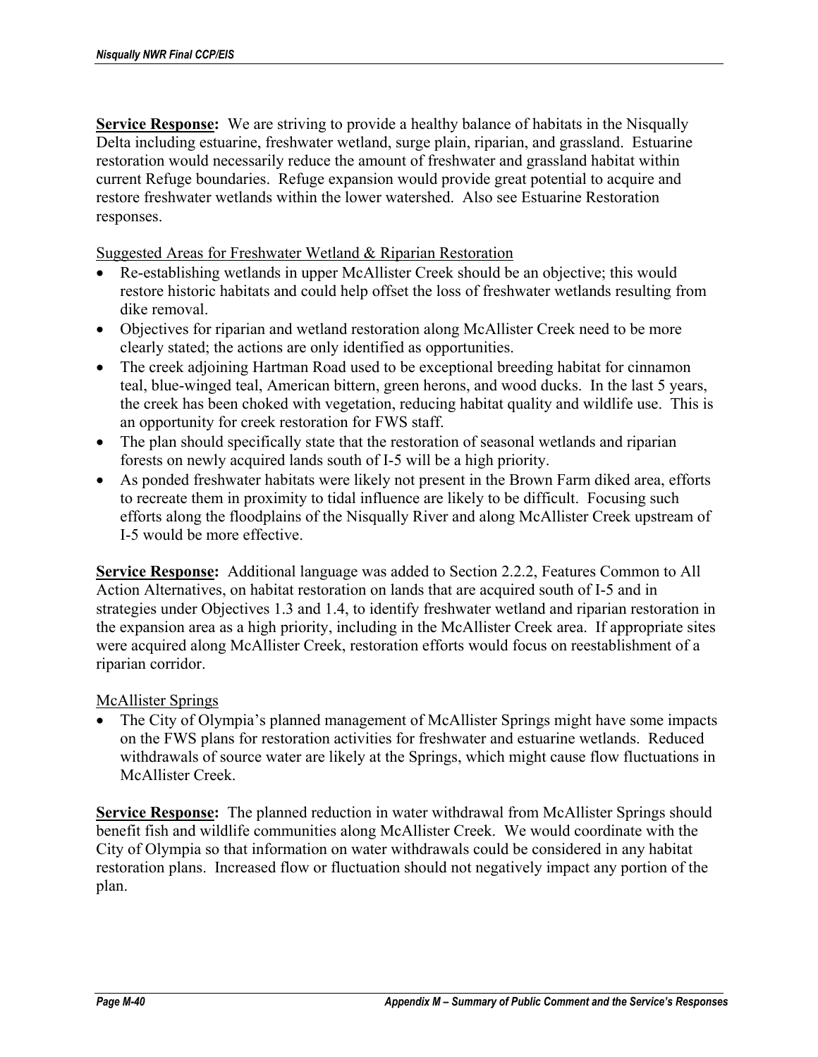**Service Response:** We are striving to provide a healthy balance of habitats in the Nisqually Delta including estuarine, freshwater wetland, surge plain, riparian, and grassland. Estuarine restoration would necessarily reduce the amount of freshwater and grassland habitat within current Refuge boundaries. Refuge expansion would provide great potential to acquire and restore freshwater wetlands within the lower watershed. Also see Estuarine Restoration responses.

Suggested Areas for Freshwater Wetland & Riparian Restoration

- Re-establishing wetlands in upper McAllister Creek should be an objective; this would restore historic habitats and could help offset the loss of freshwater wetlands resulting from dike removal.
- Objectives for riparian and wetland restoration along McAllister Creek need to be more clearly stated; the actions are only identified as opportunities.
- The creek adjoining Hartman Road used to be exceptional breeding habitat for cinnamon teal, blue-winged teal, American bittern, green herons, and wood ducks. In the last 5 years, the creek has been choked with vegetation, reducing habitat quality and wildlife use. This is an opportunity for creek restoration for FWS staff.
- The plan should specifically state that the restoration of seasonal wetlands and riparian forests on newly acquired lands south of I-5 will be a high priority.
- As ponded freshwater habitats were likely not present in the Brown Farm diked area, efforts to recreate them in proximity to tidal influence are likely to be difficult. Focusing such efforts along the floodplains of the Nisqually River and along McAllister Creek upstream of I-5 would be more effective.

**Service Response:** Additional language was added to Section 2.2.2, Features Common to All Action Alternatives, on habitat restoration on lands that are acquired south of I-5 and in strategies under Objectives 1.3 and 1.4, to identify freshwater wetland and riparian restoration in the expansion area as a high priority, including in the McAllister Creek area. If appropriate sites were acquired along McAllister Creek, restoration efforts would focus on reestablishment of a riparian corridor.

McAllister Springs

- The City of Olympia's planned management of McAllister Springs might have some impacts on the FWS plans for restoration activities for freshwater and estuarine wetlands. Reduced withdrawals of source water are likely at the Springs, which might cause flow fluctuations in McAllister Creek.

**Service Response:** The planned reduction in water withdrawal from McAllister Springs should benefit fish and wildlife communities along McAllister Creek. We would coordinate with the City of Olympia so that information on water withdrawals could be considered in any habitat restoration plans. Increased flow or fluctuation should not negatively impact any portion of the plan.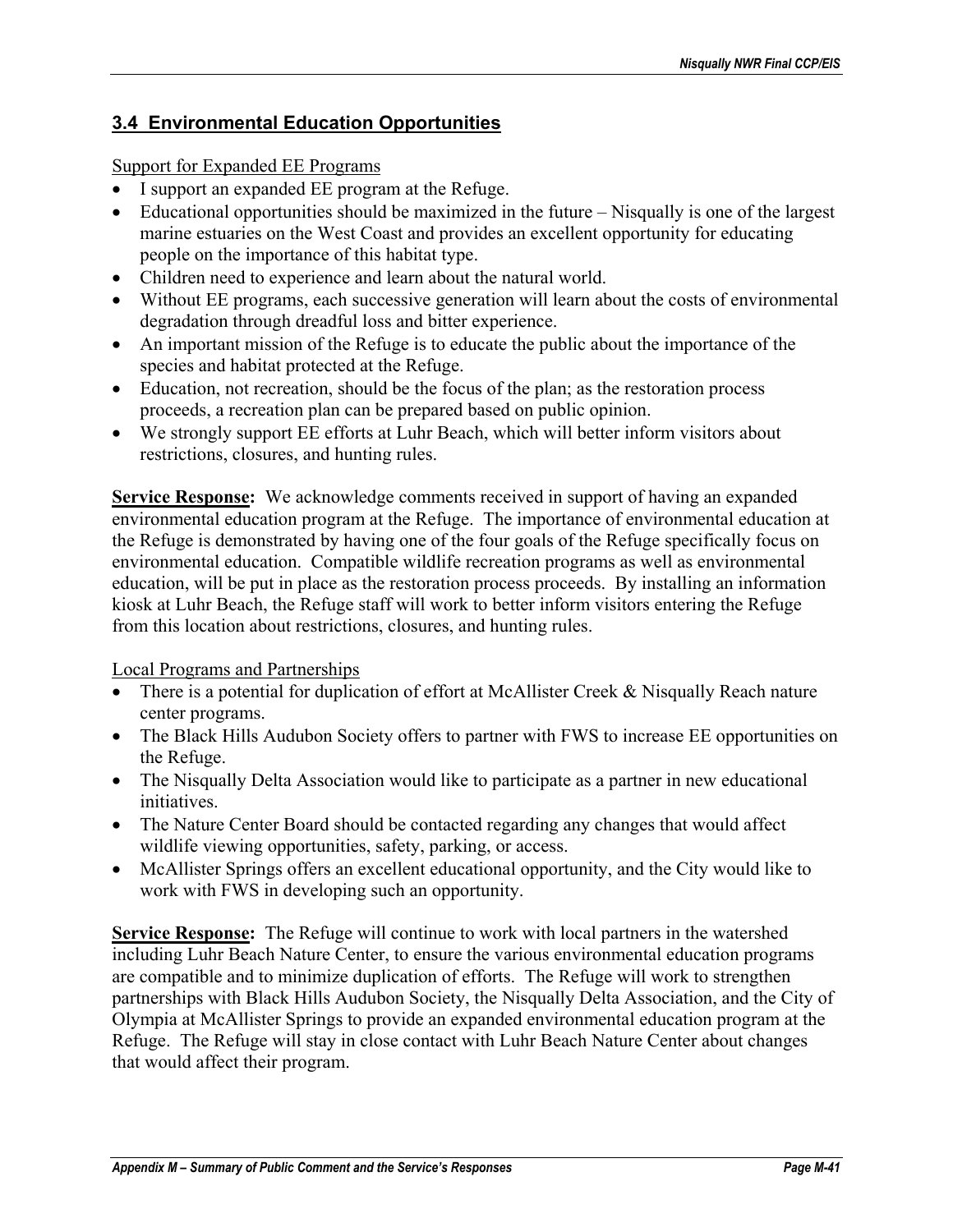### 3.4 Environmental Education Opportunities

Support for Expanded EE Programs

- I support an expanded EE program at the Refuge.
- Educational opportunities should be maximized in the future – Nisqually is one of the largest marine estuaries on the West Coast and provides an excellent opportunity for educating people on the importance of this habitat type.
- Children need to experience and learn about the natural world.
- Without EE programs, each successive generation will learn about the costs of environmental degradation through dreadful loss and bitter experience.
- An important mission of the Refuge is to educate the public about the importance of the species and habitat protected at the Refuge.
- Education, not recreation, should be the focus of the plan; as the restoration process proceeds, a recreation plan can be prepared based on public opinion.
- We strongly support EE efforts at Luhr Beach, which will better inform visitors about restrictions, closures, and hunting rules.

**Service Response:** We acknowledge comments received in support of having an expanded environmental education program at the Refuge. The importance of environmental education at the Refuge is demonstrated by having one of the four goals of the Refuge specifically focus on environmental education. Compatible wildlife recreation programs as well as environmental education, will be put in place as the restoration process proceeds. By installing an information kiosk at Luhr Beach, the Refuge staff will work to better inform visitors entering the Refuge from this location about restrictions, closures, and hunting rules.

Local Programs and Partnerships

- There is a potential for duplication of effort at McAllister Creek & Nisqually Reach nature center programs.
- The Black Hills Audubon Society offers to partner with FWS to increase EE opportunities on the Refuge.
- The Nisqually Delta Association would like to participate as a partner in new educational initiatives.
- The Nature Center Board should be contacted regarding any changes that would affect wildlife viewing opportunities, safety, parking, or access.
- McAllister Springs offers an excellent educational opportunity, and the City would like to work with FWS in developing such an opportunity.

**Service Response:** The Refuge will continue to work with local partners in the watershed including Luhr Beach Nature Center, to ensure the various environmental education programs are compatible and to minimize duplication of efforts. The Refuge will work to strengthen partnerships with Black Hills Audubon Society, the Nisqually Delta Association, and the City of Olympia at McAllister Springs to provide an expanded environmental education program at the Refuge. The Refuge will stay in close contact with Luhr Beach Nature Center about changes that would affect their program.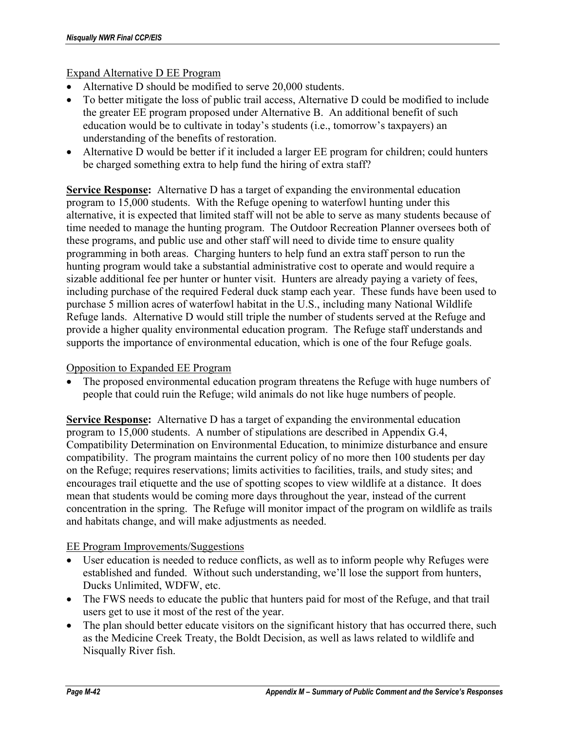Expand Alternative D EE Program

- Alternative D should be modified to serve 20,000 students.
- To better mitigate the loss of public trail access, Alternative D could be modified to include the greater EE program proposed under Alternative B. An additional benefit of such education would be to cultivate in today's students (i.e., tomorrow's taxpayers) an understanding of the benefits of restoration.
- Alternative D would be better if it included a larger EE program for children; could hunters be charged something extra to help fund the hiring of extra staff?

**Service Response:** Alternative D has a target of expanding the environmental education program to 15,000 students. With the Refuge opening to waterfowl hunting under this alternative, it is expected that limited staff will not be able to serve as many students because of time needed to manage the hunting program. The Outdoor Recreation Planner oversees both of these programs, and public use and other staff will need to divide time to ensure quality programming in both areas. Charging hunters to help fund an extra staff person to run the hunting program would take a substantial administrative cost to operate and would require a sizable additional fee per hunter or hunter visit. Hunters are already paying a variety of fees, including purchase of the required Federal duck stamp each year. These funds have been used to purchase 5 million acres of waterfowl habitat in the U.S., including many National Wildlife Refuge lands. Alternative D would still triple the number of students served at the Refuge and provide a higher quality environmental education program. The Refuge staff understands and supports the importance of environmental education, which is one of the four Refuge goals.

Opposition to Expanded EE Program

- The proposed environmental education program threatens the Refuge with huge numbers of people that could ruin the Refuge; wild animals do not like huge numbers of people.

**Service Response:** Alternative D has a target of expanding the environmental education program to 15,000 students. A number of stipulations are described in Appendix G.4, Compatibility Determination on Environmental Education, to minimize disturbance and ensure compatibility. The program maintains the current policy of no more then 100 students per day on the Refuge; requires reservations; limits activities to facilities, trails, and study sites; and encourages trail etiquette and the use of spotting scopes to view wildlife at a distance. It does mean that students would be coming more days throughout the year, instead of the current concentration in the spring. The Refuge will monitor impact of the program on wildlife as trails and habitats change, and will make adjustments as needed.

EE Program Improvements/Suggestions

- User education is needed to reduce conflicts, as well as to inform people why Refuges were established and funded. Without such understanding, we'll lose the support from hunters, Ducks Unlimited, WDFW, etc.
- The FWS needs to educate the public that hunters paid for most of the Refuge, and that trail users get to use it most of the rest of the year.
- The plan should better educate visitors on the significant history that has occurred there, such as the Medicine Creek Treaty, the Boldt Decision, as well as laws related to wildlife and Nisqually River fish.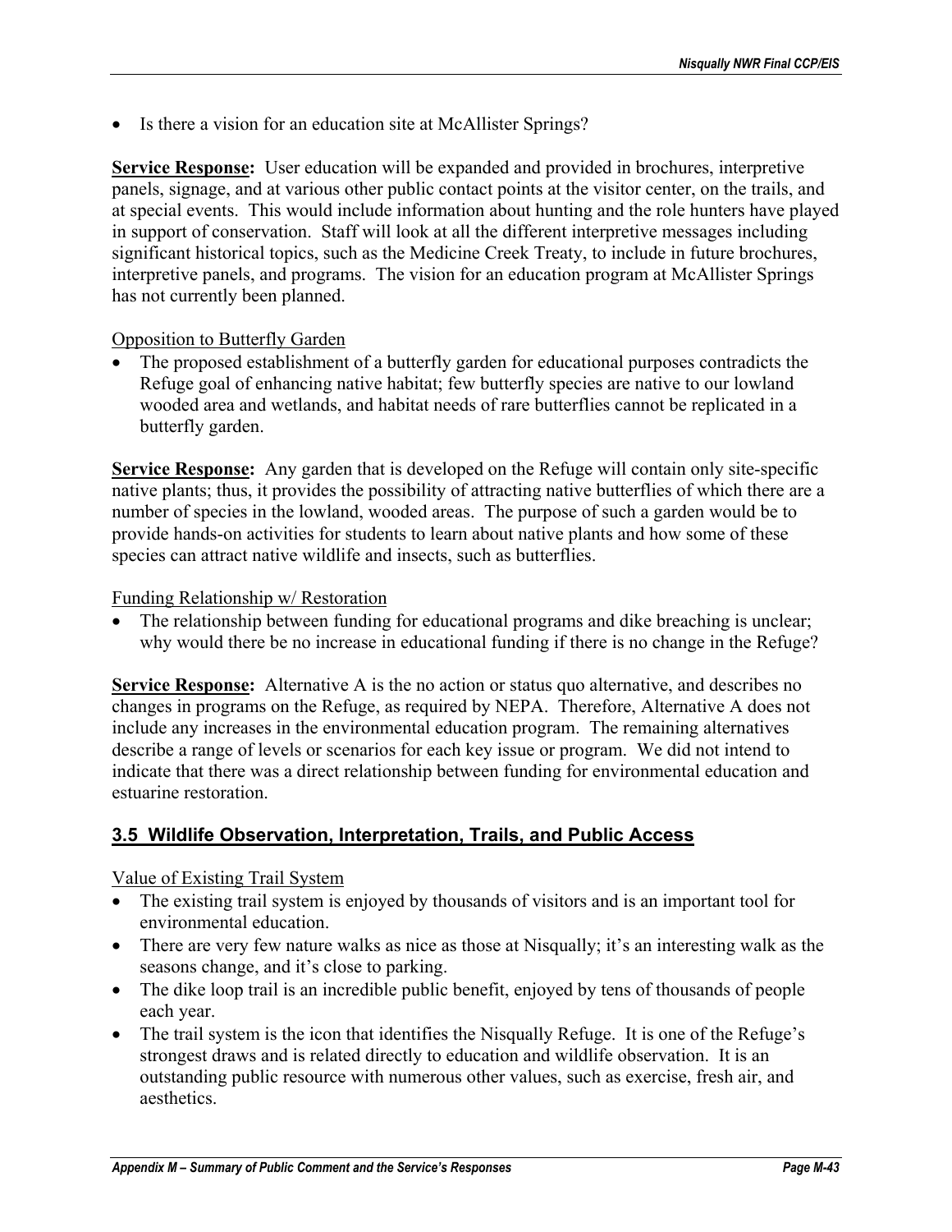- Is there a vision for an education site at McAllister Springs?

**Service Response:** User education will be expanded and provided in brochures, interpretive panels, signage, and at various other public contact points at the visitor center, on the trails, and at special events. This would include information about hunting and the role hunters have played in support of conservation. Staff will look at all the different interpretive messages including significant historical topics, such as the Medicine Creek Treaty, to include in future brochures, interpretive panels, and programs. The vision for an education program at McAllister Springs has not currently been planned.

Opposition to Butterfly Garden

- The proposed establishment of a butterfly garden for educational purposes contradicts the Refuge goal of enhancing native habitat; few butterfly species are native to our lowland wooded area and wetlands, and habitat needs of rare butterflies cannot be replicated in a butterfly garden.

**Service Response:** Any garden that is developed on the Refuge will contain only site-specific native plants; thus, it provides the possibility of attracting native butterflies of which there are a number of species in the lowland, wooded areas. The purpose of such a garden would be to provide hands-on activities for students to learn about native plants and how some of these species can attract native wildlife and insects, such as butterflies.

Funding Relationship w/ Restoration

- The relationship between funding for educational programs and dike breaching is unclear; why would there be no increase in educational funding if there is no change in the Refuge?

**Service Response:** Alternative A is the no action or status quo alternative, and describes no changes in programs on the Refuge, as required by NEPA. Therefore, Alternative A does not include any increases in the environmental education program. The remaining alternatives describe a range of levels or scenarios for each key issue or program. We did not intend to indicate that there was a direct relationship between funding for environmental education and estuarine restoration.

## 3.5 Wildlife Observation, Interpretation, Trails, and Public Access

Value of Existing Trail System

- The existing trail system is enjoyed by thousands of visitors and is an important tool for environmental education.
- There are very few nature walks as nice as those at Nisqually; it's an interesting walk as the seasons change, and it's close to parking.
- The dike loop trail is an incredible public benefit, enjoyed by tens of thousands of people each year.
- The trail system is the icon that identifies the Nisqually Refuge. It is one of the Refuge's strongest draws and is related directly to education and wildlife observation. It is an outstanding public resource with numerous other values, such as exercise, fresh air, and aesthetics.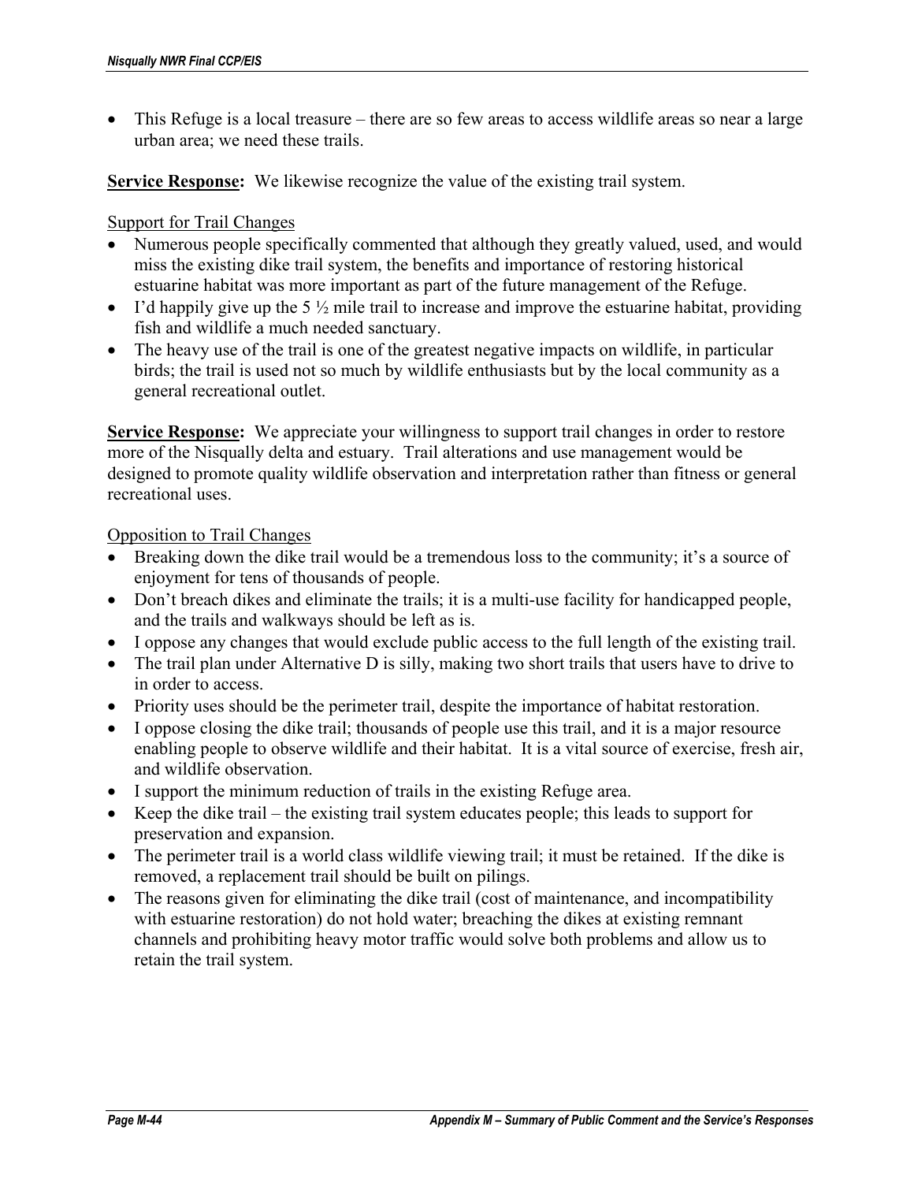- This Refuge is a local treasure – there are so few areas to access wildlife areas so near a large urban area; we need these trails.

**Service Response:** We likewise recognize the value of the existing trail system.

Support for Trail Changes

- Numerous people specifically commented that although they greatly valued, used, and would miss the existing dike trail system, the benefits and importance of restoring historical estuarine habitat was more important as part of the future management of the Refuge.
- I'd happily give up the 5 ½ mile trail to increase and improve the estuarine habitat, providing fish and wildlife a much needed sanctuary.
- The heavy use of the trail is one of the greatest negative impacts on wildlife, in particular birds; the trail is used not so much by wildlife enthusiasts but by the local community as a general recreational outlet.

**Service Response:** We appreciate your willingness to support trail changes in order to restore more of the Nisqually delta and estuary. Trail alterations and use management would be designed to promote quality wildlife observation and interpretation rather than fitness or general recreational uses.

Opposition to Trail Changes

- Breaking down the dike trail would be a tremendous loss to the community; it's a source of enjoyment for tens of thousands of people.
- Don't breach dikes and eliminate the trails; it is a multi-use facility for handicapped people, and the trails and walkways should be left as is.
- I oppose any changes that would exclude public access to the full length of the existing trail.
- The trail plan under Alternative D is silly, making two short trails that users have to drive to in order to access.
- Priority uses should be the perimeter trail, despite the importance of habitat restoration.
- I oppose closing the dike trail; thousands of people use this trail, and it is a major resource enabling people to observe wildlife and their habitat. It is a vital source of exercise, fresh air, and wildlife observation.
- I support the minimum reduction of trails in the existing Refuge area.
- Keep the dike trail – the existing trail system educates people; this leads to support for preservation and expansion.
- The perimeter trail is a world class wildlife viewing trail; it must be retained. If the dike is removed, a replacement trail should be built on pilings.
- The reasons given for eliminating the dike trail (cost of maintenance, and incompatibility with estuarine restoration) do not hold water; breaching the dikes at existing remnant channels and prohibiting heavy motor traffic would solve both problems and allow us to retain the trail system.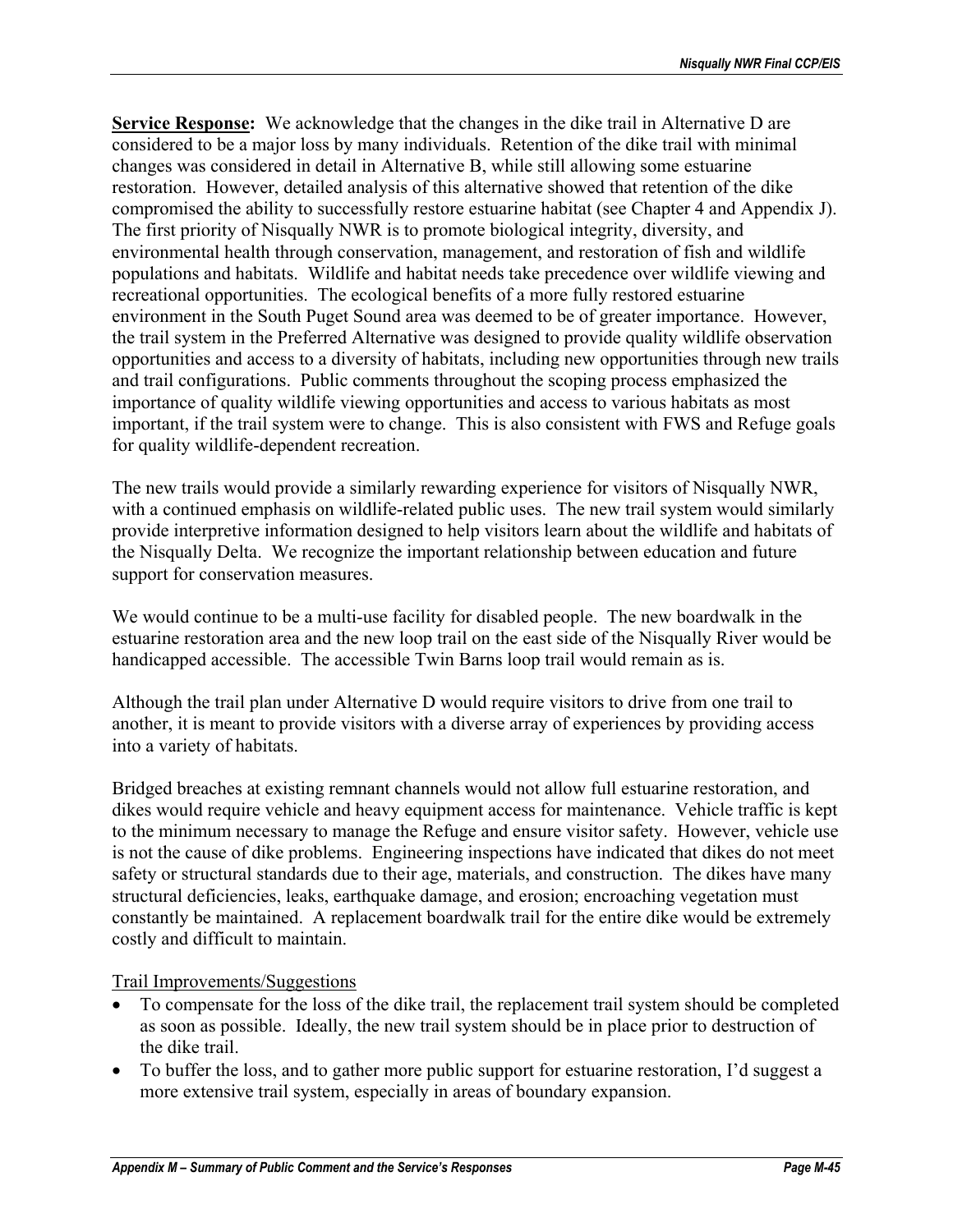**<u>Service Response</u>:** We acknowledge that the changes in the dike trail in Alternative D are considered to be a major loss by many individuals. Retention of the dike trail with minimal changes was considered in detail in Alternative B, while still allowing some estuarine restoration. However, detailed analysis of this alternative showed that retention of the dike compromised the ability to successfully restore estuarine habitat (see Chapter 4 and Appendix J). The first priority of Nisqually NWR is to promote biological integrity, diversity, and environmental health through conservation, management, and restoration of fish and wildlife populations and habitats. Wildlife and habitat needs take precedence over wildlife viewing and recreational opportunities. The ecological benefits of a more fully restored estuarine environment in the South Puget Sound area was deemed to be of greater importance. However, the trail system in the Preferred Alternative was designed to provide quality wildlife observation opportunities and access to a diversity of habitats, including new opportunities through new trails and trail configurations. Public comments throughout the scoping process emphasized the importance of quality wildlife viewing opportunities and access to various habitats as most important, if the trail system were to change. This is also consistent with FWS and Refuge goals for quality wildlife-dependent recreation.

The new trails would provide a similarly rewarding experience for visitors of Nisqually NWR, with a continued emphasis on wildlife-related public uses. The new trail system would similarly provide interpretive information designed to help visitors learn about the wildlife and habitats of the Nisqually Delta. We recognize the important relationship between education and future support for conservation measures.

We would continue to be a multi-use facility for disabled people. The new boardwalk in the estuarine restoration area and the new loop trail on the east side of the Nisqually River would be handicapped accessible. The accessible Twin Barns loop trail would remain as is.

Although the trail plan under Alternative D would require visitors to drive from one trail to another, it is meant to provide visitors with a diverse array of experiences by providing access into a variety of habitats.

Bridged breaches at existing remnant channels would not allow full estuarine restoration, and dikes would require vehicle and heavy equipment access for maintenance. Vehicle traffic is kept to the minimum necessary to manage the Refuge and ensure visitor safety. However, vehicle use is not the cause of dike problems. Engineering inspections have indicated that dikes do not meet safety or structural standards due to their age, materials, and construction. The dikes have many structural deficiencies, leaks, earthquake damage, and erosion; encroaching vegetation must constantly be maintained. A replacement boardwalk trail for the entire dike would be extremely costly and difficult to maintain.

<u>Trail Improvements/Suggestions</u>

- To compensate for the loss of the dike trail, the replacement trail system should be completed as soon as possible. Ideally, the new trail system should be in place prior to destruction of the dike trail.
- To buffer the loss, and to gather more public support for estuarine restoration, I'd suggest a more extensive trail system, especially in areas of boundary expansion.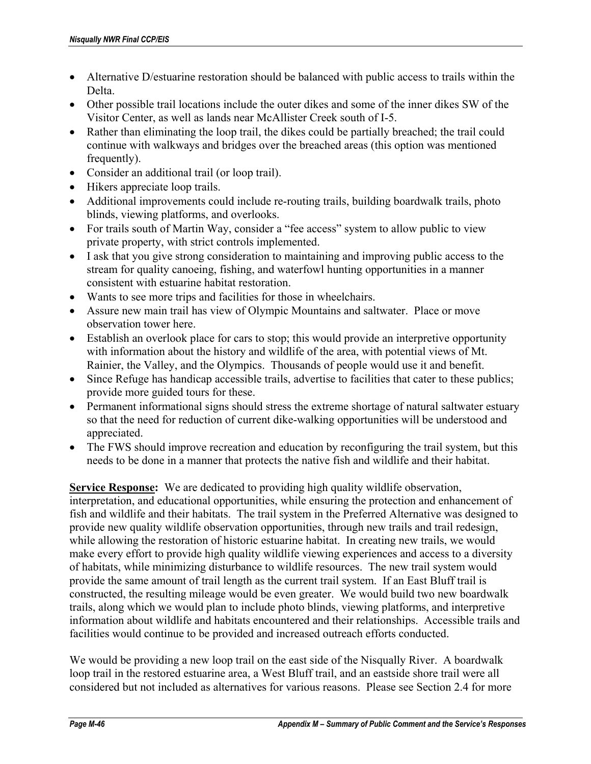- Alternative D/estuarine restoration should be balanced with public access to trails within the Delta.
- Other possible trail locations include the outer dikes and some of the inner dikes SW of the Visitor Center, as well as lands near McAllister Creek south of I-5.
- Rather than eliminating the loop trail, the dikes could be partially breached; the trail could continue with walkways and bridges over the breached areas (this option was mentioned frequently).
- Consider an additional trail (or loop trail).
- Hikers appreciate loop trails.
- Additional improvements could include re-routing trails, building boardwalk trails, photo blinds, viewing platforms, and overlooks.
- For trails south of Martin Way, consider a "fee access" system to allow public to view private property, with strict controls implemented.
- I ask that you give strong consideration to maintaining and improving public access to the stream for quality canoeing, fishing, and waterfowl hunting opportunities in a manner consistent with estuarine habitat restoration.
- Wants to see more trips and facilities for those in wheelchairs.
- Assure new main trail has view of Olympic Mountains and saltwater. Place or move observation tower here.
- Establish an overlook place for cars to stop; this would provide an interpretive opportunity with information about the history and wildlife of the area, with potential views of Mt. Rainier, the Valley, and the Olympics. Thousands of people would use it and benefit.
- Since Refuge has handicap accessible trails, advertise to facilities that cater to these publics; provide more guided tours for these.
- Permanent informational signs should stress the extreme shortage of natural saltwater estuary so that the need for reduction of current dike-walking opportunities will be understood and appreciated.
- The FWS should improve recreation and education by reconfiguring the trail system, but this needs to be done in a manner that protects the native fish and wildlife and their habitat.

**Service Response:** We are dedicated to providing high quality wildlife observation, interpretation, and educational opportunities, while ensuring the protection and enhancement of fish and wildlife and their habitats. The trail system in the Preferred Alternative was designed to provide new quality wildlife observation opportunities, through new trails and trail redesign, while allowing the restoration of historic estuarine habitat. In creating new trails, we would make every effort to provide high quality wildlife viewing experiences and access to a diversity of habitats, while minimizing disturbance to wildlife resources. The new trail system would provide the same amount of trail length as the current trail system. If an East Bluff trail is constructed, the resulting mileage would be even greater. We would build two new boardwalk trails, along which we would plan to include photo blinds, viewing platforms, and interpretive information about wildlife and habitats encountered and their relationships. Accessible trails and facilities would continue to be provided and increased outreach efforts conducted.

We would be providing a new loop trail on the east side of the Nisqually River. A boardwalk loop trail in the restored estuarine area, a West Bluff trail, and an eastside shore trail were all considered but not included as alternatives for various reasons. Please see Section 2.4 for more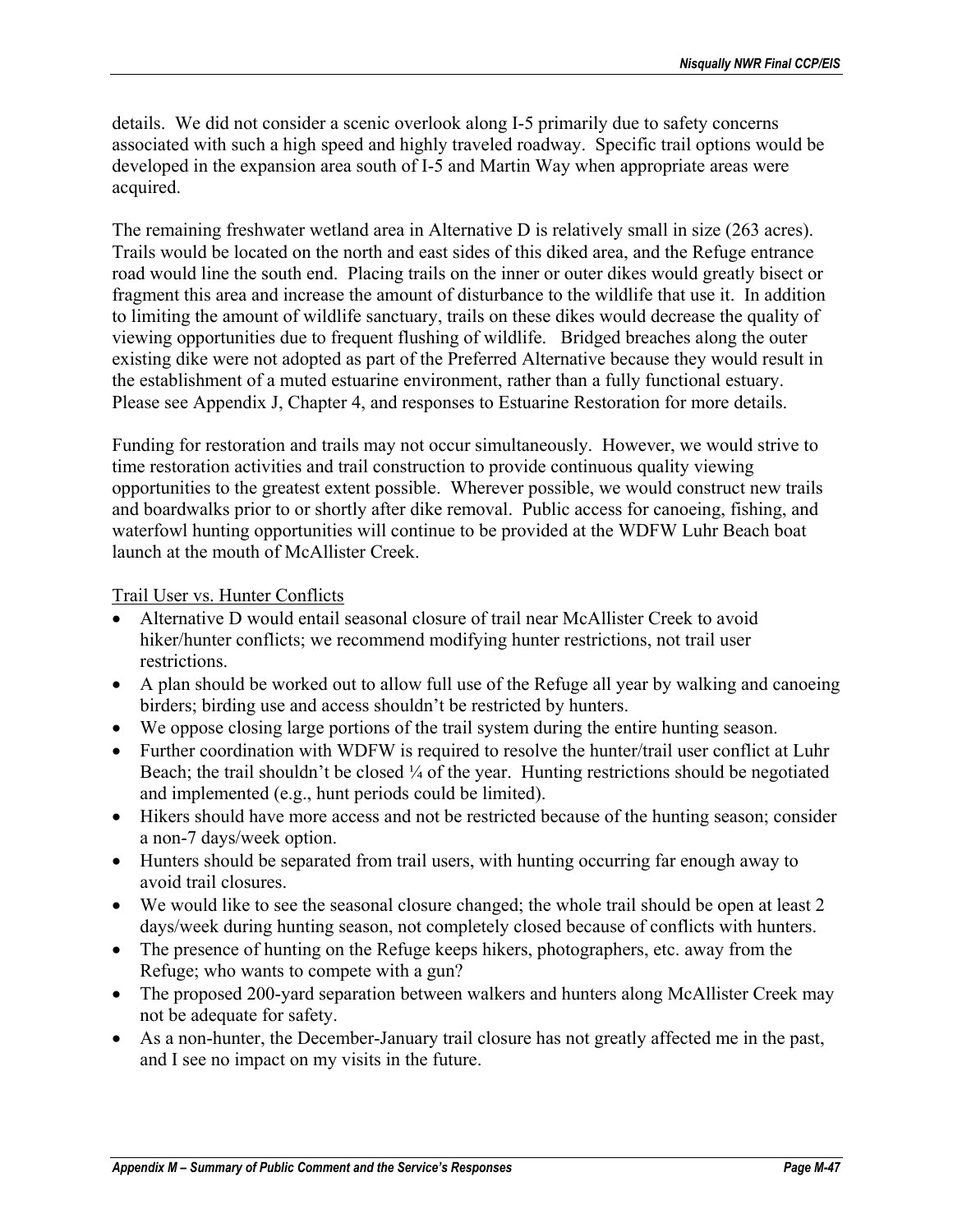details.  We did not consider a scenic overlook along I-5 primarily due to safety concerns associated with such a high speed and highly traveled roadway.  Specific trail options would be developed in the expansion area south of I-5 and Martin Way when appropriate areas were acquired.

The remaining freshwater wetland area in Alternative D is relatively small in size (263 acres).  Trails would be located on the north and east sides of this diked area, and the Refuge entrance road would line the south end.  Placing trails on the inner or outer dikes would greatly bisect or fragment this area and increase the amount of disturbance to the wildlife that use it.  In addition to limiting the amount of wildlife sanctuary, trails on these dikes would decrease the quality of viewing opportunities due to frequent flushing of wildlife.   Bridged breaches along the outer existing dike were not adopted as part of the Preferred Alternative because they would result in the establishment of a muted estuarine environment, rather than a fully functional estuary.  Please see Appendix J, Chapter 4, and responses to Estuarine Restoration for more details.

Funding for restoration and trails may not occur simultaneously.  However, we would strive to time restoration activities and trail construction to provide continuous quality viewing opportunities to the greatest extent possible.  Wherever possible, we would construct new trails and boardwalks prior to or shortly after dike removal.  Public access for canoeing, fishing, and waterfowl hunting opportunities will continue to be provided at the WDFW Luhr Beach boat launch at the mouth of McAllister Creek.

<u>Trail User vs. Hunter Conflicts</u>

- Alternative D would entail seasonal closure of trail near McAllister Creek to avoid hiker/hunter conflicts; we recommend modifying hunter restrictions, not trail user restrictions.
- A plan should be worked out to allow full use of the Refuge all year by walking and canoeing birders; birding use and access shouldn't be restricted by hunters.
- We oppose closing large portions of the trail system during the entire hunting season.
- Further coordination with WDFW is required to resolve the hunter/trail user conflict at Luhr Beach; the trail shouldn't be closed ¼ of the year.  Hunting restrictions should be negotiated and implemented (e.g., hunt periods could be limited).
- Hikers should have more access and not be restricted because of the hunting season; consider a non-7 days/week option.
- Hunters should be separated from trail users, with hunting occurring far enough away to avoid trail closures.
- We would like to see the seasonal closure changed; the whole trail should be open at least 2 days/week during hunting season, not completely closed because of conflicts with hunters.
- The presence of hunting on the Refuge keeps hikers, photographers, etc. away from the Refuge; who wants to compete with a gun?
- The proposed 200-yard separation between walkers and hunters along McAllister Creek may not be adequate for safety.
- As a non-hunter, the December-January trail closure has not greatly affected me in the past, and I see no impact on my visits in the future.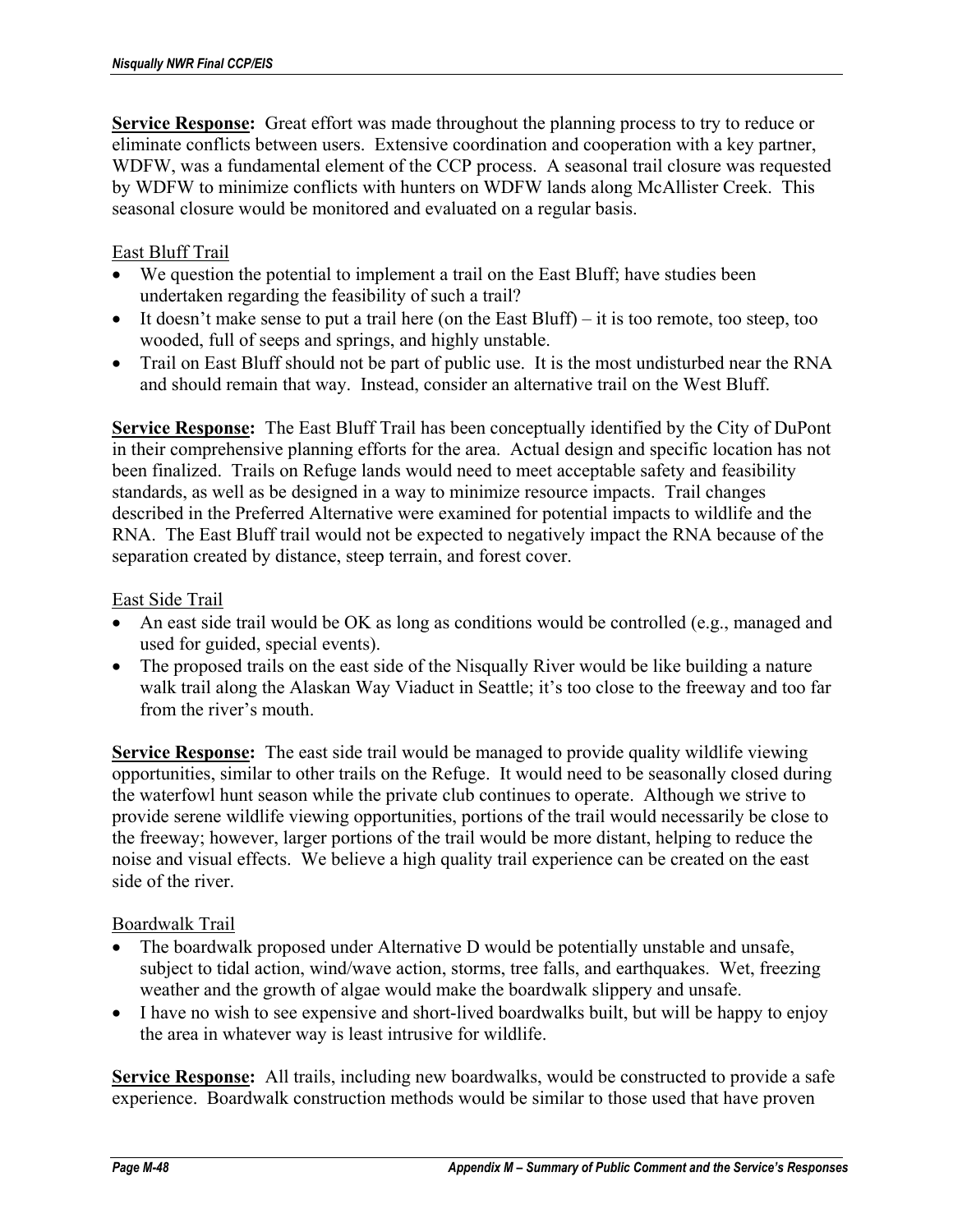**Service Response:** Great effort was made throughout the planning process to try to reduce or eliminate conflicts between users. Extensive coordination and cooperation with a key partner, WDFW, was a fundamental element of the CCP process. A seasonal trail closure was requested by WDFW to minimize conflicts with hunters on WDFW lands along McAllister Creek. This seasonal closure would be monitored and evaluated on a regular basis.

East Bluff Trail

- We question the potential to implement a trail on the East Bluff; have studies been undertaken regarding the feasibility of such a trail?
- It doesn't make sense to put a trail here (on the East Bluff) – it is too remote, too steep, too wooded, full of seeps and springs, and highly unstable.
- Trail on East Bluff should not be part of public use. It is the most undisturbed near the RNA and should remain that way. Instead, consider an alternative trail on the West Bluff.

**Service Response:** The East Bluff Trail has been conceptually identified by the City of DuPont in their comprehensive planning efforts for the area. Actual design and specific location has not been finalized. Trails on Refuge lands would need to meet acceptable safety and feasibility standards, as well as be designed in a way to minimize resource impacts. Trail changes described in the Preferred Alternative were examined for potential impacts to wildlife and the RNA. The East Bluff trail would not be expected to negatively impact the RNA because of the separation created by distance, steep terrain, and forest cover.

East Side Trail

- An east side trail would be OK as long as conditions would be controlled (e.g., managed and used for guided, special events).
- The proposed trails on the east side of the Nisqually River would be like building a nature walk trail along the Alaskan Way Viaduct in Seattle; it's too close to the freeway and too far from the river's mouth.

**Service Response:** The east side trail would be managed to provide quality wildlife viewing opportunities, similar to other trails on the Refuge. It would need to be seasonally closed during the waterfowl hunt season while the private club continues to operate. Although we strive to provide serene wildlife viewing opportunities, portions of the trail would necessarily be close to the freeway; however, larger portions of the trail would be more distant, helping to reduce the noise and visual effects. We believe a high quality trail experience can be created on the east side of the river.

Boardwalk Trail

- The boardwalk proposed under Alternative D would be potentially unstable and unsafe, subject to tidal action, wind/wave action, storms, tree falls, and earthquakes. Wet, freezing weather and the growth of algae would make the boardwalk slippery and unsafe.
- I have no wish to see expensive and short-lived boardwalks built, but will be happy to enjoy the area in whatever way is least intrusive for wildlife.

**Service Response:** All trails, including new boardwalks, would be constructed to provide a safe experience. Boardwalk construction methods would be similar to those used that have proven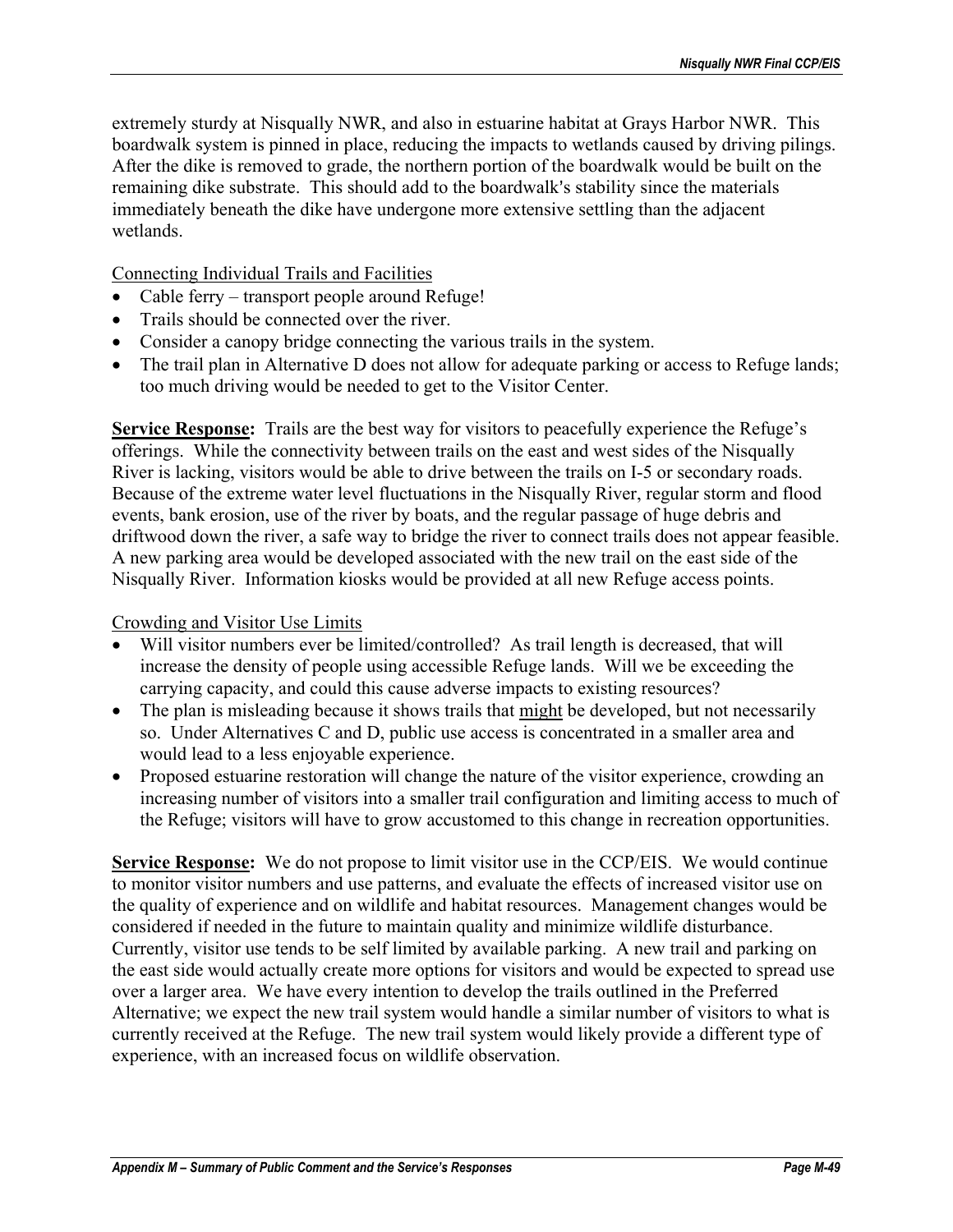extremely sturdy at Nisqually NWR, and also in estuarine habitat at Grays Harbor NWR. This boardwalk system is pinned in place, reducing the impacts to wetlands caused by driving pilings. After the dike is removed to grade, the northern portion of the boardwalk would be built on the remaining dike substrate. This should add to the boardwalk's stability since the materials immediately beneath the dike have undergone more extensive settling than the adjacent wetlands.

<u>Connecting Individual Trails and Facilities</u>

- Cable ferry – transport people around Refuge!
- Trails should be connected over the river.
- Consider a canopy bridge connecting the various trails in the system.
- The trail plan in Alternative D does not allow for adequate parking or access to Refuge lands; too much driving would be needed to get to the Visitor Center.

**<u>Service Response</u>:** Trails are the best way for visitors to peacefully experience the Refuge's offerings. While the connectivity between trails on the east and west sides of the Nisqually River is lacking, visitors would be able to drive between the trails on I-5 or secondary roads. Because of the extreme water level fluctuations in the Nisqually River, regular storm and flood events, bank erosion, use of the river by boats, and the regular passage of huge debris and driftwood down the river, a safe way to bridge the river to connect trails does not appear feasible. A new parking area would be developed associated with the new trail on the east side of the Nisqually River. Information kiosks would be provided at all new Refuge access points.

<u>Crowding and Visitor Use Limits</u>

- Will visitor numbers ever be limited/controlled? As trail length is decreased, that will increase the density of people using accessible Refuge lands. Will we be exceeding the carrying capacity, and could this cause adverse impacts to existing resources?
- The plan is misleading because it shows trails that <u>might</u> be developed, but not necessarily so. Under Alternatives C and D, public use access is concentrated in a smaller area and would lead to a less enjoyable experience.
- Proposed estuarine restoration will change the nature of the visitor experience, crowding an increasing number of visitors into a smaller trail configuration and limiting access to much of the Refuge; visitors will have to grow accustomed to this change in recreation opportunities.

**<u>Service Response</u>:** We do not propose to limit visitor use in the CCP/EIS. We would continue to monitor visitor numbers and use patterns, and evaluate the effects of increased visitor use on the quality of experience and on wildlife and habitat resources. Management changes would be considered if needed in the future to maintain quality and minimize wildlife disturbance. Currently, visitor use tends to be self limited by available parking. A new trail and parking on the east side would actually create more options for visitors and would be expected to spread use over a larger area. We have every intention to develop the trails outlined in the Preferred Alternative; we expect the new trail system would handle a similar number of visitors to what is currently received at the Refuge. The new trail system would likely provide a different type of experience, with an increased focus on wildlife observation.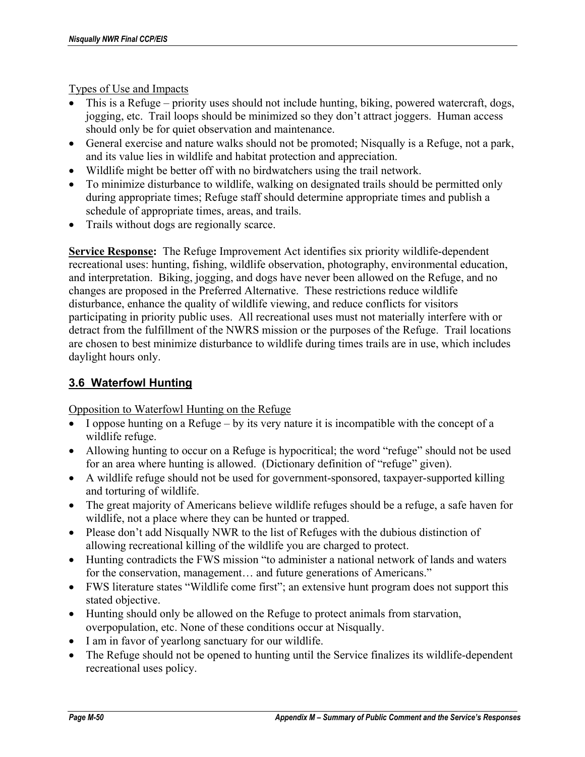Types of Use and Impacts

- This is a Refuge – priority uses should not include hunting, biking, powered watercraft, dogs, jogging, etc. Trail loops should be minimized so they don't attract joggers. Human access should only be for quiet observation and maintenance.
- General exercise and nature walks should not be promoted; Nisqually is a Refuge, not a park, and its value lies in wildlife and habitat protection and appreciation.
- Wildlife might be better off with no birdwatchers using the trail network.
- To minimize disturbance to wildlife, walking on designated trails should be permitted only during appropriate times; Refuge staff should determine appropriate times and publish a schedule of appropriate times, areas, and trails.
- Trails without dogs are regionally scarce.

**Service Response:** The Refuge Improvement Act identifies six priority wildlife-dependent recreational uses: hunting, fishing, wildlife observation, photography, environmental education, and interpretation. Biking, jogging, and dogs have never been allowed on the Refuge, and no changes are proposed in the Preferred Alternative. These restrictions reduce wildlife disturbance, enhance the quality of wildlife viewing, and reduce conflicts for visitors participating in priority public uses. All recreational uses must not materially interfere with or detract from the fulfillment of the NWRS mission or the purposes of the Refuge. Trail locations are chosen to best minimize disturbance to wildlife during times trails are in use, which includes daylight hours only.

## 3.6 Waterfowl Hunting

Opposition to Waterfowl Hunting on the Refuge

- I oppose hunting on a Refuge – by its very nature it is incompatible with the concept of a wildlife refuge.
- Allowing hunting to occur on a Refuge is hypocritical; the word "refuge" should not be used for an area where hunting is allowed. (Dictionary definition of "refuge" given).
- A wildlife refuge should not be used for government-sponsored, taxpayer-supported killing and torturing of wildlife.
- The great majority of Americans believe wildlife refuges should be a refuge, a safe haven for wildlife, not a place where they can be hunted or trapped.
- Please don't add Nisqually NWR to the list of Refuges with the dubious distinction of allowing recreational killing of the wildlife you are charged to protect.
- Hunting contradicts the FWS mission "to administer a national network of lands and waters for the conservation, management… and future generations of Americans."
- FWS literature states "Wildlife come first"; an extensive hunt program does not support this stated objective.
- Hunting should only be allowed on the Refuge to protect animals from starvation, overpopulation, etc. None of these conditions occur at Nisqually.
- I am in favor of yearlong sanctuary for our wildlife.
- The Refuge should not be opened to hunting until the Service finalizes its wildlife-dependent recreational uses policy.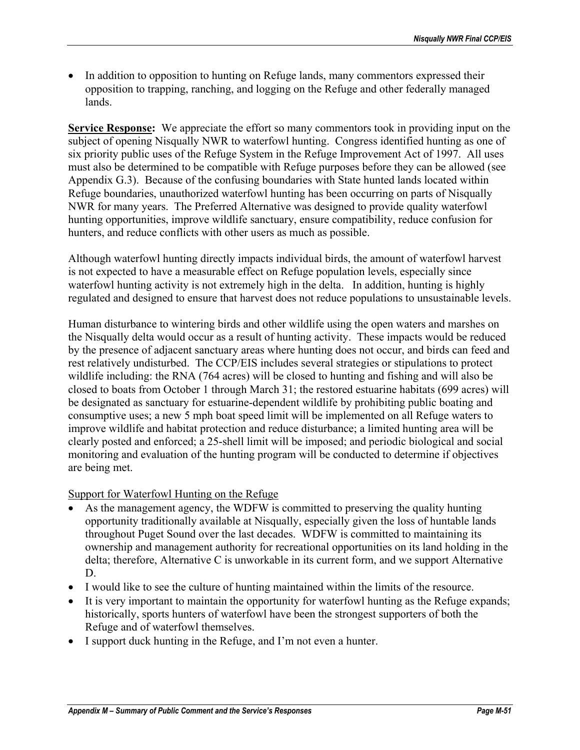- In addition to opposition to hunting on Refuge lands, many commentors expressed their opposition to trapping, ranching, and logging on the Refuge and other federally managed lands.

**Service Response:** We appreciate the effort so many commentors took in providing input on the subject of opening Nisqually NWR to waterfowl hunting. Congress identified hunting as one of six priority public uses of the Refuge System in the Refuge Improvement Act of 1997. All uses must also be determined to be compatible with Refuge purposes before they can be allowed (see Appendix G.3). Because of the confusing boundaries with State hunted lands located within Refuge boundaries, unauthorized waterfowl hunting has been occurring on parts of Nisqually NWR for many years. The Preferred Alternative was designed to provide quality waterfowl hunting opportunities, improve wildlife sanctuary, ensure compatibility, reduce confusion for hunters, and reduce conflicts with other users as much as possible.

Although waterfowl hunting directly impacts individual birds, the amount of waterfowl harvest is not expected to have a measurable effect on Refuge population levels, especially since waterfowl hunting activity is not extremely high in the delta. In addition, hunting is highly regulated and designed to ensure that harvest does not reduce populations to unsustainable levels.

Human disturbance to wintering birds and other wildlife using the open waters and marshes on the Nisqually delta would occur as a result of hunting activity. These impacts would be reduced by the presence of adjacent sanctuary areas where hunting does not occur, and birds can feed and rest relatively undisturbed. The CCP/EIS includes several strategies or stipulations to protect wildlife including: the RNA (764 acres) will be closed to hunting and fishing and will also be closed to boats from October 1 through March 31; the restored estuarine habitats (699 acres) will be designated as sanctuary for estuarine-dependent wildlife by prohibiting public boating and consumptive uses; a new 5 mph boat speed limit will be implemented on all Refuge waters to improve wildlife and habitat protection and reduce disturbance; a limited hunting area will be clearly posted and enforced; a 25-shell limit will be imposed; and periodic biological and social monitoring and evaluation of the hunting program will be conducted to determine if objectives are being met.

Support for Waterfowl Hunting on the Refuge

- As the management agency, the WDFW is committed to preserving the quality hunting opportunity traditionally available at Nisqually, especially given the loss of huntable lands throughout Puget Sound over the last decades. WDFW is committed to maintaining its ownership and management authority for recreational opportunities on its land holding in the delta; therefore, Alternative C is unworkable in its current form, and we support Alternative D.
- I would like to see the culture of hunting maintained within the limits of the resource.
- It is very important to maintain the opportunity for waterfowl hunting as the Refuge expands; historically, sports hunters of waterfowl have been the strongest supporters of both the Refuge and of waterfowl themselves.
- I support duck hunting in the Refuge, and I'm not even a hunter.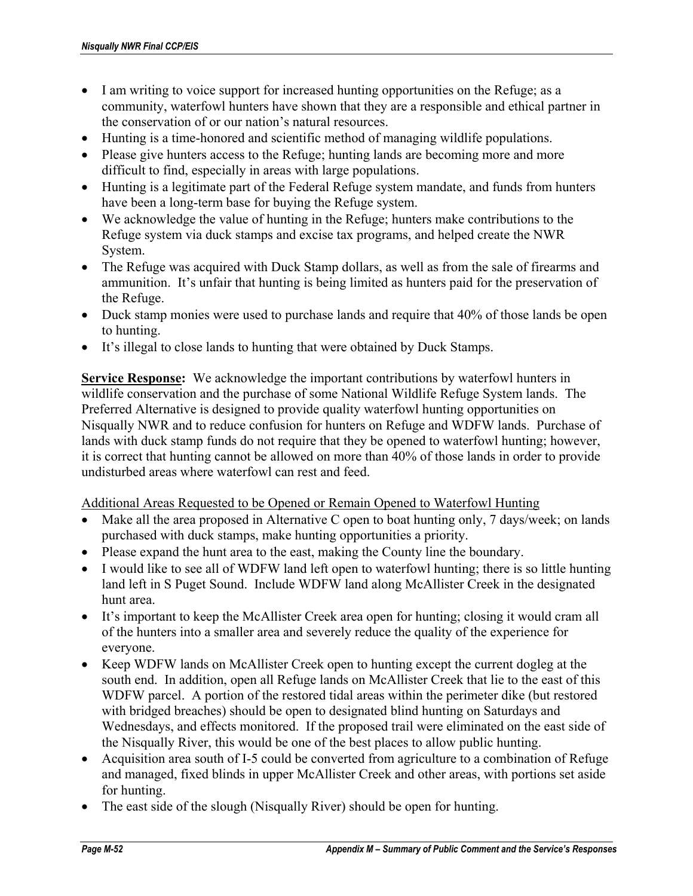- I am writing to voice support for increased hunting opportunities on the Refuge; as a community, waterfowl hunters have shown that they are a responsible and ethical partner in the conservation of or our nation's natural resources.
- Hunting is a time-honored and scientific method of managing wildlife populations.
- Please give hunters access to the Refuge; hunting lands are becoming more and more difficult to find, especially in areas with large populations.
- Hunting is a legitimate part of the Federal Refuge system mandate, and funds from hunters have been a long-term base for buying the Refuge system.
- We acknowledge the value of hunting in the Refuge; hunters make contributions to the Refuge system via duck stamps and excise tax programs, and helped create the NWR System.
- The Refuge was acquired with Duck Stamp dollars, as well as from the sale of firearms and ammunition. It's unfair that hunting is being limited as hunters paid for the preservation of the Refuge.
- Duck stamp monies were used to purchase lands and require that 40% of those lands be open to hunting.
- It's illegal to close lands to hunting that were obtained by Duck Stamps.

**Service Response:** We acknowledge the important contributions by waterfowl hunters in wildlife conservation and the purchase of some National Wildlife Refuge System lands. The Preferred Alternative is designed to provide quality waterfowl hunting opportunities on Nisqually NWR and to reduce confusion for hunters on Refuge and WDFW lands. Purchase of lands with duck stamp funds do not require that they be opened to waterfowl hunting; however, it is correct that hunting cannot be allowed on more than 40% of those lands in order to provide undisturbed areas where waterfowl can rest and feed.

Additional Areas Requested to be Opened or Remain Opened to Waterfowl Hunting

- Make all the area proposed in Alternative C open to boat hunting only, 7 days/week; on lands purchased with duck stamps, make hunting opportunities a priority.
- Please expand the hunt area to the east, making the County line the boundary.
- I would like to see all of WDFW land left open to waterfowl hunting; there is so little hunting land left in S Puget Sound. Include WDFW land along McAllister Creek in the designated hunt area.
- It's important to keep the McAllister Creek area open for hunting; closing it would cram all of the hunters into a smaller area and severely reduce the quality of the experience for everyone.
- Keep WDFW lands on McAllister Creek open to hunting except the current dogleg at the south end. In addition, open all Refuge lands on McAllister Creek that lie to the east of this WDFW parcel. A portion of the restored tidal areas within the perimeter dike (but restored with bridged breaches) should be open to designated blind hunting on Saturdays and Wednesdays, and effects monitored. If the proposed trail were eliminated on the east side of the Nisqually River, this would be one of the best places to allow public hunting.
- Acquisition area south of I-5 could be converted from agriculture to a combination of Refuge and managed, fixed blinds in upper McAllister Creek and other areas, with portions set aside for hunting.
- The east side of the slough (Nisqually River) should be open for hunting.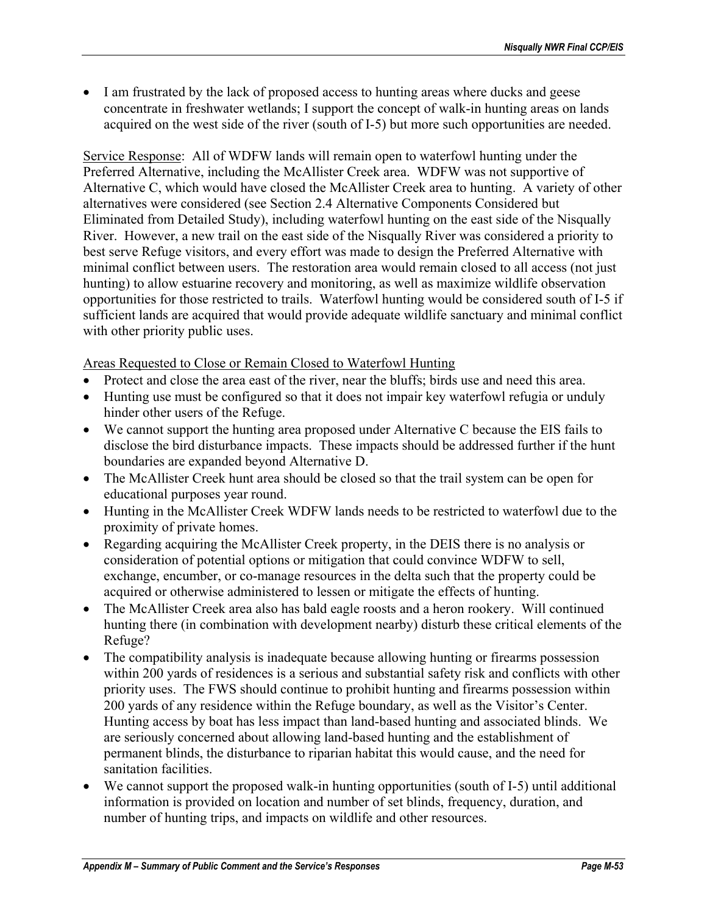- I am frustrated by the lack of proposed access to hunting areas where ducks and geese concentrate in freshwater wetlands; I support the concept of walk-in hunting areas on lands acquired on the west side of the river (south of I-5) but more such opportunities are needed.

Service Response: All of WDFW lands will remain open to waterfowl hunting under the Preferred Alternative, including the McAllister Creek area. WDFW was not supportive of Alternative C, which would have closed the McAllister Creek area to hunting. A variety of other alternatives were considered (see Section 2.4 Alternative Components Considered but Eliminated from Detailed Study), including waterfowl hunting on the east side of the Nisqually River. However, a new trail on the east side of the Nisqually River was considered a priority to best serve Refuge visitors, and every effort was made to design the Preferred Alternative with minimal conflict between users. The restoration area would remain closed to all access (not just hunting) to allow estuarine recovery and monitoring, as well as maximize wildlife observation opportunities for those restricted to trails. Waterfowl hunting would be considered south of I-5 if sufficient lands are acquired that would provide adequate wildlife sanctuary and minimal conflict with other priority public uses.

Areas Requested to Close or Remain Closed to Waterfowl Hunting

- Protect and close the area east of the river, near the bluffs; birds use and need this area.
- Hunting use must be configured so that it does not impair key waterfowl refugia or unduly hinder other users of the Refuge.
- We cannot support the hunting area proposed under Alternative C because the EIS fails to disclose the bird disturbance impacts. These impacts should be addressed further if the hunt boundaries are expanded beyond Alternative D.
- The McAllister Creek hunt area should be closed so that the trail system can be open for educational purposes year round.
- Hunting in the McAllister Creek WDFW lands needs to be restricted to waterfowl due to the proximity of private homes.
- Regarding acquiring the McAllister Creek property, in the DEIS there is no analysis or consideration of potential options or mitigation that could convince WDFW to sell, exchange, encumber, or co-manage resources in the delta such that the property could be acquired or otherwise administered to lessen or mitigate the effects of hunting.
- The McAllister Creek area also has bald eagle roosts and a heron rookery. Will continued hunting there (in combination with development nearby) disturb these critical elements of the Refuge?
- The compatibility analysis is inadequate because allowing hunting or firearms possession within 200 yards of residences is a serious and substantial safety risk and conflicts with other priority uses. The FWS should continue to prohibit hunting and firearms possession within 200 yards of any residence within the Refuge boundary, as well as the Visitor's Center. Hunting access by boat has less impact than land-based hunting and associated blinds. We are seriously concerned about allowing land-based hunting and the establishment of permanent blinds, the disturbance to riparian habitat this would cause, and the need for sanitation facilities.
- We cannot support the proposed walk-in hunting opportunities (south of I-5) until additional information is provided on location and number of set blinds, frequency, duration, and number of hunting trips, and impacts on wildlife and other resources.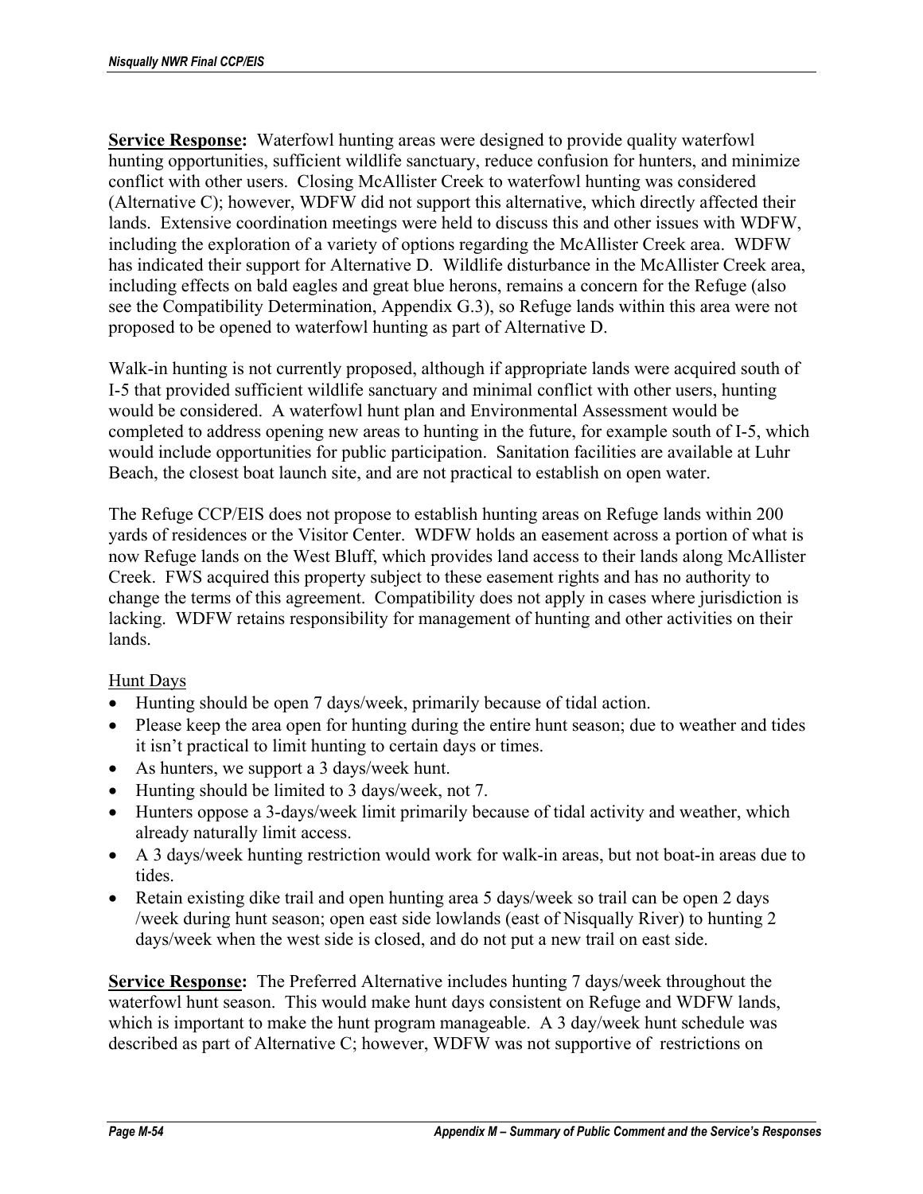**Service Response:** Waterfowl hunting areas were designed to provide quality waterfowl hunting opportunities, sufficient wildlife sanctuary, reduce confusion for hunters, and minimize conflict with other users. Closing McAllister Creek to waterfowl hunting was considered (Alternative C); however, WDFW did not support this alternative, which directly affected their lands. Extensive coordination meetings were held to discuss this and other issues with WDFW, including the exploration of a variety of options regarding the McAllister Creek area. WDFW has indicated their support for Alternative D. Wildlife disturbance in the McAllister Creek area, including effects on bald eagles and great blue herons, remains a concern for the Refuge (also see the Compatibility Determination, Appendix G.3), so Refuge lands within this area were not proposed to be opened to waterfowl hunting as part of Alternative D.

Walk-in hunting is not currently proposed, although if appropriate lands were acquired south of I-5 that provided sufficient wildlife sanctuary and minimal conflict with other users, hunting would be considered. A waterfowl hunt plan and Environmental Assessment would be completed to address opening new areas to hunting in the future, for example south of I-5, which would include opportunities for public participation. Sanitation facilities are available at Luhr Beach, the closest boat launch site, and are not practical to establish on open water.

The Refuge CCP/EIS does not propose to establish hunting areas on Refuge lands within 200 yards of residences or the Visitor Center. WDFW holds an easement across a portion of what is now Refuge lands on the West Bluff, which provides land access to their lands along McAllister Creek. FWS acquired this property subject to these easement rights and has no authority to change the terms of this agreement. Compatibility does not apply in cases where jurisdiction is lacking. WDFW retains responsibility for management of hunting and other activities on their lands.

Hunt Days

- Hunting should be open 7 days/week, primarily because of tidal action.
- Please keep the area open for hunting during the entire hunt season; due to weather and tides it isn't practical to limit hunting to certain days or times.
- As hunters, we support a 3 days/week hunt.
- Hunting should be limited to 3 days/week, not 7.
- Hunters oppose a 3-days/week limit primarily because of tidal activity and weather, which already naturally limit access.
- A 3 days/week hunting restriction would work for walk-in areas, but not boat-in areas due to tides.
- Retain existing dike trail and open hunting area 5 days/week so trail can be open 2 days /week during hunt season; open east side lowlands (east of Nisqually River) to hunting 2 days/week when the west side is closed, and do not put a new trail on east side.

**Service Response:** The Preferred Alternative includes hunting 7 days/week throughout the waterfowl hunt season. This would make hunt days consistent on Refuge and WDFW lands, which is important to make the hunt program manageable. A 3 day/week hunt schedule was described as part of Alternative C; however, WDFW was not supportive of restrictions on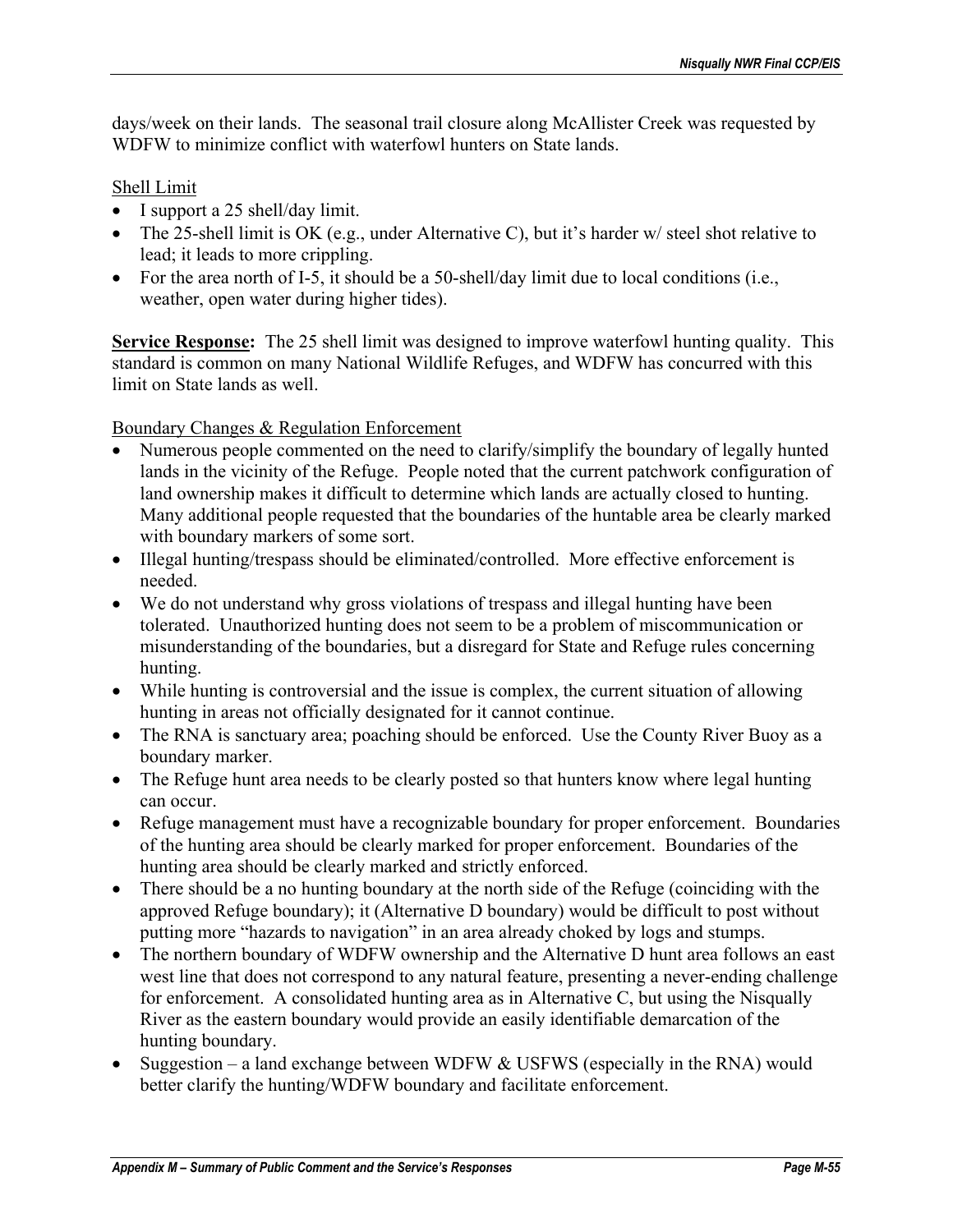days/week on their lands. The seasonal trail closure along McAllister Creek was requested by WDFW to minimize conflict with waterfowl hunters on State lands.

Shell Limit

- I support a 25 shell/day limit.
- The 25-shell limit is OK (e.g., under Alternative C), but it's harder w/ steel shot relative to lead; it leads to more crippling.
- For the area north of I-5, it should be a 50-shell/day limit due to local conditions (i.e., weather, open water during higher tides).

**Service Response:** The 25 shell limit was designed to improve waterfowl hunting quality. This standard is common on many National Wildlife Refuges, and WDFW has concurred with this limit on State lands as well.

Boundary Changes & Regulation Enforcement

- Numerous people commented on the need to clarify/simplify the boundary of legally hunted lands in the vicinity of the Refuge. People noted that the current patchwork configuration of land ownership makes it difficult to determine which lands are actually closed to hunting. Many additional people requested that the boundaries of the huntable area be clearly marked with boundary markers of some sort.
- Illegal hunting/trespass should be eliminated/controlled. More effective enforcement is needed.
- We do not understand why gross violations of trespass and illegal hunting have been tolerated. Unauthorized hunting does not seem to be a problem of miscommunication or misunderstanding of the boundaries, but a disregard for State and Refuge rules concerning hunting.
- While hunting is controversial and the issue is complex, the current situation of allowing hunting in areas not officially designated for it cannot continue.
- The RNA is sanctuary area; poaching should be enforced. Use the County River Buoy as a boundary marker.
- The Refuge hunt area needs to be clearly posted so that hunters know where legal hunting can occur.
- Refuge management must have a recognizable boundary for proper enforcement. Boundaries of the hunting area should be clearly marked for proper enforcement. Boundaries of the hunting area should be clearly marked and strictly enforced.
- There should be a no hunting boundary at the north side of the Refuge (coinciding with the approved Refuge boundary); it (Alternative D boundary) would be difficult to post without putting more "hazards to navigation" in an area already choked by logs and stumps.
- The northern boundary of WDFW ownership and the Alternative D hunt area follows an east west line that does not correspond to any natural feature, presenting a never-ending challenge for enforcement. A consolidated hunting area as in Alternative C, but using the Nisqually River as the eastern boundary would provide an easily identifiable demarcation of the hunting boundary.
- Suggestion – a land exchange between WDFW & USFWS (especially in the RNA) would better clarify the hunting/WDFW boundary and facilitate enforcement.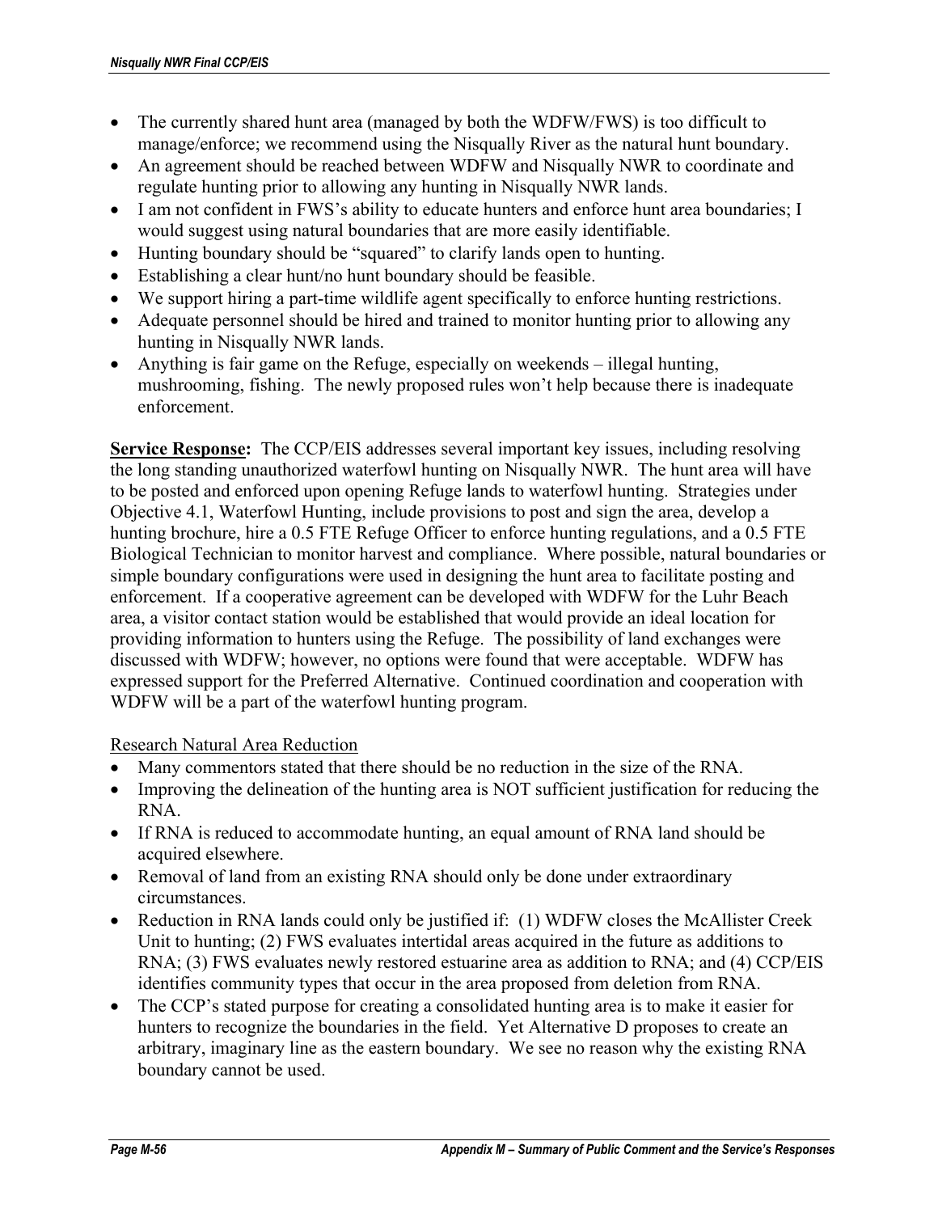- The currently shared hunt area (managed by both the WDFW/FWS) is too difficult to manage/enforce; we recommend using the Nisqually River as the natural hunt boundary.
- An agreement should be reached between WDFW and Nisqually NWR to coordinate and regulate hunting prior to allowing any hunting in Nisqually NWR lands.
- I am not confident in FWS's ability to educate hunters and enforce hunt area boundaries; I would suggest using natural boundaries that are more easily identifiable.
- Hunting boundary should be "squared" to clarify lands open to hunting.
- Establishing a clear hunt/no hunt boundary should be feasible.
- We support hiring a part-time wildlife agent specifically to enforce hunting restrictions.
- Adequate personnel should be hired and trained to monitor hunting prior to allowing any hunting in Nisqually NWR lands.
- Anything is fair game on the Refuge, especially on weekends – illegal hunting, mushrooming, fishing. The newly proposed rules won't help because there is inadequate enforcement.

**Service Response:** The CCP/EIS addresses several important key issues, including resolving the long standing unauthorized waterfowl hunting on Nisqually NWR. The hunt area will have to be posted and enforced upon opening Refuge lands to waterfowl hunting. Strategies under Objective 4.1, Waterfowl Hunting, include provisions to post and sign the area, develop a hunting brochure, hire a 0.5 FTE Refuge Officer to enforce hunting regulations, and a 0.5 FTE Biological Technician to monitor harvest and compliance. Where possible, natural boundaries or simple boundary configurations were used in designing the hunt area to facilitate posting and enforcement. If a cooperative agreement can be developed with WDFW for the Luhr Beach area, a visitor contact station would be established that would provide an ideal location for providing information to hunters using the Refuge. The possibility of land exchanges were discussed with WDFW; however, no options were found that were acceptable. WDFW has expressed support for the Preferred Alternative. Continued coordination and cooperation with WDFW will be a part of the waterfowl hunting program.

Research Natural Area Reduction

- Many commentors stated that there should be no reduction in the size of the RNA.
- Improving the delineation of the hunting area is NOT sufficient justification for reducing the RNA.
- If RNA is reduced to accommodate hunting, an equal amount of RNA land should be acquired elsewhere.
- Removal of land from an existing RNA should only be done under extraordinary circumstances.
- Reduction in RNA lands could only be justified if: (1) WDFW closes the McAllister Creek Unit to hunting; (2) FWS evaluates intertidal areas acquired in the future as additions to RNA; (3) FWS evaluates newly restored estuarine area as addition to RNA; and (4) CCP/EIS identifies community types that occur in the area proposed from deletion from RNA.
- The CCP's stated purpose for creating a consolidated hunting area is to make it easier for hunters to recognize the boundaries in the field. Yet Alternative D proposes to create an arbitrary, imaginary line as the eastern boundary. We see no reason why the existing RNA boundary cannot be used.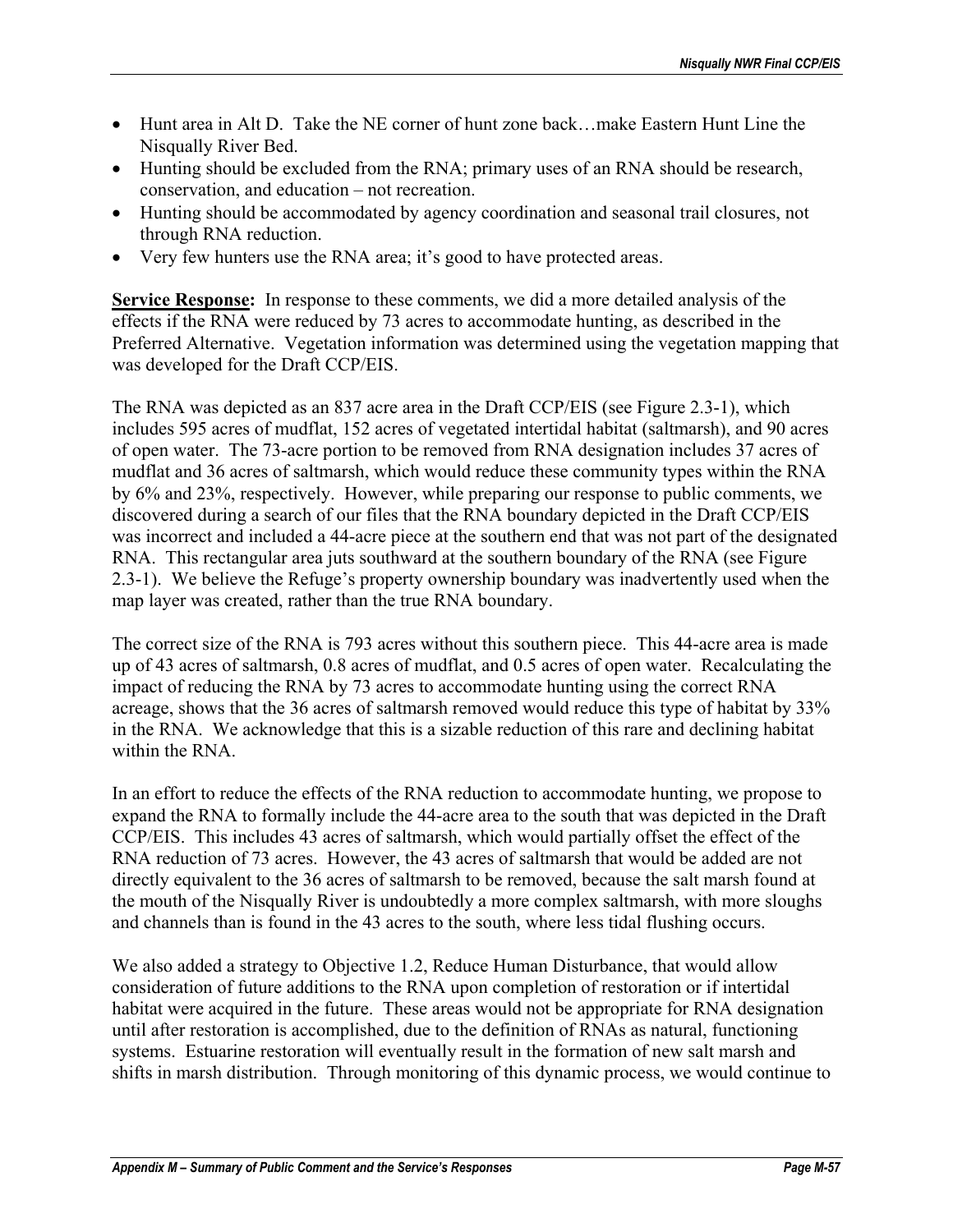- Hunt area in Alt D. Take the NE corner of hunt zone back…make Eastern Hunt Line the Nisqually River Bed.
- Hunting should be excluded from the RNA; primary uses of an RNA should be research, conservation, and education – not recreation.
- Hunting should be accommodated by agency coordination and seasonal trail closures, not through RNA reduction.
- Very few hunters use the RNA area; it's good to have protected areas.

**Service Response:** In response to these comments, we did a more detailed analysis of the effects if the RNA were reduced by 73 acres to accommodate hunting, as described in the Preferred Alternative. Vegetation information was determined using the vegetation mapping that was developed for the Draft CCP/EIS.

The RNA was depicted as an 837 acre area in the Draft CCP/EIS (see Figure 2.3-1), which includes 595 acres of mudflat, 152 acres of vegetated intertidal habitat (saltmarsh), and 90 acres of open water. The 73-acre portion to be removed from RNA designation includes 37 acres of mudflat and 36 acres of saltmarsh, which would reduce these community types within the RNA by 6% and 23%, respectively. However, while preparing our response to public comments, we discovered during a search of our files that the RNA boundary depicted in the Draft CCP/EIS was incorrect and included a 44-acre piece at the southern end that was not part of the designated RNA. This rectangular area juts southward at the southern boundary of the RNA (see Figure 2.3-1). We believe the Refuge's property ownership boundary was inadvertently used when the map layer was created, rather than the true RNA boundary.

The correct size of the RNA is 793 acres without this southern piece. This 44-acre area is made up of 43 acres of saltmarsh, 0.8 acres of mudflat, and 0.5 acres of open water. Recalculating the impact of reducing the RNA by 73 acres to accommodate hunting using the correct RNA acreage, shows that the 36 acres of saltmarsh removed would reduce this type of habitat by 33% in the RNA. We acknowledge that this is a sizable reduction of this rare and declining habitat within the RNA.

In an effort to reduce the effects of the RNA reduction to accommodate hunting, we propose to expand the RNA to formally include the 44-acre area to the south that was depicted in the Draft CCP/EIS. This includes 43 acres of saltmarsh, which would partially offset the effect of the RNA reduction of 73 acres. However, the 43 acres of saltmarsh that would be added are not directly equivalent to the 36 acres of saltmarsh to be removed, because the salt marsh found at the mouth of the Nisqually River is undoubtedly a more complex saltmarsh, with more sloughs and channels than is found in the 43 acres to the south, where less tidal flushing occurs.

We also added a strategy to Objective 1.2, Reduce Human Disturbance, that would allow consideration of future additions to the RNA upon completion of restoration or if intertidal habitat were acquired in the future. These areas would not be appropriate for RNA designation until after restoration is accomplished, due to the definition of RNAs as natural, functioning systems. Estuarine restoration will eventually result in the formation of new salt marsh and shifts in marsh distribution. Through monitoring of this dynamic process, we would continue to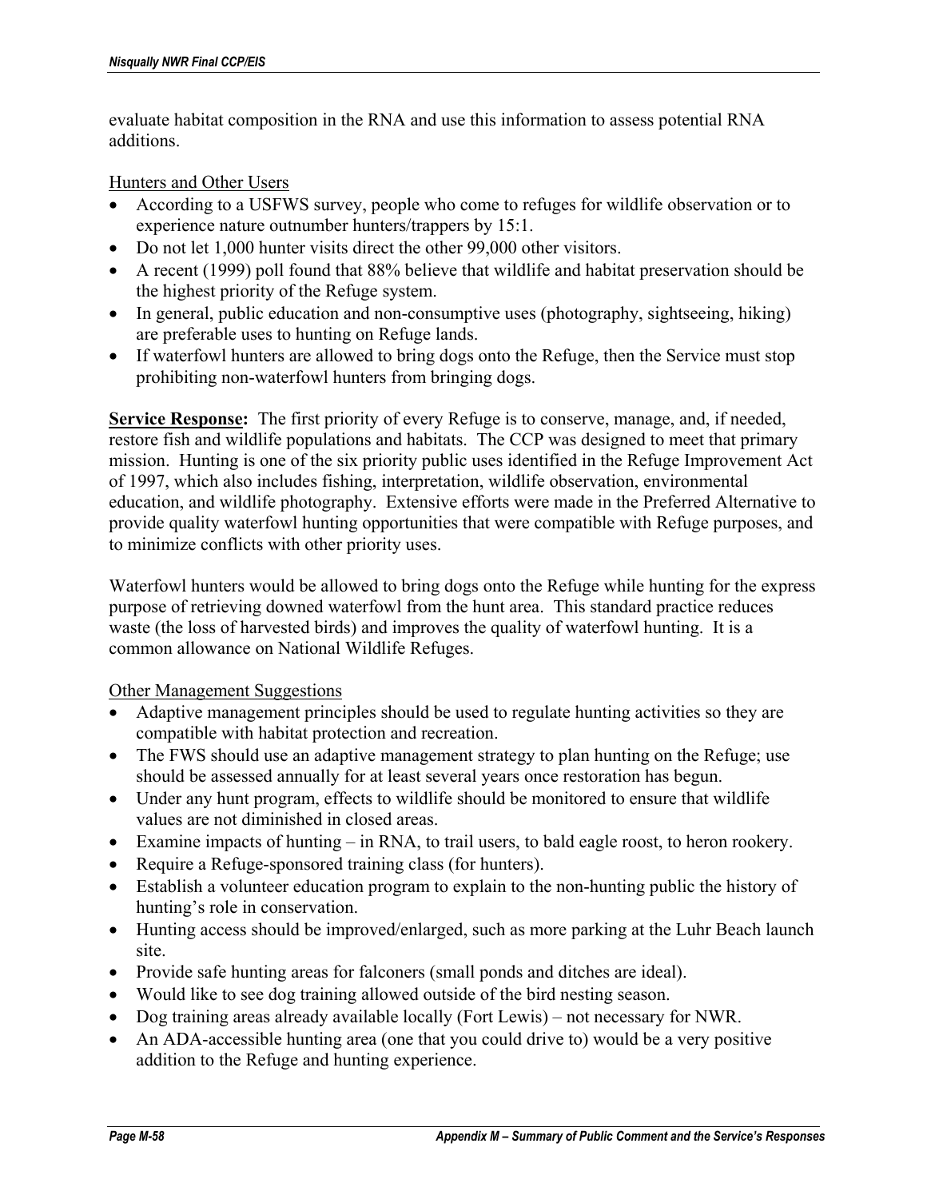evaluate habitat composition in the RNA and use this information to assess potential RNA additions.

Hunters and Other Users

- According to a USFWS survey, people who come to refuges for wildlife observation or to experience nature outnumber hunters/trappers by 15:1.
- Do not let 1,000 hunter visits direct the other 99,000 other visitors.
- A recent (1999) poll found that 88% believe that wildlife and habitat preservation should be the highest priority of the Refuge system.
- In general, public education and non-consumptive uses (photography, sightseeing, hiking) are preferable uses to hunting on Refuge lands.
- If waterfowl hunters are allowed to bring dogs onto the Refuge, then the Service must stop prohibiting non-waterfowl hunters from bringing dogs.

**Service Response:** The first priority of every Refuge is to conserve, manage, and, if needed, restore fish and wildlife populations and habitats. The CCP was designed to meet that primary mission. Hunting is one of the six priority public uses identified in the Refuge Improvement Act of 1997, which also includes fishing, interpretation, wildlife observation, environmental education, and wildlife photography. Extensive efforts were made in the Preferred Alternative to provide quality waterfowl hunting opportunities that were compatible with Refuge purposes, and to minimize conflicts with other priority uses.

Waterfowl hunters would be allowed to bring dogs onto the Refuge while hunting for the express purpose of retrieving downed waterfowl from the hunt area. This standard practice reduces waste (the loss of harvested birds) and improves the quality of waterfowl hunting. It is a common allowance on National Wildlife Refuges.

Other Management Suggestions

- Adaptive management principles should be used to regulate hunting activities so they are compatible with habitat protection and recreation.
- The FWS should use an adaptive management strategy to plan hunting on the Refuge; use should be assessed annually for at least several years once restoration has begun.
- Under any hunt program, effects to wildlife should be monitored to ensure that wildlife values are not diminished in closed areas.
- Examine impacts of hunting – in RNA, to trail users, to bald eagle roost, to heron rookery.
- Require a Refuge-sponsored training class (for hunters).
- Establish a volunteer education program to explain to the non-hunting public the history of hunting's role in conservation.
- Hunting access should be improved/enlarged, such as more parking at the Luhr Beach launch site.
- Provide safe hunting areas for falconers (small ponds and ditches are ideal).
- Would like to see dog training allowed outside of the bird nesting season.
- Dog training areas already available locally (Fort Lewis) – not necessary for NWR.
- An ADA-accessible hunting area (one that you could drive to) would be a very positive addition to the Refuge and hunting experience.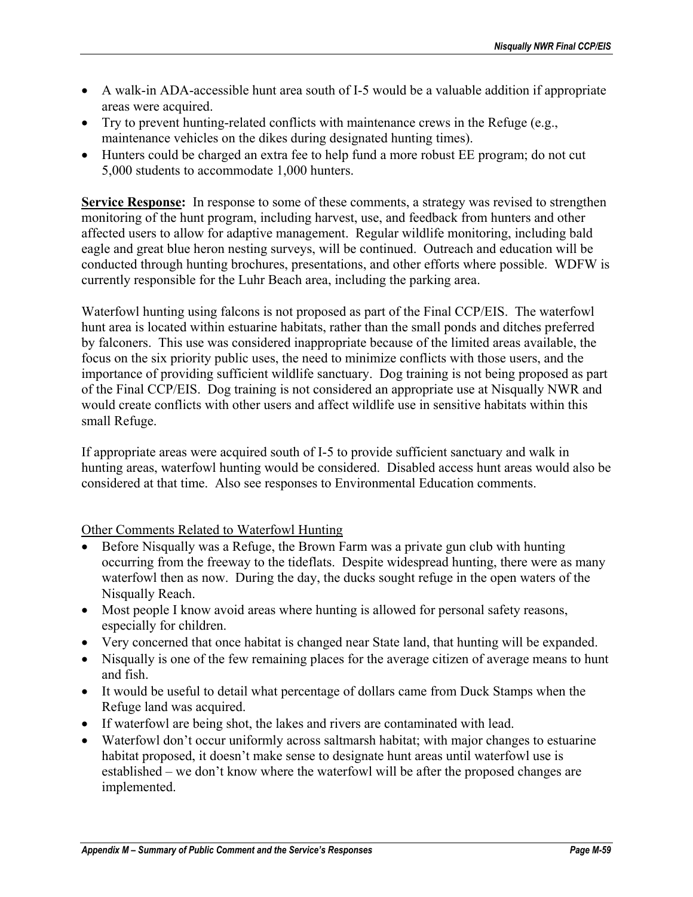- A walk-in ADA-accessible hunt area south of I-5 would be a valuable addition if appropriate areas were acquired.
- Try to prevent hunting-related conflicts with maintenance crews in the Refuge (e.g., maintenance vehicles on the dikes during designated hunting times).
- Hunters could be charged an extra fee to help fund a more robust EE program; do not cut 5,000 students to accommodate 1,000 hunters.

**Service Response:** In response to some of these comments, a strategy was revised to strengthen monitoring of the hunt program, including harvest, use, and feedback from hunters and other affected users to allow for adaptive management. Regular wildlife monitoring, including bald eagle and great blue heron nesting surveys, will be continued. Outreach and education will be conducted through hunting brochures, presentations, and other efforts where possible. WDFW is currently responsible for the Luhr Beach area, including the parking area.

Waterfowl hunting using falcons is not proposed as part of the Final CCP/EIS. The waterfowl hunt area is located within estuarine habitats, rather than the small ponds and ditches preferred by falconers. This use was considered inappropriate because of the limited areas available, the focus on the six priority public uses, the need to minimize conflicts with those users, and the importance of providing sufficient wildlife sanctuary. Dog training is not being proposed as part of the Final CCP/EIS. Dog training is not considered an appropriate use at Nisqually NWR and would create conflicts with other users and affect wildlife use in sensitive habitats within this small Refuge.

If appropriate areas were acquired south of I-5 to provide sufficient sanctuary and walk in hunting areas, waterfowl hunting would be considered. Disabled access hunt areas would also be considered at that time. Also see responses to Environmental Education comments.

Other Comments Related to Waterfowl Hunting

- Before Nisqually was a Refuge, the Brown Farm was a private gun club with hunting occurring from the freeway to the tideflats. Despite widespread hunting, there were as many waterfowl then as now. During the day, the ducks sought refuge in the open waters of the Nisqually Reach.
- Most people I know avoid areas where hunting is allowed for personal safety reasons, especially for children.
- Very concerned that once habitat is changed near State land, that hunting will be expanded.
- Nisqually is one of the few remaining places for the average citizen of average means to hunt and fish.
- It would be useful to detail what percentage of dollars came from Duck Stamps when the Refuge land was acquired.
- If waterfowl are being shot, the lakes and rivers are contaminated with lead.
- Waterfowl don't occur uniformly across saltmarsh habitat; with major changes to estuarine habitat proposed, it doesn't make sense to designate hunt areas until waterfowl use is established – we don't know where the waterfowl will be after the proposed changes are implemented.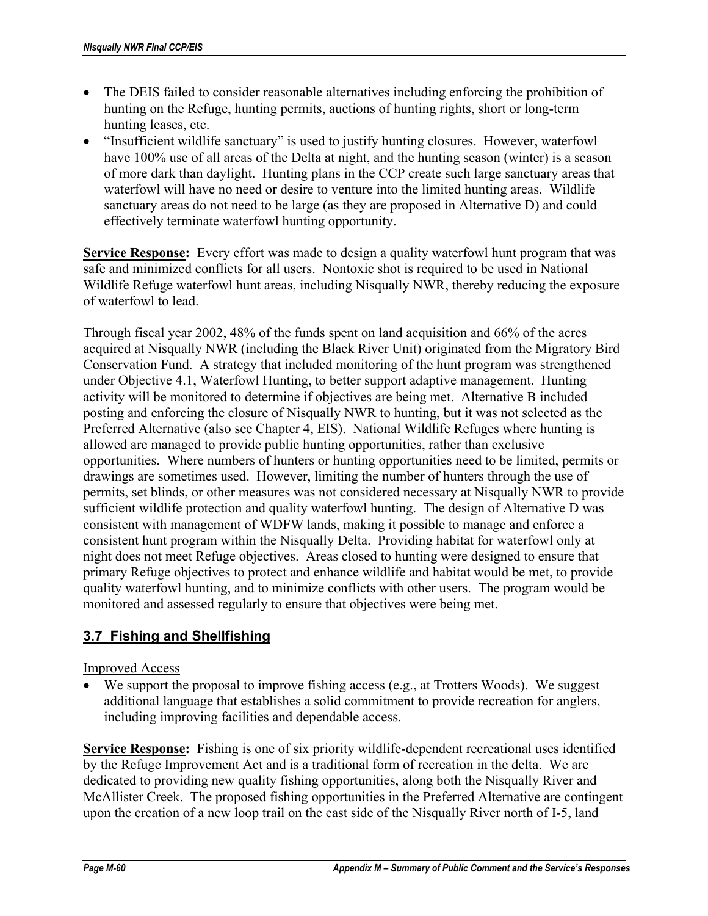- The DEIS failed to consider reasonable alternatives including enforcing the prohibition of hunting on the Refuge, hunting permits, auctions of hunting rights, short or long-term hunting leases, etc.
- "Insufficient wildlife sanctuary" is used to justify hunting closures. However, waterfowl have 100% use of all areas of the Delta at night, and the hunting season (winter) is a season of more dark than daylight. Hunting plans in the CCP create such large sanctuary areas that waterfowl will have no need or desire to venture into the limited hunting areas. Wildlife sanctuary areas do not need to be large (as they are proposed in Alternative D) and could effectively terminate waterfowl hunting opportunity.

**Service Response:** Every effort was made to design a quality waterfowl hunt program that was safe and minimized conflicts for all users. Nontoxic shot is required to be used in National Wildlife Refuge waterfowl hunt areas, including Nisqually NWR, thereby reducing the exposure of waterfowl to lead.

Through fiscal year 2002, 48% of the funds spent on land acquisition and 66% of the acres acquired at Nisqually NWR (including the Black River Unit) originated from the Migratory Bird Conservation Fund. A strategy that included monitoring of the hunt program was strengthened under Objective 4.1, Waterfowl Hunting, to better support adaptive management. Hunting activity will be monitored to determine if objectives are being met. Alternative B included posting and enforcing the closure of Nisqually NWR to hunting, but it was not selected as the Preferred Alternative (also see Chapter 4, EIS). National Wildlife Refuges where hunting is allowed are managed to provide public hunting opportunities, rather than exclusive opportunities. Where numbers of hunters or hunting opportunities need to be limited, permits or drawings are sometimes used. However, limiting the number of hunters through the use of permits, set blinds, or other measures was not considered necessary at Nisqually NWR to provide sufficient wildlife protection and quality waterfowl hunting. The design of Alternative D was consistent with management of WDFW lands, making it possible to manage and enforce a consistent hunt program within the Nisqually Delta. Providing habitat for waterfowl only at night does not meet Refuge objectives. Areas closed to hunting were designed to ensure that primary Refuge objectives to protect and enhance wildlife and habitat would be met, to provide quality waterfowl hunting, and to minimize conflicts with other users. The program would be monitored and assessed regularly to ensure that objectives were being met.

## 3.7 Fishing and Shellfishing

Improved Access

- We support the proposal to improve fishing access (e.g., at Trotters Woods). We suggest additional language that establishes a solid commitment to provide recreation for anglers, including improving facilities and dependable access.

**Service Response:** Fishing is one of six priority wildlife-dependent recreational uses identified by the Refuge Improvement Act and is a traditional form of recreation in the delta. We are dedicated to providing new quality fishing opportunities, along both the Nisqually River and McAllister Creek. The proposed fishing opportunities in the Preferred Alternative are contingent upon the creation of a new loop trail on the east side of the Nisqually River north of I-5, land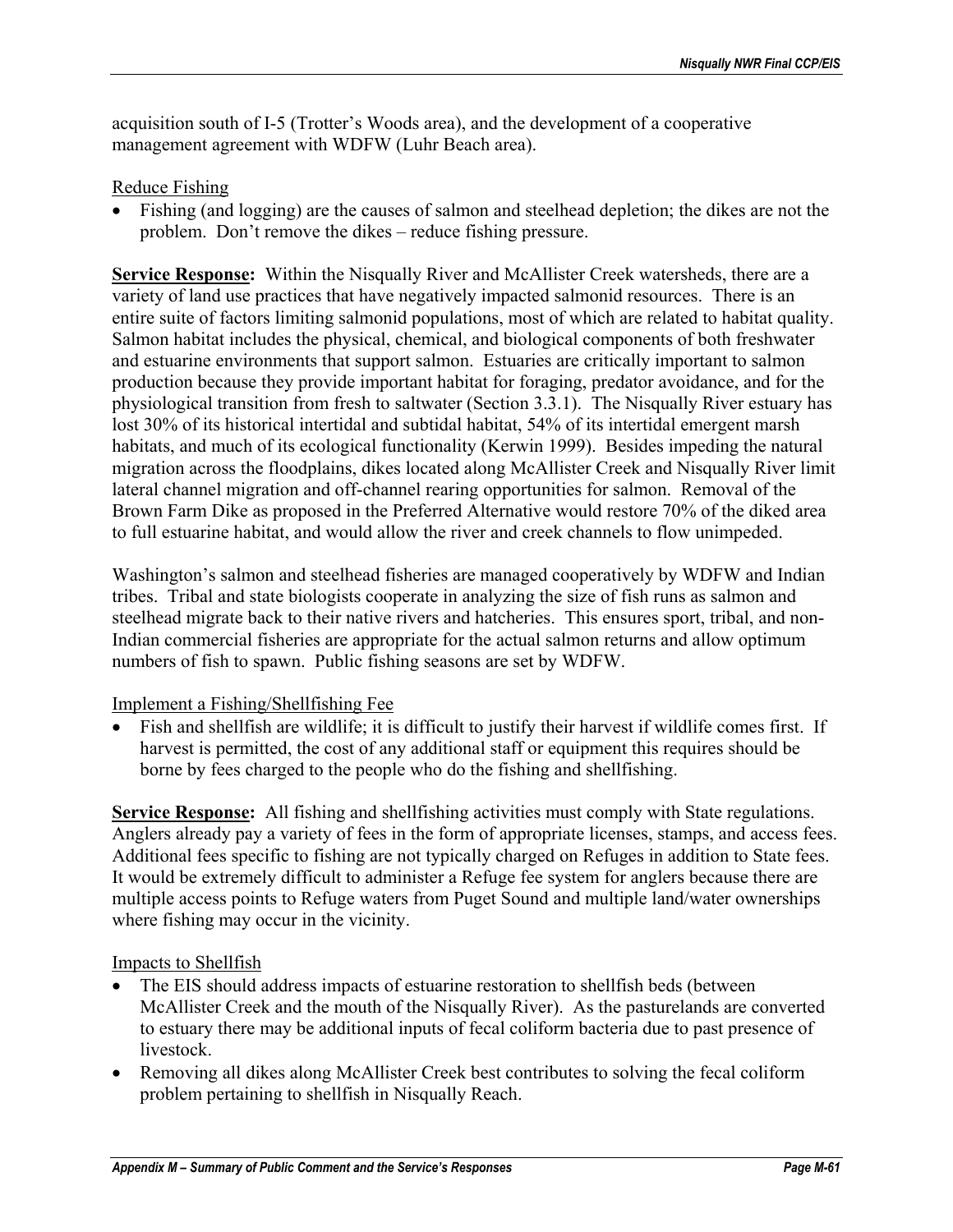acquisition south of I-5 (Trotter's Woods area), and the development of a cooperative management agreement with WDFW (Luhr Beach area).

Reduce Fishing

- Fishing (and logging) are the causes of salmon and steelhead depletion; the dikes are not the problem. Don't remove the dikes – reduce fishing pressure.

**Service Response:** Within the Nisqually River and McAllister Creek watersheds, there are a variety of land use practices that have negatively impacted salmonid resources. There is an entire suite of factors limiting salmonid populations, most of which are related to habitat quality. Salmon habitat includes the physical, chemical, and biological components of both freshwater and estuarine environments that support salmon. Estuaries are critically important to salmon production because they provide important habitat for foraging, predator avoidance, and for the physiological transition from fresh to saltwater (Section 3.3.1). The Nisqually River estuary has lost 30% of its historical intertidal and subtidal habitat, 54% of its intertidal emergent marsh habitats, and much of its ecological functionality (Kerwin 1999). Besides impeding the natural migration across the floodplains, dikes located along McAllister Creek and Nisqually River limit lateral channel migration and off-channel rearing opportunities for salmon. Removal of the Brown Farm Dike as proposed in the Preferred Alternative would restore 70% of the diked area to full estuarine habitat, and would allow the river and creek channels to flow unimpeded.

Washington's salmon and steelhead fisheries are managed cooperatively by WDFW and Indian tribes. Tribal and state biologists cooperate in analyzing the size of fish runs as salmon and steelhead migrate back to their native rivers and hatcheries. This ensures sport, tribal, and non-Indian commercial fisheries are appropriate for the actual salmon returns and allow optimum numbers of fish to spawn. Public fishing seasons are set by WDFW.

Implement a Fishing/Shellfishing Fee

- Fish and shellfish are wildlife; it is difficult to justify their harvest if wildlife comes first. If harvest is permitted, the cost of any additional staff or equipment this requires should be borne by fees charged to the people who do the fishing and shellfishing.

**Service Response:** All fishing and shellfishing activities must comply with State regulations. Anglers already pay a variety of fees in the form of appropriate licenses, stamps, and access fees. Additional fees specific to fishing are not typically charged on Refuges in addition to State fees. It would be extremely difficult to administer a Refuge fee system for anglers because there are multiple access points to Refuge waters from Puget Sound and multiple land/water ownerships where fishing may occur in the vicinity.

Impacts to Shellfish

- The EIS should address impacts of estuarine restoration to shellfish beds (between McAllister Creek and the mouth of the Nisqually River). As the pasturelands are converted to estuary there may be additional inputs of fecal coliform bacteria due to past presence of livestock.
- Removing all dikes along McAllister Creek best contributes to solving the fecal coliform problem pertaining to shellfish in Nisqually Reach.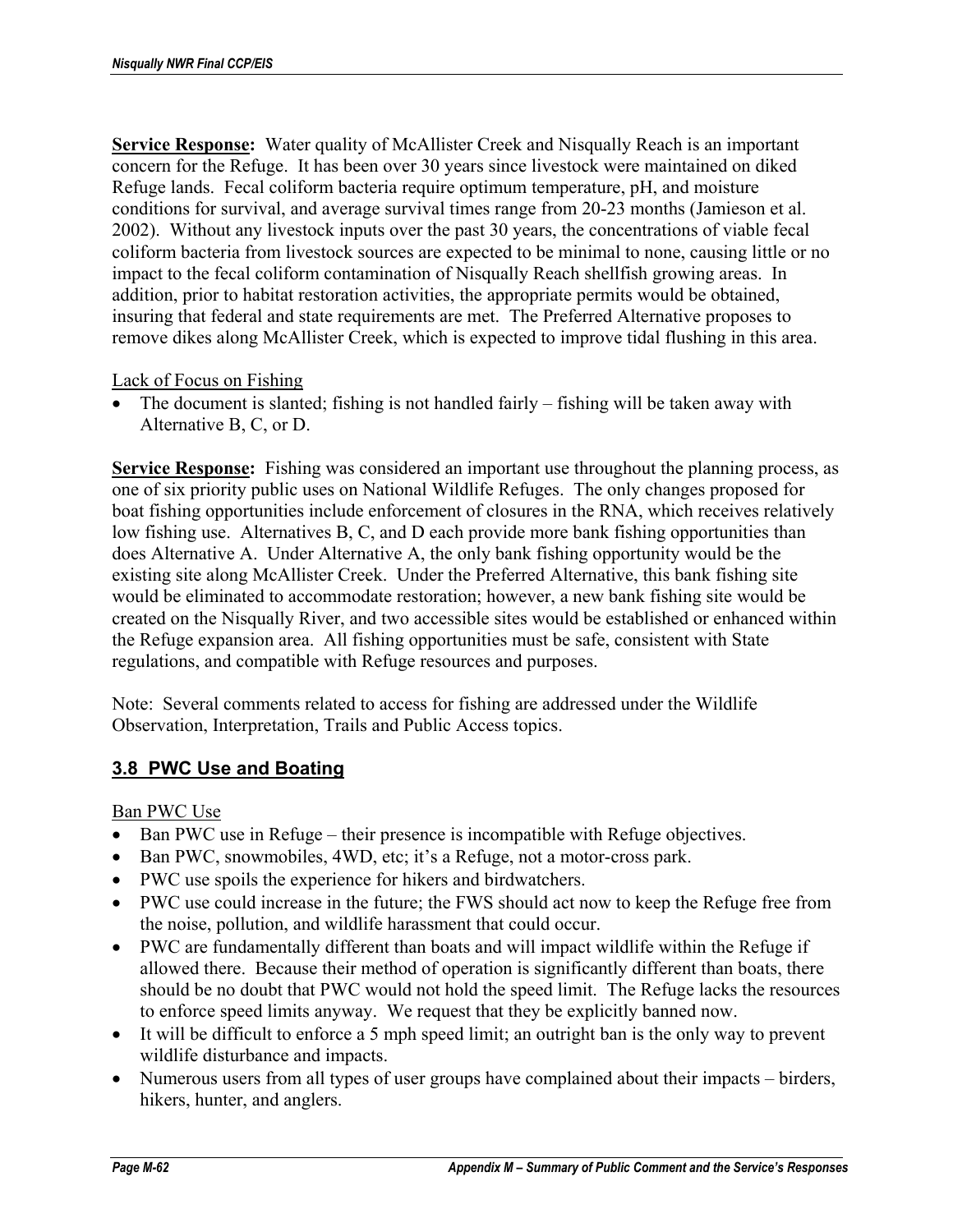**Service Response:** Water quality of McAllister Creek and Nisqually Reach is an important concern for the Refuge. It has been over 30 years since livestock were maintained on diked Refuge lands. Fecal coliform bacteria require optimum temperature, pH, and moisture conditions for survival, and average survival times range from 20-23 months (Jamieson et al. 2002). Without any livestock inputs over the past 30 years, the concentrations of viable fecal coliform bacteria from livestock sources are expected to be minimal to none, causing little or no impact to the fecal coliform contamination of Nisqually Reach shellfish growing areas. In addition, prior to habitat restoration activities, the appropriate permits would be obtained, insuring that federal and state requirements are met. The Preferred Alternative proposes to remove dikes along McAllister Creek, which is expected to improve tidal flushing in this area.

Lack of Focus on Fishing

- The document is slanted; fishing is not handled fairly – fishing will be taken away with Alternative B, C, or D.

**Service Response:** Fishing was considered an important use throughout the planning process, as one of six priority public uses on National Wildlife Refuges. The only changes proposed for boat fishing opportunities include enforcement of closures in the RNA, which receives relatively low fishing use. Alternatives B, C, and D each provide more bank fishing opportunities than does Alternative A. Under Alternative A, the only bank fishing opportunity would be the existing site along McAllister Creek. Under the Preferred Alternative, this bank fishing site would be eliminated to accommodate restoration; however, a new bank fishing site would be created on the Nisqually River, and two accessible sites would be established or enhanced within the Refuge expansion area. All fishing opportunities must be safe, consistent with State regulations, and compatible with Refuge resources and purposes.

Note: Several comments related to access for fishing are addressed under the Wildlife Observation, Interpretation, Trails and Public Access topics.

## 3.8 PWC Use and Boating

Ban PWC Use

- Ban PWC use in Refuge – their presence is incompatible with Refuge objectives.
- Ban PWC, snowmobiles, 4WD, etc; it's a Refuge, not a motor-cross park.
- PWC use spoils the experience for hikers and birdwatchers.
- PWC use could increase in the future; the FWS should act now to keep the Refuge free from the noise, pollution, and wildlife harassment that could occur.
- PWC are fundamentally different than boats and will impact wildlife within the Refuge if allowed there. Because their method of operation is significantly different than boats, there should be no doubt that PWC would not hold the speed limit. The Refuge lacks the resources to enforce speed limits anyway. We request that they be explicitly banned now.
- It will be difficult to enforce a 5 mph speed limit; an outright ban is the only way to prevent wildlife disturbance and impacts.
- Numerous users from all types of user groups have complained about their impacts – birders, hikers, hunter, and anglers.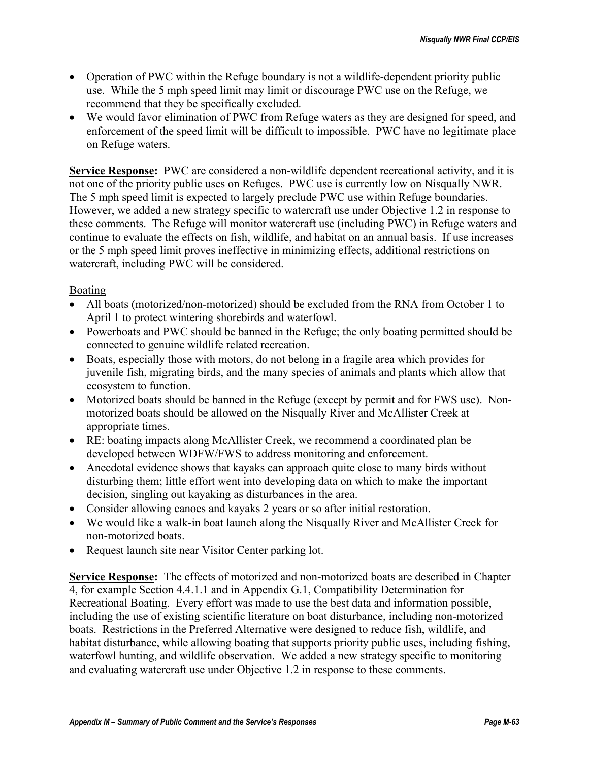- Operation of PWC within the Refuge boundary is not a wildlife-dependent priority public use. While the 5 mph speed limit may limit or discourage PWC use on the Refuge, we recommend that they be specifically excluded.
- We would favor elimination of PWC from Refuge waters as they are designed for speed, and enforcement of the speed limit will be difficult to impossible. PWC have no legitimate place on Refuge waters.

**Service Response:** PWC are considered a non-wildlife dependent recreational activity, and it is not one of the priority public uses on Refuges. PWC use is currently low on Nisqually NWR. The 5 mph speed limit is expected to largely preclude PWC use within Refuge boundaries. However, we added a new strategy specific to watercraft use under Objective 1.2 in response to these comments. The Refuge will monitor watercraft use (including PWC) in Refuge waters and continue to evaluate the effects on fish, wildlife, and habitat on an annual basis. If use increases or the 5 mph speed limit proves ineffective in minimizing effects, additional restrictions on watercraft, including PWC will be considered.

Boating

- All boats (motorized/non-motorized) should be excluded from the RNA from October 1 to April 1 to protect wintering shorebirds and waterfowl.
- Powerboats and PWC should be banned in the Refuge; the only boating permitted should be connected to genuine wildlife related recreation.
- Boats, especially those with motors, do not belong in a fragile area which provides for juvenile fish, migrating birds, and the many species of animals and plants which allow that ecosystem to function.
- Motorized boats should be banned in the Refuge (except by permit and for FWS use). Non-motorized boats should be allowed on the Nisqually River and McAllister Creek at appropriate times.
- RE: boating impacts along McAllister Creek, we recommend a coordinated plan be developed between WDFW/FWS to address monitoring and enforcement.
- Anecdotal evidence shows that kayaks can approach quite close to many birds without disturbing them; little effort went into developing data on which to make the important decision, singling out kayaking as disturbances in the area.
- Consider allowing canoes and kayaks 2 years or so after initial restoration.
- We would like a walk-in boat launch along the Nisqually River and McAllister Creek for non-motorized boats.
- Request launch site near Visitor Center parking lot.

**Service Response:** The effects of motorized and non-motorized boats are described in Chapter 4, for example Section 4.4.1.1 and in Appendix G.1, Compatibility Determination for Recreational Boating. Every effort was made to use the best data and information possible, including the use of existing scientific literature on boat disturbance, including non-motorized boats. Restrictions in the Preferred Alternative were designed to reduce fish, wildlife, and habitat disturbance, while allowing boating that supports priority public uses, including fishing, waterfowl hunting, and wildlife observation. We added a new strategy specific to monitoring and evaluating watercraft use under Objective 1.2 in response to these comments.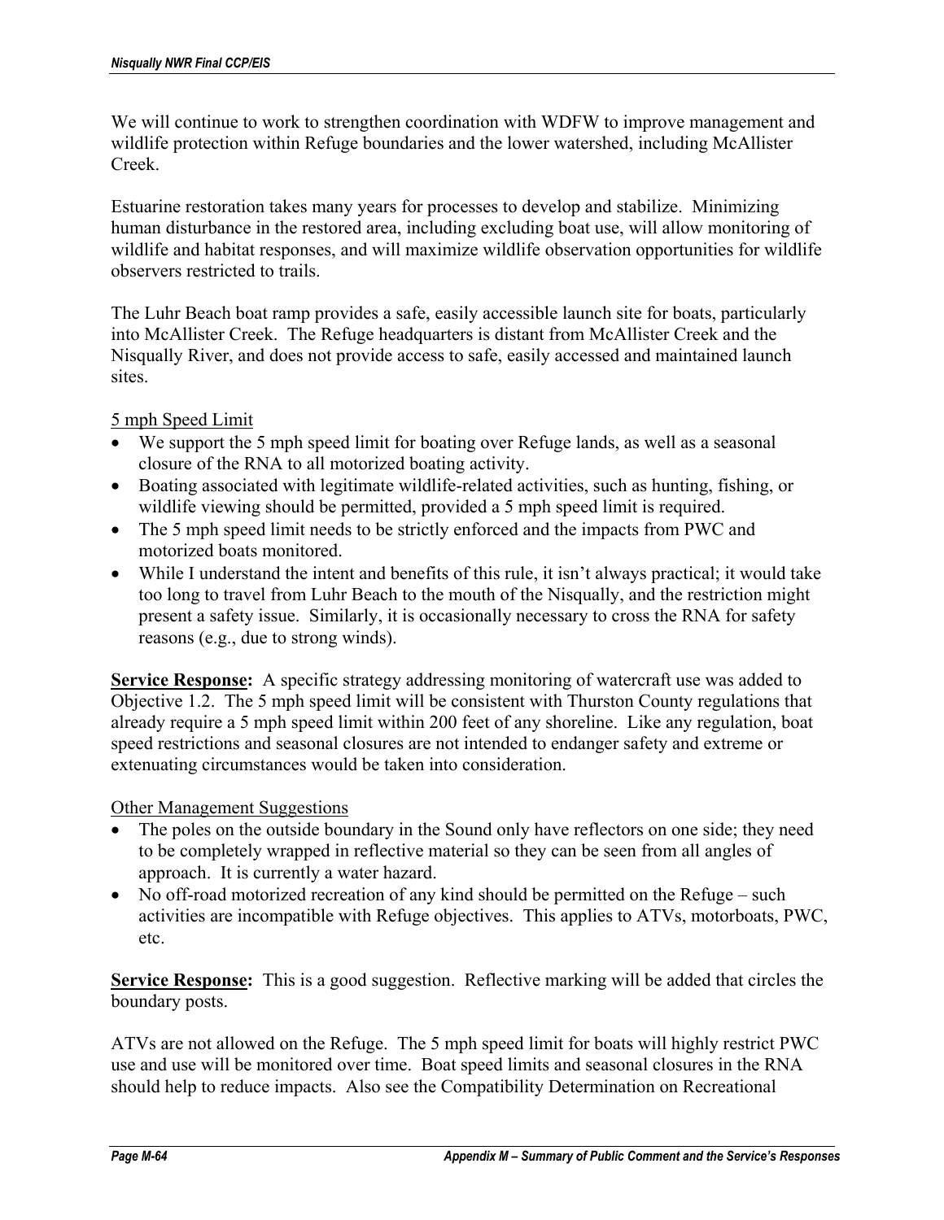We will continue to work to strengthen coordination with WDFW to improve management and wildlife protection within Refuge boundaries and the lower watershed, including McAllister Creek.

Estuarine restoration takes many years for processes to develop and stabilize. Minimizing human disturbance in the restored area, including excluding boat use, will allow monitoring of wildlife and habitat responses, and will maximize wildlife observation opportunities for wildlife observers restricted to trails.

The Luhr Beach boat ramp provides a safe, easily accessible launch site for boats, particularly into McAllister Creek. The Refuge headquarters is distant from McAllister Creek and the Nisqually River, and does not provide access to safe, easily accessed and maintained launch sites.

5 mph Speed Limit

- We support the 5 mph speed limit for boating over Refuge lands, as well as a seasonal closure of the RNA to all motorized boating activity.
- Boating associated with legitimate wildlife-related activities, such as hunting, fishing, or wildlife viewing should be permitted, provided a 5 mph speed limit is required.
- The 5 mph speed limit needs to be strictly enforced and the impacts from PWC and motorized boats monitored.
- While I understand the intent and benefits of this rule, it isn't always practical; it would take too long to travel from Luhr Beach to the mouth of the Nisqually, and the restriction might present a safety issue. Similarly, it is occasionally necessary to cross the RNA for safety reasons (e.g., due to strong winds).

**Service Response:** A specific strategy addressing monitoring of watercraft use was added to Objective 1.2. The 5 mph speed limit will be consistent with Thurston County regulations that already require a 5 mph speed limit within 200 feet of any shoreline. Like any regulation, boat speed restrictions and seasonal closures are not intended to endanger safety and extreme or extenuating circumstances would be taken into consideration.

Other Management Suggestions

- The poles on the outside boundary in the Sound only have reflectors on one side; they need to be completely wrapped in reflective material so they can be seen from all angles of approach. It is currently a water hazard.
- No off-road motorized recreation of any kind should be permitted on the Refuge – such activities are incompatible with Refuge objectives. This applies to ATVs, motorboats, PWC, etc.

**Service Response:** This is a good suggestion. Reflective marking will be added that circles the boundary posts.

ATVs are not allowed on the Refuge. The 5 mph speed limit for boats will highly restrict PWC use and use will be monitored over time. Boat speed limits and seasonal closures in the RNA should help to reduce impacts. Also see the Compatibility Determination on Recreational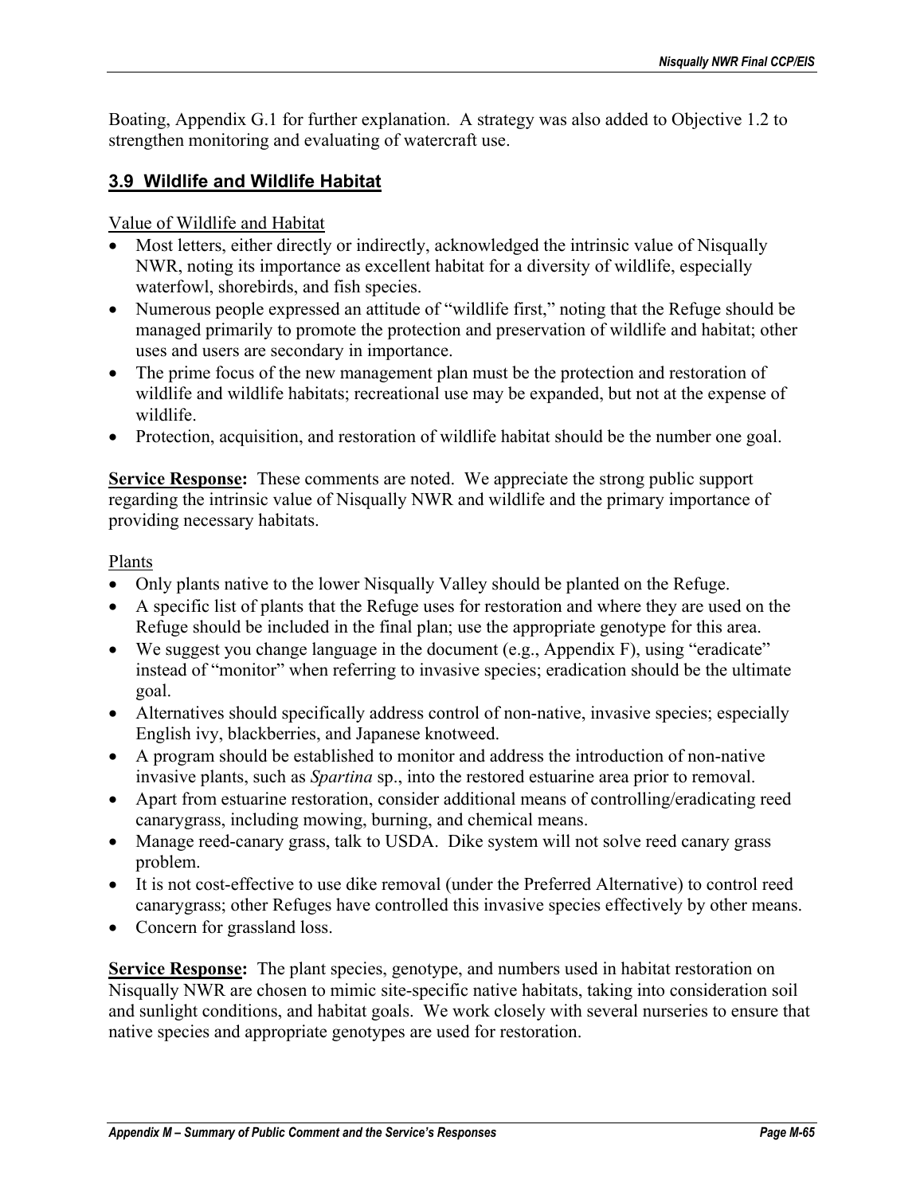Boating, Appendix G.1 for further explanation. A strategy was also added to Objective 1.2 to strengthen monitoring and evaluating of watercraft use.

### 3.9 Wildlife and Wildlife Habitat

Value of Wildlife and Habitat

- Most letters, either directly or indirectly, acknowledged the intrinsic value of Nisqually NWR, noting its importance as excellent habitat for a diversity of wildlife, especially waterfowl, shorebirds, and fish species.
- Numerous people expressed an attitude of "wildlife first," noting that the Refuge should be managed primarily to promote the protection and preservation of wildlife and habitat; other uses and users are secondary in importance.
- The prime focus of the new management plan must be the protection and restoration of wildlife and wildlife habitats; recreational use may be expanded, but not at the expense of wildlife.
- Protection, acquisition, and restoration of wildlife habitat should be the number one goal.

**Service Response:** These comments are noted. We appreciate the strong public support regarding the intrinsic value of Nisqually NWR and wildlife and the primary importance of providing necessary habitats.

Plants

- Only plants native to the lower Nisqually Valley should be planted on the Refuge.
- A specific list of plants that the Refuge uses for restoration and where they are used on the Refuge should be included in the final plan; use the appropriate genotype for this area.
- We suggest you change language in the document (e.g., Appendix F), using "eradicate" instead of "monitor" when referring to invasive species; eradication should be the ultimate goal.
- Alternatives should specifically address control of non-native, invasive species; especially English ivy, blackberries, and Japanese knotweed.
- A program should be established to monitor and address the introduction of non-native invasive plants, such as *Spartina* sp., into the restored estuarine area prior to removal.
- Apart from estuarine restoration, consider additional means of controlling/eradicating reed canarygrass, including mowing, burning, and chemical means.
- Manage reed-canary grass, talk to USDA. Dike system will not solve reed canary grass problem.
- It is not cost-effective to use dike removal (under the Preferred Alternative) to control reed canarygrass; other Refuges have controlled this invasive species effectively by other means.
- Concern for grassland loss.

**Service Response:** The plant species, genotype, and numbers used in habitat restoration on Nisqually NWR are chosen to mimic site-specific native habitats, taking into consideration soil and sunlight conditions, and habitat goals. We work closely with several nurseries to ensure that native species and appropriate genotypes are used for restoration.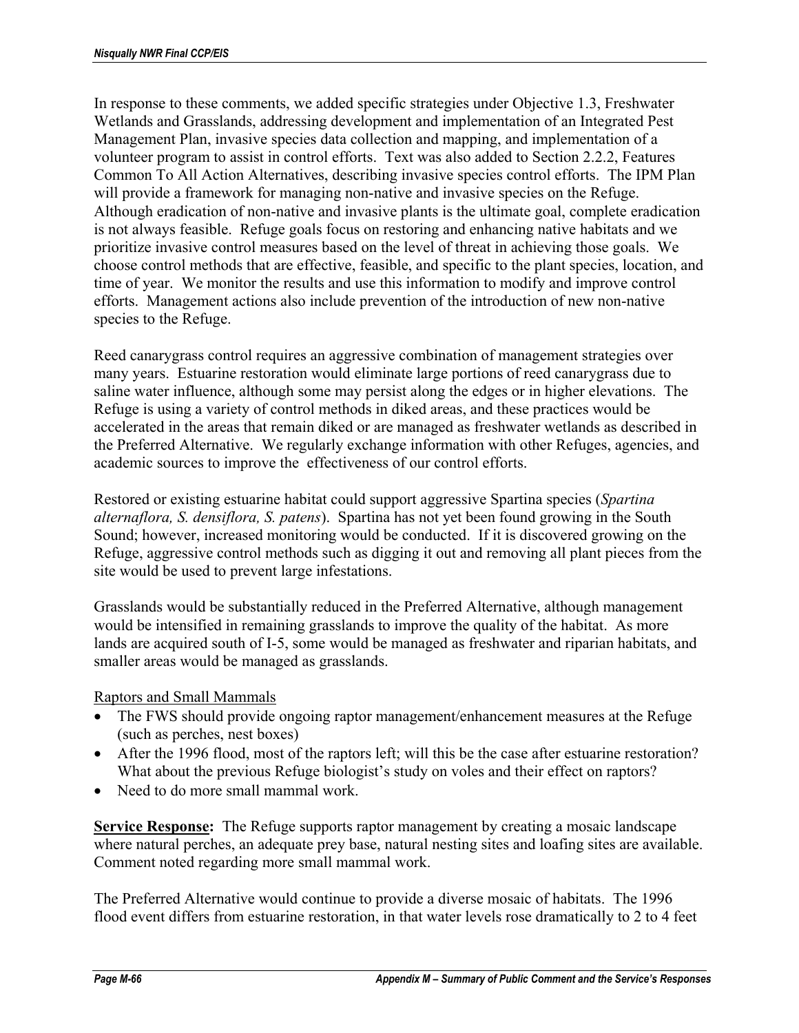In response to these comments, we added specific strategies under Objective 1.3, Freshwater Wetlands and Grasslands, addressing development and implementation of an Integrated Pest Management Plan, invasive species data collection and mapping, and implementation of a volunteer program to assist in control efforts. Text was also added to Section 2.2.2, Features Common To All Action Alternatives, describing invasive species control efforts. The IPM Plan will provide a framework for managing non-native and invasive species on the Refuge. Although eradication of non-native and invasive plants is the ultimate goal, complete eradication is not always feasible. Refuge goals focus on restoring and enhancing native habitats and we prioritize invasive control measures based on the level of threat in achieving those goals. We choose control methods that are effective, feasible, and specific to the plant species, location, and time of year. We monitor the results and use this information to modify and improve control efforts. Management actions also include prevention of the introduction of new non-native species to the Refuge.

Reed canarygrass control requires an aggressive combination of management strategies over many years. Estuarine restoration would eliminate large portions of reed canarygrass due to saline water influence, although some may persist along the edges or in higher elevations. The Refuge is using a variety of control methods in diked areas, and these practices would be accelerated in the areas that remain diked or are managed as freshwater wetlands as described in the Preferred Alternative. We regularly exchange information with other Refuges, agencies, and academic sources to improve the effectiveness of our control efforts.

Restored or existing estuarine habitat could support aggressive Spartina species (*Spartina alternaflora, S. densiflora, S. patens*). Spartina has not yet been found growing in the South Sound; however, increased monitoring would be conducted. If it is discovered growing on the Refuge, aggressive control methods such as digging it out and removing all plant pieces from the site would be used to prevent large infestations.

Grasslands would be substantially reduced in the Preferred Alternative, although management would be intensified in remaining grasslands to improve the quality of the habitat. As more lands are acquired south of I-5, some would be managed as freshwater and riparian habitats, and smaller areas would be managed as grasslands.

<u>Raptors and Small Mammals</u>

- The FWS should provide ongoing raptor management/enhancement measures at the Refuge (such as perches, nest boxes)
- After the 1996 flood, most of the raptors left; will this be the case after estuarine restoration? What about the previous Refuge biologist's study on voles and their effect on raptors?
- Need to do more small mammal work.

**<u>Service Response</u>:** The Refuge supports raptor management by creating a mosaic landscape where natural perches, an adequate prey base, natural nesting sites and loafing sites are available. Comment noted regarding more small mammal work.

The Preferred Alternative would continue to provide a diverse mosaic of habitats. The 1996 flood event differs from estuarine restoration, in that water levels rose dramatically to 2 to 4 feet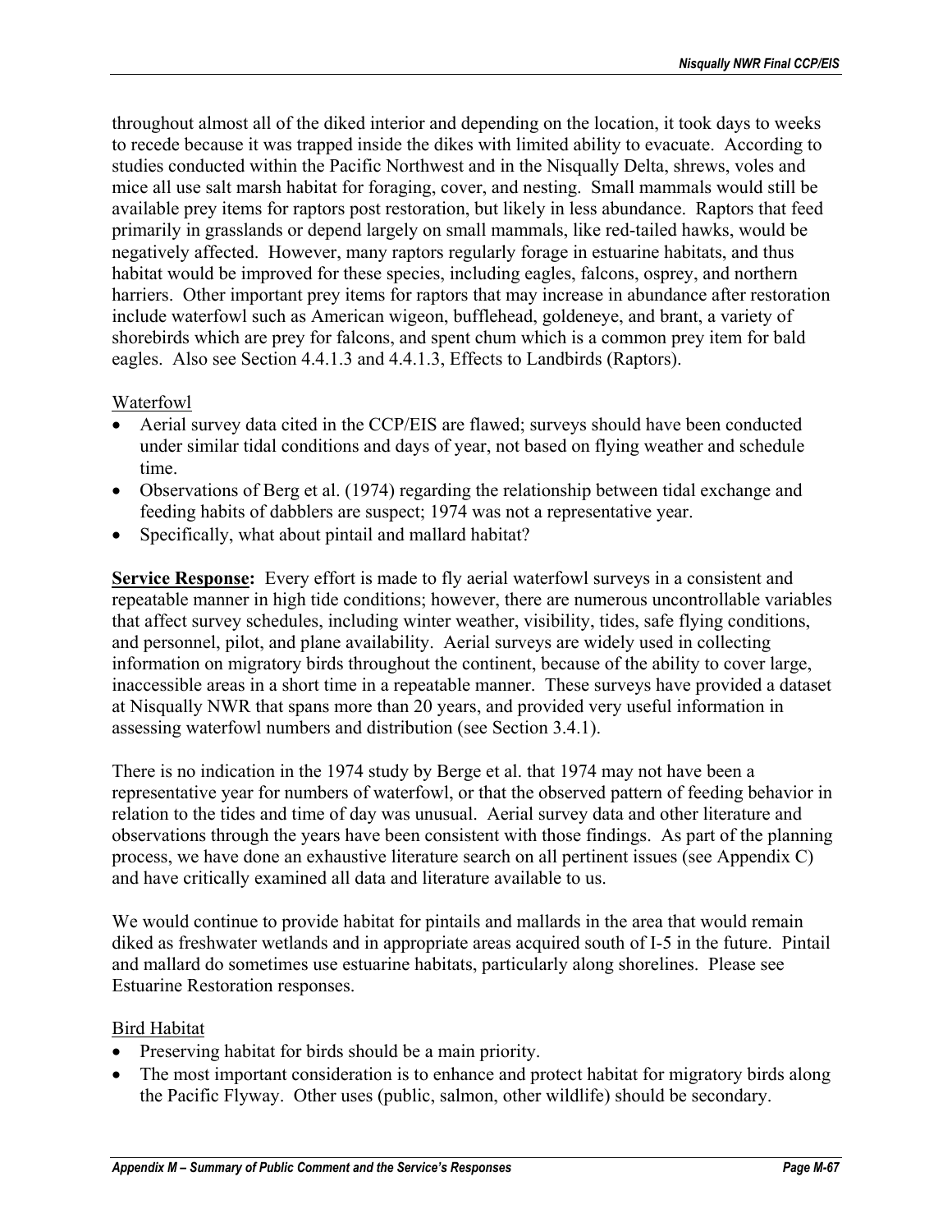throughout almost all of the diked interior and depending on the location, it took days to weeks to recede because it was trapped inside the dikes with limited ability to evacuate. According to studies conducted within the Pacific Northwest and in the Nisqually Delta, shrews, voles and mice all use salt marsh habitat for foraging, cover, and nesting. Small mammals would still be available prey items for raptors post restoration, but likely in less abundance. Raptors that feed primarily in grasslands or depend largely on small mammals, like red-tailed hawks, would be negatively affected. However, many raptors regularly forage in estuarine habitats, and thus habitat would be improved for these species, including eagles, falcons, osprey, and northern harriers. Other important prey items for raptors that may increase in abundance after restoration include waterfowl such as American wigeon, bufflehead, goldeneye, and brant, a variety of shorebirds which are prey for falcons, and spent chum which is a common prey item for bald eagles. Also see Section 4.4.1.3 and 4.4.1.3, Effects to Landbirds (Raptors).

<u>Waterfowl</u>

- Aerial survey data cited in the CCP/EIS are flawed; surveys should have been conducted under similar tidal conditions and days of year, not based on flying weather and schedule time.
- Observations of Berg et al. (1974) regarding the relationship between tidal exchange and feeding habits of dabblers are suspect; 1974 was not a representative year.
- Specifically, what about pintail and mallard habitat?

**<u>Service Response</u>:** Every effort is made to fly aerial waterfowl surveys in a consistent and repeatable manner in high tide conditions; however, there are numerous uncontrollable variables that affect survey schedules, including winter weather, visibility, tides, safe flying conditions, and personnel, pilot, and plane availability. Aerial surveys are widely used in collecting information on migratory birds throughout the continent, because of the ability to cover large, inaccessible areas in a short time in a repeatable manner. These surveys have provided a dataset at Nisqually NWR that spans more than 20 years, and provided very useful information in assessing waterfowl numbers and distribution (see Section 3.4.1).

There is no indication in the 1974 study by Berge et al. that 1974 may not have been a representative year for numbers of waterfowl, or that the observed pattern of feeding behavior in relation to the tides and time of day was unusual. Aerial survey data and other literature and observations through the years have been consistent with those findings. As part of the planning process, we have done an exhaustive literature search on all pertinent issues (see Appendix C) and have critically examined all data and literature available to us.

We would continue to provide habitat for pintails and mallards in the area that would remain diked as freshwater wetlands and in appropriate areas acquired south of I-5 in the future. Pintail and mallard do sometimes use estuarine habitats, particularly along shorelines. Please see Estuarine Restoration responses.

<u>Bird Habitat</u>

- Preserving habitat for birds should be a main priority.
- The most important consideration is to enhance and protect habitat for migratory birds along the Pacific Flyway. Other uses (public, salmon, other wildlife) should be secondary.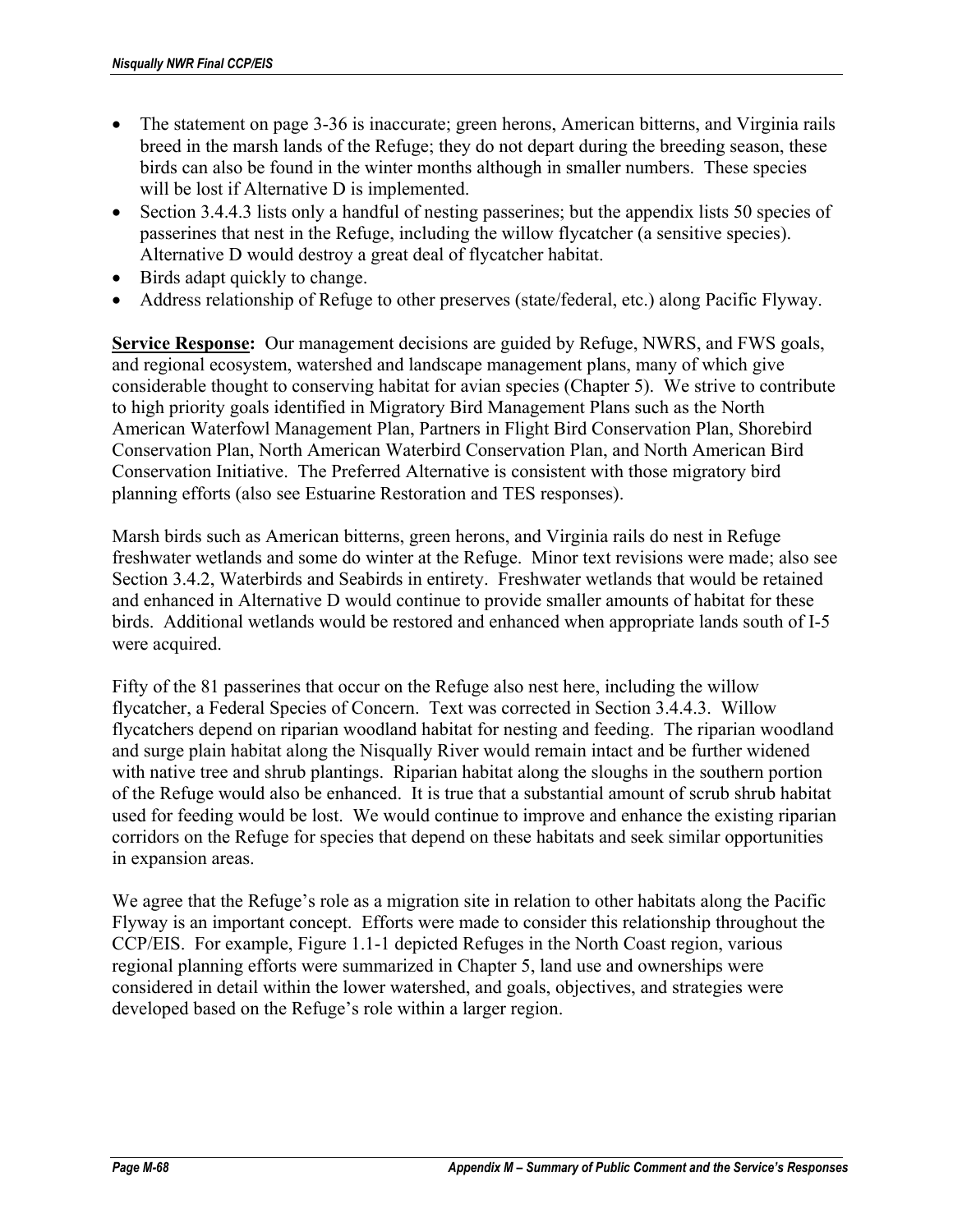- The statement on page 3-36 is inaccurate; green herons, American bitterns, and Virginia rails breed in the marsh lands of the Refuge; they do not depart during the breeding season, these birds can also be found in the winter months although in smaller numbers. These species will be lost if Alternative D is implemented.
- Section 3.4.4.3 lists only a handful of nesting passerines; but the appendix lists 50 species of passerines that nest in the Refuge, including the willow flycatcher (a sensitive species). Alternative D would destroy a great deal of flycatcher habitat.
- Birds adapt quickly to change.
- Address relationship of Refuge to other preserves (state/federal, etc.) along Pacific Flyway.

**<u>Service Response</u>:** Our management decisions are guided by Refuge, NWRS, and FWS goals, and regional ecosystem, watershed and landscape management plans, many of which give considerable thought to conserving habitat for avian species (Chapter 5). We strive to contribute to high priority goals identified in Migratory Bird Management Plans such as the North American Waterfowl Management Plan, Partners in Flight Bird Conservation Plan, Shorebird Conservation Plan, North American Waterbird Conservation Plan, and North American Bird Conservation Initiative. The Preferred Alternative is consistent with those migratory bird planning efforts (also see Estuarine Restoration and TES responses).

Marsh birds such as American bitterns, green herons, and Virginia rails do nest in Refuge freshwater wetlands and some do winter at the Refuge. Minor text revisions were made; also see Section 3.4.2, Waterbirds and Seabirds in entirety. Freshwater wetlands that would be retained and enhanced in Alternative D would continue to provide smaller amounts of habitat for these birds. Additional wetlands would be restored and enhanced when appropriate lands south of I-5 were acquired.

Fifty of the 81 passerines that occur on the Refuge also nest here, including the willow flycatcher, a Federal Species of Concern. Text was corrected in Section 3.4.4.3. Willow flycatchers depend on riparian woodland habitat for nesting and feeding. The riparian woodland and surge plain habitat along the Nisqually River would remain intact and be further widened with native tree and shrub plantings. Riparian habitat along the sloughs in the southern portion of the Refuge would also be enhanced. It is true that a substantial amount of scrub shrub habitat used for feeding would be lost. We would continue to improve and enhance the existing riparian corridors on the Refuge for species that depend on these habitats and seek similar opportunities in expansion areas.

We agree that the Refuge's role as a migration site in relation to other habitats along the Pacific Flyway is an important concept. Efforts were made to consider this relationship throughout the CCP/EIS. For example, Figure 1.1-1 depicted Refuges in the North Coast region, various regional planning efforts were summarized in Chapter 5, land use and ownerships were considered in detail within the lower watershed, and goals, objectives, and strategies were developed based on the Refuge's role within a larger region.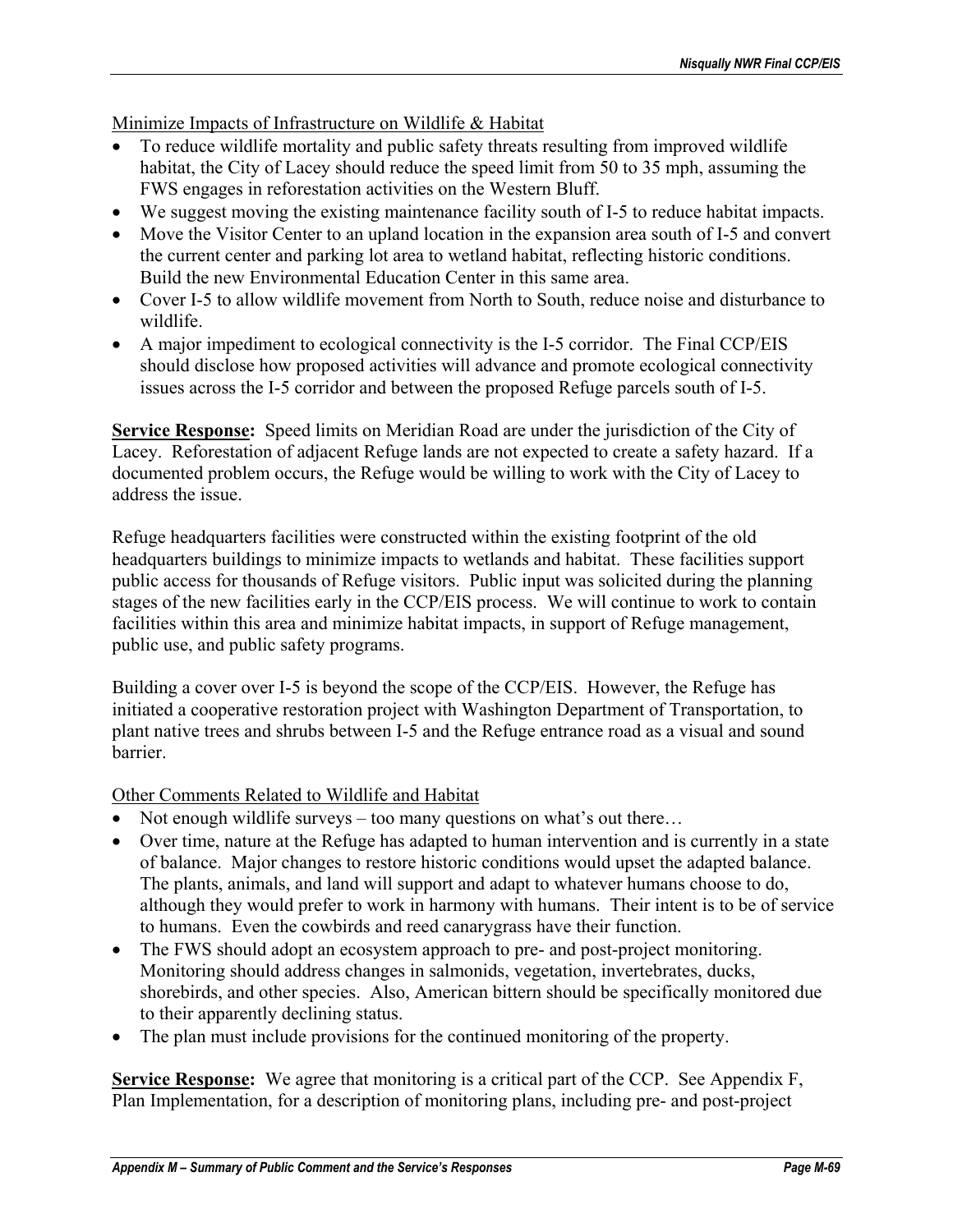Minimize Impacts of Infrastructure on Wildlife & Habitat

- To reduce wildlife mortality and public safety threats resulting from improved wildlife habitat, the City of Lacey should reduce the speed limit from 50 to 35 mph, assuming the FWS engages in reforestation activities on the Western Bluff.
- We suggest moving the existing maintenance facility south of I-5 to reduce habitat impacts.
- Move the Visitor Center to an upland location in the expansion area south of I-5 and convert the current center and parking lot area to wetland habitat, reflecting historic conditions. Build the new Environmental Education Center in this same area.
- Cover I-5 to allow wildlife movement from North to South, reduce noise and disturbance to wildlife.
- A major impediment to ecological connectivity is the I-5 corridor. The Final CCP/EIS should disclose how proposed activities will advance and promote ecological connectivity issues across the I-5 corridor and between the proposed Refuge parcels south of I-5.

**Service Response:** Speed limits on Meridian Road are under the jurisdiction of the City of Lacey. Reforestation of adjacent Refuge lands are not expected to create a safety hazard. If a documented problem occurs, the Refuge would be willing to work with the City of Lacey to address the issue.

Refuge headquarters facilities were constructed within the existing footprint of the old headquarters buildings to minimize impacts to wetlands and habitat. These facilities support public access for thousands of Refuge visitors. Public input was solicited during the planning stages of the new facilities early in the CCP/EIS process. We will continue to work to contain facilities within this area and minimize habitat impacts, in support of Refuge management, public use, and public safety programs.

Building a cover over I-5 is beyond the scope of the CCP/EIS. However, the Refuge has initiated a cooperative restoration project with Washington Department of Transportation, to plant native trees and shrubs between I-5 and the Refuge entrance road as a visual and sound barrier.

Other Comments Related to Wildlife and Habitat

- Not enough wildlife surveys – too many questions on what's out there…
- Over time, nature at the Refuge has adapted to human intervention and is currently in a state of balance. Major changes to restore historic conditions would upset the adapted balance. The plants, animals, and land will support and adapt to whatever humans choose to do, although they would prefer to work in harmony with humans. Their intent is to be of service to humans. Even the cowbirds and reed canarygrass have their function.
- The FWS should adopt an ecosystem approach to pre- and post-project monitoring. Monitoring should address changes in salmonids, vegetation, invertebrates, ducks, shorebirds, and other species. Also, American bittern should be specifically monitored due to their apparently declining status.
- The plan must include provisions for the continued monitoring of the property.

**Service Response:** We agree that monitoring is a critical part of the CCP. See Appendix F, Plan Implementation, for a description of monitoring plans, including pre- and post-project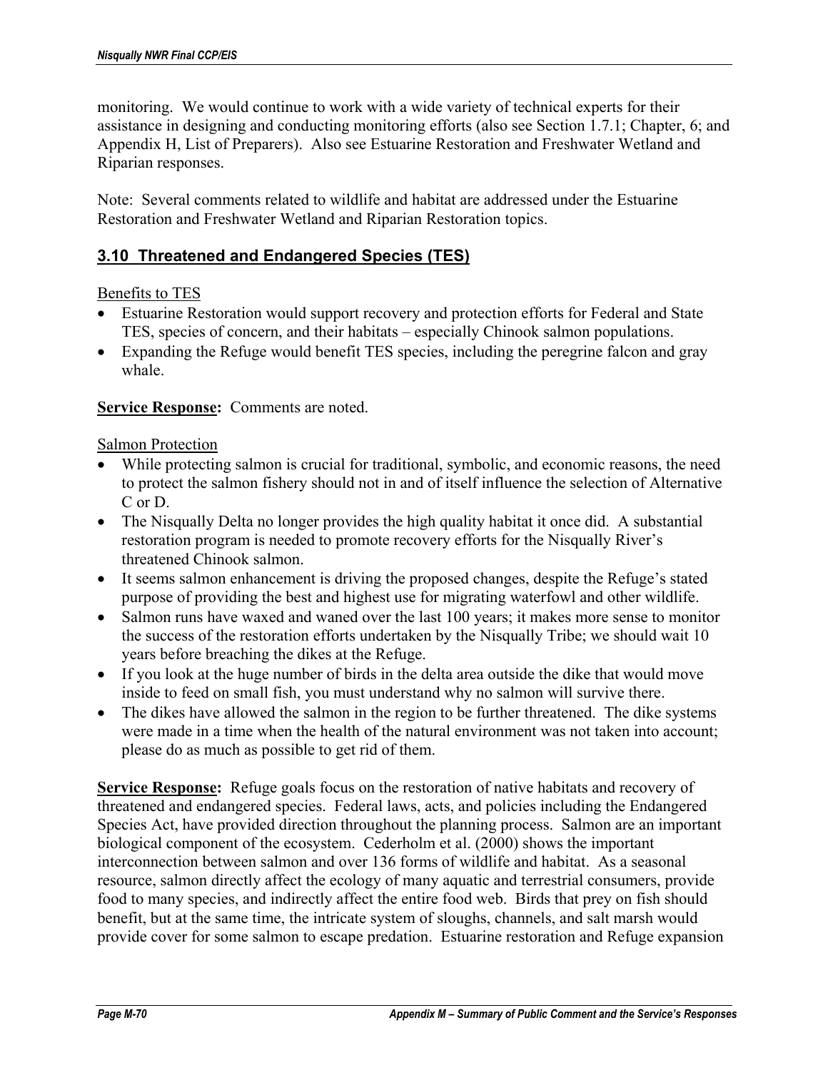monitoring. We would continue to work with a wide variety of technical experts for their assistance in designing and conducting monitoring efforts (also see Section 1.7.1; Chapter, 6; and Appendix H, List of Preparers). Also see Estuarine Restoration and Freshwater Wetland and Riparian responses.

Note: Several comments related to wildlife and habitat are addressed under the Estuarine Restoration and Freshwater Wetland and Riparian Restoration topics.

## 3.10 Threatened and Endangered Species (TES)

Benefits to TES

- Estuarine Restoration would support recovery and protection efforts for Federal and State TES, species of concern, and their habitats – especially Chinook salmon populations.
- Expanding the Refuge would benefit TES species, including the peregrine falcon and gray whale.

**Service Response:** Comments are noted.

Salmon Protection

- While protecting salmon is crucial for traditional, symbolic, and economic reasons, the need to protect the salmon fishery should not in and of itself influence the selection of Alternative C or D.
- The Nisqually Delta no longer provides the high quality habitat it once did. A substantial restoration program is needed to promote recovery efforts for the Nisqually River's threatened Chinook salmon.
- It seems salmon enhancement is driving the proposed changes, despite the Refuge's stated purpose of providing the best and highest use for migrating waterfowl and other wildlife.
- Salmon runs have waxed and waned over the last 100 years; it makes more sense to monitor the success of the restoration efforts undertaken by the Nisqually Tribe; we should wait 10 years before breaching the dikes at the Refuge.
- If you look at the huge number of birds in the delta area outside the dike that would move inside to feed on small fish, you must understand why no salmon will survive there.
- The dikes have allowed the salmon in the region to be further threatened. The dike systems were made in a time when the health of the natural environment was not taken into account; please do as much as possible to get rid of them.

**Service Response:** Refuge goals focus on the restoration of native habitats and recovery of threatened and endangered species. Federal laws, acts, and policies including the Endangered Species Act, have provided direction throughout the planning process. Salmon are an important biological component of the ecosystem. Cederholm et al. (2000) shows the important interconnection between salmon and over 136 forms of wildlife and habitat. As a seasonal resource, salmon directly affect the ecology of many aquatic and terrestrial consumers, provide food to many species, and indirectly affect the entire food web. Birds that prey on fish should benefit, but at the same time, the intricate system of sloughs, channels, and salt marsh would provide cover for some salmon to escape predation. Estuarine restoration and Refuge expansion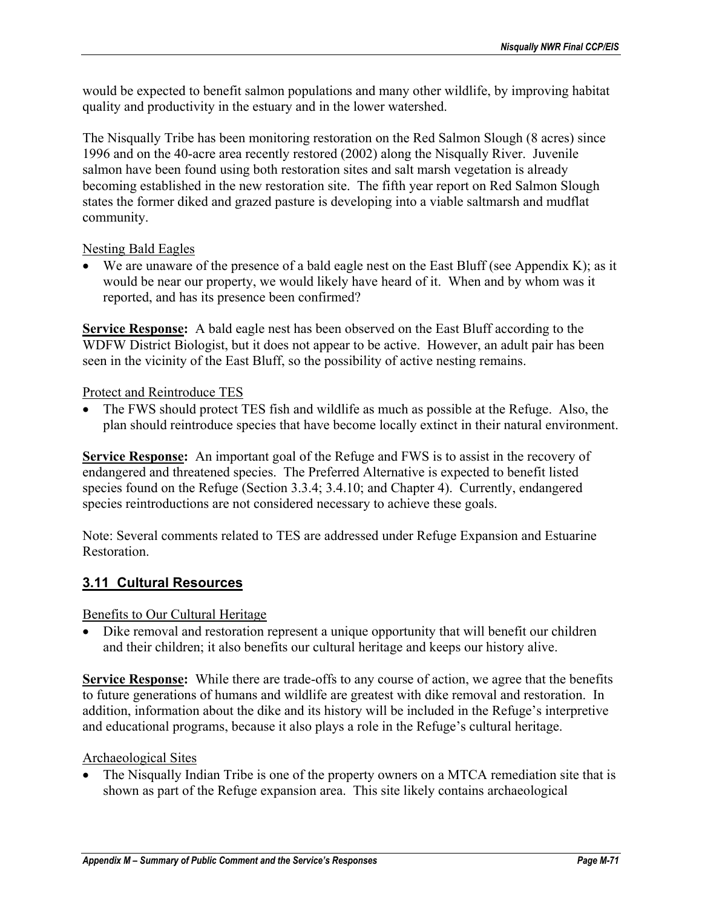would be expected to benefit salmon populations and many other wildlife, by improving habitat quality and productivity in the estuary and in the lower watershed.

The Nisqually Tribe has been monitoring restoration on the Red Salmon Slough (8 acres) since 1996 and on the 40-acre area recently restored (2002) along the Nisqually River. Juvenile salmon have been found using both restoration sites and salt marsh vegetation is already becoming established in the new restoration site. The fifth year report on Red Salmon Slough states the former diked and grazed pasture is developing into a viable saltmarsh and mudflat community.

Nesting Bald Eagles

- We are unaware of the presence of a bald eagle nest on the East Bluff (see Appendix K); as it would be near our property, we would likely have heard of it. When and by whom was it reported, and has its presence been confirmed?

**Service Response:** A bald eagle nest has been observed on the East Bluff according to the WDFW District Biologist, but it does not appear to be active. However, an adult pair has been seen in the vicinity of the East Bluff, so the possibility of active nesting remains.

Protect and Reintroduce TES

- The FWS should protect TES fish and wildlife as much as possible at the Refuge. Also, the plan should reintroduce species that have become locally extinct in their natural environment.

**Service Response:** An important goal of the Refuge and FWS is to assist in the recovery of endangered and threatened species. The Preferred Alternative is expected to benefit listed species found on the Refuge (Section 3.3.4; 3.4.10; and Chapter 4). Currently, endangered species reintroductions are not considered necessary to achieve these goals.

Note: Several comments related to TES are addressed under Refuge Expansion and Estuarine Restoration.

## 3.11 Cultural Resources

Benefits to Our Cultural Heritage

- Dike removal and restoration represent a unique opportunity that will benefit our children and their children; it also benefits our cultural heritage and keeps our history alive.

**Service Response:** While there are trade-offs to any course of action, we agree that the benefits to future generations of humans and wildlife are greatest with dike removal and restoration. In addition, information about the dike and its history will be included in the Refuge's interpretive and educational programs, because it also plays a role in the Refuge's cultural heritage.

Archaeological Sites

- The Nisqually Indian Tribe is one of the property owners on a MTCA remediation site that is shown as part of the Refuge expansion area. This site likely contains archaeological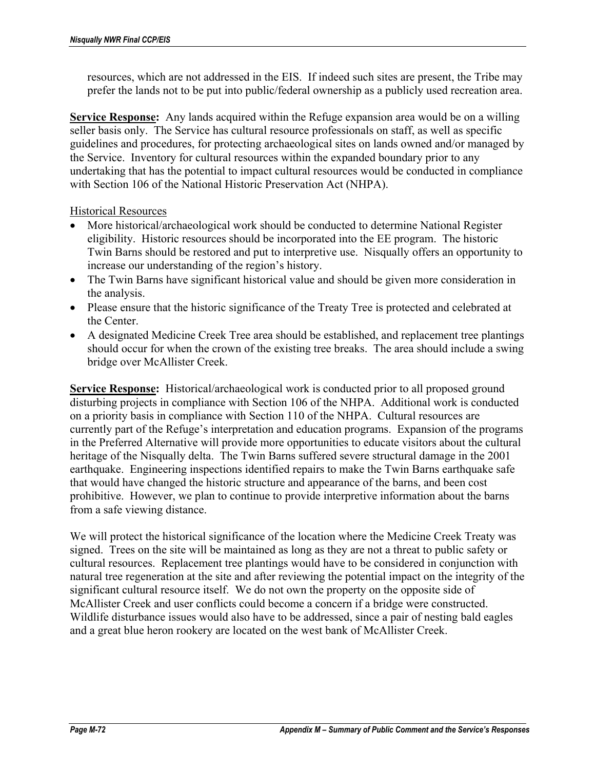resources, which are not addressed in the EIS. If indeed such sites are present, the Tribe may prefer the lands not to be put into public/federal ownership as a publicly used recreation area.

**Service Response:** Any lands acquired within the Refuge expansion area would be on a willing seller basis only. The Service has cultural resource professionals on staff, as well as specific guidelines and procedures, for protecting archaeological sites on lands owned and/or managed by the Service. Inventory for cultural resources within the expanded boundary prior to any undertaking that has the potential to impact cultural resources would be conducted in compliance with Section 106 of the National Historic Preservation Act (NHPA).

Historical Resources

- More historical/archaeological work should be conducted to determine National Register eligibility. Historic resources should be incorporated into the EE program. The historic Twin Barns should be restored and put to interpretive use. Nisqually offers an opportunity to increase our understanding of the region's history.
- The Twin Barns have significant historical value and should be given more consideration in the analysis.
- Please ensure that the historic significance of the Treaty Tree is protected and celebrated at the Center.
- A designated Medicine Creek Tree area should be established, and replacement tree plantings should occur for when the crown of the existing tree breaks. The area should include a swing bridge over McAllister Creek.

**Service Response:** Historical/archaeological work is conducted prior to all proposed ground disturbing projects in compliance with Section 106 of the NHPA. Additional work is conducted on a priority basis in compliance with Section 110 of the NHPA. Cultural resources are currently part of the Refuge's interpretation and education programs. Expansion of the programs in the Preferred Alternative will provide more opportunities to educate visitors about the cultural heritage of the Nisqually delta. The Twin Barns suffered severe structural damage in the 2001 earthquake. Engineering inspections identified repairs to make the Twin Barns earthquake safe that would have changed the historic structure and appearance of the barns, and been cost prohibitive. However, we plan to continue to provide interpretive information about the barns from a safe viewing distance.

We will protect the historical significance of the location where the Medicine Creek Treaty was signed. Trees on the site will be maintained as long as they are not a threat to public safety or cultural resources. Replacement tree plantings would have to be considered in conjunction with natural tree regeneration at the site and after reviewing the potential impact on the integrity of the significant cultural resource itself. We do not own the property on the opposite side of McAllister Creek and user conflicts could become a concern if a bridge were constructed. Wildlife disturbance issues would also have to be addressed, since a pair of nesting bald eagles and a great blue heron rookery are located on the west bank of McAllister Creek.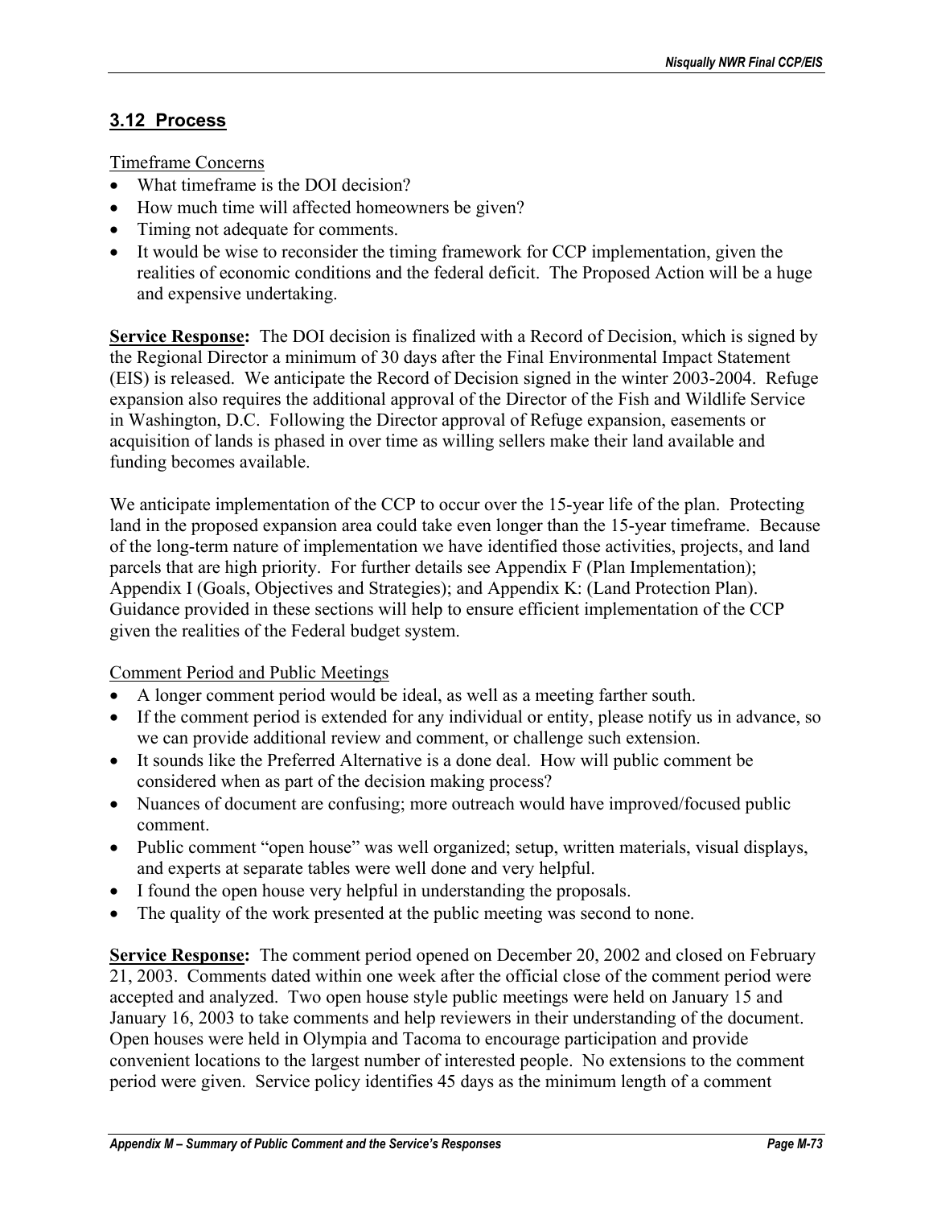## 3.12 Process

Timeframe Concerns

- What timeframe is the DOI decision?
- How much time will affected homeowners be given?
- Timing not adequate for comments.
- It would be wise to reconsider the timing framework for CCP implementation, given the realities of economic conditions and the federal deficit. The Proposed Action will be a huge and expensive undertaking.

**Service Response:** The DOI decision is finalized with a Record of Decision, which is signed by the Regional Director a minimum of 30 days after the Final Environmental Impact Statement (EIS) is released. We anticipate the Record of Decision signed in the winter 2003-2004. Refuge expansion also requires the additional approval of the Director of the Fish and Wildlife Service in Washington, D.C. Following the Director approval of Refuge expansion, easements or acquisition of lands is phased in over time as willing sellers make their land available and funding becomes available.

We anticipate implementation of the CCP to occur over the 15-year life of the plan. Protecting land in the proposed expansion area could take even longer than the 15-year timeframe. Because of the long-term nature of implementation we have identified those activities, projects, and land parcels that are high priority. For further details see Appendix F (Plan Implementation); Appendix I (Goals, Objectives and Strategies); and Appendix K: (Land Protection Plan). Guidance provided in these sections will help to ensure efficient implementation of the CCP given the realities of the Federal budget system.

Comment Period and Public Meetings

- A longer comment period would be ideal, as well as a meeting farther south.
- If the comment period is extended for any individual or entity, please notify us in advance, so we can provide additional review and comment, or challenge such extension.
- It sounds like the Preferred Alternative is a done deal. How will public comment be considered when as part of the decision making process?
- Nuances of document are confusing; more outreach would have improved/focused public comment.
- Public comment "open house" was well organized; setup, written materials, visual displays, and experts at separate tables were well done and very helpful.
- I found the open house very helpful in understanding the proposals.
- The quality of the work presented at the public meeting was second to none.

**Service Response:** The comment period opened on December 20, 2002 and closed on February 21, 2003. Comments dated within one week after the official close of the comment period were accepted and analyzed. Two open house style public meetings were held on January 15 and January 16, 2003 to take comments and help reviewers in their understanding of the document. Open houses were held in Olympia and Tacoma to encourage participation and provide convenient locations to the largest number of interested people. No extensions to the comment period were given. Service policy identifies 45 days as the minimum length of a comment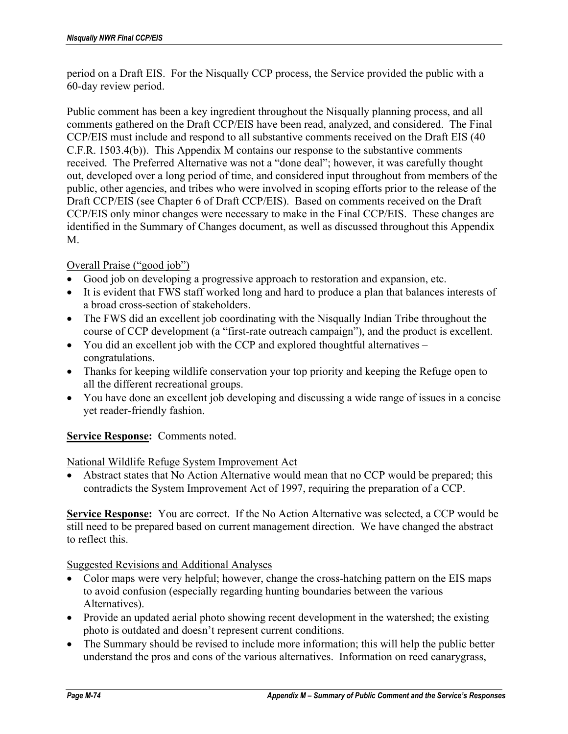period on a Draft EIS. For the Nisqually CCP process, the Service provided the public with a 60-day review period.

Public comment has been a key ingredient throughout the Nisqually planning process, and all comments gathered on the Draft CCP/EIS have been read, analyzed, and considered. The Final CCP/EIS must include and respond to all substantive comments received on the Draft EIS (40 C.F.R. 1503.4(b)). This Appendix M contains our response to the substantive comments received. The Preferred Alternative was not a "done deal"; however, it was carefully thought out, developed over a long period of time, and considered input throughout from members of the public, other agencies, and tribes who were involved in scoping efforts prior to the release of the Draft CCP/EIS (see Chapter 6 of Draft CCP/EIS). Based on comments received on the Draft CCP/EIS only minor changes were necessary to make in the Final CCP/EIS. These changes are identified in the Summary of Changes document, as well as discussed throughout this Appendix M.

Overall Praise ("good job")

- Good job on developing a progressive approach to restoration and expansion, etc.
- It is evident that FWS staff worked long and hard to produce a plan that balances interests of a broad cross-section of stakeholders.
- The FWS did an excellent job coordinating with the Nisqually Indian Tribe throughout the course of CCP development (a "first-rate outreach campaign"), and the product is excellent.
- You did an excellent job with the CCP and explored thoughtful alternatives – congratulations.
- Thanks for keeping wildlife conservation your top priority and keeping the Refuge open to all the different recreational groups.
- You have done an excellent job developing and discussing a wide range of issues in a concise yet reader-friendly fashion.

**Service Response:** Comments noted.

National Wildlife Refuge System Improvement Act

- Abstract states that No Action Alternative would mean that no CCP would be prepared; this contradicts the System Improvement Act of 1997, requiring the preparation of a CCP.

**Service Response:** You are correct. If the No Action Alternative was selected, a CCP would be still need to be prepared based on current management direction. We have changed the abstract to reflect this.

Suggested Revisions and Additional Analyses

- Color maps were very helpful; however, change the cross-hatching pattern on the EIS maps to avoid confusion (especially regarding hunting boundaries between the various Alternatives).
- Provide an updated aerial photo showing recent development in the watershed; the existing photo is outdated and doesn't represent current conditions.
- The Summary should be revised to include more information; this will help the public better understand the pros and cons of the various alternatives. Information on reed canarygrass,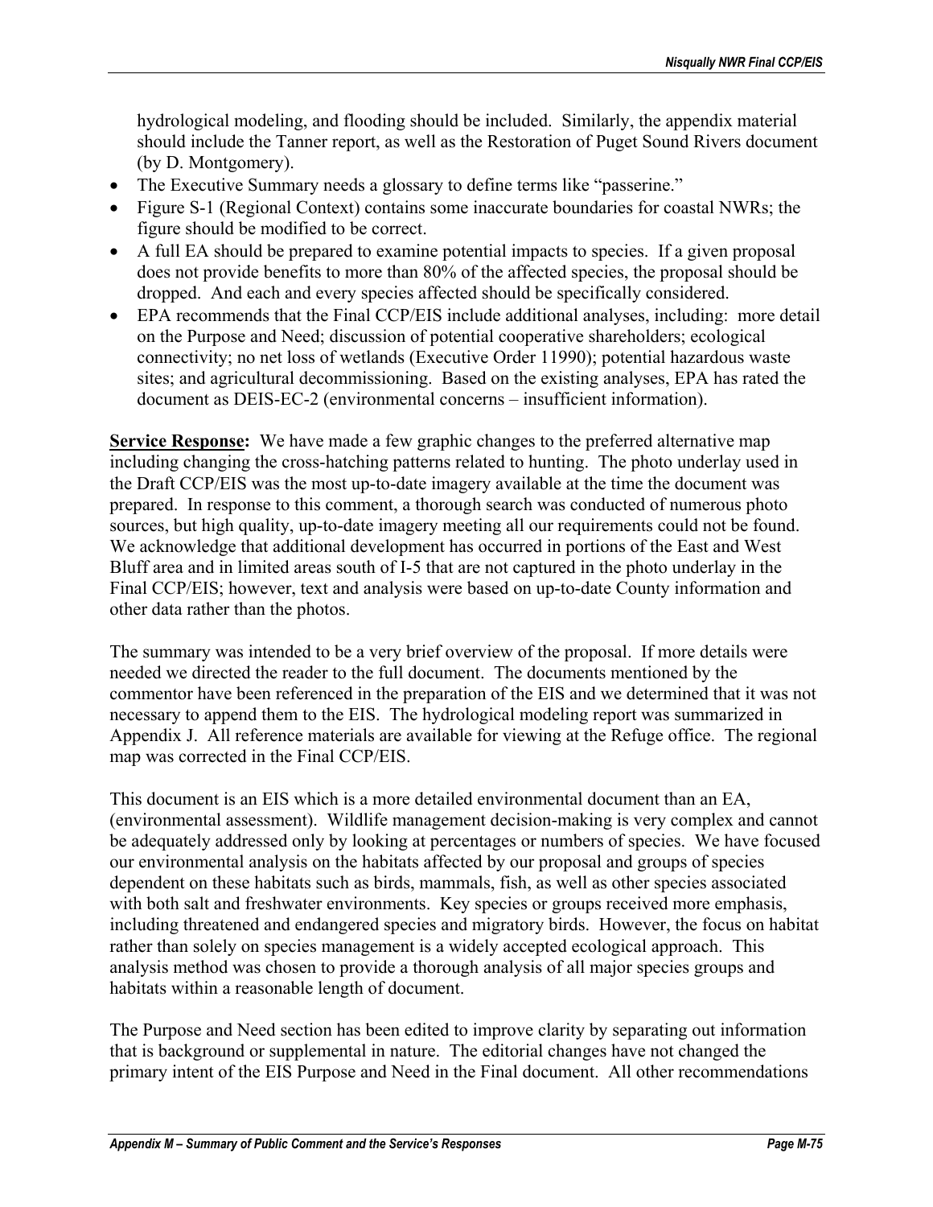hydrological modeling, and flooding should be included. Similarly, the appendix material should include the Tanner report, as well as the Restoration of Puget Sound Rivers document (by D. Montgomery).

- The Executive Summary needs a glossary to define terms like "passerine."
- Figure S-1 (Regional Context) contains some inaccurate boundaries for coastal NWRs; the figure should be modified to be correct.
- A full EA should be prepared to examine potential impacts to species. If a given proposal does not provide benefits to more than 80% of the affected species, the proposal should be dropped. And each and every species affected should be specifically considered.
- EPA recommends that the Final CCP/EIS include additional analyses, including: more detail on the Purpose and Need; discussion of potential cooperative shareholders; ecological connectivity; no net loss of wetlands (Executive Order 11990); potential hazardous waste sites; and agricultural decommissioning. Based on the existing analyses, EPA has rated the document as DEIS-EC-2 (environmental concerns – insufficient information).

**Service Response:** We have made a few graphic changes to the preferred alternative map including changing the cross-hatching patterns related to hunting. The photo underlay used in the Draft CCP/EIS was the most up-to-date imagery available at the time the document was prepared. In response to this comment, a thorough search was conducted of numerous photo sources, but high quality, up-to-date imagery meeting all our requirements could not be found. We acknowledge that additional development has occurred in portions of the East and West Bluff area and in limited areas south of I-5 that are not captured in the photo underlay in the Final CCP/EIS; however, text and analysis were based on up-to-date County information and other data rather than the photos.

The summary was intended to be a very brief overview of the proposal. If more details were needed we directed the reader to the full document. The documents mentioned by the commentor have been referenced in the preparation of the EIS and we determined that it was not necessary to append them to the EIS. The hydrological modeling report was summarized in Appendix J. All reference materials are available for viewing at the Refuge office. The regional map was corrected in the Final CCP/EIS.

This document is an EIS which is a more detailed environmental document than an EA, (environmental assessment). Wildlife management decision-making is very complex and cannot be adequately addressed only by looking at percentages or numbers of species. We have focused our environmental analysis on the habitats affected by our proposal and groups of species dependent on these habitats such as birds, mammals, fish, as well as other species associated with both salt and freshwater environments. Key species or groups received more emphasis, including threatened and endangered species and migratory birds. However, the focus on habitat rather than solely on species management is a widely accepted ecological approach. This analysis method was chosen to provide a thorough analysis of all major species groups and habitats within a reasonable length of document.

The Purpose and Need section has been edited to improve clarity by separating out information that is background or supplemental in nature. The editorial changes have not changed the primary intent of the EIS Purpose and Need in the Final document. All other recommendations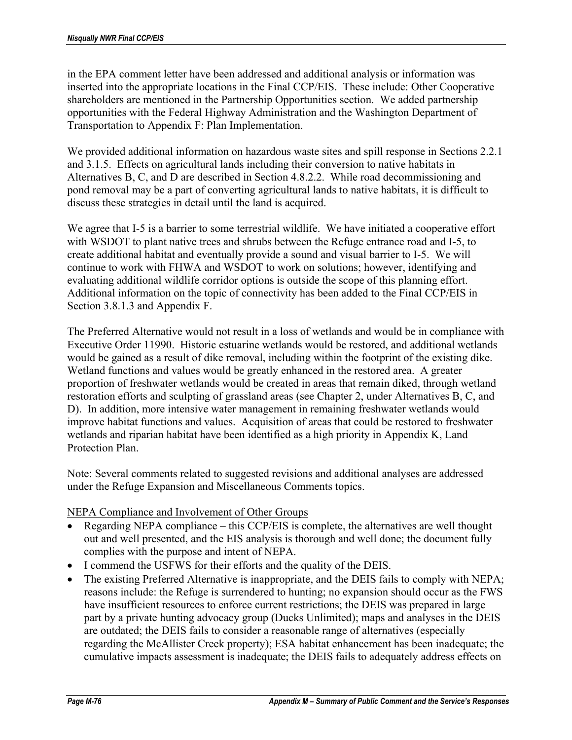in the EPA comment letter have been addressed and additional analysis or information was inserted into the appropriate locations in the Final CCP/EIS. These include: Other Cooperative shareholders are mentioned in the Partnership Opportunities section. We added partnership opportunities with the Federal Highway Administration and the Washington Department of Transportation to Appendix F: Plan Implementation.

We provided additional information on hazardous waste sites and spill response in Sections 2.2.1 and 3.1.5. Effects on agricultural lands including their conversion to native habitats in Alternatives B, C, and D are described in Section 4.8.2.2. While road decommissioning and pond removal may be a part of converting agricultural lands to native habitats, it is difficult to discuss these strategies in detail until the land is acquired.

We agree that I-5 is a barrier to some terrestrial wildlife. We have initiated a cooperative effort with WSDOT to plant native trees and shrubs between the Refuge entrance road and I-5, to create additional habitat and eventually provide a sound and visual barrier to I-5. We will continue to work with FHWA and WSDOT to work on solutions; however, identifying and evaluating additional wildlife corridor options is outside the scope of this planning effort. Additional information on the topic of connectivity has been added to the Final CCP/EIS in Section 3.8.1.3 and Appendix F.

The Preferred Alternative would not result in a loss of wetlands and would be in compliance with Executive Order 11990. Historic estuarine wetlands would be restored, and additional wetlands would be gained as a result of dike removal, including within the footprint of the existing dike. Wetland functions and values would be greatly enhanced in the restored area. A greater proportion of freshwater wetlands would be created in areas that remain diked, through wetland restoration efforts and sculpting of grassland areas (see Chapter 2, under Alternatives B, C, and D). In addition, more intensive water management in remaining freshwater wetlands would improve habitat functions and values. Acquisition of areas that could be restored to freshwater wetlands and riparian habitat have been identified as a high priority in Appendix K, Land Protection Plan.

Note: Several comments related to suggested revisions and additional analyses are addressed under the Refuge Expansion and Miscellaneous Comments topics.

NEPA Compliance and Involvement of Other Groups

- Regarding NEPA compliance – this CCP/EIS is complete, the alternatives are well thought out and well presented, and the EIS analysis is thorough and well done; the document fully complies with the purpose and intent of NEPA.
- I commend the USFWS for their efforts and the quality of the DEIS.
- The existing Preferred Alternative is inappropriate, and the DEIS fails to comply with NEPA; reasons include: the Refuge is surrendered to hunting; no expansion should occur as the FWS have insufficient resources to enforce current restrictions; the DEIS was prepared in large part by a private hunting advocacy group (Ducks Unlimited); maps and analyses in the DEIS are outdated; the DEIS fails to consider a reasonable range of alternatives (especially regarding the McAllister Creek property); ESA habitat enhancement has been inadequate; the cumulative impacts assessment is inadequate; the DEIS fails to adequately address effects on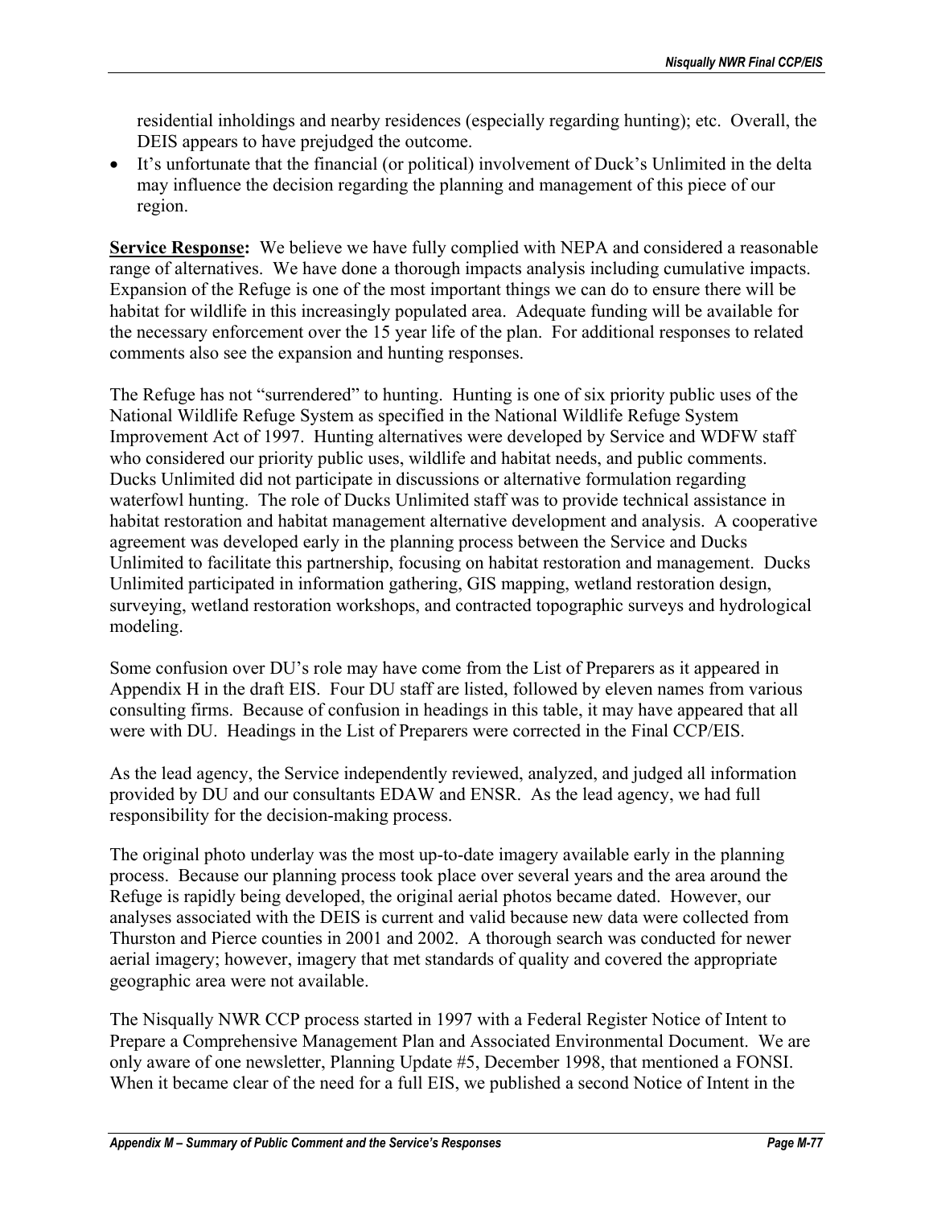residential inholdings and nearby residences (especially regarding hunting); etc. Overall, the DEIS appears to have prejudged the outcome.

- It's unfortunate that the financial (or political) involvement of Duck's Unlimited in the delta may influence the decision regarding the planning and management of this piece of our region.

**Service Response:** We believe we have fully complied with NEPA and considered a reasonable range of alternatives. We have done a thorough impacts analysis including cumulative impacts. Expansion of the Refuge is one of the most important things we can do to ensure there will be habitat for wildlife in this increasingly populated area. Adequate funding will be available for the necessary enforcement over the 15 year life of the plan. For additional responses to related comments also see the expansion and hunting responses.

The Refuge has not "surrendered" to hunting. Hunting is one of six priority public uses of the National Wildlife Refuge System as specified in the National Wildlife Refuge System Improvement Act of 1997. Hunting alternatives were developed by Service and WDFW staff who considered our priority public uses, wildlife and habitat needs, and public comments. Ducks Unlimited did not participate in discussions or alternative formulation regarding waterfowl hunting. The role of Ducks Unlimited staff was to provide technical assistance in habitat restoration and habitat management alternative development and analysis. A cooperative agreement was developed early in the planning process between the Service and Ducks Unlimited to facilitate this partnership, focusing on habitat restoration and management. Ducks Unlimited participated in information gathering, GIS mapping, wetland restoration design, surveying, wetland restoration workshops, and contracted topographic surveys and hydrological modeling.

Some confusion over DU's role may have come from the List of Preparers as it appeared in Appendix H in the draft EIS. Four DU staff are listed, followed by eleven names from various consulting firms. Because of confusion in headings in this table, it may have appeared that all were with DU. Headings in the List of Preparers were corrected in the Final CCP/EIS.

As the lead agency, the Service independently reviewed, analyzed, and judged all information provided by DU and our consultants EDAW and ENSR. As the lead agency, we had full responsibility for the decision-making process.

The original photo underlay was the most up-to-date imagery available early in the planning process. Because our planning process took place over several years and the area around the Refuge is rapidly being developed, the original aerial photos became dated. However, our analyses associated with the DEIS is current and valid because new data were collected from Thurston and Pierce counties in 2001 and 2002. A thorough search was conducted for newer aerial imagery; however, imagery that met standards of quality and covered the appropriate geographic area were not available.

The Nisqually NWR CCP process started in 1997 with a Federal Register Notice of Intent to Prepare a Comprehensive Management Plan and Associated Environmental Document. We are only aware of one newsletter, Planning Update #5, December 1998, that mentioned a FONSI. When it became clear of the need for a full EIS, we published a second Notice of Intent in the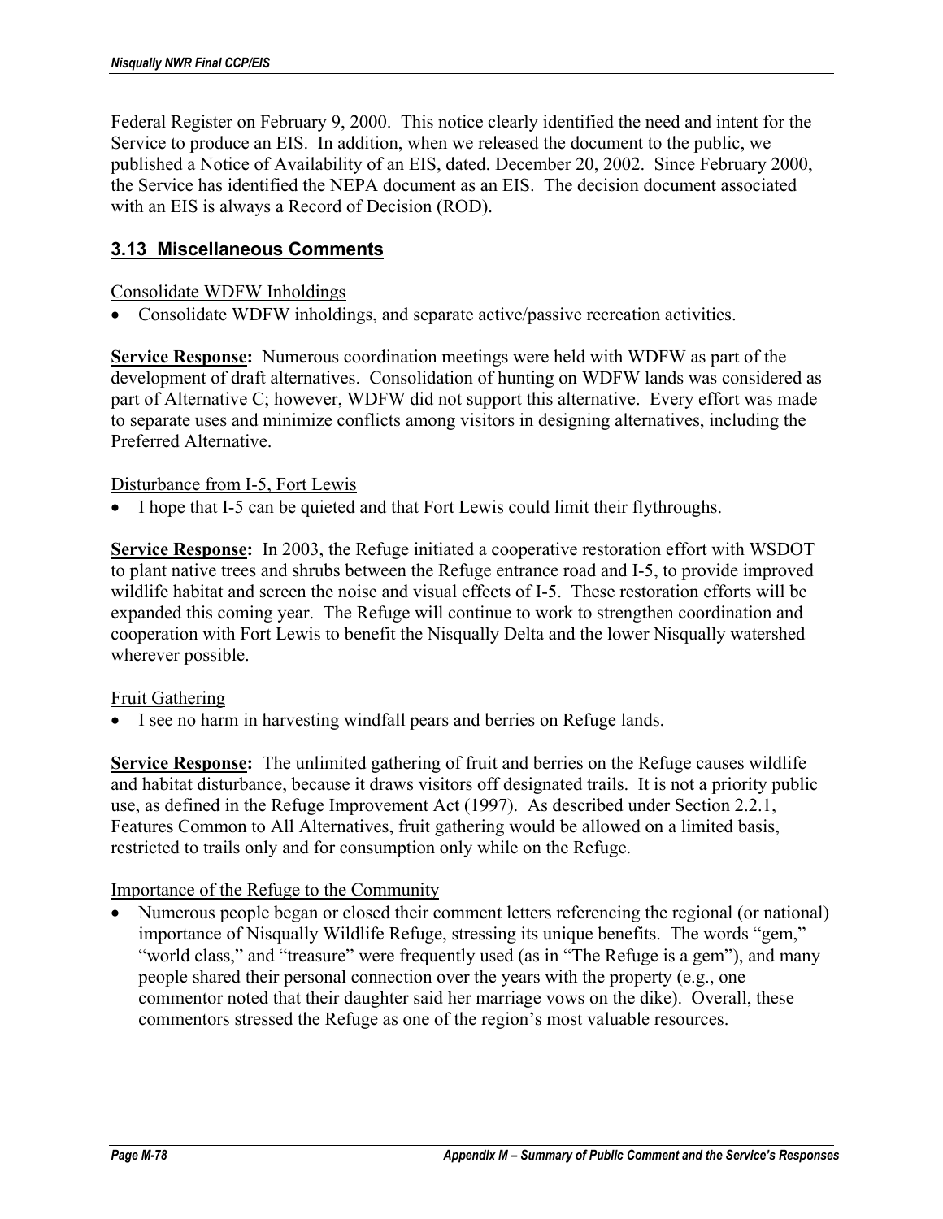Federal Register on February 9, 2000. This notice clearly identified the need and intent for the Service to produce an EIS. In addition, when we released the document to the public, we published a Notice of Availability of an EIS, dated. December 20, 2002. Since February 2000, the Service has identified the NEPA document as an EIS. The decision document associated with an EIS is always a Record of Decision (ROD).

## 3.13 Miscellaneous Comments

Consolidate WDFW Inholdings

- Consolidate WDFW inholdings, and separate active/passive recreation activities.

**Service Response:** Numerous coordination meetings were held with WDFW as part of the development of draft alternatives. Consolidation of hunting on WDFW lands was considered as part of Alternative C; however, WDFW did not support this alternative. Every effort was made to separate uses and minimize conflicts among visitors in designing alternatives, including the Preferred Alternative.

Disturbance from I-5, Fort Lewis

- I hope that I-5 can be quieted and that Fort Lewis could limit their flythroughs.

**Service Response:** In 2003, the Refuge initiated a cooperative restoration effort with WSDOT to plant native trees and shrubs between the Refuge entrance road and I-5, to provide improved wildlife habitat and screen the noise and visual effects of I-5. These restoration efforts will be expanded this coming year. The Refuge will continue to work to strengthen coordination and cooperation with Fort Lewis to benefit the Nisqually Delta and the lower Nisqually watershed wherever possible.

Fruit Gathering

- I see no harm in harvesting windfall pears and berries on Refuge lands.

**Service Response:** The unlimited gathering of fruit and berries on the Refuge causes wildlife and habitat disturbance, because it draws visitors off designated trails. It is not a priority public use, as defined in the Refuge Improvement Act (1997). As described under Section 2.2.1, Features Common to All Alternatives, fruit gathering would be allowed on a limited basis, restricted to trails only and for consumption only while on the Refuge.

Importance of the Refuge to the Community

- Numerous people began or closed their comment letters referencing the regional (or national) importance of Nisqually Wildlife Refuge, stressing its unique benefits. The words "gem," "world class," and "treasure" were frequently used (as in "The Refuge is a gem"), and many people shared their personal connection over the years with the property (e.g., one commentor noted that their daughter said her marriage vows on the dike). Overall, these commentors stressed the Refuge as one of the region's most valuable resources.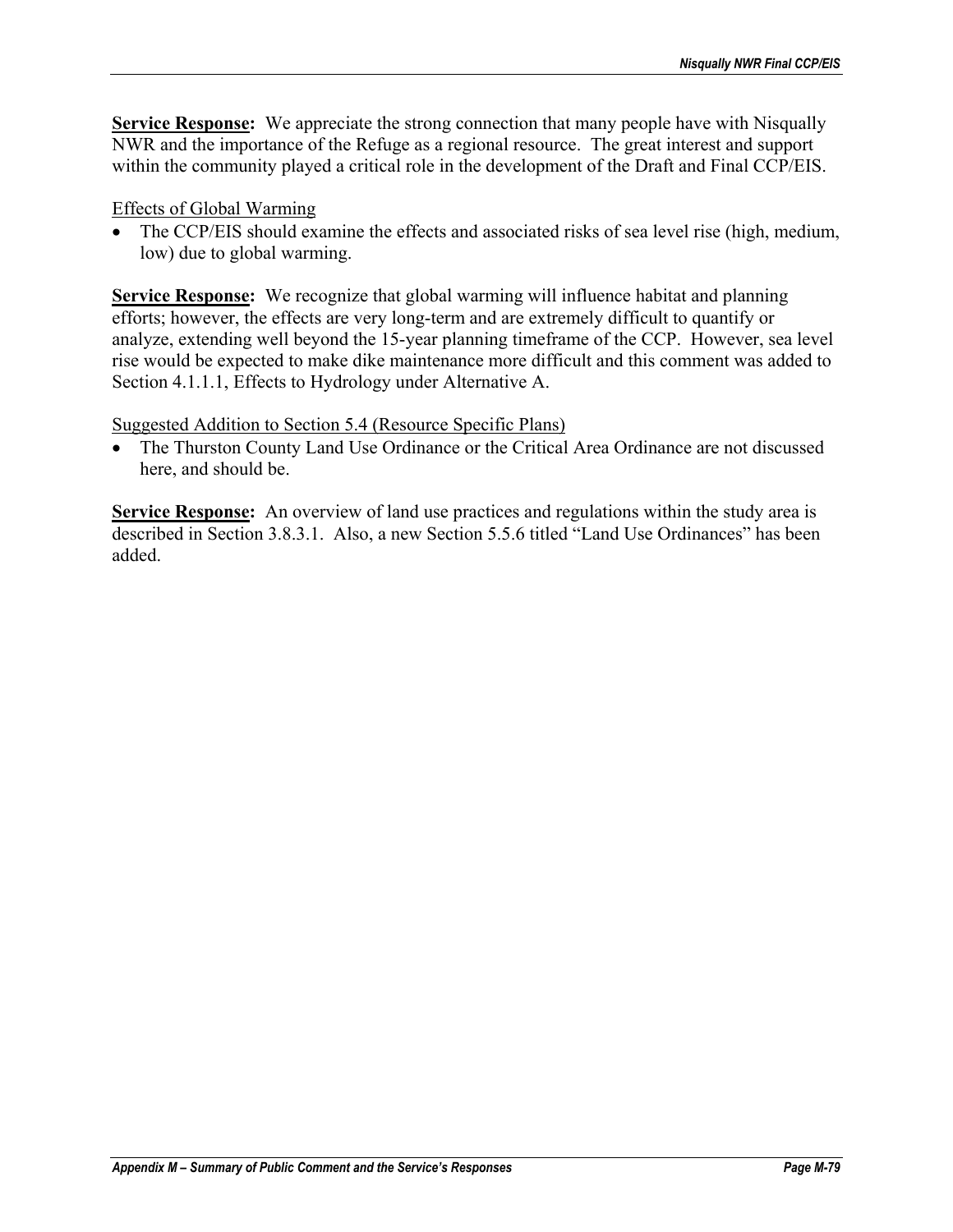**Service Response:** We appreciate the strong connection that many people have with Nisqually NWR and the importance of the Refuge as a regional resource. The great interest and support within the community played a critical role in the development of the Draft and Final CCP/EIS.

Effects of Global Warming

- The CCP/EIS should examine the effects and associated risks of sea level rise (high, medium, low) due to global warming.

**Service Response:** We recognize that global warming will influence habitat and planning efforts; however, the effects are very long-term and are extremely difficult to quantify or analyze, extending well beyond the 15-year planning timeframe of the CCP. However, sea level rise would be expected to make dike maintenance more difficult and this comment was added to Section 4.1.1.1, Effects to Hydrology under Alternative A.

Suggested Addition to Section 5.4 (Resource Specific Plans)

- The Thurston County Land Use Ordinance or the Critical Area Ordinance are not discussed here, and should be.

**Service Response:** An overview of land use practices and regulations within the study area is described in Section 3.8.3.1. Also, a new Section 5.5.6 titled "Land Use Ordinances" has been added.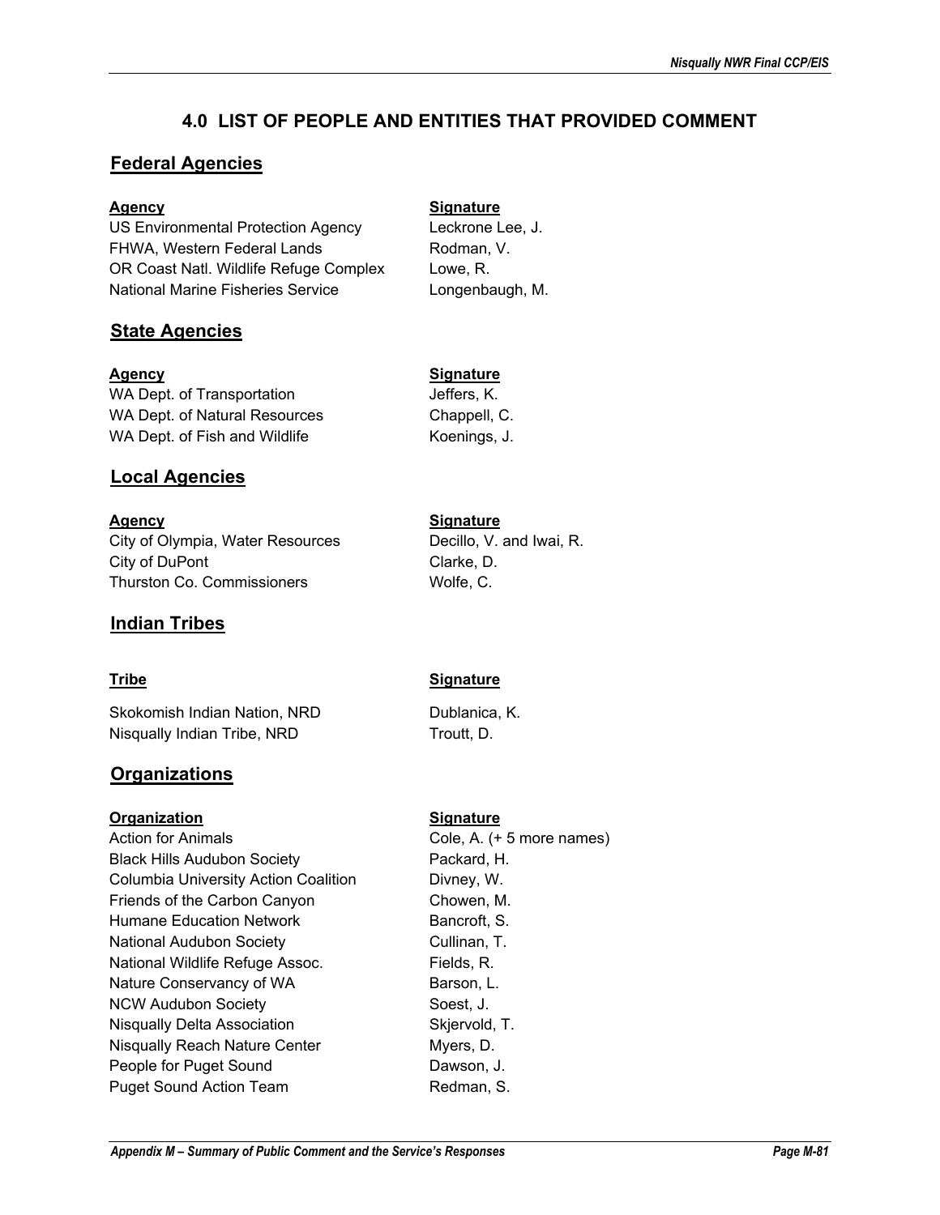# 4.0 LIST OF PEOPLE AND ENTITIES THAT PROVIDED COMMENT

## Federal Agencies

| Agency | Signature |
|---|---|
| US Environmental Protection Agency | Leckrone Lee, J. |
| FHWA, Western Federal Lands | Rodman, V. |
| OR Coast Natl. Wildlife Refuge Complex | Lowe, R. |
| National Marine Fisheries Service | Longenbaugh, M. |

## State Agencies

| Agency | Signature |
|---|---|
| WA Dept. of Transportation | Jeffers, K. |
| WA Dept. of Natural Resources | Chappell, C. |
| WA Dept. of Fish and Wildlife | Koenings, J. |

## Local Agencies

| Agency | Signature |
|---|---|
| City of Olympia, Water Resources | Decillo, V. and Iwai, R. |
| City of DuPont | Clarke, D. |
| Thurston Co. Commissioners | Wolfe, C. |

## Indian Tribes

| Tribe | Signature |
|---|---|
| Skokomish Indian Nation, NRD | Dublanica, K. |
| Nisqually Indian Tribe, NRD | Troutt, D. |

## Organizations

| Organization | Signature |
|---|---|
| Action for Animals | Cole, A. (+ 5 more names) |
| Black Hills Audubon Society | Packard, H. |
| Columbia University Action Coalition | Divney, W. |
| Friends of the Carbon Canyon | Chowen, M. |
| Humane Education Network | Bancroft, S. |
| National Audubon Society | Cullinan, T. |
| National Wildlife Refuge Assoc. | Fields, R. |
| Nature Conservancy of WA | Barson, L. |
| NCW Audubon Society | Soest, J. |
| Nisqually Delta Association | Skjervold, T. |
| Nisqually Reach Nature Center | Myers, D. |
| People for Puget Sound | Dawson, J. |
| Puget Sound Action Team | Redman, S. |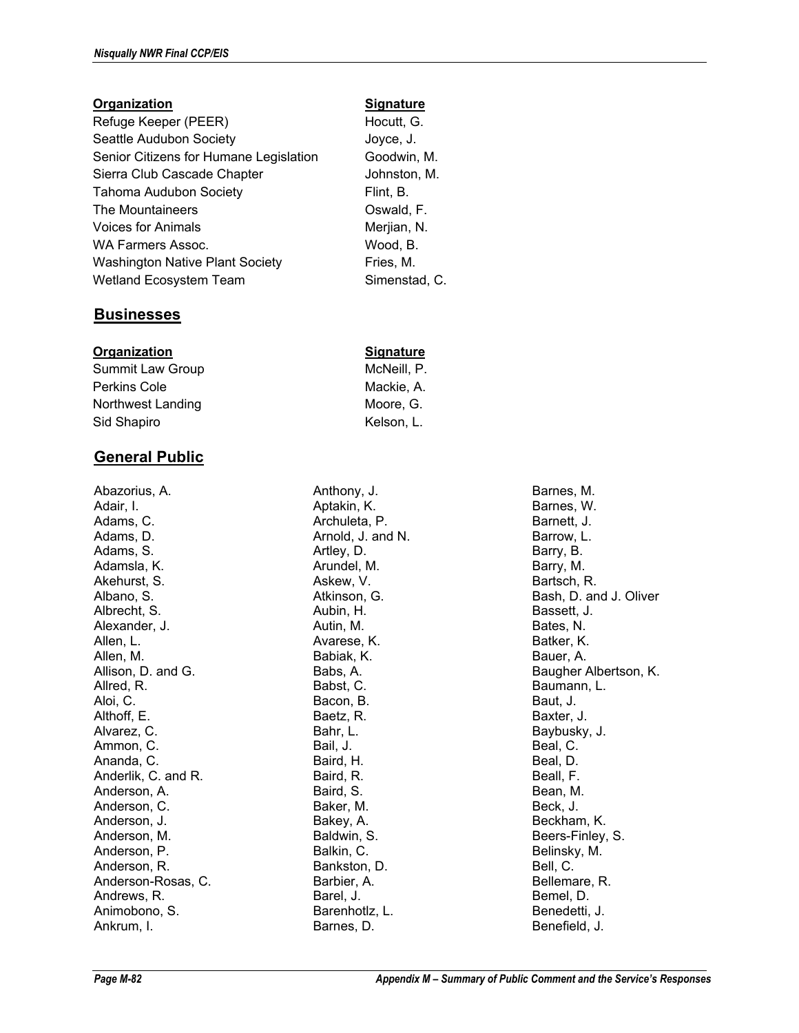| Organization | Signature |
|---|---|
| Refuge Keeper (PEER) | Hocutt, G. |
| Seattle Audubon Society | Joyce, J. |
| Senior Citizens for Humane Legislation | Goodwin, M. |
| Sierra Club Cascade Chapter | Johnston, M. |
| Tahoma Audubon Society | Flint, B. |
| The Mountaineers | Oswald, F. |
| Voices for Animals | Merjian, N. |
| WA Farmers Assoc. | Wood, B. |
| Washington Native Plant Society | Fries, M. |
| Wetland Ecosystem Team | Simenstad, C. |

## Businesses

| Organization | Signature |
|---|---|
| Summit Law Group | McNeill, P. |
| Perkins Cole | Mackie, A. |
| Northwest Landing | Moore, G. |
| Sid Shapiro | Kelson, L. |

## General Public

Abazorius, A.
Adair, I.
Adams, C.
Adams, D.
Adams, S.
Adamsla, K.
Akehurst, S.
Albano, S.
Albrecht, S.
Alexander, J.
Allen, L.
Allen, M.
Allison, D. and G.
Allred, R.
Aloi, C.
Althoff, E.
Alvarez, C.
Ammon, C.
Ananda, C.
Anderlik, C. and R.
Anderson, A.
Anderson, C.
Anderson, J.
Anderson, M.
Anderson, P.
Anderson, R.
Anderson-Rosas, C.
Andrews, R.
Animobono, S.
Ankrum, I.
Anthony, J.
Aptakin, K.
Archuleta, P.
Arnold, J. and N.
Artley, D.
Arundel, M.
Askew, V.
Atkinson, G.
Aubin, H.
Autin, M.
Avarese, K.
Babiak, K.
Babs, A.
Babst, C.
Bacon, B.
Baetz, R.
Bahr, L.
Bail, J.
Baird, H.
Baird, R.
Baird, S.
Baker, M.
Bakey, A.
Baldwin, S.
Balkin, C.
Bankston, D.
Barbier, A.
Barel, J.
Barenhotlz, L.
Barnes, D.
Barnes, M.
Barnes, W.
Barnett, J.
Barrow, L.
Barry, B.
Barry, M.
Bartsch, R.
Bash, D. and J. Oliver
Bassett, J.
Bates, N.
Batker, K.
Bauer, A.
Baugher Albertson, K.
Baumann, L.
Baut, J.
Baxter, J.
Baybusky, J.
Beal, C.
Beal, D.
Beall, F.
Bean, M.
Beck, J.
Beckham, K.
Beers-Finley, S.
Belinsky, M.
Bell, C.
Bellemare, R.
Bemel, D.
Benedetti, J.
Benefield, J.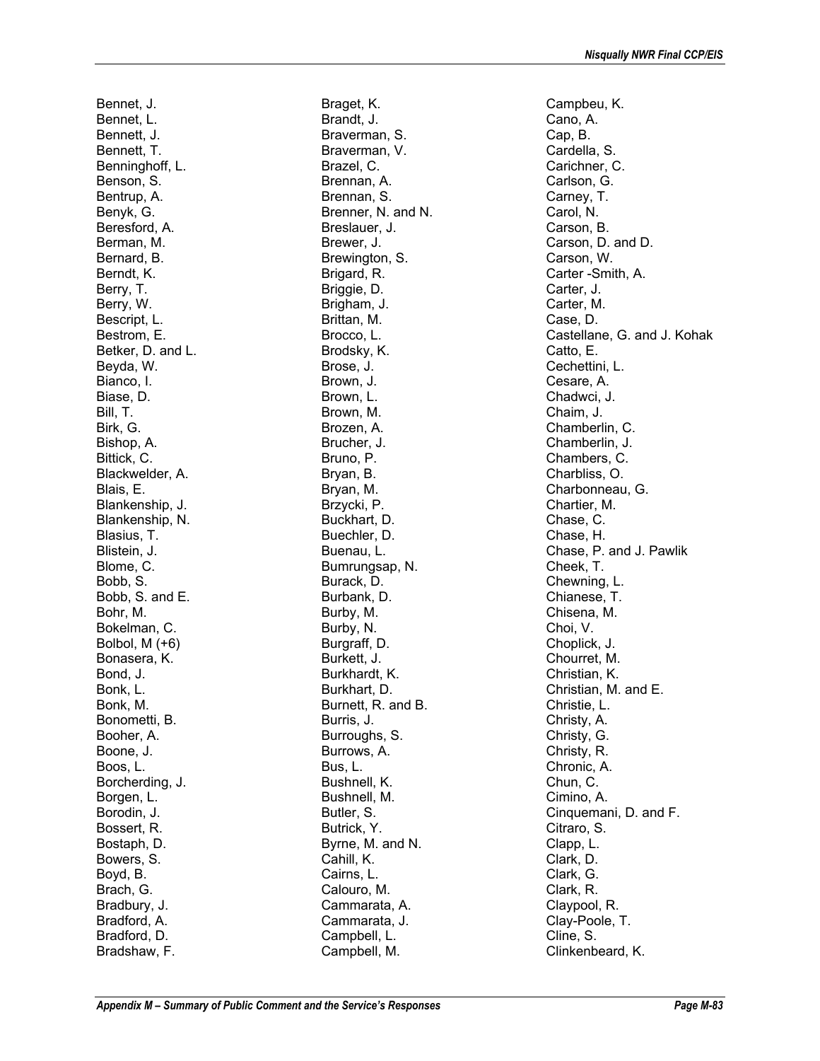Bennet, J.
Bennet, L.
Bennett, J.
Bennett, T.
Benninghoff, L.
Benson, S.
Bentrup, A.
Benyk, G.
Beresford, A.
Berman, M.
Bernard, B.
Berndt, K.
Berry, T.
Berry, W.
Bescript, L.
Bestrom, E.
Betker, D. and L.
Beyda, W.
Bianco, I.
Biase, D.
Bill, T.
Birk, G.
Bishop, A.
Bittick, C.
Blackwelder, A.
Blais, E.
Blankenship, J.
Blankenship, N.
Blasius, T.
Blistein, J.
Blome, C.
Bobb, S.
Bobb, S. and E.
Bohr, M.
Bokelman, C.
Bolbol, M (+6)
Bonasera, K.
Bond, J.
Bonk, L.
Bonk, M.
Bonometti, B.
Booher, A.
Boone, J.
Boos, L.
Borcherding, J.
Borgen, L.
Borodin, J.
Bossert, R.
Bostaph, D.
Bowers, S.
Boyd, B.
Brach, G.
Bradbury, J.
Bradford, A.
Bradford, D.
Bradshaw, F.
Braget, K.
Brandt, J.
Braverman, S.
Braverman, V.
Brazel, C.
Brennan, A.
Brennan, S.
Brenner, N. and N.
Breslauer, J.
Brewer, J.
Brewington, S.
Brigard, R.
Briggie, D.
Brigham, J.
Brittan, M.
Brocco, L.
Brodsky, K.
Brose, J.
Brown, J.
Brown, L.
Brown, M.
Brozen, A.
Brucher, J.
Bruno, P.
Bryan, B.
Bryan, M.
Brzycki, P.
Buckhart, D.
Buechler, D.
Buenau, L.
Bumrungsap, N.
Burack, D.
Burbank, D.
Burby, M.
Burby, N.
Burgraff, D.
Burkett, J.
Burkhardt, K.
Burkhart, D.
Burnett, R. and B.
Burris, J.
Burroughs, S.
Burrows, A.
Bus, L.
Bushnell, K.
Bushnell, M.
Butler, S.
Butrick, Y.
Byrne, M. and N.
Cahill, K.
Cairns, L.
Calouro, M.
Cammarata, A.
Cammarata, J.
Campbell, L.
Campbell, M.
Campbeu, K.
Cano, A.
Cap, B.
Cardella, S.
Carichner, C.
Carlson, G.
Carney, T.
Carol, N.
Carson, B.
Carson, D. and D.
Carson, W.
Carter -Smith, A.
Carter, J.
Carter, M.
Case, D.
Castellane, G. and J. Kohak
Catto, E.
Cechettini, L.
Cesare, A.
Chadwci, J.
Chaim, J.
Chamberlin, C.
Chamberlin, J.
Chambers, C.
Charbliss, O.
Charbonneau, G.
Chartier, M.
Chase, C.
Chase, H.
Chase, P. and J. Pawlik
Cheek, T.
Chewning, L.
Chianese, T.
Chisena, M.
Choi, V.
Choplick, J.
Chourret, M.
Christian, K.
Christian, M. and E.
Christie, L.
Christy, A.
Christy, G.
Christy, R.
Chronic, A.
Chun, C.
Cimino, A.
Cinquemani, D. and F.
Citraro, S.
Clapp, L.
Clark, D.
Clark, G.
Clark, R.
Claypool, R.
Clay-Poole, T.
Cline, S.
Clinkenbeard, K.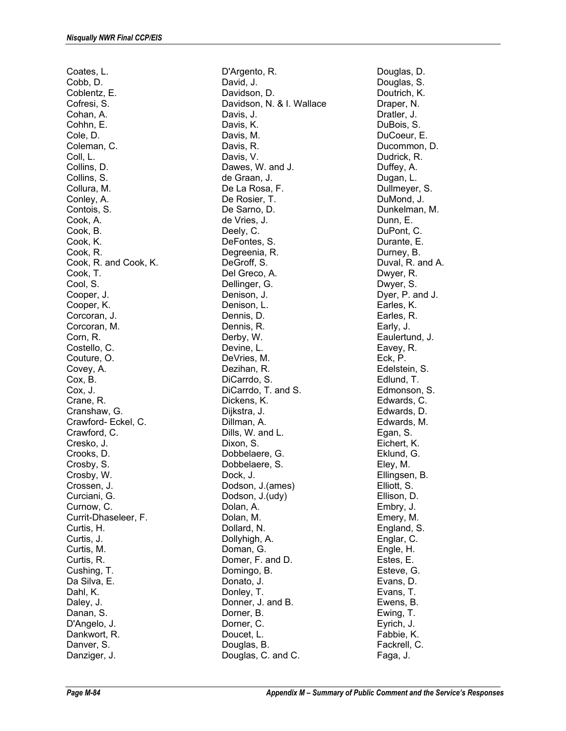Coates, L.
Cobb, D.
Coblentz, E.
Cofresi, S.
Cohan, A.
Cohhn, E.
Cole, D.
Coleman, C.
Coll, L.
Collins, D.
Collins, S.
Collura, M.
Conley, A.
Contois, S.
Cook, A.
Cook, B.
Cook, K.
Cook, R.
Cook, R. and Cook, K.
Cook, T.
Cool, S.
Cooper, J.
Cooper, K.
Corcoran, J.
Corcoran, M.
Corn, R.
Costello, C.
Couture, O.
Covey, A.
Cox, B.
Cox, J.
Crane, R.
Cranshaw, G.
Crawford- Eckel, C.
Crawford, C.
Cresko, J.
Crooks, D.
Crosby, S.
Crosby, W.
Crossen, J.
Curciani, G.
Curnow, C.
Currit-Dhaseleer, F.
Curtis, H.
Curtis, J.
Curtis, M.
Curtis, R.
Cushing, T.
Da Silva, E.
Dahl, K.
Daley, J.
Danan, S.
D'Angelo, J.
Dankwort, R.
Danver, S.
Danziger, J.
D'Argento, R.
David, J.
Davidson, D.
Davidson, N. & I. Wallace
Davis, J.
Davis, K.
Davis, M.
Davis, R.
Davis, V.
Dawes, W. and J.
de Graan, J.
De La Rosa, F.
De Rosier, T.
De Sarno, D.
de Vries, J.
Deely, C.
DeFontes, S.
Degreenia, R.
DeGroff, S.
Del Greco, A.
Dellinger, G.
Denison, J.
Denison, L.
Dennis, D.
Dennis, R.
Derby, W.
Devine, L.
DeVries, M.
Dezihan, R.
DiCarrdo, S.
DiCarrdo, T. and S.
Dickens, K.
Dijkstra, J.
Dillman, A.
Dills, W. and L.
Dixon, S.
Dobbelaere, G.
Dobbelaere, S.
Dock, J.
Dodson, J.(ames)
Dodson, J.(udy)
Dolan, A.
Dolan, M.
Dollard, N.
Dollyhigh, A.
Doman, G.
Domer, F. and D.
Domingo, B.
Donato, J.
Donley, T.
Donner, J. and B.
Dorner, B.
Dorner, C.
Doucet, L.
Douglas, B.
Douglas, C. and C.
Douglas, D.
Douglas, S.
Doutrich, K.
Draper, N.
Dratler, J.
DuBois, S.
DuCoeur, E.
Ducommon, D.
Dudrick, R.
Duffey, A.
Dugan, L.
Dullmeyer, S.
DuMond, J.
Dunkelman, M.
Dunn, E.
DuPont, C.
Durante, E.
Durney, B.
Duval, R. and A.
Dwyer, R.
Dwyer, S.
Dyer, P. and J.
Earles, K.
Earles, R.
Early, J.
Eaulertund, J.
Eavey, R.
Eck, P.
Edelstein, S.
Edlund, T.
Edmonson, S.
Edwards, C.
Edwards, D.
Edwards, M.
Egan, S.
Eichert, K.
Eklund, G.
Eley, M.
Ellingsen, B.
Elliott, S.
Ellison, D.
Embry, J.
Emery, M.
England, S.
Englar, C.
Engle, H.
Estes, E.
Esteve, G.
Evans, D.
Evans, T.
Ewens, B.
Ewing, T.
Eyrich, J.
Fabbie, K.
Fackrell, C.
Faga, J.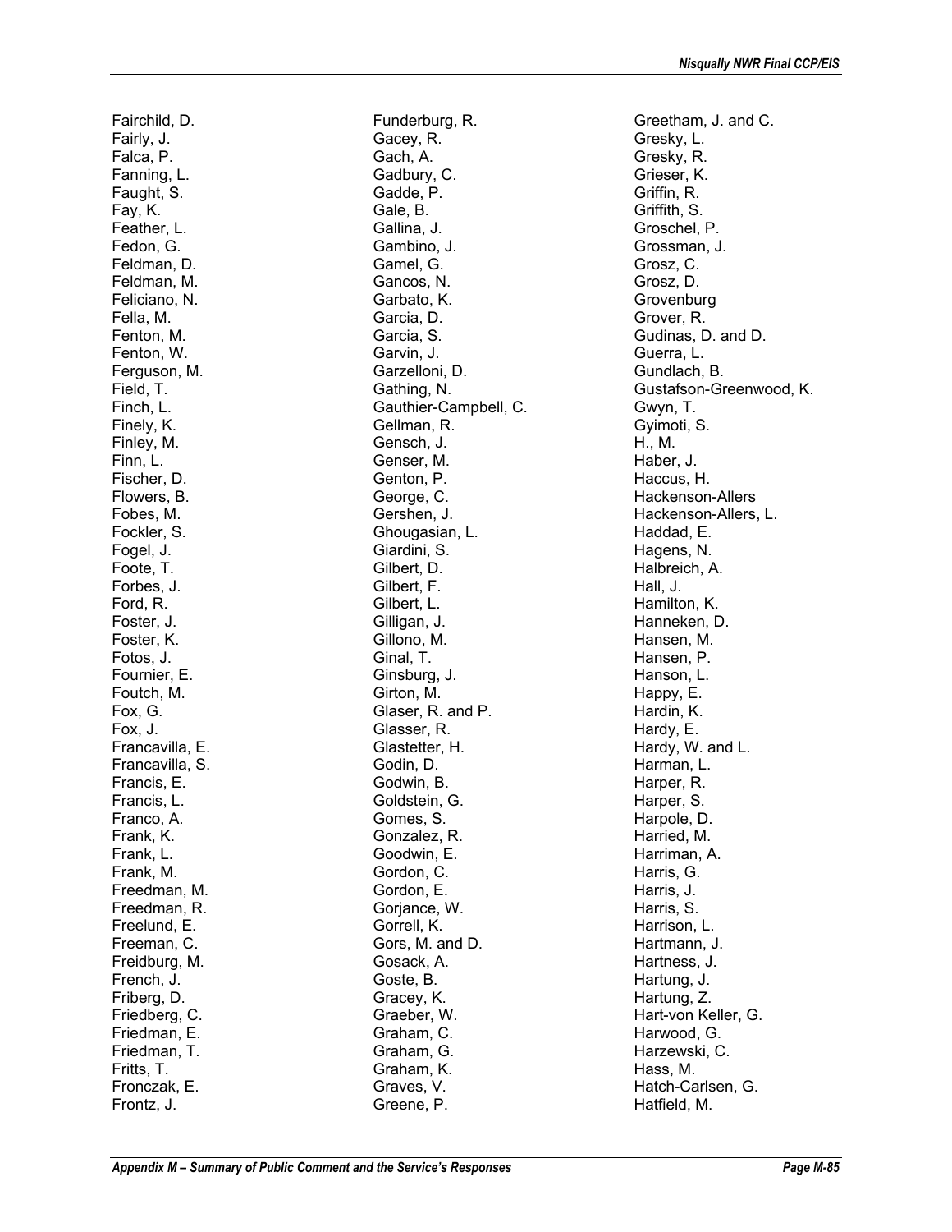Fairchild, D.
Fairly, J.
Falca, P.
Fanning, L.
Faught, S.
Fay, K.
Feather, L.
Fedon, G.
Feldman, D.
Feldman, M.
Feliciano, N.
Fella, M.
Fenton, M.
Fenton, W.
Ferguson, M.
Field, T.
Finch, L.
Finely, K.
Finley, M.
Finn, L.
Fischer, D.
Flowers, B.
Fobes, M.
Fockler, S.
Fogel, J.
Foote, T.
Forbes, J.
Ford, R.
Foster, J.
Foster, K.
Fotos, J.
Fournier, E.
Foutch, M.
Fox, G.
Fox, J.
Francavilla, E.
Francavilla, S.
Francis, E.
Francis, L.
Franco, A.
Frank, K.
Frank, L.
Frank, M.
Freedman, M.
Freedman, R.
Freelund, E.
Freeman, C.
Freidburg, M.
French, J.
Friberg, D.
Friedberg, C.
Friedman, E.
Friedman, T.
Fritts, T.
Fronczak, E.
Frontz, J.
Funderburg, R.
Gacey, R.
Gach, A.
Gadbury, C.
Gadde, P.
Gale, B.
Gallina, J.
Gambino, J.
Gamel, G.
Gancos, N.
Garbato, K.
Garcia, D.
Garcia, S.
Garvin, J.
Garzelloni, D.
Gathing, N.
Gauthier-Campbell, C.
Gellman, R.
Gensch, J.
Genser, M.
Genton, P.
George, C.
Gershen, J.
Ghougasian, L.
Giardini, S.
Gilbert, D.
Gilbert, F.
Gilbert, L.
Gilligan, J.
Gillono, M.
Ginal, T.
Ginsburg, J.
Girton, M.
Glaser, R. and P.
Glasser, R.
Glastetter, H.
Godin, D.
Godwin, B.
Goldstein, G.
Gomes, S.
Gonzalez, R.
Goodwin, E.
Gordon, C.
Gordon, E.
Gorjance, W.
Gorrell, K.
Gors, M. and D.
Gosack, A.
Goste, B.
Gracey, K.
Graeber, W.
Graham, C.
Graham, G.
Graham, K.
Graves, V.
Greene, P.
Greetham, J. and C.
Gresky, L.
Gresky, R.
Grieser, K.
Griffin, R.
Griffith, S.
Groschel, P.
Grossman, J.
Grosz, C.
Grosz, D.
Grovenburg
Grover, R.
Gudinas, D. and D.
Guerra, L.
Gundlach, B.
Gustafson-Greenwood, K.
Gwyn, T.
Gyimoti, S.
H., M.
Haber, J.
Haccus, H.
Hackenson-Allers
Hackenson-Allers, L.
Haddad, E.
Hagens, N.
Halbreich, A.
Hall, J.
Hamilton, K.
Hanneken, D.
Hansen, M.
Hansen, P.
Hanson, L.
Happy, E.
Hardin, K.
Hardy, E.
Hardy, W. and L.
Harman, L.
Harper, R.
Harper, S.
Harpole, D.
Harried, M.
Harriman, A.
Harris, G.
Harris, J.
Harris, S.
Harrison, L.
Hartmann, J.
Hartness, J.
Hartung, J.
Hartung, Z.
Hart-von Keller, G.
Harwood, G.
Harzewski, C.
Hass, M.
Hatch-Carlsen, G.
Hatfield, M.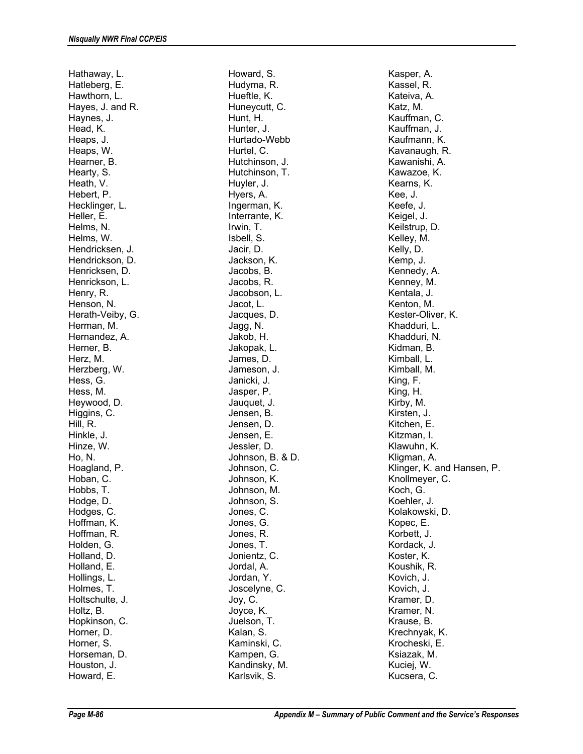Hathaway, L.
Hatleberg, E.
Hawthorn, L.
Hayes, J. and R.
Haynes, J.
Head, K.
Heaps, J.
Heaps, W.
Hearner, B.
Hearty, S.
Heath, V.
Hebert, P.
Hecklinger, L.
Heller, E.
Helms, N.
Helms, W.
Hendricksen, J.
Hendrickson, D.
Henricksen, D.
Henrickson, L.
Henry, R.
Henson, N.
Herath-Veiby, G.
Herman, M.
Hernandez, A.
Herner, B.
Herz, M.
Herzberg, W.
Hess, G.
Hess, M.
Heywood, D.
Higgins, C.
Hill, R.
Hinkle, J.
Hinze, W.
Ho, N.
Hoagland, P.
Hoban, C.
Hobbs, T.
Hodge, D.
Hodges, C.
Hoffman, K.
Hoffman, R.
Holden, G.
Holland, D.
Holland, E.
Hollings, L.
Holmes, T.
Holtschulte, J.
Holtz, B.
Hopkinson, C.
Horner, D.
Horner, S.
Horseman, D.
Houston, J.
Howard, E.
Howard, S.
Hudyma, R.
Hueftle, K.
Huneycutt, C.
Hunt, H.
Hunter, J.
Hurtado-Webb
Hurtel, C.
Hutchinson, J.
Hutchinson, T.
Huyler, J.
Hyers, A.
Ingerman, K.
Interrante, K.
Irwin, T.
Isbell, S.
Jacir, D.
Jackson, K.
Jacobs, B.
Jacobs, R.
Jacobson, L.
Jacot, L.
Jacques, D.
Jagg, N.
Jakob, H.
Jakopak, L.
James, D.
Jameson, J.
Janicki, J.
Jasper, P.
Jauquet, J.
Jensen, B.
Jensen, D.
Jensen, E.
Jessler, D.
Johnson, B. & D.
Johnson, C.
Johnson, K.
Johnson, M.
Johnson, S.
Jones, C.
Jones, G.
Jones, R.
Jones, T.
Jonientz, C.
Jordal, A.
Jordan, Y.
Joscelyne, C.
Joy, C.
Joyce, K.
Juelson, T.
Kalan, S.
Kaminski, C.
Kampen, G.
Kandinsky, M.
Karlsvik, S.
Kasper, A.
Kassel, R.
Kateiva, A.
Katz, M.
Kauffman, C.
Kauffman, J.
Kaufmann, K.
Kavanaugh, R.
Kawanishi, A.
Kawazoe, K.
Kearns, K.
Kee, J.
Keefe, J.
Keigel, J.
Keilstrup, D.
Kelley, M.
Kelly, D.
Kemp, J.
Kennedy, A.
Kenney, M.
Kentala, J.
Kenton, M.
Kester-Oliver, K.
Khadduri, L.
Khadduri, N.
Kidman, B.
Kimball, L.
Kimball, M.
King, F.
King, H.
Kirby, M.
Kirsten, J.
Kitchen, E.
Kitzman, I.
Klawuhn, K.
Kligman, A.
Klinger, K. and Hansen, P.
Knollmeyer, C.
Koch, G.
Koehler, J.
Kolakowski, D.
Kopec, E.
Korbett, J.
Kordack, J.
Koster, K.
Koushik, R.
Kovich, J.
Kovich, J.
Kramer, D.
Kramer, N.
Krause, B.
Krechnyak, K.
Krocheski, E.
Ksiazak, M.
Kuciej, W.
Kucsera, C.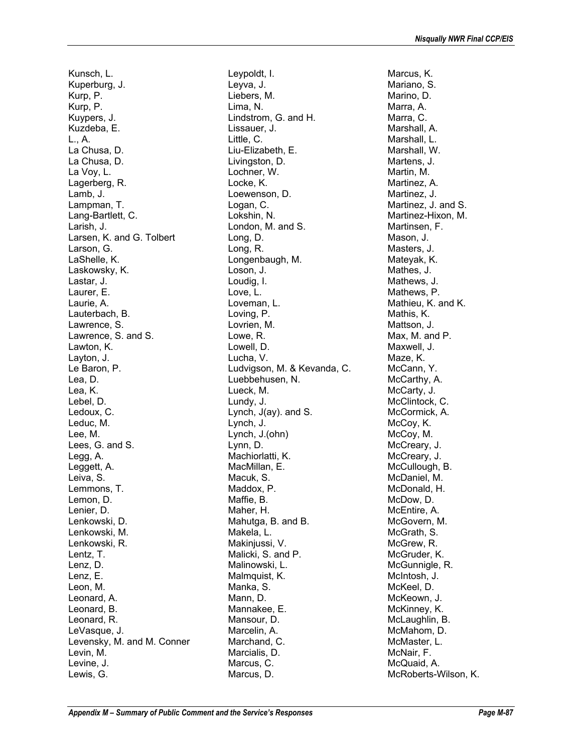Kunsch, L.
Kuperburg, J.
Kurp, P.
Kurp, P.
Kuypers, J.
Kuzdeba, E.
L., A.
La Chusa, D.
La Chusa, D.
La Voy, L.
Lagerberg, R.
Lamb, J.
Lampman, T.
Lang-Bartlett, C.
Larish, J.
Larsen, K. and G. Tolbert
Larson, G.
LaShelle, K.
Laskowsky, K.
Lastar, J.
Laurer, E.
Laurie, A.
Lauterbach, B.
Lawrence, S.
Lawrence, S. and S.
Lawton, K.
Layton, J.
Le Baron, P.
Lea, D.
Lea, K.
Lebel, D.
Ledoux, C.
Leduc, M.
Lee, M.
Lees, G. and S.
Legg, A.
Leggett, A.
Leiva, S.
Lemmons, T.
Lemon, D.
Lenier, D.
Lenkowski, D.
Lenkowski, M.
Lenkowski, R.
Lentz, T.
Lenz, D.
Lenz, E.
Leon, M.
Leonard, A.
Leonard, B.
Leonard, R.
LeVasque, J.
Levensky, M. and M. Conner
Levin, M.
Levine, J.
Lewis, G.
Leypoldt, I.
Leyva, J.
Liebers, M.
Lima, N.
Lindstrom, G. and H.
Lissauer, J.
Little, C.
Liu-Elizabeth, E.
Livingston, D.
Lochner, W.
Locke, K.
Loewenson, D.
Logan, C.
Lokshin, N.
London, M. and S.
Long, D.
Long, R.
Longenbaugh, M.
Loson, J.
Loudig, I.
Love, L.
Loveman, L.
Loving, P.
Lovrien, M.
Lowe, R.
Lowell, D.
Lucha, V.
Ludvigson, M. & Kevanda, C.
Luebbehusen, N.
Lueck, M.
Lundy, J.
Lynch, J(ay). and S.
Lynch, J.
Lynch, J.(ohn)
Lynn, D.
Machiorlatti, K.
MacMillan, E.
Macuk, S.
Maddox, P.
Maffie, B.
Maher, H.
Mahutga, B. and B.
Makela, L.
Makinjussi, V.
Malicki, S. and P.
Malinowski, L.
Malmquist, K.
Manka, S.
Mann, D.
Mannakee, E.
Mansour, D.
Marcelin, A.
Marchand, C.
Marcialis, D.
Marcus, C.
Marcus, D.
Marcus, K.
Mariano, S.
Marino, D.
Marra, A.
Marra, C.
Marshall, A.
Marshall, L.
Marshall, W.
Martens, J.
Martin, M.
Martinez, A.
Martinez, J.
Martinez, J. and S.
Martinez-Hixon, M.
Martinsen, F.
Mason, J.
Masters, J.
Mateyak, K.
Mathes, J.
Mathews, J.
Mathews, P.
Mathieu, K. and K.
Mathis, K.
Mattson, J.
Max, M. and P.
Maxwell, J.
Maze, K.
McCann, Y.
McCarthy, A.
McCarty, J.
McClintock, C.
McCormick, A.
McCoy, K.
McCoy, M.
McCreary, J.
McCreary, J.
McCullough, B.
McDaniel, M.
McDonald, H.
McDow, D.
McEntire, A.
McGovern, M.
McGrath, S.
McGrew, R.
McGruder, K.
McGunnigle, R.
McIntosh, J.
McKeel, D.
McKeown, J.
McKinney, K.
McLaughlin, B.
McMahom, D.
McMaster, L.
McNair, F.
McQuaid, A.
McRoberts-Wilson, K.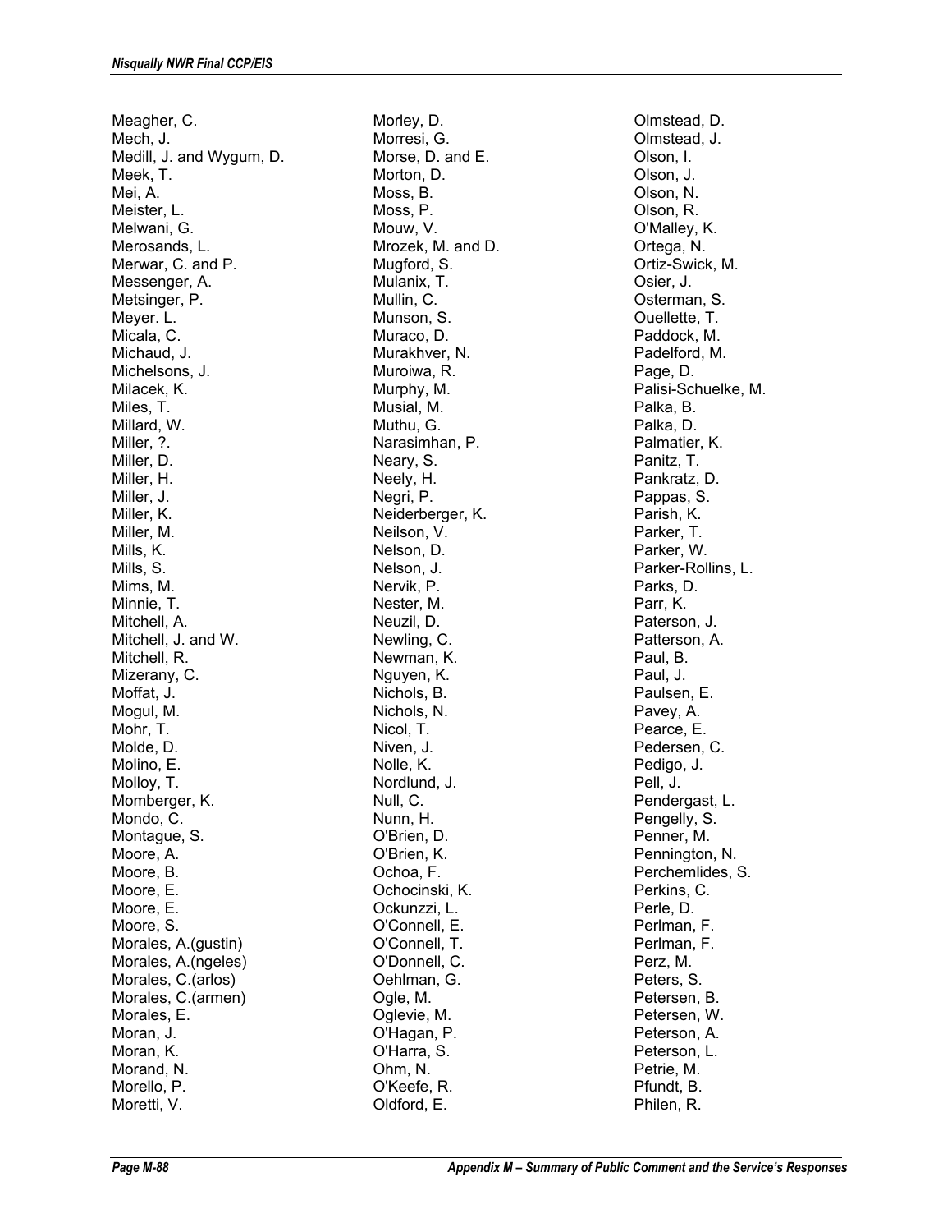Meagher, C.
Mech, J.
Medill, J. and Wygum, D.
Meek, T.
Mei, A.
Meister, L.
Melwani, G.
Merosands, L.
Merwar, C. and P.
Messenger, A.
Metsinger, P.
Meyer. L.
Micala, C.
Michaud, J.
Michelsons, J.
Milacek, K.
Miles, T.
Millard, W.
Miller, ?.
Miller, D.
Miller, H.
Miller, J.
Miller, K.
Miller, M.
Mills, K.
Mills, S.
Mims, M.
Minnie, T.
Mitchell, A.
Mitchell, J. and W.
Mitchell, R.
Mizerany, C.
Moffat, J.
Mogul, M.
Mohr, T.
Molde, D.
Molino, E.
Molloy, T.
Momberger, K.
Mondo, C.
Montague, S.
Moore, A.
Moore, B.
Moore, E.
Moore, E.
Moore, S.
Morales, A.(gustin)
Morales, A.(ngeles)
Morales, C.(arlos)
Morales, C.(armen)
Morales, E.
Moran, J.
Moran, K.
Morand, N.
Morello, P.
Moretti, V.
Morley, D.
Morresi, G.
Morse, D. and E.
Morton, D.
Moss, B.
Moss, P.
Mouw, V.
Mrozek, M. and D.
Mugford, S.
Mulanix, T.
Mullin, C.
Munson, S.
Muraco, D.
Murakhver, N.
Muroiwa, R.
Murphy, M.
Musial, M.
Muthu, G.
Narasimhan, P.
Neary, S.
Neely, H.
Negri, P.
Neiderberger, K.
Neilson, V.
Nelson, D.
Nelson, J.
Nervik, P.
Nester, M.
Neuzil, D.
Newling, C.
Newman, K.
Nguyen, K.
Nichols, B.
Nichols, N.
Nicol, T.
Niven, J.
Nolle, K.
Nordlund, J.
Null, C.
Nunn, H.
O'Brien, D.
O'Brien, K.
Ochoa, F.
Ochocinski, K.
Ockunzzi, L.
O'Connell, E.
O'Connell, T.
O'Donnell, C.
Oehlman, G.
Ogle, M.
Oglevie, M.
O'Hagan, P.
O'Harra, S.
Ohm, N.
O'Keefe, R.
Oldford, E.
Olmstead, D.
Olmstead, J.
Olson, I.
Olson, J.
Olson, N.
Olson, R.
O'Malley, K.
Ortega, N.
Ortiz-Swick, M.
Osier, J.
Osterman, S.
Ouellette, T.
Paddock, M.
Padelford, M.
Page, D.
Palisi-Schuelke, M.
Palka, B.
Palka, D.
Palmatier, K.
Panitz, T.
Pankratz, D.
Pappas, S.
Parish, K.
Parker, T.
Parker, W.
Parker-Rollins, L.
Parks, D.
Parr, K.
Paterson, J.
Patterson, A.
Paul, B.
Paul, J.
Paulsen, E.
Pavey, A.
Pearce, E.
Pedersen, C.
Pedigo, J.
Pell, J.
Pendergast, L.
Pengelly, S.
Penner, M.
Pennington, N.
Perchemlides, S.
Perkins, C.
Perle, D.
Perlman, F.
Perlman, F.
Perz, M.
Peters, S.
Petersen, B.
Petersen, W.
Peterson, A.
Peterson, L.
Petrie, M.
Pfundt, B.
Philen, R.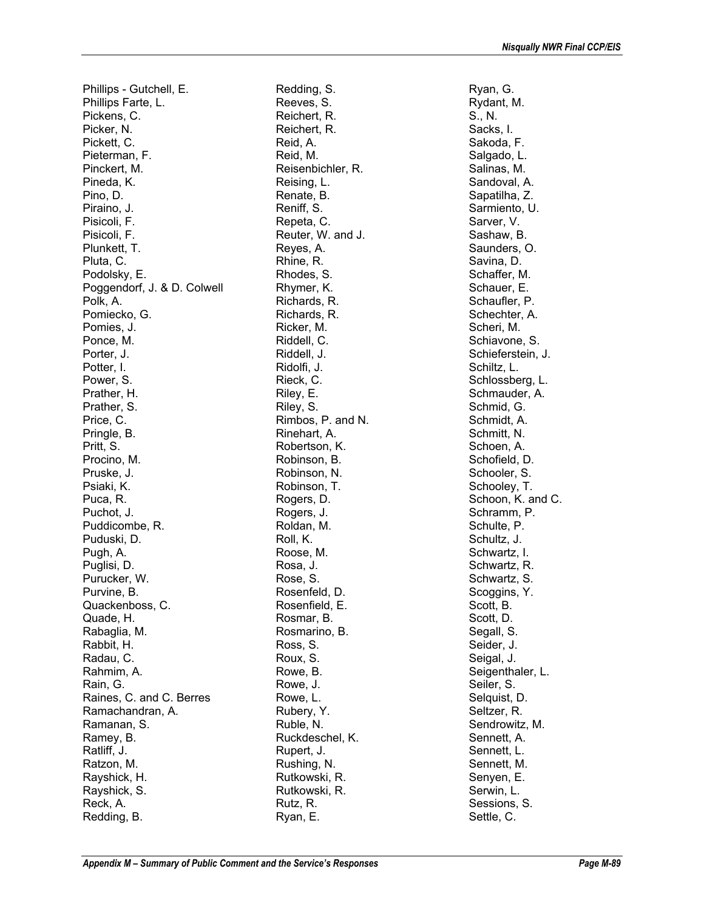Phillips - Gutchell, E.
Phillips Farte, L.
Pickens, C.
Picker, N.
Pickett, C.
Pieterman, F.
Pinckert, M.
Pineda, K.
Pino, D.
Piraino, J.
Pisicoli, F.
Pisicoli, F.
Plunkett, T.
Pluta, C.
Podolsky, E.
Poggendorf, J. & D. Colwell
Polk, A.
Pomiecko, G.
Pomies, J.
Ponce, M.
Porter, J.
Potter, I.
Power, S.
Prather, H.
Prather, S.
Price, C.
Pringle, B.
Pritt, S.
Procino, M.
Pruske, J.
Psiaki, K.
Puca, R.
Puchot, J.
Puddicombe, R.
Puduski, D.
Pugh, A.
Puglisi, D.
Purucker, W.
Purvine, B.
Quackenboss, C.
Quade, H.
Rabaglia, M.
Rabbit, H.
Radau, C.
Rahmim, A.
Rain, G.
Raines, C. and C. Berres
Ramachandran, A.
Ramanan, S.
Ramey, B.
Ratliff, J.
Ratzon, M.
Rayshick, H.
Rayshick, S.
Reck, A.
Redding, B.
Redding, S.
Reeves, S.
Reichert, R.
Reichert, R.
Reid, A.
Reid, M.
Reisenbichler, R.
Reising, L.
Renate, B.
Reniff, S.
Repeta, C.
Reuter, W. and J.
Reyes, A.
Rhine, R.
Rhodes, S.
Rhymer, K.
Richards, R.
Richards, R.
Ricker, M.
Riddell, C.
Riddell, J.
Ridolfi, J.
Rieck, C.
Riley, E.
Riley, S.
Rimbos, P. and N.
Rinehart, A.
Robertson, K.
Robinson, B.
Robinson, N.
Robinson, T.
Rogers, D.
Rogers, J.
Roldan, M.
Roll, K.
Roose, M.
Rosa, J.
Rose, S.
Rosenfeld, D.
Rosenfield, E.
Rosmar, B.
Rosmarino, B.
Ross, S.
Roux, S.
Rowe, B.
Rowe, J.
Rowe, L.
Rubery, Y.
Ruble, N.
Ruckdeschel, K.
Rupert, J.
Rushing, N.
Rutkowski, R.
Rutkowski, R.
Rutz, R.
Ryan, E.
Ryan, G.
Rydant, M.
S., N.
Sacks, I.
Sakoda, F.
Salgado, L.
Salinas, M.
Sandoval, A.
Sapatilha, Z.
Sarmiento, U.
Sarver, V.
Sashaw, B.
Saunders, O.
Savina, D.
Schaffer, M.
Schauer, E.
Schaufler, P.
Schechter, A.
Scheri, M.
Schiavone, S.
Schieferstein, J.
Schiltz, L.
Schlossberg, L.
Schmauder, A.
Schmid, G.
Schmidt, A.
Schmitt, N.
Schoen, A.
Schofield, D.
Schooler, S.
Schooley, T.
Schoon, K. and C.
Schramm, P.
Schulte, P.
Schultz, J.
Schwartz, I.
Schwartz, R.
Schwartz, S.
Scoggins, Y.
Scott, B.
Scott, D.
Segall, S.
Seider, J.
Seigal, J.
Seigenthaler, L.
Seiler, S.
Selquist, D.
Seltzer, R.
Sendrowitz, M.
Sennett, A.
Sennett, L.
Sennett, M.
Senyen, E.
Serwin, L.
Sessions, S.
Settle, C.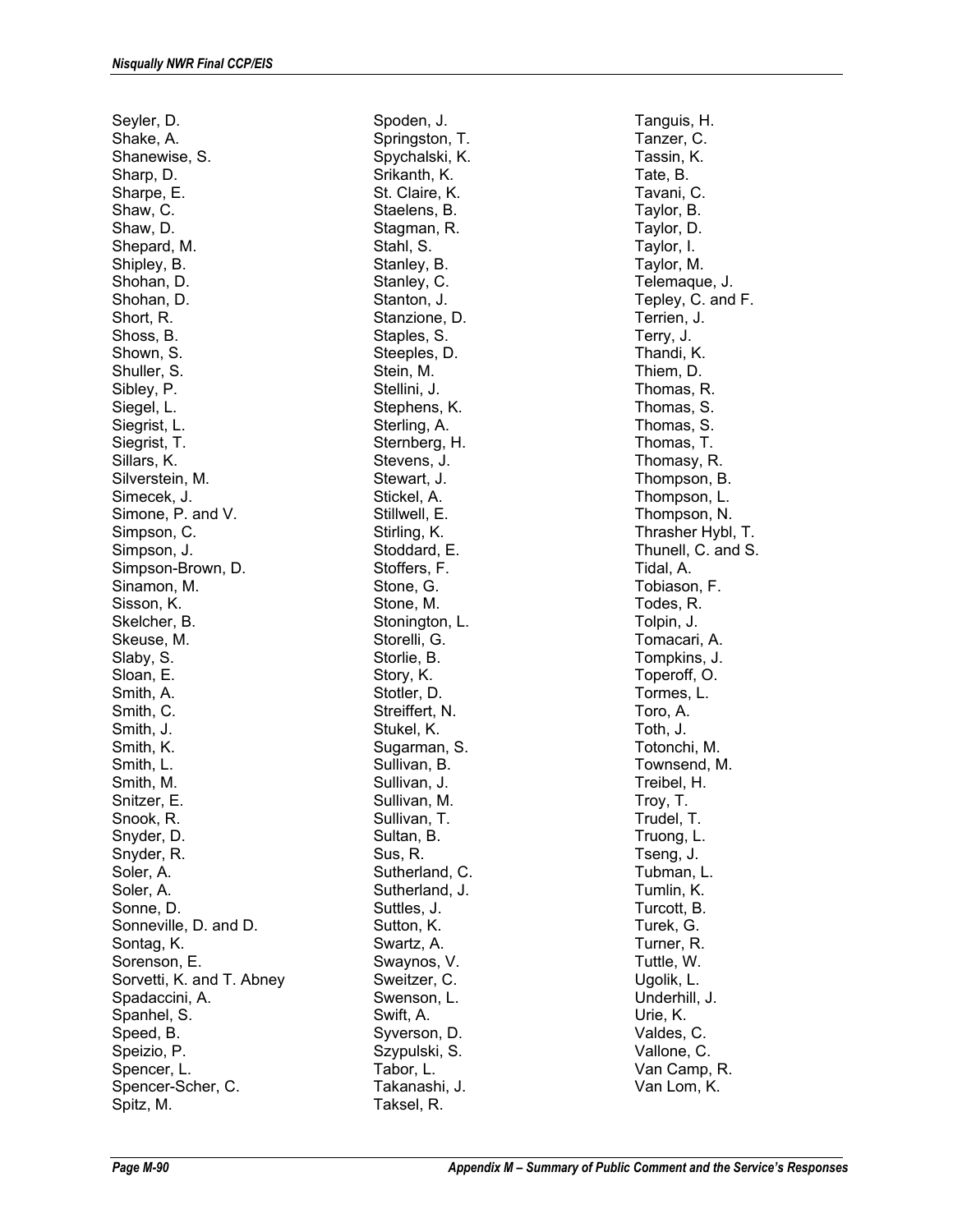Seyler, D.
Shake, A.
Shanewise, S.
Sharp, D.
Sharpe, E.
Shaw, C.
Shaw, D.
Shepard, M.
Shipley, B.
Shohan, D.
Shohan, D.
Short, R.
Shoss, B.
Shown, S.
Shuller, S.
Sibley, P.
Siegel, L.
Siegrist, L.
Siegrist, T.
Sillars, K.
Silverstein, M.
Simecek, J.
Simone, P. and V.
Simpson, C.
Simpson, J.
Simpson-Brown, D.
Sinamon, M.
Sisson, K.
Skelcher, B.
Skeuse, M.
Slaby, S.
Sloan, E.
Smith, A.
Smith, C.
Smith, J.
Smith, K.
Smith, L.
Smith, M.
Snitzer, E.
Snook, R.
Snyder, D.
Snyder, R.
Soler, A.
Soler, A.
Sonne, D.
Sonneville, D. and D.
Sontag, K.
Sorenson, E.
Sorvetti, K. and T. Abney
Spadaccini, A.
Spanhel, S.
Speed, B.
Speizio, P.
Spencer, L.
Spencer-Scher, C.
Spitz, M.
Spoden, J.
Springston, T.
Spychalski, K.
Srikanth, K.
St. Claire, K.
Staelens, B.
Stagman, R.
Stahl, S.
Stanley, B.
Stanley, C.
Stanton, J.
Stanzione, D.
Staples, S.
Steeples, D.
Stein, M.
Stellini, J.
Stephens, K.
Sterling, A.
Sternberg, H.
Stevens, J.
Stewart, J.
Stickel, A.
Stillwell, E.
Stirling, K.
Stoddard, E.
Stoffers, F.
Stone, G.
Stone, M.
Stonington, L.
Storelli, G.
Storlie, B.
Story, K.
Stotler, D.
Streiffert, N.
Stukel, K.
Sugarman, S.
Sullivan, B.
Sullivan, J.
Sullivan, M.
Sullivan, T.
Sultan, B.
Sus, R.
Sutherland, C.
Sutherland, J.
Suttles, J.
Sutton, K.
Swartz, A.
Swaynos, V.
Sweitzer, C.
Swenson, L.
Swift, A.
Syverson, D.
Szypulski, S.
Tabor, L.
Takanashi, J.
Taksel, R.
Tanguis, H.
Tanzer, C.
Tassin, K.
Tate, B.
Tavani, C.
Taylor, B.
Taylor, D.
Taylor, I.
Taylor, M.
Telemaque, J.
Tepley, C. and F.
Terrien, J.
Terry, J.
Thandi, K.
Thiem, D.
Thomas, R.
Thomas, S.
Thomas, S.
Thomas, T.
Thomasy, R.
Thompson, B.
Thompson, L.
Thompson, N.
Thrasher Hybl, T.
Thunell, C. and S.
Tidal, A.
Tobiason, F.
Todes, R.
Tolpin, J.
Tomacari, A.
Tompkins, J.
Toperoff, O.
Tormes, L.
Toro, A.
Toth, J.
Totonchi, M.
Townsend, M.
Treibel, H.
Troy, T.
Trudel, T.
Truong, L.
Tseng, J.
Tubman, L.
Tumlin, K.
Turcott, B.
Turek, G.
Turner, R.
Tuttle, W.
Ugolik, L.
Underhill, J.
Urie, K.
Valdes, C.
Vallone, C.
Van Camp, R.
Van Lom, K.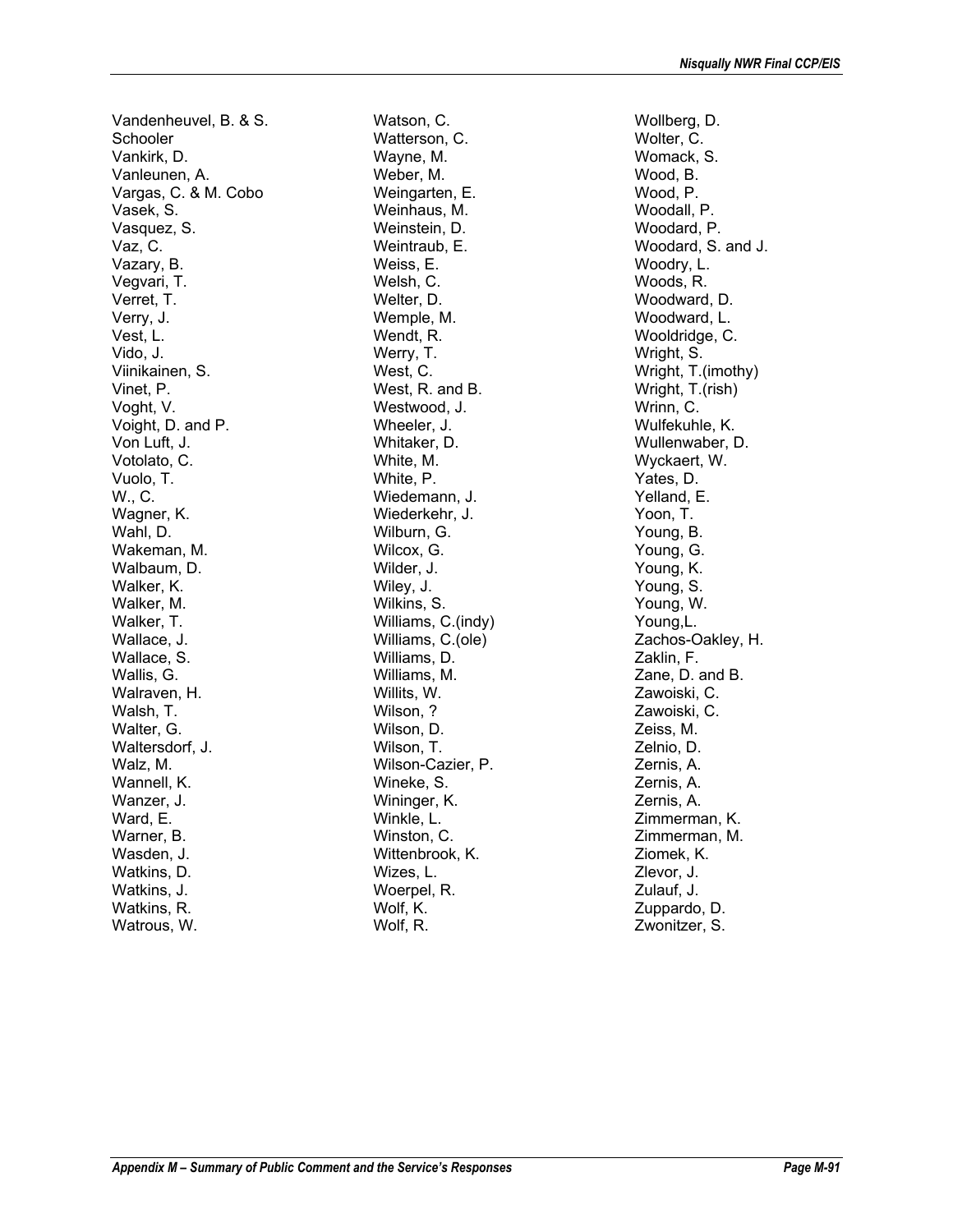Vandenheuvel, B. & S. Schooler
Vankirk, D.
Vanleunen, A.
Vargas, C. & M. Cobo
Vasek, S.
Vasquez, S.
Vaz, C.
Vazary, B.
Vegvari, T.
Verret, T.
Verry, J.
Vest, L.
Vido, J.
Viinikainen, S.
Vinet, P.
Voght, V.
Voight, D. and P.
Von Luft, J.
Votolato, C.
Vuolo, T.
W., C.
Wagner, K.
Wahl, D.
Wakeman, M.
Walbaum, D.
Walker, K.
Walker, M.
Walker, T.
Wallace, J.
Wallace, S.
Wallis, G.
Walraven, H.
Walsh, T.
Walter, G.
Waltersdorf, J.
Walz, M.
Wannell, K.
Wanzer, J.
Ward, E.
Warner, B.
Wasden, J.
Watkins, D.
Watkins, J.
Watkins, R.
Watrous, W.
Watson, C.
Watterson, C.
Wayne, M.
Weber, M.
Weingarten, E.
Weinhaus, M.
Weinstein, D.
Weintraub, E.
Weiss, E.
Welsh, C.
Welter, D.
Wemple, M.
Wendt, R.
Werry, T.
West, C.
West, R. and B.
Westwood, J.
Wheeler, J.
Whitaker, D.
White, M.
White, P.
Wiedemann, J.
Wiederkehr, J.
Wilburn, G.
Wilcox, G.
Wilder, J.
Wiley, J.
Wilkins, S.
Williams, C.(indy)
Williams, C.(ole)
Williams, D.
Williams, M.
Willits, W.
Wilson, ?
Wilson, D.
Wilson, T.
Wilson-Cazier, P.
Wineke, S.
Wininger, K.
Winkle, L.
Winston, C.
Wittenbrook, K.
Wizes, L.
Woerpel, R.
Wolf, K.
Wolf, R.
Wollberg, D.
Wolter, C.
Womack, S.
Wood, B.
Wood, P.
Woodall, P.
Woodard, P.
Woodard, S. and J.
Woodry, L.
Woods, R.
Woodward, D.
Woodward, L.
Wooldridge, C.
Wright, S.
Wright, T.(imothy)
Wright, T.(rish)
Wrinn, C.
Wulfekuhle, K.
Wullenwaber, D.
Wyckaert, W.
Yates, D.
Yelland, E.
Yoon, T.
Young, B.
Young, G.
Young, K.
Young, S.
Young, W.
Young,L.
Zachos-Oakley, H.
Zaklin, F.
Zane, D. and B.
Zawoiski, C.
Zawoiski, C.
Zeiss, M.
Zelnio, D.
Zernis, A.
Zernis, A.
Zernis, A.
Zimmerman, K.
Zimmerman, M.
Ziomek, K.
Zlevor, J.
Zulauf, J.
Zuppardo, D.
Zwonitzer, S.